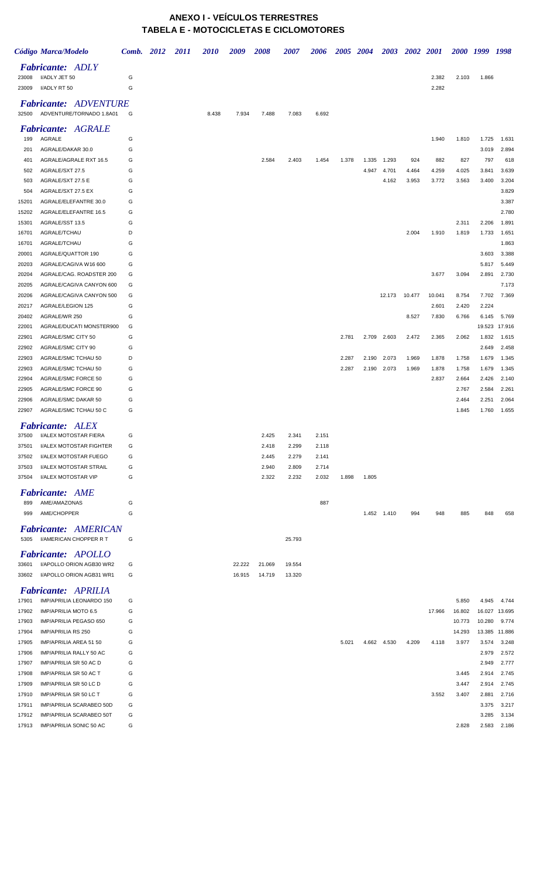# ANEXO I - VEÍCULOS TERRESTRES
## TABELA E - MOTOCICLETAS E CICLOMOTORES

| Código | Marca/Modelo | Comb. | 2012 | 2011 | 2010 | 2009 | 2008 | 2007 | 2006 | 2005 | 2004 | 2003 | 2002 | 2001 | 2000 | 1999 | 1998 |
|---|---|---|---|---|---|---|---|---|---|---|---|---|---|---|---|---|---|
| | ***Fabricante: ADLY*** | | | | | | | | | | | | | | | | |
| 23008 | I/ADLY JET 50 | G | | | | | | | | | | | | 2.382 | 2.103 | 1.866 | |
| 23009 | I/ADLY RT 50 | G | | | | | | | | | | | | 2.282 | | | |
| | ***Fabricante: ADVENTURE*** | | | | | | | | | | | | | | | | |
| 32500 | ADVENTURE/TORNADO 1.8A01 | G | | | 8.438 | 7.934 | 7.488 | 7.083 | 6.692 | | | | | | | | |
| | ***Fabricante: AGRALE*** | | | | | | | | | | | | | | | | |
| 199 | AGRALE | G | | | | | | | | | | | | 1.940 | 1.810 | 1.725 | 1.631 |
| 201 | AGRALE/DAKAR 30.0 | G | | | | | | | | | | | | | | 3.019 | 2.894 |
| 401 | AGRALE/AGRALE RXT 16.5 | G | | | | | 2.584 | 2.403 | 1.454 | 1.378 | 1.335 | 1.293 | 924 | 882 | 827 | 797 | 618 |
| 502 | AGRALE/SXT 27.5 | G | | | | | | | | | 4.947 | 4.701 | 4.464 | 4.259 | 4.025 | 3.841 | 3.639 |
| 503 | AGRALE/SXT 27.5 E | G | | | | | | | | | | 4.162 | 3.953 | 3.772 | 3.563 | 3.400 | 3.204 |
| 504 | AGRALE/SXT 27.5 EX | G | | | | | | | | | | | | | | | 3.829 |
| 15201 | AGRALE/ELEFANTRE 30.0 | G | | | | | | | | | | | | | | | 3.387 |
| 15202 | AGRALE/ELEFANTRE 16.5 | G | | | | | | | | | | | | | | | 2.780 |
| 15301 | AGRALE/SST 13.5 | G | | | | | | | | | | | | | 2.311 | 2.206 | 1.891 |
| 16701 | AGRALE/TCHAU | D | | | | | | | | | | | 2.004 | 1.910 | 1.819 | 1.733 | 1.651 |
| 16701 | AGRALE/TCHAU | G | | | | | | | | | | | | | | | 1.863 |
| 20001 | AGRALE/QUATTOR 190 | G | | | | | | | | | | | | | | 3.603 | 3.388 |
| 20203 | AGRALE/CAGIVA W16 600 | G | | | | | | | | | | | | | | 5.817 | 5.449 |
| 20204 | AGRALE/CAG. ROADSTER 200 | G | | | | | | | | | | | | 3.677 | 3.094 | 2.891 | 2.730 |
| 20205 | AGRALE/CAGIVA CANYON 600 | G | | | | | | | | | | | | | | | 7.173 |
| 20206 | AGRALE/CAGIVA CANYON 500 | G | | | | | | | | | | 12.173 | 10.477 | 10.041 | 8.754 | 7.702 | 7.369 |
| 20217 | AGRALE/LEGION 125 | G | | | | | | | | | | | | 2.601 | 2.420 | 2.224 | |
| 20402 | AGRALE/WR 250 | G | | | | | | | | | | | 8.527 | 7.830 | 6.766 | 6.145 | 5.769 |
| 22001 | AGRALE/DUCATI MONSTER900 | G | | | | | | | | | | | | | | 19.523 | 17.916 |
| 22901 | AGRALE/SMC CITY 50 | G | | | | | | | | 2.781 | 2.709 | 2.603 | 2.472 | 2.365 | 2.062 | 1.832 | 1.615 |
| 22902 | AGRALE/SMC CITY 90 | G | | | | | | | | | | | | | | 2.649 | 2.458 |
| 22903 | AGRALE/SMC TCHAU 50 | D | | | | | | | | 2.287 | 2.190 | 2.073 | 1.969 | 1.878 | 1.758 | 1.679 | 1.345 |
| 22903 | AGRALE/SMC TCHAU 50 | G | | | | | | | | 2.287 | 2.190 | 2.073 | 1.969 | 1.878 | 1.758 | 1.679 | 1.345 |
| 22904 | AGRALE/SMC FORCE 50 | G | | | | | | | | | | | | 2.837 | 2.664 | 2.426 | 2.140 |
| 22905 | AGRALE/SMC FORCE 90 | G | | | | | | | | | | | | | 2.767 | 2.584 | 2.261 |
| 22906 | AGRALE/SMC DAKAR 50 | G | | | | | | | | | | | | | 2.464 | 2.251 | 2.064 |
| 22907 | AGRALE/SMC TCHAU 50 C | G | | | | | | | | | | | | | 1.845 | 1.760 | 1.655 |
| | ***Fabricante: ALEX*** | | | | | | | | | | | | | | | | |
| 37500 | I/ALEX MOTOSTAR FIERA | G | | | | | 2.425 | 2.341 | 2.151 | | | | | | | | |
| 37501 | I/ALEX MOTOSTAR FIGHTER | G | | | | | 2.418 | 2.299 | 2.118 | | | | | | | | |
| 37502 | I/ALEX MOTOSTAR FUEGO | G | | | | | 2.445 | 2.279 | 2.141 | | | | | | | | |
| 37503 | I/ALEX MOTOSTAR STRAIL | G | | | | | 2.940 | 2.809 | 2.714 | | | | | | | | |
| 37504 | I/ALEX MOTOSTAR VIP | G | | | | | 2.322 | 2.232 | 2.032 | 1.898 | 1.805 | | | | | | |
| | ***Fabricante: AME*** | | | | | | | | | | | | | | | | |
| 899 | AME/AMAZONAS | G | | | | | | | 887 | | | | | | | | |
| 999 | AME/CHOPPER | G | | | | | | | | | 1.452 | 1.410 | 994 | 948 | 885 | 848 | 658 |
| | ***Fabricante: AMERICAN*** | | | | | | | | | | | | | | | | |
| 5305 | I/AMERICAN CHOPPER R T | G | | | | | | 25.793 | | | | | | | | | |
| | ***Fabricante: APOLLO*** | | | | | | | | | | | | | | | | |
| 33601 | I/APOLLO ORION AGB30 WR2 | G | | | | 22.222 | 21.069 | 19.554 | | | | | | | | | |
| 33602 | I/APOLLO ORION AGB31 WR1 | G | | | | 16.915 | 14.719 | 13.320 | | | | | | | | | |
| | ***Fabricante: APRILIA*** | | | | | | | | | | | | | | | | |
| 17901 | IMP/APRILIA LEONARDO 150 | G | | | | | | | | | | | | | 5.850 | 4.945 | 4.744 |
| 17902 | IMP/APRILIA MOTO 6.5 | G | | | | | | | | | | | | 17.966 | 16.802 | 16.027 | 13.695 |
| 17903 | IMP/APRILIA PEGASO 650 | G | | | | | | | | | | | | | 10.773 | 10.280 | 9.774 |
| 17904 | IMP/APRILIA RS 250 | G | | | | | | | | | | | | | 14.293 | 13.385 | 11.886 |
| 17905 | IMP/APRILIA AREA 51 50 | G | | | | | | | | 5.021 | 4.662 | 4.530 | 4.209 | 4.118 | 3.977 | 3.574 | 3.248 |
| 17906 | IMP/APRILIA RALLY 50 AC | G | | | | | | | | | | | | | | 2.979 | 2.572 |
| 17907 | IMP/APRILIA SR 50 AC D | G | | | | | | | | | | | | | | 2.949 | 2.777 |
| 17908 | IMP/APRILIA SR 50 AC T | G | | | | | | | | | | | | | 3.445 | 2.914 | 2.745 |
| 17909 | IMP/APRILIA SR 50 LC D | G | | | | | | | | | | | | | 3.447 | 2.914 | 2.745 |
| 17910 | IMP/APRILIA SR 50 LC T | G | | | | | | | | | | | | 3.552 | 3.407 | 2.881 | 2.716 |
| 17911 | IMP/APRILIA SCARABEO 50D | G | | | | | | | | | | | | | | 3.375 | 3.217 |
| 17912 | IMP/APRILIA SCARABEO 50T | G | | | | | | | | | | | | | | 3.285 | 3.134 |
| 17913 | IMP/APRILIA SONIC 50 AC | G | | | | | | | | | | | | | 2.828 | 2.583 | 2.186 |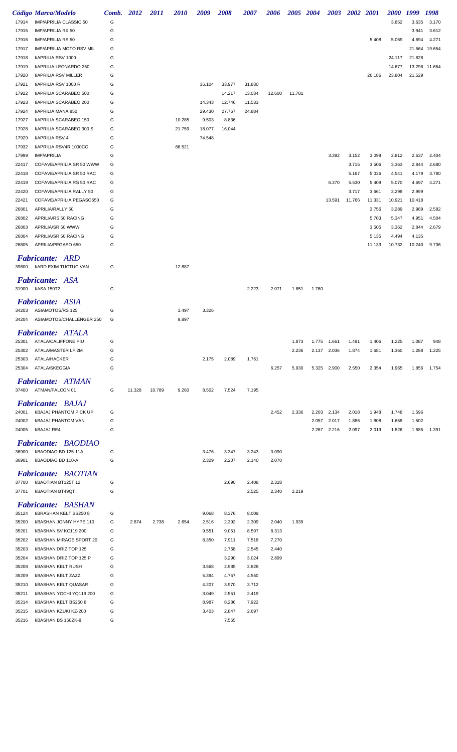| Código | Marca/Modelo | Comb. | 2012 | 2011 | 2010 | 2009 | 2008 | 2007 | 2006 | 2005 | 2004 | 2003 | 2002 | 2001 | 2000 | 1999 | 1998 |
|---|---|---|---|---|---|---|---|---|---|---|---|---|---|---|---|---|---|
| 17914 | IMP/APRILIA CLASSIC 50 | G | | | | | | | | | | | | | 3.852 | 3.635 | 3.170 |
| 17915 | IMP/APRILIA RX 50 | G | | | | | | | | | | | | | | 3.941 | 3.612 |
| 17916 | IMP/APRILIA RS 50 | G | | | | | | | | | | | | 5.408 | 5.069 | 4.694 | 4.271 |
| 17917 | IMP/APRILIA MOTO RSV MIL | G | | | | | | | | | | | | | | 21.564 | 19.654 |
| 17918 | I/APRILIA RSV 1000 | G | | | | | | | | | | | | | 24.117 | 21.828 | |
| 17919 | I/APRILIA LEONARDO 250 | G | | | | | | | | | | | | | 14.677 | 13.298 | 11.654 |
| 17920 | I/APRILIA RSV MILLER | G | | | | | | | | | | | | 26.186 | 23.804 | 21.529 | |
| 17921 | I/APRILIA RSV 1000 R | G | | | | 36.104 | 33.977 | 31.830 | | | | | | | | | |
| 17922 | I/APRILIA SCARABEO 500 | G | | | | | 14.217 | 13.034 | 12.600 | 11.781 | | | | | | | |
| 17923 | I/APRILIA SCARABEO 200 | G | | | | 14.343 | 12.746 | 11.533 | | | | | | | | | |
| 17924 | I/APRILIA MANA 850 | G | | | | 29.430 | 27.767 | 24.884 | | | | | | | | | |
| 17927 | I/APRILIA SCARABEO 150 | G | | | 10.285 | 9.503 | 8.836 | | | | | | | | | | |
| 17928 | I/APRILIA SCARABEO 300 S | G | | | 21.759 | 18.077 | 16.044 | | | | | | | | | | |
| 17929 | I/APRILIA RSV 4 | G | | | | 74.548 | | | | | | | | | | | |
| 17932 | I/APRILIA RSV4R 1000CC | G | | | 66.521 | | | | | | | | | | | | |
| 17999 | IMP/APRILIA | G | | | | | | | | | | 3.392 | 3.152 | 3.098 | 2.812 | 2.637 | 2.404 |
| 22417 | COFAVE/APRILIA SR 50 WWW | G | | | | | | | | | | | 3.715 | 3.506 | 3.363 | 2.844 | 2.680 |
| 22418 | COFAVE/APRILIA SR 50 RAC | G | | | | | | | | | | | 5.167 | 5.036 | 4.541 | 4.179 | 3.780 |
| 22419 | COFAVE/APRILIA RS 50 RAC | G | | | | | | | | | | 6.370 | 5.530 | 5.409 | 5.070 | 4.697 | 4.271 |
| 22420 | COFAVE/APRILIA RALLY 50 | G | | | | | | | | | | | 3.717 | 3.661 | 3.298 | 2.999 | |
| 22421 | COFAVE/APRILIA PEGASO650 | G | | | | | | | | | | 13.591 | 11.766 | 11.331 | 10.921 | 10.418 | |
| 26801 | APRILIA/RALLY 50 | G | | | | | | | | | | | | 3.756 | 3.289 | 2.989 | 2.582 |
| 26802 | APRILIA/RS 50 RACING | G | | | | | | | | | | | | 5.703 | 5.347 | 4.951 | 4.504 |
| 26803 | APRILIA/SR 50 WWW | G | | | | | | | | | | | | 3.505 | 3.362 | 2.844 | 2.679 |
| 26804 | APRILIA/SR 50 RACING | G | | | | | | | | | | | | 5.135 | 4.494 | 4.135 | |
| 26805 | APRILIA/PEGASO 650 | G | | | | | | | | | | | | 11.133 | 10.732 | 10.240 | 9.736 |

## *Fabricante: ARD*

| Código | Marca/Modelo | Comb. | 2012 | 2011 | 2010 | 2009 | 2008 | 2007 | 2006 | 2005 | 2004 | 2003 | 2002 | 2001 | 2000 | 1999 | 1998 |
|---|---|---|---|---|---|---|---|---|---|---|---|---|---|---|---|---|---|
| 39600 | I/ARD EXIM TUCTUC VAN | G | | | 12.887 | | | | | | | | | | | | |

## *Fabricante: ASA*

| Código | Marca/Modelo | Comb. | 2012 | 2011 | 2010 | 2009 | 2008 | 2007 | 2006 | 2005 | 2004 | 2003 | 2002 | 2001 | 2000 | 1999 | 1998 |
|---|---|---|---|---|---|---|---|---|---|---|---|---|---|---|---|---|---|
| 31900 | I/ASA 150T2 | G | | | | | | 2.223 | 2.071 | 1.851 | 1.760 | | | | | | |

## *Fabricante: ASIA*

| Código | Marca/Modelo | Comb. | 2012 | 2011 | 2010 | 2009 | 2008 | 2007 | 2006 | 2005 | 2004 | 2003 | 2002 | 2001 | 2000 | 1999 | 1998 |
|---|---|---|---|---|---|---|---|---|---|---|---|---|---|---|---|---|---|
| 34203 | ASIAMOTOS/RS 125 | G | | | 3.497 | 3.326 | | | | | | | | | | | |
| 34204 | ASIAMOTOS/CHALLENGER 250 | G | | | 9.897 | | | | | | | | | | | | |

## *Fabricante: ATALA*

| Código | Marca/Modelo | Comb. | 2012 | 2011 | 2010 | 2009 | 2008 | 2007 | 2006 | 2005 | 2004 | 2003 | 2002 | 2001 | 2000 | 1999 | 1998 |
|---|---|---|---|---|---|---|---|---|---|---|---|---|---|---|---|---|---|
| 25301 | ATALA/CALIFFONE PIU | G | | | | | | | | 1.873 | 1.775 | 1.661 | 1.491 | 1.406 | 1.225 | 1.087 | 948 |
| 25302 | ATALA/MASTER LF.2M | G | | | | | | | | 2.236 | 2.137 | 2.036 | 1.874 | 1.681 | 1.360 | 1.288 | 1.225 |
| 25303 | ATALA/HACKER | G | | | | 2.175 | 2.089 | 1.761 | | | | | | | | | |
| 25304 | ATALA/SKEGGIA | G | | | | | | | 6.257 | 5.930 | 5.325 | 2.900 | 2.550 | 2.354 | 1.965 | 1.856 | 1.754 |

## *Fabricante: ATMAN*

| Código | Marca/Modelo | Comb. | 2012 | 2011 | 2010 | 2009 | 2008 | 2007 | 2006 | 2005 | 2004 | 2003 | 2002 | 2001 | 2000 | 1999 | 1998 |
|---|---|---|---|---|---|---|---|---|---|---|---|---|---|---|---|---|---|
| 37400 | ATMAN/FALCON 01 | G | 11.328 | 10.789 | 9.260 | 8.502 | 7.524 | 7.195 | | | | | | | | | |

## *Fabricante: BAJAJ*

| Código | Marca/Modelo | Comb. | 2012 | 2011 | 2010 | 2009 | 2008 | 2007 | 2006 | 2005 | 2004 | 2003 | 2002 | 2001 | 2000 | 1999 | 1998 |
|---|---|---|---|---|---|---|---|---|---|---|---|---|---|---|---|---|---|
| 24001 | I/BAJAJ PHANTOM PICK UP | G | | | | | | | 2.452 | 2.336 | 2.203 | 2.134 | 2.018 | 1.948 | 1.748 | 1.596 | |
| 24002 | I/BAJAJ PHANTOM VAN | G | | | | | | | | | 2.057 | 2.017 | 1.886 | 1.808 | 1.658 | 1.502 | |
| 24005 | I/BAJAJ RE4 | G | | | | | | | | | 2.267 | 2.216 | 2.097 | 2.019 | 1.826 | 1.685 | 1.391 |

## *Fabricante: BAODIAO*

| Código | Marca/Modelo | Comb. | 2012 | 2011 | 2010 | 2009 | 2008 | 2007 | 2006 | 2005 | 2004 | 2003 | 2002 | 2001 | 2000 | 1999 | 1998 |
|---|---|---|---|---|---|---|---|---|---|---|---|---|---|---|---|---|---|
| 36900 | I/BAODIAO BD 125-11A | G | | | | 3.476 | 3.347 | 3.243 | 3.090 | | | | | | | | |
| 36901 | I/BAODIAO BD 110-A | G | | | | 2.329 | 2.207 | 2.140 | 2.070 | | | | | | | | |

## *Fabricante: BAOTIAN*

| Código | Marca/Modelo | Comb. | 2012 | 2011 | 2010 | 2009 | 2008 | 2007 | 2006 | 2005 | 2004 | 2003 | 2002 | 2001 | 2000 | 1999 | 1998 |
|---|---|---|---|---|---|---|---|---|---|---|---|---|---|---|---|---|---|
| 37700 | I/BAOTIAN BT125T 12 | G | | | | | 2.690 | 2.408 | 2.328 | | | | | | | | |
| 37701 | I/BAOTIAN BT49QT | G | | | | | | 2.525 | 2.340 | 2.219 | | | | | | | |

## *Fabricante: BASHAN*

| Código | Marca/Modelo | Comb. | 2012 | 2011 | 2010 | 2009 | 2008 | 2007 | 2006 | 2005 | 2004 | 2003 | 2002 | 2001 | 2000 | 1999 | 1998 |
|---|---|---|---|---|---|---|---|---|---|---|---|---|---|---|---|---|---|
| 35124 | I/BRASHAN KELT BS250 8 | G | | | | 9.068 | 8.376 | 8.009 | | | | | | | | | |
| 35200 | I/BASHAN JONNY HYPE 110 | G | 2.874 | 2.738 | 2.654 | 2.516 | 2.392 | 2.309 | 2.040 | 1.939 | | | | | | | |
| 35201 | I/BASHAN SV KC119 200 | G | | | | 9.551 | 9.051 | 8.597 | 8.313 | | | | | | | | |
| 35202 | I/BASHAN MIRAGE SPORT 20 | G | | | | 8.350 | 7.911 | 7.518 | 7.270 | | | | | | | | |
| 35203 | I/BASHAN DRIZ TOP 125 | G | | | | | 2.768 | 2.545 | 2.440 | | | | | | | | |
| 35204 | I/BASHAN DRIZ TOP 125 P | G | | | | | 3.290 | 3.024 | 2.899 | | | | | | | | |
| 35208 | I/BASHAN KELT RUSH | G | | | | 3.568 | 2.985 | 2.828 | | | | | | | | | |
| 35209 | I/BASHAN KELT ZAZZ | G | | | | 5.394 | 4.757 | 4.550 | | | | | | | | | |
| 35210 | I/BASHAN KELT QUASAR | G | | | | 4.207 | 3.970 | 3.712 | | | | | | | | | |
| 35211 | I/BASHAN YOCHI YQ119 200 | G | | | | 3.049 | 2.551 | 2.419 | | | | | | | | | |
| 35214 | I/BASHAN KELT BS250 8 | G | | | | 8.987 | 8.286 | 7.922 | | | | | | | | | |
| 35215 | I/BASHAN KZUKI KZ-200 | G | | | | 3.403 | 2.847 | 2.697 | | | | | | | | | |
| 35216 | I/BASHAN BS 150ZK-8 | G | | | | | 7.565 | | | | | | | | | | |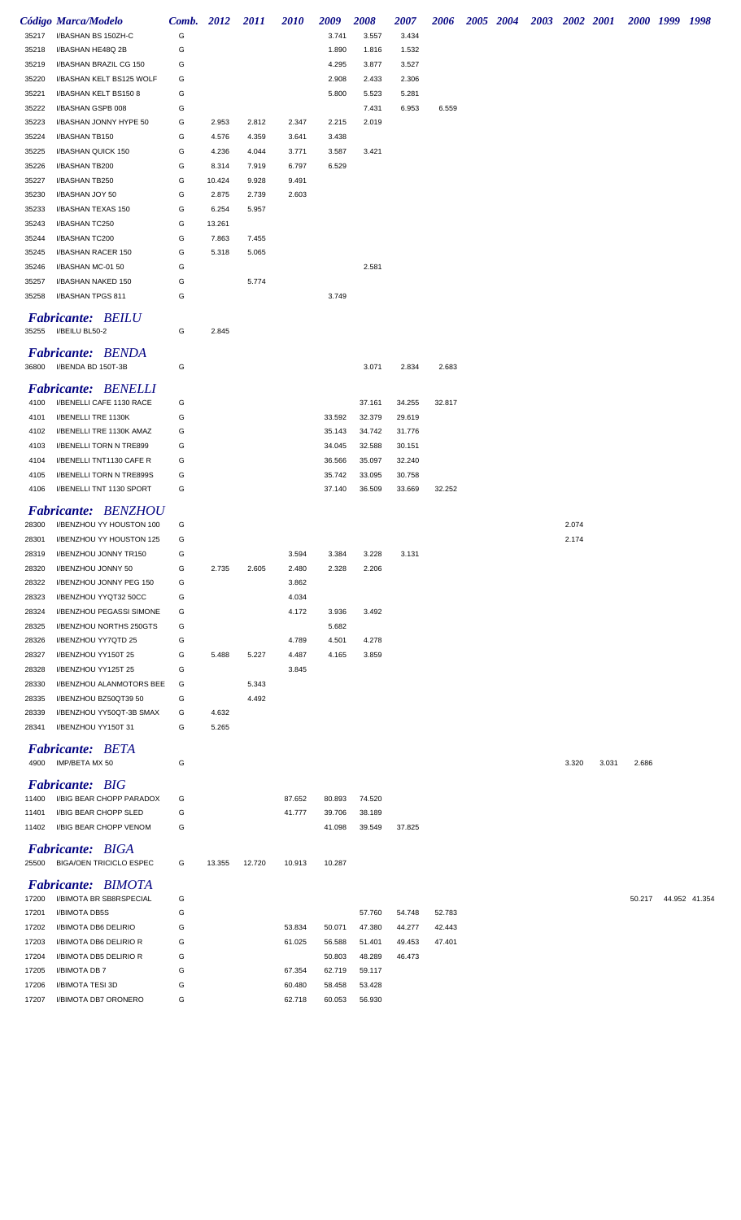| Código | Marca/Modelo | Comb. | 2012 | 2011 | 2010 | 2009 | 2008 | 2007 | 2006 | 2005 | 2004 | 2003 | 2002 | 2001 | 2000 | 1999 | 1998 |
|---|---|---|---|---|---|---|---|---|---|---|---|---|---|---|---|---|---|
| 35217 | I/BASHAN BS 150ZH-C | G | | | | 3.741 | 3.557 | 3.434 | | | | | | | | | |
| 35218 | I/BASHAN HE48Q 2B | G | | | | 1.890 | 1.816 | 1.532 | | | | | | | | | |
| 35219 | I/BASHAN BRAZIL CG 150 | G | | | | 4.295 | 3.877 | 3.527 | | | | | | | | | |
| 35220 | I/BASHAN KELT BS125 WOLF | G | | | | 2.908 | 2.433 | 2.306 | | | | | | | | | |
| 35221 | I/BASHAN KELT BS150 8 | G | | | | 5.800 | 5.523 | 5.281 | | | | | | | | | |
| 35222 | I/BASHAN GSPB 008 | G | | | | | 7.431 | 6.953 | 6.559 | | | | | | | | |
| 35223 | I/BASHAN JONNY HYPE 50 | G | 2.953 | 2.812 | 2.347 | 2.215 | 2.019 | | | | | | | | | | |
| 35224 | I/BASHAN TB150 | G | 4.576 | 4.359 | 3.641 | 3.438 | | | | | | | | | | | |
| 35225 | I/BASHAN QUICK 150 | G | 4.236 | 4.044 | 3.771 | 3.587 | 3.421 | | | | | | | | | | |
| 35226 | I/BASHAN TB200 | G | 8.314 | 7.919 | 6.797 | 6.529 | | | | | | | | | | | |
| 35227 | I/BASHAN TB250 | G | 10.424 | 9.928 | 9.491 | | | | | | | | | | | | |
| 35230 | I/BASHAN JOY 50 | G | 2.875 | 2.739 | 2.603 | | | | | | | | | | | | |
| 35233 | I/BASHAN TEXAS 150 | G | 6.254 | 5.957 | | | | | | | | | | | | | |
| 35243 | I/BASHAN TC250 | G | 13.261 | | | | | | | | | | | | | | |
| 35244 | I/BASHAN TC200 | G | 7.863 | 7.455 | | | | | | | | | | | | | |
| 35245 | I/BASHAN RACER 150 | G | 5.318 | 5.065 | | | | | | | | | | | | | |
| 35246 | I/BASHAN MC-01 50 | G | | | | | 2.581 | | | | | | | | | | |
| 35257 | I/BASHAN NAKED 150 | G | | 5.774 | | | | | | | | | | | | | |
| 35258 | I/BASHAN TPGS 811 | G | | | | 3.749 | | | | | | | | | | | |
| | ***Fabricante: BEILU*** | | | | | | | | | | | | | | | | |
| 35255 | I/BEILU BL50-2 | G | 2.845 | | | | | | | | | | | | | | |
| | ***Fabricante: BENDA*** | | | | | | | | | | | | | | | | |
| 36800 | I/BENDA BD 150T-3B | G | | | | | 3.071 | 2.834 | 2.683 | | | | | | | | |
| | ***Fabricante: BENELLI*** | | | | | | | | | | | | | | | | |
| 4100 | I/BENELLI CAFE 1130 RACE | G | | | | | 37.161 | 34.255 | 32.817 | | | | | | | | |
| 4101 | I/BENELLI TRE 1130K | G | | | | 33.592 | 32.379 | 29.619 | | | | | | | | | |
| 4102 | I/BENELLI TRE 1130K AMAZ | G | | | | 35.143 | 34.742 | 31.776 | | | | | | | | | |
| 4103 | I/BENELLI TORN N TRE899 | G | | | | 34.045 | 32.588 | 30.151 | | | | | | | | | |
| 4104 | I/BENELLI TNT1130 CAFE R | G | | | | 36.566 | 35.097 | 32.240 | | | | | | | | | |
| 4105 | I/BENELLI TORN N TRE899S | G | | | | 35.742 | 33.095 | 30.758 | | | | | | | | | |
| 4106 | I/BENELLI TNT 1130 SPORT | G | | | | 37.140 | 36.509 | 33.669 | 32.252 | | | | | | | | |
| | ***Fabricante: BENZHOU*** | | | | | | | | | | | | | | | | |
| 28300 | I/BENZHOU YY HOUSTON 100 | G | | | | | | | | | | | 2.074 | | | | |
| 28301 | I/BENZHOU YY HOUSTON 125 | G | | | | | | | | | | | 2.174 | | | | |
| 28319 | I/BENZHOU JONNY TR150 | G | | | 3.594 | 3.384 | 3.228 | 3.131 | | | | | | | | | |
| 28320 | I/BENZHOU JONNY 50 | G | 2.735 | 2.605 | 2.480 | 2.328 | 2.206 | | | | | | | | | | |
| 28322 | I/BENZHOU JONNY PEG 150 | G | | | 3.862 | | | | | | | | | | | | |
| 28323 | I/BENZHOU YYQT32 50CC | G | | | 4.034 | | | | | | | | | | | | |
| 28324 | I/BENZHOU PEGASSI SIMONE | G | | | 4.172 | 3.936 | 3.492 | | | | | | | | | | |
| 28325 | I/BENZHOU NORTHS 250GTS | G | | | | 5.682 | | | | | | | | | | | |
| 28326 | I/BENZHOU YY7QTD 25 | G | | | 4.789 | 4.501 | 4.278 | | | | | | | | | | |
| 28327 | I/BENZHOU YY150T 25 | G | 5.488 | 5.227 | 4.487 | 4.165 | 3.859 | | | | | | | | | | |
| 28328 | I/BENZHOU YY125T 25 | G | | | 3.845 | | | | | | | | | | | | |
| 28330 | I/BENZHOU ALANMOTORS BEE | G | | 5.343 | | | | | | | | | | | | | |
| 28335 | I/BENZHOU BZ50QT39 50 | G | | 4.492 | | | | | | | | | | | | | |
| 28339 | I/BENZHOU YY50QT-3B SMAX | G | 4.632 | | | | | | | | | | | | | | |
| 28341 | I/BENZHOU YY150T 31 | G | 5.265 | | | | | | | | | | | | | | |
| | ***Fabricante: BETA*** | | | | | | | | | | | | | | | | |
| 4900 | IMP/BETA MX 50 | G | | | | | | | | | | | 3.320 | 3.031 | 2.686 | | |
| | ***Fabricante: BIG*** | | | | | | | | | | | | | | | | |
| 11400 | I/BIG BEAR CHOPP PARADOX | G | | | 87.652 | 80.893 | 74.520 | | | | | | | | | | |
| 11401 | I/BIG BEAR CHOPP SLED | G | | | 41.777 | 39.706 | 38.189 | | | | | | | | | | |
| 11402 | I/BIG BEAR CHOPP VENOM | G | | | | 41.098 | 39.549 | 37.825 | | | | | | | | | |
| | ***Fabricante: BIGA*** | | | | | | | | | | | | | | | | |
| 25500 | BIGA/OEN TRICICLO ESPEC | G | 13.355 | 12.720 | 10.913 | 10.287 | | | | | | | | | | | |
| | ***Fabricante: BIMOTA*** | | | | | | | | | | | | | | | | |
| 17200 | I/BIMOTA BR SB8RSPECIAL | G | | | | | | | | | | | | | 50.217 | 44.952 | 41.354 |
| 17201 | I/BIMOTA DB5S | G | | | | | 57.760 | 54.748 | 52.783 | | | | | | | | |
| 17202 | I/BIMOTA DB6 DELIRIO | G | | | 53.834 | 50.071 | 47.380 | 44.277 | 42.443 | | | | | | | | |
| 17203 | I/BIMOTA DB6 DELIRIO R | G | | | 61.025 | 56.588 | 51.401 | 49.453 | 47.401 | | | | | | | | |
| 17204 | I/BIMOTA DB5 DELIRIO R | G | | | | 50.803 | 48.289 | 46.473 | | | | | | | | | |
| 17205 | I/BIMOTA DB 7 | G | | | 67.354 | 62.719 | 59.117 | | | | | | | | | | |
| 17206 | I/BIMOTA TESI 3D | G | | | 60.480 | 58.458 | 53.428 | | | | | | | | | | |
| 17207 | I/BIMOTA DB7 ORONERO | G | | | 62.718 | 60.053 | 56.930 | | | | | | | | | | |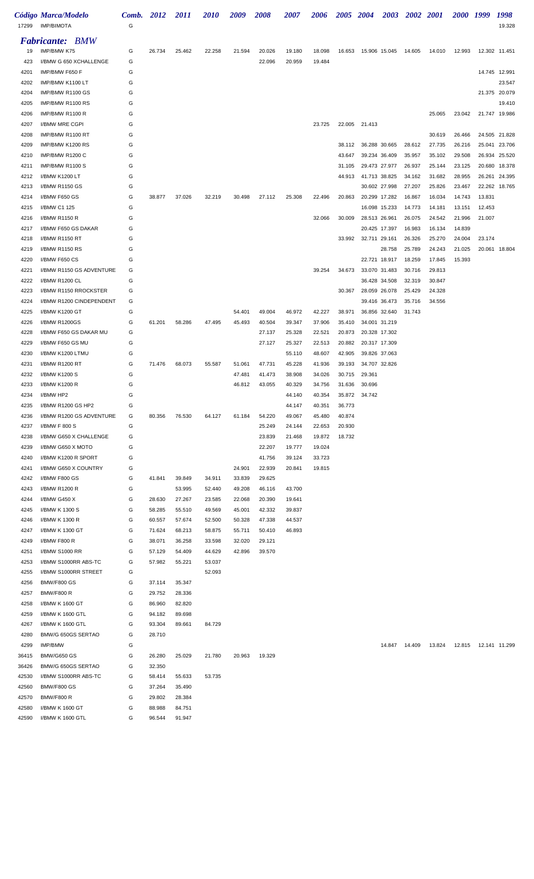| Código | Marca/Modelo | Comb. | 2012 | 2011 | 2010 | 2009 | 2008 | 2007 | 2006 | 2005 | 2004 | 2003 | 2002 | 2001 | 2000 | 1999 | 1998 |
|---|---|---|---|---|---|---|---|---|---|---|---|---|---|---|---|---|---|
| 17299 | IMP/BIMOTA | G | | | | | | | | | | | | | | | 19.328 |

*Fabricante: BMW*

| Código | Marca/Modelo | Comb. | 2012 | 2011 | 2010 | 2009 | 2008 | 2007 | 2006 | 2005 | 2004 | 2003 | 2002 | 2001 | 2000 | 1999 | 1998 |
|---|---|---|---|---|---|---|---|---|---|---|---|---|---|---|---|---|---|
| 19 | IMP/BMW K75 | G | 26.734 | 25.462 | 22.258 | 21.594 | 20.026 | 19.180 | 18.098 | 16.653 | 15.906 | 15.045 | 14.605 | 14.010 | 12.993 | 12.302 | 11.451 |
| 423 | I/BMW G 650 XCHALLENGE | G | | | | | 22.096 | 20.959 | 19.484 | | | | | | | | |
| 4201 | IMP/BMW F650 F | G | | | | | | | | | | | | | | 14.745 | 12.991 |
| 4202 | IMP/BMW K1100 LT | G | | | | | | | | | | | | | | | 23.547 |
| 4204 | IMP/BMW R1100 GS | G | | | | | | | | | | | | | | 21.375 | 20.079 |
| 4205 | IMP/BMW R1100 RS | G | | | | | | | | | | | | | | | 19.410 |
| 4206 | IMP/BMW R1100 R | G | | | | | | | | | | | | 25.065 | 23.042 | 21.747 | 19.986 |
| 4207 | I/BMW MRE CGPI | G | | | | | | | 23.725 | 22.005 | 21.413 | | | | | | |
| 4208 | IMP/BMW R1100 RT | G | | | | | | | | | | | | 30.619 | 26.466 | 24.505 | 21.828 |
| 4209 | IMP/BMW K1200 RS | G | | | | | | | | 38.112 | 36.288 | 30.665 | 28.612 | 27.735 | 26.216 | 25.041 | 23.706 |
| 4210 | IMP/BMW R1200 C | G | | | | | | | | 43.647 | 39.234 | 36.409 | 35.957 | 35.102 | 29.508 | 26.934 | 25.520 |
| 4211 | IMP/BMW R1100 S | G | | | | | | | | 31.105 | 29.473 | 27.977 | 26.937 | 25.144 | 23.125 | 20.680 | 18.378 |
| 4212 | I/BMW K1200 LT | G | | | | | | | | 44.913 | 41.713 | 38.825 | 34.162 | 31.682 | 28.955 | 26.261 | 24.395 |
| 4213 | I/BMW R1150 GS | G | | | | | | | | | 30.602 | 27.998 | 27.207 | 25.826 | 23.467 | 22.262 | 18.765 |
| 4214 | I/BMW F650 GS | G | 38.877 | 37.026 | 32.219 | 30.498 | 27.112 | 25.308 | 22.496 | 20.863 | 20.299 | 17.282 | 16.867 | 16.034 | 14.743 | 13.831 | |
| 4215 | I/BMW C1 125 | G | | | | | | | | | 16.098 | 15.233 | 14.773 | 14.181 | 13.151 | 12.453 | |
| 4216 | I/BMW R1150 R | G | | | | | | | 32.066 | 30.009 | 28.513 | 26.961 | 26.075 | 24.542 | 21.996 | 21.007 | |
| 4217 | I/BMW F650 GS DAKAR | G | | | | | | | | | 20.425 | 17.397 | 16.983 | 16.134 | 14.839 | | |
| 4218 | I/BMW R1150 RT | G | | | | | | | | 33.992 | 32.711 | 29.161 | 26.326 | 25.270 | 24.004 | 23.174 | |
| 4219 | I/BMW R1150 RS | G | | | | | | | | | | 28.758 | 25.789 | 24.243 | 21.025 | 20.061 | 18.804 |
| 4220 | I/BMW F650 CS | G | | | | | | | | | 22.721 | 18.917 | 18.259 | 17.845 | 15.393 | | |
| 4221 | I/BMW R1150 GS ADVENTURE | G | | | | | | | 39.254 | 34.673 | 33.070 | 31.483 | 30.716 | 29.813 | | | |
| 4222 | I/BMW R1200 CL | G | | | | | | | | | 36.428 | 34.508 | 32.319 | 30.847 | | | |
| 4223 | I/BMW R1150 RROCKSTER | G | | | | | | | | 30.367 | 28.059 | 26.078 | 25.429 | 24.328 | | | |
| 4224 | I/BMW R1200 CINDEPENDENT | G | | | | | | | | | 39.416 | 36.473 | 35.716 | 34.556 | | | |
| 4225 | I/BMW K1200 GT | G | | | | 54.401 | 49.004 | 46.972 | 42.227 | 38.971 | 36.856 | 32.640 | 31.743 | | | | |
| 4226 | I/BMW R1200GS | G | 61.201 | 58.286 | 47.495 | 45.493 | 40.504 | 39.347 | 37.906 | 35.410 | 34.001 | 31.219 | | | | | |
| 4228 | I/BMW F650 GS DAKAR MU | G | | | | | 27.137 | 25.328 | 22.521 | 20.873 | 20.328 | 17.302 | | | | | |
| 4229 | I/BMW F650 GS MU | G | | | | | 27.127 | 25.327 | 22.513 | 20.882 | 20.317 | 17.309 | | | | | |
| 4230 | I/BMW K1200 LTMU | G | | | | | | 55.110 | 48.607 | 42.905 | 39.826 | 37.063 | | | | | |
| 4231 | I/BMW R1200 RT | G | 71.476 | 68.073 | 55.587 | 51.061 | 47.731 | 45.228 | 41.936 | 39.193 | 34.707 | 32.826 | | | | | |
| 4232 | I/BMW K1200 S | G | | | | 47.481 | 41.473 | 38.908 | 34.026 | 30.715 | 29.361 | | | | | | |
| 4233 | I/BMW K1200 R | G | | | | 46.812 | 43.055 | 40.329 | 34.756 | 31.636 | 30.696 | | | | | | |
| 4234 | I/BMW HP2 | G | | | | | | 44.140 | 40.354 | 35.872 | 34.742 | | | | | | |
| 4235 | I/BMW R1200 GS HP2 | G | | | | | | 44.147 | 40.351 | 36.773 | | | | | | | |
| 4236 | I/BMW R1200 GS ADVENTURE | G | 80.356 | 76.530 | 64.127 | 61.184 | 54.220 | 49.067 | 45.480 | 40.874 | | | | | | | |
| 4237 | I/BMW F 800 S | G | | | | | 25.249 | 24.144 | 22.653 | 20.930 | | | | | | | |
| 4238 | I/BMW G650 X CHALLENGE | G | | | | | 23.839 | 21.468 | 19.872 | 18.732 | | | | | | | |
| 4239 | I/BMW G650 X MOTO | G | | | | | 22.207 | 19.777 | 19.024 | | | | | | | | |
| 4240 | I/BMW K1200 R SPORT | G | | | | | 41.756 | 39.124 | 33.723 | | | | | | | | |
| 4241 | I/BMW G650 X COUNTRY | G | | | | 24.901 | 22.939 | 20.841 | 19.815 | | | | | | | | |
| 4242 | I/BMW F800 GS | G | 41.841 | 39.849 | 34.911 | 33.839 | 29.625 | | | | | | | | | | |
| 4243 | I/BMW R1200 R | G | | 53.995 | 52.440 | 49.208 | 46.116 | 43.700 | | | | | | | | | |
| 4244 | I/BMW G450 X | G | 28.630 | 27.267 | 23.585 | 22.068 | 20.390 | 19.641 | | | | | | | | | |
| 4245 | I/BMW K 1300 S | G | 58.285 | 55.510 | 49.569 | 45.001 | 42.332 | 39.837 | | | | | | | | | |
| 4246 | I/BMW K 1300 R | G | 60.557 | 57.674 | 52.500 | 50.328 | 47.338 | 44.537 | | | | | | | | | |
| 4247 | I/BMW K 1300 GT | G | 71.624 | 68.213 | 58.875 | 55.711 | 50.410 | 46.893 | | | | | | | | | |
| 4249 | I/BMW F800 R | G | 38.071 | 36.258 | 33.598 | 32.020 | 29.121 | | | | | | | | | | |
| 4251 | I/BMW S1000 RR | G | 57.129 | 54.409 | 44.629 | 42.896 | 39.570 | | | | | | | | | | |
| 4253 | I/BMW S1000RR ABS-TC | G | 57.982 | 55.221 | 53.037 | | | | | | | | | | | | |
| 4255 | I/BMW S1000RR STREET | G | | | 52.093 | | | | | | | | | | | | |
| 4256 | BMW/F800 GS | G | 37.114 | 35.347 | | | | | | | | | | | | | |
| 4257 | BMW/F800 R | G | 29.752 | 28.336 | | | | | | | | | | | | | |
| 4258 | I/BMW K 1600 GT | G | 86.960 | 82.820 | | | | | | | | | | | | | |
| 4259 | I/BMW K 1600 GTL | G | 94.182 | 89.698 | | | | | | | | | | | | | |
| 4267 | I/BMW K 1600 GTL | G | 93.304 | 89.661 | 84.729 | | | | | | | | | | | | |
| 4280 | BMW/G 650GS SERTAO | G | 28.710 | | | | | | | | | | | | | | |
| 4299 | IMP/BMW | G | | | | | | | | | | 14.847 | 14.409 | 13.824 | 12.815 | 12.141 | 11.299 |
| 36415 | BMW/G650 GS | G | 26.280 | 25.029 | 21.780 | 20.963 | 19.329 | | | | | | | | | | |
| 36426 | BMW/G 650GS SERTAO | G | 32.350 | | | | | | | | | | | | | | |
| 42530 | I/BMW S1000RR ABS-TC | G | 58.414 | 55.633 | 53.735 | | | | | | | | | | | | |
| 42560 | BMW/F800 GS | G | 37.264 | 35.490 | | | | | | | | | | | | | |
| 42570 | BMW/F800 R | G | 29.802 | 28.384 | | | | | | | | | | | | | |
| 42580 | I/BMW K 1600 GT | G | 88.988 | 84.751 | | | | | | | | | | | | | |
| 42590 | I/BMW K 1600 GTL | G | 96.544 | 91.947 | | | | | | | | | | | | | |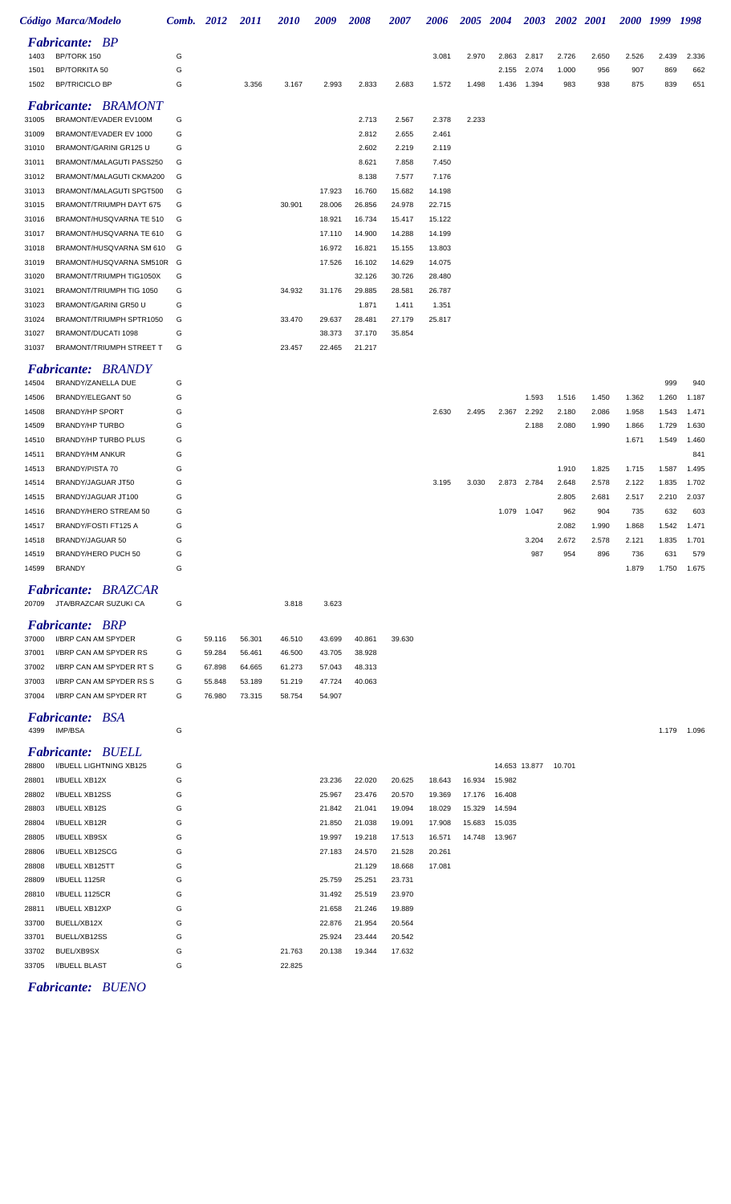### *Fabricante: BP*

| Código | Marca/Modelo | Comb. | 2012 | 2011 | 2010 | 2009 | 2008 | 2007 | 2006 | 2005 | 2004 | 2003 | 2002 | 2001 | 2000 | 1999 | 1998 |
|---|---|---|---|---|---|---|---|---|---|---|---|---|---|---|---|---|---|
| 1403 | BP/TORK 150 | G | | | | | | | 3.081 | 2.970 | 2.863 | 2.817 | 2.726 | 2.650 | 2.526 | 2.439 | 2.336 |
| 1501 | BP/TORKITA 50 | G | | | | | | | | | 2.155 | 2.074 | 1.000 | 956 | 907 | 869 | 662 |
| 1502 | BP/TRICICLO BP | G | | 3.356 | 3.167 | 2.993 | 2.833 | 2.683 | 1.572 | 1.498 | 1.436 | 1.394 | 983 | 938 | 875 | 839 | 651 |

### *Fabricante: BRAMONT*

| Código | Marca/Modelo | Comb. | 2012 | 2011 | 2010 | 2009 | 2008 | 2007 | 2006 | 2005 | 2004 | 2003 | 2002 | 2001 | 2000 | 1999 | 1998 |
|---|---|---|---|---|---|---|---|---|---|---|---|---|---|---|---|---|---|
| 31005 | BRAMONT/EVADER EV100M | G | | | | | 2.713 | 2.567 | 2.378 | 2.233 | | | | | | | |
| 31009 | BRAMONT/EVADER EV 1000 | G | | | | | 2.812 | 2.655 | 2.461 | | | | | | | | |
| 31010 | BRAMONT/GARINI GR125 U | G | | | | | 2.602 | 2.219 | 2.119 | | | | | | | | |
| 31011 | BRAMONT/MALAGUTI PASS250 | G | | | | | 8.621 | 7.858 | 7.450 | | | | | | | | |
| 31012 | BRAMONT/MALAGUTI CKMA200 | G | | | | | 8.138 | 7.577 | 7.176 | | | | | | | | |
| 31013 | BRAMONT/MALAGUTI SPGT500 | G | | | | 17.923 | 16.760 | 15.682 | 14.198 | | | | | | | | |
| 31015 | BRAMONT/TRIUMPH DAYT 675 | G | | | 30.901 | 28.006 | 26.856 | 24.978 | 22.715 | | | | | | | | |
| 31016 | BRAMONT/HUSQVARNA TE 510 | G | | | | 18.921 | 16.734 | 15.417 | 15.122 | | | | | | | | |
| 31017 | BRAMONT/HUSQVARNA TE 610 | G | | | | 17.110 | 14.900 | 14.288 | 14.199 | | | | | | | | |
| 31018 | BRAMONT/HUSQVARNA SM 610 | G | | | | 16.972 | 16.821 | 15.155 | 13.803 | | | | | | | | |
| 31019 | BRAMONT/HUSQVARNA SM510R | G | | | | 17.526 | 16.102 | 14.629 | 14.075 | | | | | | | | |
| 31020 | BRAMONT/TRIUMPH TIG1050X | G | | | | | 32.126 | 30.726 | 28.480 | | | | | | | | |
| 31021 | BRAMONT/TRIUMPH TIG 1050 | G | | | 34.932 | 31.176 | 29.885 | 28.581 | 26.787 | | | | | | | | |
| 31023 | BRAMONT/GARINI GR50 U | G | | | | | 1.871 | 1.411 | 1.351 | | | | | | | | |
| 31024 | BRAMONT/TRIUMPH SPTR1050 | G | | | 33.470 | 29.637 | 28.481 | 27.179 | 25.817 | | | | | | | | |
| 31027 | BRAMONT/DUCATI 1098 | G | | | | 38.373 | 37.170 | 35.854 | | | | | | | | | |
| 31037 | BRAMONT/TRIUMPH STREET T | G | | | 23.457 | 22.465 | 21.217 | | | | | | | | | | |

### *Fabricante: BRANDY*

| Código | Marca/Modelo | Comb. | 2012 | 2011 | 2010 | 2009 | 2008 | 2007 | 2006 | 2005 | 2004 | 2003 | 2002 | 2001 | 2000 | 1999 | 1998 |
|---|---|---|---|---|---|---|---|---|---|---|---|---|---|---|---|---|---|
| 14504 | BRANDY/ZANELLA DUE | G | | | | | | | | | | | | | | 999 | 940 |
| 14506 | BRANDY/ELEGANT 50 | G | | | | | | | | | | 1.593 | 1.516 | 1.450 | 1.362 | 1.260 | 1.187 |
| 14508 | BRANDY/HP SPORT | G | | | | | | | 2.630 | 2.495 | 2.367 | 2.292 | 2.180 | 2.086 | 1.958 | 1.543 | 1.471 |
| 14509 | BRANDY/HP TURBO | G | | | | | | | | | | 2.188 | 2.080 | 1.990 | 1.866 | 1.729 | 1.630 |
| 14510 | BRANDY/HP TURBO PLUS | G | | | | | | | | | | | | | 1.671 | 1.549 | 1.460 |
| 14511 | BRANDY/HM ANKUR | G | | | | | | | | | | | | | | | 841 |
| 14513 | BRANDY/PISTA 70 | G | | | | | | | | | | | 1.910 | 1.825 | 1.715 | 1.587 | 1.495 |
| 14514 | BRANDY/JAGUAR JT50 | G | | | | | | | 3.195 | 3.030 | 2.873 | 2.784 | 2.648 | 2.578 | 2.122 | 1.835 | 1.702 |
| 14515 | BRANDY/JAGUAR JT100 | G | | | | | | | | | | | 2.805 | 2.681 | 2.517 | 2.210 | 2.037 |
| 14516 | BRANDY/HERO STREAM 50 | G | | | | | | | | | 1.079 | 1.047 | 962 | 904 | 735 | 632 | 603 |
| 14517 | BRANDY/FOSTI FT125 A | G | | | | | | | | | | | 2.082 | 1.990 | 1.868 | 1.542 | 1.471 |
| 14518 | BRANDY/JAGUAR 50 | G | | | | | | | | | | 3.204 | 2.672 | 2.578 | 2.121 | 1.835 | 1.701 |
| 14519 | BRANDY/HERO PUCH 50 | G | | | | | | | | | | 987 | 954 | 896 | 736 | 631 | 579 |
| 14599 | BRANDY | G | | | | | | | | | | | | | 1.879 | 1.750 | 1.675 |

### *Fabricante: BRAZCAR*

| Código | Marca/Modelo | Comb. | 2012 | 2011 | 2010 | 2009 | 2008 | 2007 | 2006 | 2005 | 2004 | 2003 | 2002 | 2001 | 2000 | 1999 | 1998 |
|---|---|---|---|---|---|---|---|---|---|---|---|---|---|---|---|---|---|
| 20709 | JTA/BRAZCAR SUZUKI CA | G | | | 3.818 | 3.623 | | | | | | | | | | | |

### *Fabricante: BRP*

| Código | Marca/Modelo | Comb. | 2012 | 2011 | 2010 | 2009 | 2008 | 2007 | 2006 | 2005 | 2004 | 2003 | 2002 | 2001 | 2000 | 1999 | 1998 |
|---|---|---|---|---|---|---|---|---|---|---|---|---|---|---|---|---|---|
| 37000 | I/BRP CAN AM SPYDER | G | 59.116 | 56.301 | 46.510 | 43.699 | 40.861 | 39.630 | | | | | | | | | |
| 37001 | I/BRP CAN AM SPYDER RS | G | 59.284 | 56.461 | 46.500 | 43.705 | 38.928 | | | | | | | | | | |
| 37002 | I/BRP CAN AM SPYDER RT S | G | 67.898 | 64.665 | 61.273 | 57.043 | 48.313 | | | | | | | | | | |
| 37003 | I/BRP CAN AM SPYDER RS S | G | 55.848 | 53.189 | 51.219 | 47.724 | 40.063 | | | | | | | | | | |
| 37004 | I/BRP CAN AM SPYDER RT | G | 76.980 | 73.315 | 58.754 | 54.907 | | | | | | | | | | | |

### *Fabricante: BSA*

| Código | Marca/Modelo | Comb. | 2012 | 2011 | 2010 | 2009 | 2008 | 2007 | 2006 | 2005 | 2004 | 2003 | 2002 | 2001 | 2000 | 1999 | 1998 |
|---|---|---|---|---|---|---|---|---|---|---|---|---|---|---|---|---|---|
| 4399 | IMP/BSA | G | | | | | | | | | | | | | | 1.179 | 1.096 |

### *Fabricante: BUELL*

| Código | Marca/Modelo | Comb. | 2012 | 2011 | 2010 | 2009 | 2008 | 2007 | 2006 | 2005 | 2004 | 2003 | 2002 | 2001 | 2000 | 1999 | 1998 |
|---|---|---|---|---|---|---|---|---|---|---|---|---|---|---|---|---|---|
| 28800 | I/BUELL LIGHTNING XB125 | G | | | | | | | | | 14.653 | 13.877 | 10.701 | | | | |
| 28801 | I/BUELL XB12X | G | | | | 23.236 | 22.020 | 20.625 | 18.643 | 16.934 | 15.982 | | | | | | |
| 28802 | I/BUELL XB12SS | G | | | | 25.967 | 23.476 | 20.570 | 19.369 | 17.176 | 16.408 | | | | | | |
| 28803 | I/BUELL XB12S | G | | | | 21.842 | 21.041 | 19.094 | 18.029 | 15.329 | 14.594 | | | | | | |
| 28804 | I/BUELL XB12R | G | | | | 21.850 | 21.038 | 19.091 | 17.908 | 15.683 | 15.035 | | | | | | |
| 28805 | I/BUELL XB9SX | G | | | | 19.997 | 19.218 | 17.513 | 16.571 | 14.748 | 13.967 | | | | | | |
| 28806 | I/BUELL XB12SCG | G | | | | 27.183 | 24.570 | 21.528 | 20.261 | | | | | | | | |
| 28808 | I/BUELL XB125TT | G | | | | | 21.129 | 18.668 | 17.081 | | | | | | | | |
| 28809 | I/BUELL 1125R | G | | | | 25.759 | 25.251 | 23.731 | | | | | | | | | |
| 28810 | I/BUELL 1125CR | G | | | | 31.492 | 25.519 | 23.970 | | | | | | | | | |
| 28811 | I/BUELL XB12XP | G | | | | 21.658 | 21.246 | 19.889 | | | | | | | | | |
| 33700 | BUELL/XB12X | G | | | | 22.876 | 21.954 | 20.564 | | | | | | | | | |
| 33701 | BUELL/XB12SS | G | | | | 25.924 | 23.444 | 20.542 | | | | | | | | | |
| 33702 | BUEL/XB9SX | G | | | 21.763 | 20.138 | 19.344 | 17.632 | | | | | | | | | |
| 33705 | I/BUELL BLAST | G | | | 22.825 | | | | | | | | | | | | |

### *Fabricante: BUENO*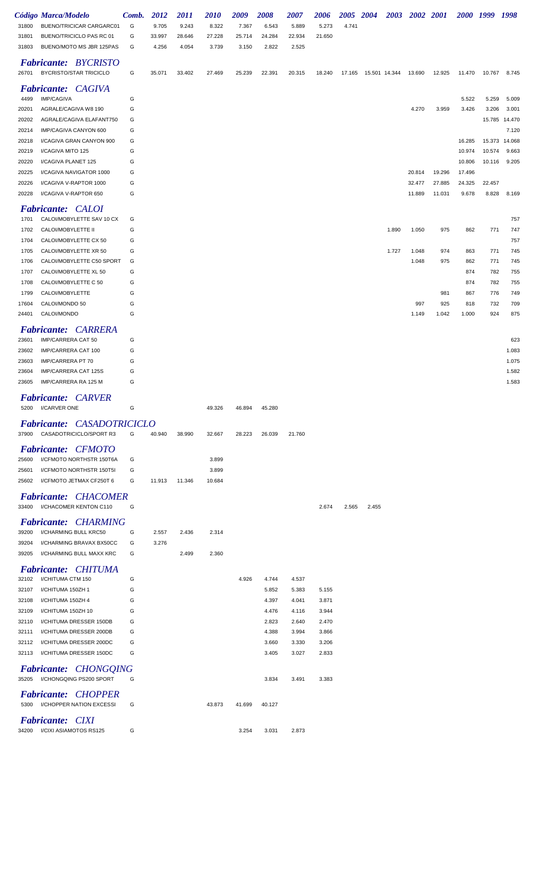| Código | Marca/Modelo | Comb. | 2012 | 2011 | 2010 | 2009 | 2008 | 2007 | 2006 | 2005 | 2004 | 2003 | 2002 | 2001 | 2000 | 1999 | 1998 |
|---|---|---|---|---|---|---|---|---|---|---|---|---|---|---|---|---|---|
| 31800 | BUENO/TRICICAR CARGARC01 | G | 9.705 | 9.243 | 8.322 | 7.367 | 6.543 | 5.889 | 5.273 | 4.741 | | | | | | | |
| 31801 | BUENO/TRICICLO PAS RC 01 | G | 33.997 | 28.646 | 27.228 | 25.714 | 24.284 | 22.934 | 21.650 | | | | | | | | |
| 31803 | BUENO/MOTO MS JBR 125PAS | G | 4.256 | 4.054 | 3.739 | 3.150 | 2.822 | 2.525 | | | | | | | | | |
| ***Fabricante: BYCRISTO*** | | | | | | | | | | | | | | | | | |
| 26701 | BYCRISTO/STAR TRICICLO | G | 35.071 | 33.402 | 27.469 | 25.239 | 22.391 | 20.315 | 18.240 | 17.165 | 15.501 | 14.344 | 13.690 | 12.925 | 11.470 | 10.767 | 8.745 |
| ***Fabricante: CAGIVA*** | | | | | | | | | | | | | | | | | |
| 4499 | IMP/CAGIVA | G | | | | | | | | | | | | | 5.522 | 5.259 | 5.009 |
| 20201 | AGRALE/CAGIVA W8 190 | G | | | | | | | | | | | 4.270 | 3.959 | 3.426 | 3.206 | 3.001 |
| 20202 | AGRALE/CAGIVA ELAFANT750 | G | | | | | | | | | | | | | | 15.785 | 14.470 |
| 20214 | IMP/CAGIVA CANYON 600 | G | | | | | | | | | | | | | | | 7.120 |
| 20218 | I/CAGIVA GRAN CANYON 900 | G | | | | | | | | | | | | | 16.285 | 15.373 | 14.068 |
| 20219 | I/CAGIVA MITO 125 | G | | | | | | | | | | | | | 10.974 | 10.574 | 9.663 |
| 20220 | I/CAGIVA PLANET 125 | G | | | | | | | | | | | | | 10.806 | 10.116 | 9.205 |
| 20225 | I/CAGIVA NAVIGATOR 1000 | G | | | | | | | | | | | 20.814 | 19.296 | 17.496 | | |
| 20226 | I/CAGIVA V-RAPTOR 1000 | G | | | | | | | | | | | 32.477 | 27.885 | 24.325 | 22.457 | |
| 20228 | I/CAGIVA V-RAPTOR 650 | G | | | | | | | | | | | 11.889 | 11.031 | 9.678 | 8.828 | 8.169 |
| ***Fabricante: CALOI*** | | | | | | | | | | | | | | | | | |
| 1701 | CALOI/MOBYLETTE SAV 10 CX | G | | | | | | | | | | | | | | | 757 |
| 1702 | CALOI/MOBYLETTE II | G | | | | | | | | | | 1.890 | 1.050 | 975 | 862 | 771 | 747 |
| 1704 | CALOI/MOBYLETTE CX 50 | G | | | | | | | | | | | | | | | 757 |
| 1705 | CALOI/MOBYLETTE XR 50 | G | | | | | | | | | | 1.727 | 1.048 | 974 | 863 | 771 | 745 |
| 1706 | CALOI/MOBYLETTE C50 SPORT | G | | | | | | | | | | | 1.048 | 975 | 862 | 771 | 745 |
| 1707 | CALOI/MOBYLETTE XL 50 | G | | | | | | | | | | | | | 874 | 782 | 755 |
| 1708 | CALOI/MOBYLETTE C 50 | G | | | | | | | | | | | | | 874 | 782 | 755 |
| 1799 | CALOI/MOBYLETTE | G | | | | | | | | | | | | 981 | 867 | 776 | 749 |
| 17604 | CALOI/MONDO 50 | G | | | | | | | | | | | 997 | 925 | 818 | 732 | 709 |
| 24401 | CALOI/MONDO | G | | | | | | | | | | | 1.149 | 1.042 | 1.000 | 924 | 875 |
| ***Fabricante: CARRERA*** | | | | | | | | | | | | | | | | | |
| 23601 | IMP/CARRERA CAT 50 | G | | | | | | | | | | | | | | | 623 |
| 23602 | IMP/CARRERA CAT 100 | G | | | | | | | | | | | | | | | 1.083 |
| 23603 | IMP/CARRERA PT 70 | G | | | | | | | | | | | | | | | 1.075 |
| 23604 | IMP/CARRERA CAT 125S | G | | | | | | | | | | | | | | | 1.582 |
| 23605 | IMP/CARRERA RA 125 M | G | | | | | | | | | | | | | | | 1.583 |
| ***Fabricante: CARVER*** | | | | | | | | | | | | | | | | | |
| 5200 | I/CARVER ONE | G | | | 49.326 | 46.894 | 45.280 | | | | | | | | | | |
| ***Fabricante: CASADOTRICICLO*** | | | | | | | | | | | | | | | | | |
| 37900 | CASADOTRICICLO/SPORT R3 | G | 40.940 | 38.990 | 32.667 | 28.223 | 26.039 | 21.760 | | | | | | | | | |
| ***Fabricante: CFMOTO*** | | | | | | | | | | | | | | | | | |
| 25600 | I/CFMOTO NORTHSTR 150T6A | G | | | 3.899 | | | | | | | | | | | | |
| 25601 | I/CFMOTO NORTHSTR 150T5I | G | | | 3.899 | | | | | | | | | | | | |
| 25602 | I/CFMOTO JETMAX CF250T 6 | G | 11.913 | 11.346 | 10.684 | | | | | | | | | | | | |
| ***Fabricante: CHACOMER*** | | | | | | | | | | | | | | | | | |
| 33400 | I/CHACOMER KENTON C110 | G | | | | | | | 2.674 | 2.565 | 2.455 | | | | | | |
| ***Fabricante: CHARMING*** | | | | | | | | | | | | | | | | | |
| 39200 | I/CHARMING BULL KRC50 | G | 2.557 | 2.436 | 2.314 | | | | | | | | | | | | |
| 39204 | I/CHARMING BRAVAX BX50CC | G | 3.276 | | | | | | | | | | | | | | |
| 39205 | I/CHARMING BULL MAXX KRC | G | | 2.499 | 2.360 | | | | | | | | | | | | |
| ***Fabricante: CHITUMA*** | | | | | | | | | | | | | | | | | |
| 32102 | I/CHITUMA CTM 150 | G | | | | 4.926 | 4.744 | 4.537 | | | | | | | | | |
| 32107 | I/CHITUMA 150ZH 1 | G | | | | | 5.852 | 5.383 | 5.155 | | | | | | | | |
| 32108 | I/CHITUMA 150ZH 4 | G | | | | | 4.397 | 4.041 | 3.871 | | | | | | | | |
| 32109 | I/CHITUMA 150ZH 10 | G | | | | | 4.476 | 4.116 | 3.944 | | | | | | | | |
| 32110 | I/CHITUMA DRESSER 150DB | G | | | | | 2.823 | 2.640 | 2.470 | | | | | | | | |
| 32111 | I/CHITUMA DRESSER 200DB | G | | | | | 4.388 | 3.994 | 3.866 | | | | | | | | |
| 32112 | I/CHITUMA DRESSER 200DC | G | | | | | 3.660 | 3.330 | 3.206 | | | | | | | | |
| 32113 | I/CHITUMA DRESSER 150DC | G | | | | | 3.405 | 3.027 | 2.833 | | | | | | | | |
| ***Fabricante: CHONGQING*** | | | | | | | | | | | | | | | | | |
| 35205 | I/CHONGQING PS200 SPORT | G | | | | | 3.834 | 3.491 | 3.383 | | | | | | | | |
| ***Fabricante: CHOPPER*** | | | | | | | | | | | | | | | | | |
| 5300 | I/CHOPPER NATION EXCESSI | G | | | 43.873 | 41.699 | 40.127 | | | | | | | | | | |
| ***Fabricante: CIXI*** | | | | | | | | | | | | | | | | | |
| 34200 | I/CIXI ASIAMOTOS RS125 | G | | | | 3.254 | 3.031 | 2.873 | | | | | | | | | |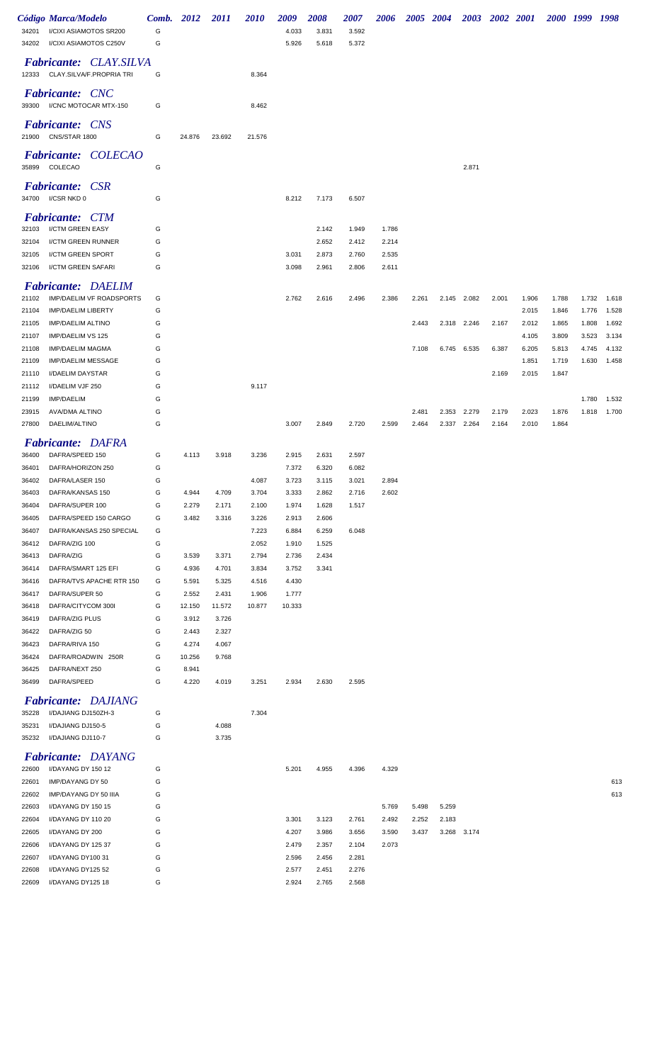| Código | Marca/Modelo | Comb. | 2012 | 2011 | 2010 | 2009 | 2008 | 2007 | 2006 | 2005 | 2004 | 2003 | 2002 | 2001 | 2000 | 1999 | 1998 |
|---|---|---|---|---|---|---|---|---|---|---|---|---|---|---|---|---|---|
| 34201 | I/CIXI ASIAMOTOS SR200 | G | | | | 4.033 | 3.831 | 3.592 | | | | | | | | | |
| 34202 | I/CIXI ASIAMOTOS C250V | G | | | | 5.926 | 5.618 | 5.372 | | | | | | | | | |
| | ***Fabricante: CLAY.SILVA*** | | | | | | | | | | | | | | | | |
| 12333 | CLAY.SILVA/F.PROPRIA TRI | G | | | 8.364 | | | | | | | | | | | | |
| | ***Fabricante: CNC*** | | | | | | | | | | | | | | | | |
| 39300 | I/CNC MOTOCAR MTX-150 | G | | | 8.462 | | | | | | | | | | | | |
| | ***Fabricante: CNS*** | | | | | | | | | | | | | | | | |
| 21900 | CNS/STAR 1800 | G | 24.876 | 23.692 | 21.576 | | | | | | | | | | | | |
| | ***Fabricante: COLECAO*** | | | | | | | | | | | | | | | | |
| 35899 | COLECAO | G | | | | | | | | | | 2.871 | | | | | |
| | ***Fabricante: CSR*** | | | | | | | | | | | | | | | | |
| 34700 | I/CSR NKD 0 | G | | | | 8.212 | 7.173 | 6.507 | | | | | | | | | |
| | ***Fabricante: CTM*** | | | | | | | | | | | | | | | | |
| 32103 | I/CTM GREEN EASY | G | | | | | 2.142 | 1.949 | 1.786 | | | | | | | | |
| 32104 | I/CTM GREEN RUNNER | G | | | | | 2.652 | 2.412 | 2.214 | | | | | | | | |
| 32105 | I/CTM GREEN SPORT | G | | | | 3.031 | 2.873 | 2.760 | 2.535 | | | | | | | | |
| 32106 | I/CTM GREEN SAFARI | G | | | | 3.098 | 2.961 | 2.806 | 2.611 | | | | | | | | |
| | ***Fabricante: DAELIM*** | | | | | | | | | | | | | | | | |
| 21102 | IMP/DAELIM VF ROADSPORTS | G | | | | 2.762 | 2.616 | 2.496 | 2.386 | 2.261 | 2.145 | 2.082 | 2.001 | 1.906 | 1.788 | 1.732 | 1.618 |
| 21104 | IMP/DAELIM LIBERTY | G | | | | | | | | | | | | 2.015 | 1.846 | 1.776 | 1.528 |
| 21105 | IMP/DAELIM ALTINO | G | | | | | | | | 2.443 | 2.318 | 2.246 | 2.167 | 2.012 | 1.865 | 1.808 | 1.692 |
| 21107 | IMP/DAELIM VS 125 | G | | | | | | | | | | | | 4.105 | 3.809 | 3.523 | 3.134 |
| 21108 | IMP/DAELIM MAGMA | G | | | | | | | | 7.108 | 6.745 | 6.535 | 6.387 | 6.205 | 5.813 | 4.745 | 4.132 |
| 21109 | IMP/DAELIM MESSAGE | G | | | | | | | | | | | | 1.851 | 1.719 | 1.630 | 1.458 |
| 21110 | I/DAELIM DAYSTAR | G | | | | | | | | | | | 2.169 | 2.015 | 1.847 | | |
| 21112 | I/DAELIM VJF 250 | G | | | 9.117 | | | | | | | | | | | | |
| 21199 | IMP/DAELIM | G | | | | | | | | | | | | | | 1.780 | 1.532 |
| 23915 | AVA/DMA ALTINO | G | | | | | | | | 2.481 | 2.353 | 2.279 | 2.179 | 2.023 | 1.876 | 1.818 | 1.700 |
| 27800 | DAELIM/ALTINO | G | | | | 3.007 | 2.849 | 2.720 | 2.599 | 2.464 | 2.337 | 2.264 | 2.164 | 2.010 | 1.864 | | |
| | ***Fabricante: DAFRA*** | | | | | | | | | | | | | | | | |
| 36400 | DAFRA/SPEED 150 | G | 4.113 | 3.918 | 3.236 | 2.915 | 2.631 | 2.597 | | | | | | | | | |
| 36401 | DAFRA/HORIZON 250 | G | | | | 7.372 | 6.320 | 6.082 | | | | | | | | | |
| 36402 | DAFRA/LASER 150 | G | | | 4.087 | 3.723 | 3.115 | 3.021 | 2.894 | | | | | | | | |
| 36403 | DAFRA/KANSAS 150 | G | 4.944 | 4.709 | 3.704 | 3.333 | 2.862 | 2.716 | 2.602 | | | | | | | | |
| 36404 | DAFRA/SUPER 100 | G | 2.279 | 2.171 | 2.100 | 1.974 | 1.628 | 1.517 | | | | | | | | | |
| 36405 | DAFRA/SPEED 150 CARGO | G | 3.482 | 3.316 | 3.226 | 2.913 | 2.606 | | | | | | | | | | |
| 36407 | DAFRA/KANSAS 250 SPECIAL | G | | | 7.223 | 6.884 | 6.259 | 6.048 | | | | | | | | | |
| 36412 | DAFRA/ZIG 100 | G | | | 2.052 | 1.910 | 1.525 | | | | | | | | | | |
| 36413 | DAFRA/ZIG | G | 3.539 | 3.371 | 2.794 | 2.736 | 2.434 | | | | | | | | | | |
| 36414 | DAFRA/SMART 125 EFI | G | 4.936 | 4.701 | 3.834 | 3.752 | 3.341 | | | | | | | | | | |
| 36416 | DAFRA/TVS APACHE RTR 150 | G | 5.591 | 5.325 | 4.516 | 4.430 | | | | | | | | | | | |
| 36417 | DAFRA/SUPER 50 | G | 2.552 | 2.431 | 1.906 | 1.777 | | | | | | | | | | | |
| 36418 | DAFRA/CITYCOM 300I | G | 12.150 | 11.572 | 10.877 | 10.333 | | | | | | | | | | | |
| 36419 | DAFRA/ZIG PLUS | G | 3.912 | 3.726 | | | | | | | | | | | | | |
| 36422 | DAFRA/ZIG 50 | G | 2.443 | 2.327 | | | | | | | | | | | | | |
| 36423 | DAFRA/RIVA 150 | G | 4.274 | 4.067 | | | | | | | | | | | | | |
| 36424 | DAFRA/ROADWIN 250R | G | 10.256 | 9.768 | | | | | | | | | | | | | |
| 36425 | DAFRA/NEXT 250 | G | 8.941 | | | | | | | | | | | | | | |
| 36499 | DAFRA/SPEED | G | 4.220 | 4.019 | 3.251 | 2.934 | 2.630 | 2.595 | | | | | | | | | |
| | ***Fabricante: DAJIANG*** | | | | | | | | | | | | | | | | |
| 35228 | I/DAJIANG DJ150ZH-3 | G | | | 7.304 | | | | | | | | | | | | |
| 35231 | I/DAJIANG DJ150-5 | G | | 4.088 | | | | | | | | | | | | | |
| 35232 | I/DAJIANG DJ110-7 | G | | 3.735 | | | | | | | | | | | | | |
| | ***Fabricante: DAYANG*** | | | | | | | | | | | | | | | | |
| 22600 | I/DAYANG DY 150 12 | G | | | | 5.201 | 4.955 | 4.396 | 4.329 | | | | | | | | |
| 22601 | IMP/DAYANG DY 50 | G | | | | | | | | | | | | | | | 613 |
| 22602 | IMP/DAYANG DY 50 IIIA | G | | | | | | | | | | | | | | | 613 |
| 22603 | I/DAYANG DY 150 15 | G | | | | | | | 5.769 | 5.498 | 5.259 | | | | | | |
| 22604 | I/DAYANG DY 110 20 | G | | | | 3.301 | 3.123 | 2.761 | 2.492 | 2.252 | 2.183 | | | | | | |
| 22605 | I/DAYANG DY 200 | G | | | | 4.207 | 3.986 | 3.656 | 3.590 | 3.437 | 3.268 | 3.174 | | | | | |
| 22606 | I/DAYANG DY 125 37 | G | | | | 2.479 | 2.357 | 2.104 | 2.073 | | | | | | | | |
| 22607 | I/DAYANG DY100 31 | G | | | | 2.596 | 2.456 | 2.281 | | | | | | | | | |
| 22608 | I/DAYANG DY125 52 | G | | | | 2.577 | 2.451 | 2.276 | | | | | | | | | |
| 22609 | I/DAYANG DY125 18 | G | | | | 2.924 | 2.765 | 2.568 | | | | | | | | | |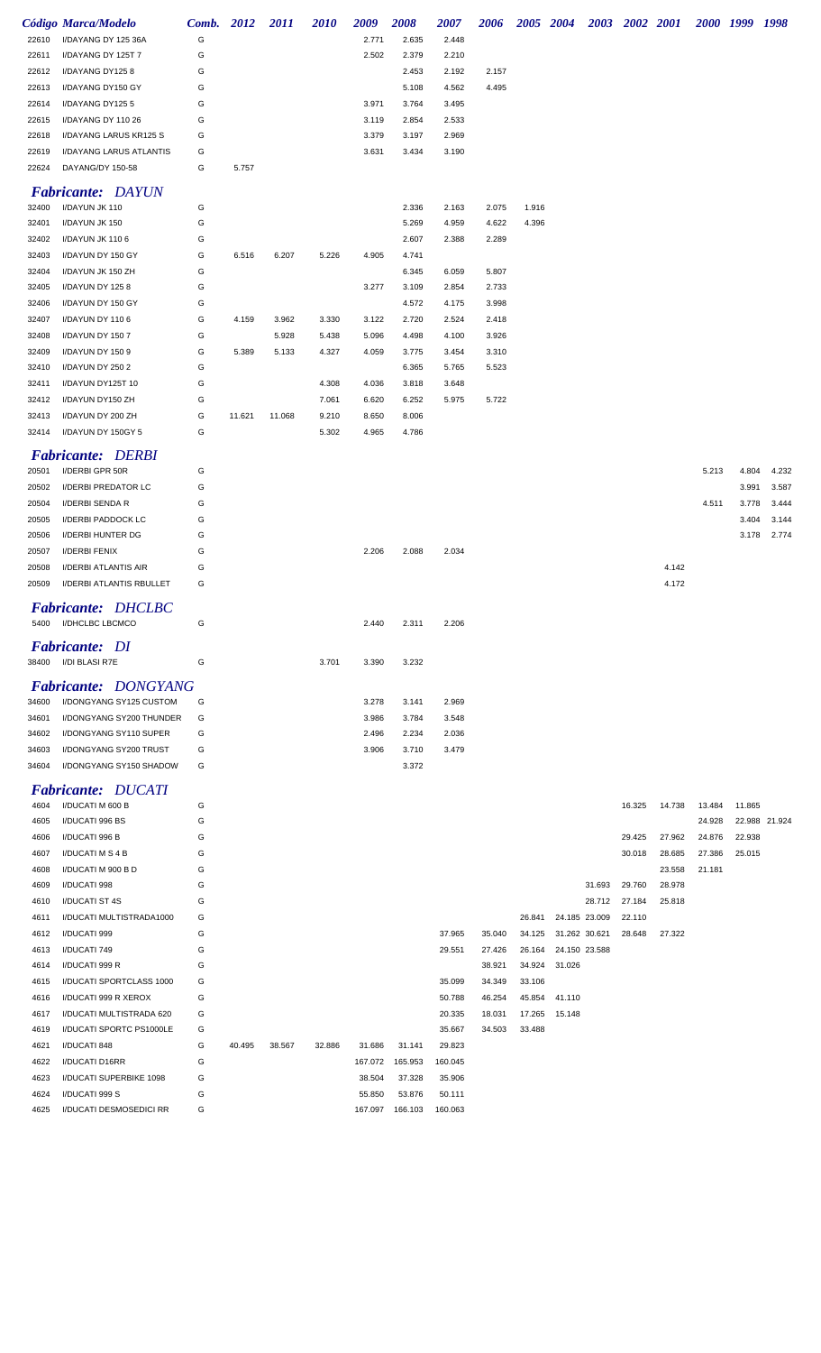| Código | Marca/Modelo | Comb. | 2012 | 2011 | 2010 | 2009 | 2008 | 2007 | 2006 | 2005 | 2004 | 2003 | 2002 | 2001 | 2000 | 1999 | 1998 |
|---|---|---|---|---|---|---|---|---|---|---|---|---|---|---|---|---|---|
| 22610 | I/DAYANG DY 125 36A | G | | | | 2.771 | 2.635 | 2.448 | | | | | | | | | |
| 22611 | I/DAYANG DY 125T 7 | G | | | | 2.502 | 2.379 | 2.210 | | | | | | | | | |
| 22612 | I/DAYANG DY125 8 | G | | | | | 2.453 | 2.192 | 2.157 | | | | | | | | |
| 22613 | I/DAYANG DY150 GY | G | | | | | 5.108 | 4.562 | 4.495 | | | | | | | | |
| 22614 | I/DAYANG DY125 5 | G | | | | 3.971 | 3.764 | 3.495 | | | | | | | | | |
| 22615 | I/DAYANG DY 110 26 | G | | | | 3.119 | 2.854 | 2.533 | | | | | | | | | |
| 22618 | I/DAYANG LARUS KR125 S | G | | | | 3.379 | 3.197 | 2.969 | | | | | | | | | |
| 22619 | I/DAYANG LARUS ATLANTIS | G | | | | 3.631 | 3.434 | 3.190 | | | | | | | | | |
| 22624 | DAYANG/DY 150-58 | G | 5.757 | | | | | | | | | | | | | | |

## *Fabricante: DAYUN*

| Código | Marca/Modelo | Comb. | 2012 | 2011 | 2010 | 2009 | 2008 | 2007 | 2006 | 2005 | 2004 | 2003 | 2002 | 2001 | 2000 | 1999 | 1998 |
|---|---|---|---|---|---|---|---|---|---|---|---|---|---|---|---|---|---|
| 32400 | I/DAYUN JK 110 | G | | | | | 2.336 | 2.163 | 2.075 | 1.916 | | | | | | | |
| 32401 | I/DAYUN JK 150 | G | | | | | 5.269 | 4.959 | 4.622 | 4.396 | | | | | | | |
| 32402 | I/DAYUN JK 110 6 | G | | | | | 2.607 | 2.388 | 2.289 | | | | | | | | |
| 32403 | I/DAYUN DY 150 GY | G | 6.516 | 6.207 | 5.226 | 4.905 | 4.741 | | | | | | | | | | |
| 32404 | I/DAYUN JK 150 ZH | G | | | | | 6.345 | 6.059 | 5.807 | | | | | | | | |
| 32405 | I/DAYUN DY 125 8 | G | | | | 3.277 | 3.109 | 2.854 | 2.733 | | | | | | | | |
| 32406 | I/DAYUN DY 150 GY | G | | | | | 4.572 | 4.175 | 3.998 | | | | | | | | |
| 32407 | I/DAYUN DY 110 6 | G | 4.159 | 3.962 | 3.330 | 3.122 | 2.720 | 2.524 | 2.418 | | | | | | | | |
| 32408 | I/DAYUN DY 150 7 | G | | 5.928 | 5.438 | 5.096 | 4.498 | 4.100 | 3.926 | | | | | | | | |
| 32409 | I/DAYUN DY 150 9 | G | 5.389 | 5.133 | 4.327 | 4.059 | 3.775 | 3.454 | 3.310 | | | | | | | | |
| 32410 | I/DAYUN DY 250 2 | G | | | | | 6.365 | 5.765 | 5.523 | | | | | | | | |
| 32411 | I/DAYUN DY125T 10 | G | | | 4.308 | 4.036 | 3.818 | 3.648 | | | | | | | | | |
| 32412 | I/DAYUN DY150 ZH | G | | | 7.061 | 6.620 | 6.252 | 5.975 | 5.722 | | | | | | | | |
| 32413 | I/DAYUN DY 200 ZH | G | 11.621 | 11.068 | 9.210 | 8.650 | 8.006 | | | | | | | | | | |
| 32414 | I/DAYUN DY 150GY 5 | G | | | 5.302 | 4.965 | 4.786 | | | | | | | | | | |

## *Fabricante: DERBI*

| Código | Marca/Modelo | Comb. | 2012 | 2011 | 2010 | 2009 | 2008 | 2007 | 2006 | 2005 | 2004 | 2003 | 2002 | 2001 | 2000 | 1999 | 1998 |
|---|---|---|---|---|---|---|---|---|---|---|---|---|---|---|---|---|---|
| 20501 | I/DERBI GPR 50R | G | | | | | | | | | | | | | 5.213 | 4.804 | 4.232 |
| 20502 | I/DERBI PREDATOR LC | G | | | | | | | | | | | | | | 3.991 | 3.587 |
| 20504 | I/DERBI SENDA R | G | | | | | | | | | | | | | 4.511 | 3.778 | 3.444 |
| 20505 | I/DERBI PADDOCK LC | G | | | | | | | | | | | | | | 3.404 | 3.144 |
| 20506 | I/DERBI HUNTER DG | G | | | | | | | | | | | | | | 3.178 | 2.774 |
| 20507 | I/DERBI FENIX | G | | | | 2.206 | 2.088 | 2.034 | | | | | | | | | |
| 20508 | I/DERBI ATLANTIS AIR | G | | | | | | | | | | | | 4.142 | | | |
| 20509 | I/DERBI ATLANTIS RBULLET | G | | | | | | | | | | | | 4.172 | | | |

## *Fabricante: DHCLBC*

| Código | Marca/Modelo | Comb. | 2012 | 2011 | 2010 | 2009 | 2008 | 2007 |
|---|---|---|---|---|---|---|---|---|
| 5400 | I/DHCLBC LBCMCO | G | | | | 2.440 | 2.311 | 2.206 |

## *Fabricante: DI*

| Código | Marca/Modelo | Comb. | 2012 | 2011 | 2010 | 2009 | 2008 | 2007 |
|---|---|---|---|---|---|---|---|---|
| 38400 | I/DI BLASI R7E | G | | | 3.701 | 3.390 | 3.232 | |

## *Fabricante: DONGYANG*

| Código | Marca/Modelo | Comb. | 2012 | 2011 | 2010 | 2009 | 2008 | 2007 |
|---|---|---|---|---|---|---|---|---|
| 34600 | I/DONGYANG SY125 CUSTOM | G | | | | 3.278 | 3.141 | 2.969 |
| 34601 | I/DONGYANG SY200 THUNDER | G | | | | 3.986 | 3.784 | 3.548 |
| 34602 | I/DONGYANG SY110 SUPER | G | | | | 2.496 | 2.234 | 2.036 |
| 34603 | I/DONGYANG SY200 TRUST | G | | | | 3.906 | 3.710 | 3.479 |
| 34604 | I/DONGYANG SY150 SHADOW | G | | | | | 3.372 | |

## *Fabricante: DUCATI*

| Código | Marca/Modelo | Comb. | 2012 | 2011 | 2010 | 2009 | 2008 | 2007 | 2006 | 2005 | 2004 | 2003 | 2002 | 2001 | 2000 | 1999 | 1998 |
|---|---|---|---|---|---|---|---|---|---|---|---|---|---|---|---|---|---|
| 4604 | I/DUCATI M 600 B | G | | | | | | | | | | | 16.325 | 14.738 | 13.484 | 11.865 | |
| 4605 | I/DUCATI 996 BS | G | | | | | | | | | | | | | 24.928 | 22.988 | 21.924 |
| 4606 | I/DUCATI 996 B | G | | | | | | | | | | | 29.425 | 27.962 | 24.876 | 22.938 | |
| 4607 | I/DUCATI M S 4 B | G | | | | | | | | | | | 30.018 | 28.685 | 27.386 | 25.015 | |
| 4608 | I/DUCATI M 900 B D | G | | | | | | | | | | | | 23.558 | 21.181 | | |
| 4609 | I/DUCATI 998 | G | | | | | | | | | | 31.693 | 29.760 | 28.978 | | | |
| 4610 | I/DUCATI ST 4S | G | | | | | | | | | | 28.712 | 27.184 | 25.818 | | | |
| 4611 | I/DUCATI MULTISTRADA1000 | G | | | | | | | | 26.841 | 24.185 | 23.009 | 22.110 | | | | |
| 4612 | I/DUCATI 999 | G | | | | | | 37.965 | 35.040 | 34.125 | 31.262 | 30.621 | 28.648 | 27.322 | | | |
| 4613 | I/DUCATI 749 | G | | | | | | 29.551 | 27.426 | 26.164 | 24.150 | 23.588 | | | | | |
| 4614 | I/DUCATI 999 R | G | | | | | | | 38.921 | 34.924 | 31.026 | | | | | | |
| 4615 | I/DUCATI SPORTCLASS 1000 | G | | | | | | 35.099 | 34.349 | 33.106 | | | | | | | |
| 4616 | I/DUCATI 999 R XEROX | G | | | | | | 50.788 | 46.254 | 45.854 | 41.110 | | | | | | |
| 4617 | I/DUCATI MULTISTRADA 620 | G | | | | | | 20.335 | 18.031 | 17.265 | 15.148 | | | | | | |
| 4619 | I/DUCATI SPORTC PS1000LE | G | | | | | | 35.667 | 34.503 | 33.488 | | | | | | | |
| 4621 | I/DUCATI 848 | G | 40.495 | 38.567 | 32.886 | 31.686 | 31.141 | 29.823 | | | | | | | | | |
| 4622 | I/DUCATI D16RR | G | | | | 167.072 | 165.953 | 160.045 | | | | | | | | | |
| 4623 | I/DUCATI SUPERBIKE 1098 | G | | | | 38.504 | 37.328 | 35.906 | | | | | | | | | |
| 4624 | I/DUCATI 999 S | G | | | | 55.850 | 53.876 | 50.111 | | | | | | | | | |
| 4625 | I/DUCATI DESMOSEDICI RR | G | | | | 167.097 | 166.103 | 160.063 | | | | | | | | | |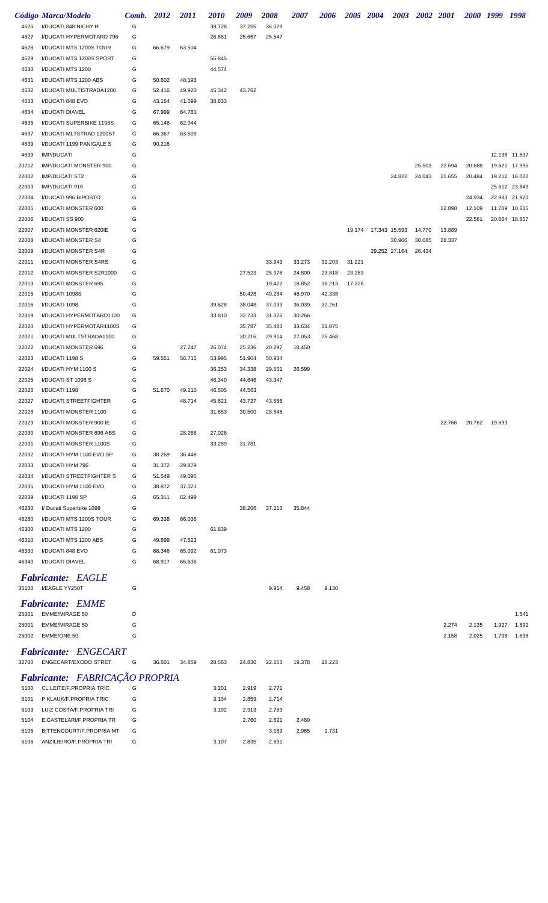| Código | Marca/Modelo | Comb. | 2012 | 2011 | 2010 | 2009 | 2008 | 2007 | 2006 | 2005 | 2004 | 2003 | 2002 | 2001 | 2000 | 1999 | 1998 |
|---|---|---|---|---|---|---|---|---|---|---|---|---|---|---|---|---|---|
| 4626 | I/DUCATI 848 NICHY H | G | | | 38.728 | 37.255 | 36.029 | | | | | | | | | | |
| 4627 | I/DUCATI HYPERMOTARD 796 | G | | | 26.881 | 25.667 | 25.547 | | | | | | | | | | |
| 4628 | I/DUCATI MTS 1200S TOUR | G | 66.679 | 63.504 | | | | | | | | | | | | | |
| 4629 | I/DUCATI MTS 1200S SPORT | G | | | 56.845 | | | | | | | | | | | | |
| 4630 | I/DUCATI MTS 1200 | G | | | 44.574 | | | | | | | | | | | | |
| 4631 | I/DUCATI MTS 1200 ABS | G | 50.602 | 48.193 | | | | | | | | | | | | | |
| 4632 | I/DUCATI MULTISTRADA1200 | G | 52.416 | 49.920 | 45.342 | 43.762 | | | | | | | | | | | |
| 4633 | I/DUCATI 848 EVO | G | 43.154 | 41.099 | 38.633 | | | | | | | | | | | | |
| 4634 | I/DUCATI DIAVEL | G | 67.999 | 64.761 | | | | | | | | | | | | | |
| 4635 | I/DUCATI SUPERBIKE 1198S | G | 65.146 | 62.044 | | | | | | | | | | | | | |
| 4637 | I/DUCATI MLTSTRAD 1200ST | G | 66.367 | 63.509 | | | | | | | | | | | | | |
| 4639 | I/DUCATI 1199 PANIGALE S | G | 90.216 | | | | | | | | | | | | | | |
| 4699 | IMP/DUCATI | G | | | | | | | | | | | | | | 12.138 | 11.637 |
| 20212 | IMP/DUCATI MONSTER 900 | G | | | | | | | | | | | 25.503 | 22.694 | 20.688 | 19.621 | 17.995 |
| 22002 | IMP/DUCATI ST2 | G | | | | | | | | | | 24.822 | 24.043 | 21.655 | 20.484 | 19.212 | 16.020 |
| 22003 | IMP/DUCATI 916 | G | | | | | | | | | | | | | | 25.612 | 23.849 |
| 22004 | I/DUCATI 996 BIPOSTO | G | | | | | | | | | | | | | 24.934 | 22.983 | 21.920 |
| 22005 | I/DUCATI MONSTER 600 | G | | | | | | | | | | | | 12.898 | 12.109 | 11.709 | 10.615 |
| 22006 | I/DUCATI SS 900 | G | | | | | | | | | | | | | 22.561 | 20.664 | 18.857 |
| 22007 | I/DUCATI MONSTER 620IE | G | | | | | | | | 19.174 | 17.343 | 15.593 | 14.770 | 13.889 | | | |
| 22008 | I/DUCATI MONSTER S4 | G | | | | | | | | | | 30.906 | 30.085 | 28.337 | | | |
| 22009 | I/DUCATI MONSTER S4R | G | | | | | | | | | 29.252 | 27.164 | 26.434 | | | | |
| 22011 | I/DUCATI MONSTER S4RS | G | | | | | 33.943 | 33.273 | 32.203 | 31.221 | | | | | | | |
| 22012 | I/DUCATI MONSTER S2R1000 | G | | | | 27.523 | 25.978 | 24.800 | 23.818 | 23.283 | | | | | | | |
| 22013 | I/DUCATI MONSTER 695 | G | | | | | 19.422 | 18.852 | 18.213 | 17.326 | | | | | | | |
| 22015 | I/DUCATI 1098S | G | | | | 50.428 | 49.284 | 46.970 | 42.338 | | | | | | | | |
| 22016 | I/DUCATI 1098 | G | | | 39.628 | 38.048 | 37.033 | 36.039 | 32.261 | | | | | | | | |
| 22019 | I/DUCATI HYPERMOTARD1100 | G | | | 33.810 | 32.733 | 31.326 | 30.266 | | | | | | | | | |
| 22020 | I/DUCATI HYPERMOTAR1100S | G | | | | 35.787 | 35.483 | 33.634 | 31.875 | | | | | | | | |
| 22021 | I/DUCATI MULTSTRADA1100 | G | | | | 30.216 | 29.914 | 27.053 | 25.468 | | | | | | | | |
| 22022 | I/DUCATI MONSTER 696 | G | | 27.247 | 26.074 | 25.236 | 20.297 | 18.450 | | | | | | | | | |
| 22023 | I/DUCATI 1198 S | G | 59.551 | 56.715 | 53.995 | 51.904 | 50.934 | | | | | | | | | | |
| 22024 | I/DUCATI HYM 1100 S | G | | | 36.253 | 34.338 | 29.501 | 26.599 | | | | | | | | | |
| 22025 | I/DUCATI ST 1098 S | G | | | 46.340 | 44.646 | 43.347 | | | | | | | | | | |
| 22026 | I/DUCATI 1198 | G | 51.670 | 49.210 | 46.505 | 44.563 | | | | | | | | | | | |
| 22027 | I/DUCATI STREETFIGHTER | G | | 48.714 | 45.821 | 43.727 | 43.556 | | | | | | | | | | |
| 22028 | I/DUCATI MONSTER 1100 | G | | | 31.653 | 30.500 | 28.845 | | | | | | | | | | |
| 22029 | I/DUCATI MONSTER 900 IE | G | | | | | | | | | | | | 22.766 | 20.762 | 19.693 | |
| 22030 | I/DUCATI MONSTER 696 ABS | G | | 28.268 | 27.026 | | | | | | | | | | | | |
| 22031 | I/DUCATI MONSTER 1100S | G | | | 33.289 | 31.781 | | | | | | | | | | | |
| 22032 | I/DUCATI HYM 1100 EVO SP | G | 38.269 | 36.448 | | | | | | | | | | | | | |
| 22033 | I/DUCATI HYM 796 | G | 31.372 | 29.879 | | | | | | | | | | | | | |
| 22034 | I/DUCATI STREETFIGHTER S | G | 51.549 | 49.095 | | | | | | | | | | | | | |
| 22035 | I/DUCATI HYM 1100 EVO | G | 38.872 | 37.021 | | | | | | | | | | | | | |
| 22039 | I/DUCATI 1198 SP | G | 65.311 | 62.499 | | | | | | | | | | | | | |
| 46230 | I/ Ducati Superbike 1098 | G | | | | 38.206 | 37.213 | 35.844 | | | | | | | | | |
| 46280 | I/DUCATI MTS 1200S TOUR | G | 69.338 | 66.036 | | | | | | | | | | | | | |
| 46300 | I/DUCATI MTS 1200 | G | | | 61.839 | | | | | | | | | | | | |
| 46310 | I/DUCATI MTS 1200 ABS | G | 49.899 | 47.523 | | | | | | | | | | | | | |
| 46330 | I/DUCATI 848 EVO | G | 68.346 | 65.092 | 61.073 | | | | | | | | | | | | |
| 46340 | I/DUCATI DIAVEL | G | 68.917 | 65.636 | | | | | | | | | | | | | |

## *Fabricante: EAGLE*

| Código | Marca/Modelo | Comb. | 2012 | 2011 | 2010 | 2009 | 2008 | 2007 | 2006 | 2005 | 2004 | 2003 | 2002 | 2001 | 2000 | 1999 | 1998 |
|---|---|---|---|---|---|---|---|---|---|---|---|---|---|---|---|---|---|
| 35100 | I/EAGLE YY250T | G | | | | | 9.914 | 9.458 | 9.130 | | | | | | | | |

## *Fabricante: EMME*

| Código | Marca/Modelo | Comb. | 2012 | 2011 | 2010 | 2009 | 2008 | 2007 | 2006 | 2005 | 2004 | 2003 | 2002 | 2001 | 2000 | 1999 | 1998 |
|---|---|---|---|---|---|---|---|---|---|---|---|---|---|---|---|---|---|
| 25001 | EMME/MIRAGE 50 | D | | | | | | | | | | | | | | | 1.541 |
| 25001 | EMME/MIRAGE 50 | G | | | | | | | | | | | | 2.274 | 2.135 | 1.927 | 1.592 |
| 25002 | EMME/ONE 50 | G | | | | | | | | | | | | 2.158 | 2.025 | 1.708 | 1.638 |

## *Fabricante: ENGECART*

| Código | Marca/Modelo | Comb. | 2012 | 2011 | 2010 | 2009 | 2008 | 2007 | 2006 | 2005 | 2004 | 2003 | 2002 | 2001 | 2000 | 1999 | 1998 |
|---|---|---|---|---|---|---|---|---|---|---|---|---|---|---|---|---|---|
| 32700 | ENGECART/EXODO STRET | G | 36.601 | 34.859 | 28.563 | 24.830 | 22.153 | 19.378 | 18.223 | | | | | | | | |

## *Fabricante: FABRICAÇÃO PROPRIA*

| Código | Marca/Modelo | Comb. | 2012 | 2011 | 2010 | 2009 | 2008 | 2007 | 2006 | 2005 | 2004 | 2003 | 2002 | 2001 | 2000 | 1999 | 1998 |
|---|---|---|---|---|---|---|---|---|---|---|---|---|---|---|---|---|---|
| 5100 | CL.LEITE/F.PROPRIA TRIC | G | | | 3.201 | 2.919 | 2.771 | | | | | | | | | | |
| 5101 | P.KLAUK/F.PROPRIA TRIC | G | | | 3.134 | 2.859 | 2.714 | | | | | | | | | | |
| 5103 | LUIZ COSTA/F.PROPRIA TRI | G | | | 3.192 | 2.913 | 2.763 | | | | | | | | | | |
| 5104 | E.CASTELARI/F.PROPRIA TR | G | | | | 2.760 | 2.621 | 2.480 | | | | | | | | | |
| 5105 | BITTENCOURT/F.PROPRIA MT | G | | | | | 3.189 | 2.965 | 1.731 | | | | | | | | |
| 5106 | ANZILIEIRO/F.PROPRIA TRI | G | | | 3.107 | 2.835 | 2.691 | | | | | | | | | | |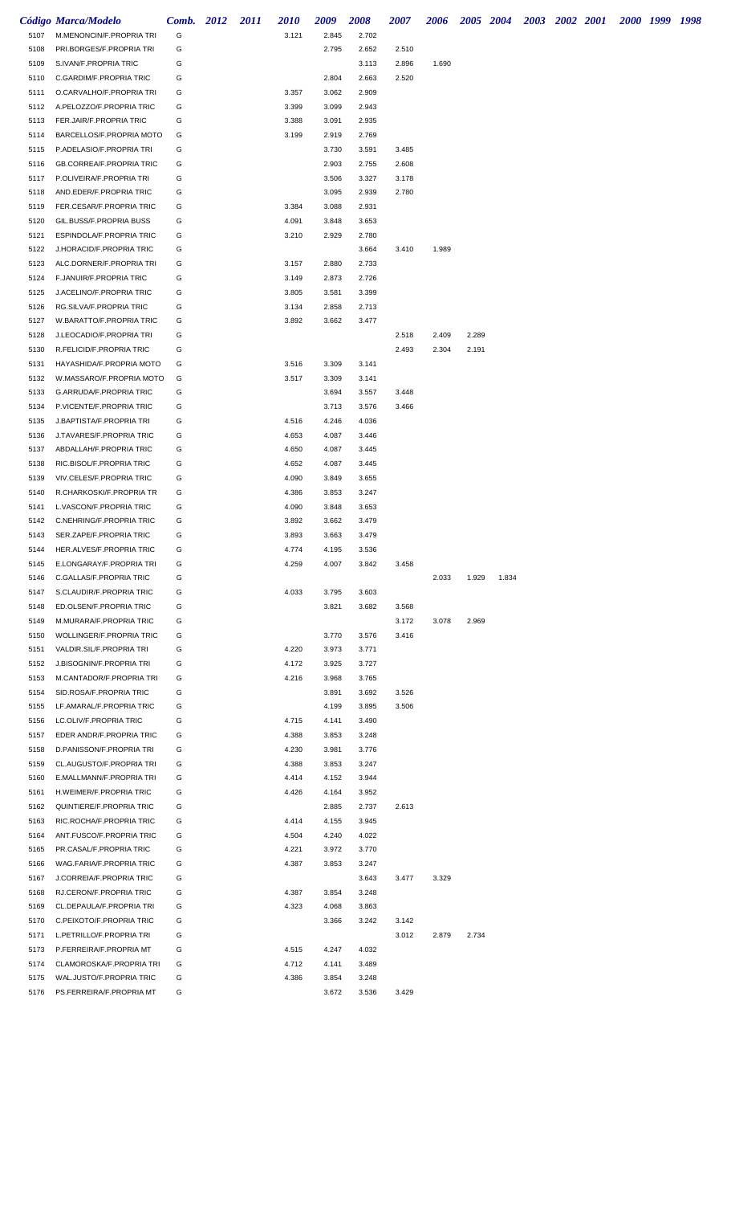| Código | Marca/Modelo | Comb. | 2012 | 2011 | 2010 | 2009 | 2008 | 2007 | 2006 | 2005 | 2004 | 2003 | 2002 | 2001 | 2000 | 1999 | 1998 |
|---|---|---|---|---|---|---|---|---|---|---|---|---|---|---|---|---|---|
| 5107 | M.MENONCIN/F.PROPRIA TRI | G | | | 3.121 | 2.845 | 2.702 | | | | | | | | | | |
| 5108 | PRI.BORGES/F.PROPRIA TRI | G | | | | 2.795 | 2.652 | 2.510 | | | | | | | | | |
| 5109 | S.IVAN/F.PROPRIA TRIC | G | | | | | 3.113 | 2.896 | 1.690 | | | | | | | | |
| 5110 | C.GARDIM/F.PROPRIA TRIC | G | | | | 2.804 | 2.663 | 2.520 | | | | | | | | | |
| 5111 | O.CARVALHO/F.PROPRIA TRI | G | | | 3.357 | 3.062 | 2.909 | | | | | | | | | | |
| 5112 | A.PELOZZO/F.PROPRIA TRIC | G | | | 3.399 | 3.099 | 2.943 | | | | | | | | | | |
| 5113 | FER.JAIR/F.PROPRIA TRIC | G | | | 3.388 | 3.091 | 2.935 | | | | | | | | | | |
| 5114 | BARCELLOS/F.PROPRIA MOTO | G | | | 3.199 | 2.919 | 2.769 | | | | | | | | | | |
| 5115 | P.ADELASIO/F.PROPRIA TRI | G | | | | 3.730 | 3.591 | 3.485 | | | | | | | | | |
| 5116 | GB.CORREA/F.PROPRIA TRIC | G | | | | 2.903 | 2.755 | 2.608 | | | | | | | | | |
| 5117 | P.OLIVEIRA/F.PROPRIA TRI | G | | | | 3.506 | 3.327 | 3.178 | | | | | | | | | |
| 5118 | AND.EDER/F.PROPRIA TRIC | G | | | | 3.095 | 2.939 | 2.780 | | | | | | | | | |
| 5119 | FER.CESAR/F.PROPRIA TRIC | G | | | 3.384 | 3.088 | 2.931 | | | | | | | | | | |
| 5120 | GIL.BUSS/F.PROPRIA BUSS | G | | | 4.091 | 3.848 | 3.653 | | | | | | | | | | |
| 5121 | ESPINDOLA/F.PROPRIA TRIC | G | | | 3.210 | 2.929 | 2.780 | | | | | | | | | | |
| 5122 | J.HORACID/F.PROPRIA TRIC | G | | | | | 3.664 | 3.410 | 1.989 | | | | | | | | |
| 5123 | ALC.DORNER/F.PROPRIA TRI | G | | | 3.157 | 2.880 | 2.733 | | | | | | | | | | |
| 5124 | F.JANUIR/F.PROPRIA TRIC | G | | | 3.149 | 2.873 | 2.726 | | | | | | | | | | |
| 5125 | J.ACELINO/F.PROPRIA TRIC | G | | | 3.805 | 3.581 | 3.399 | | | | | | | | | | |
| 5126 | RG.SILVA/F.PROPRIA TRIC | G | | | 3.134 | 2.858 | 2.713 | | | | | | | | | | |
| 5127 | W.BARATTO/F.PROPRIA TRIC | G | | | 3.892 | 3.662 | 3.477 | | | | | | | | | | |
| 5128 | J.LEOCADIO/F.PROPRIA TRI | G | | | | | | 2.518 | 2.409 | 2.289 | | | | | | | |
| 5130 | R.FELICID/F.PROPRIA TRIC | G | | | | | | 2.493 | 2.304 | 2.191 | | | | | | | |
| 5131 | HAYASHIDA/F.PROPRIA MOTO | G | | | 3.516 | 3.309 | 3.141 | | | | | | | | | | |
| 5132 | W.MASSARO/F.PROPRIA MOTO | G | | | 3.517 | 3.309 | 3.141 | | | | | | | | | | |
| 5133 | G.ARRUDA/F.PROPRIA TRIC | G | | | | 3.694 | 3.557 | 3.448 | | | | | | | | | |
| 5134 | P.VICENTE/F.PROPRIA TRIC | G | | | | 3.713 | 3.576 | 3.466 | | | | | | | | | |
| 5135 | J.BAPTISTA/F.PROPRIA TRI | G | | | 4.516 | 4.246 | 4.036 | | | | | | | | | | |
| 5136 | J.TAVARES/F.PROPRIA TRIC | G | | | 4.653 | 4.087 | 3.446 | | | | | | | | | | |
| 5137 | ABDALLAH/F.PROPRIA TRIC | G | | | 4.650 | 4.087 | 3.445 | | | | | | | | | | |
| 5138 | RIC.BISOL/F.PROPRIA TRIC | G | | | 4.652 | 4.087 | 3.445 | | | | | | | | | | |
| 5139 | VIV.CELES/F.PROPRIA TRIC | G | | | 4.090 | 3.849 | 3.655 | | | | | | | | | | |
| 5140 | R.CHARKOSKI/F.PROPRIA TR | G | | | 4.386 | 3.853 | 3.247 | | | | | | | | | | |
| 5141 | L.VASCON/F.PROPRIA TRIC | G | | | 4.090 | 3.848 | 3.653 | | | | | | | | | | |
| 5142 | C.NEHRING/F.PROPRIA TRIC | G | | | 3.892 | 3.662 | 3.479 | | | | | | | | | | |
| 5143 | SER.ZAPE/F.PROPRIA TRIC | G | | | 3.893 | 3.663 | 3.479 | | | | | | | | | | |
| 5144 | HER.ALVES/F.PROPRIA TRIC | G | | | 4.774 | 4.195 | 3.536 | | | | | | | | | | |
| 5145 | E.LONGARAY/F.PROPRIA TRI | G | | | 4.259 | 4.007 | 3.842 | 3.458 | | | | | | | | | |
| 5146 | C.GALLAS/F.PROPRIA TRIC | G | | | | | | | 2.033 | 1.929 | 1.834 | | | | | | |
| 5147 | S.CLAUDIR/F.PROPRIA TRIC | G | | | 4.033 | 3.795 | 3.603 | | | | | | | | | | |
| 5148 | ED.OLSEN/F.PROPRIA TRIC | G | | | | 3.821 | 3.682 | 3.568 | | | | | | | | | |
| 5149 | M.MURARA/F.PROPRIA TRIC | G | | | | | | 3.172 | 3.078 | 2.969 | | | | | | | |
| 5150 | WOLLINGER/F.PROPRIA TRIC | G | | | | 3.770 | 3.576 | 3.416 | | | | | | | | | |
| 5151 | VALDIR.SIL/F.PROPRIA TRI | G | | | 4.220 | 3.973 | 3.771 | | | | | | | | | | |
| 5152 | J.BISOGNIN/F.PROPRIA TRI | G | | | 4.172 | 3.925 | 3.727 | | | | | | | | | | |
| 5153 | M.CANTADOR/F.PROPRIA TRI | G | | | 4.216 | 3.968 | 3.765 | | | | | | | | | | |
| 5154 | SID.ROSA/F.PROPRIA TRIC | G | | | | 3.891 | 3.692 | 3.526 | | | | | | | | | |
| 5155 | LF.AMARAL/F.PROPRIA TRIC | G | | | | 4.199 | 3.895 | 3.506 | | | | | | | | | |
| 5156 | LC.OLIV/F.PROPRIA TRIC | G | | | 4.715 | 4.141 | 3.490 | | | | | | | | | | |
| 5157 | EDER ANDR/F.PROPRIA TRIC | G | | | 4.388 | 3.853 | 3.248 | | | | | | | | | | |
| 5158 | D.PANISSON/F.PROPRIA TRI | G | | | 4.230 | 3.981 | 3.776 | | | | | | | | | | |
| 5159 | CL.AUGUSTO/F.PROPRIA TRI | G | | | 4.388 | 3.853 | 3.247 | | | | | | | | | | |
| 5160 | E.MALLMANN/F.PROPRIA TRI | G | | | 4.414 | 4.152 | 3.944 | | | | | | | | | | |
| 5161 | H.WEIMER/F.PROPRIA TRIC | G | | | 4.426 | 4.164 | 3.952 | | | | | | | | | | |
| 5162 | QUINTIERE/F.PROPRIA TRIC | G | | | | 2.885 | 2.737 | 2.613 | | | | | | | | | |
| 5163 | RIC.ROCHA/F.PROPRIA TRIC | G | | | 4.414 | 4.155 | 3.945 | | | | | | | | | | |
| 5164 | ANT.FUSCO/F.PROPRIA TRIC | G | | | 4.504 | 4.240 | 4.022 | | | | | | | | | | |
| 5165 | PR.CASAL/F.PROPRIA TRIC | G | | | 4.221 | 3.972 | 3.770 | | | | | | | | | | |
| 5166 | WAG.FARIA/F.PROPRIA TRIC | G | | | 4.387 | 3.853 | 3.247 | | | | | | | | | | |
| 5167 | J.CORREIA/F.PROPRIA TRIC | G | | | | | 3.643 | 3.477 | 3.329 | | | | | | | | |
| 5168 | RJ.CERON/F.PROPRIA TRIC | G | | | 4.387 | 3.854 | 3.248 | | | | | | | | | | |
| 5169 | CL.DEPAULA/F.PROPRIA TRI | G | | | 4.323 | 4.068 | 3.863 | | | | | | | | | | |
| 5170 | C.PEIXOTO/F.PROPRIA TRIC | G | | | | 3.366 | 3.242 | 3.142 | | | | | | | | | |
| 5171 | L.PETRILLO/F.PROPRIA TRI | G | | | | | | 3.012 | 2.879 | 2.734 | | | | | | | |
| 5173 | P.FERREIRA/F.PROPRIA MT | G | | | 4.515 | 4.247 | 4.032 | | | | | | | | | | |
| 5174 | CLAMOROSKA/F.PROPRIA TRI | G | | | 4.712 | 4.141 | 3.489 | | | | | | | | | | |
| 5175 | WAL.JUSTO/F.PROPRIA TRIC | G | | | 4.386 | 3.854 | 3.248 | | | | | | | | | | |
| 5176 | PS.FERREIRA/F.PROPRIA MT | G | | | | 3.672 | 3.536 | 3.429 | | | | | | | | | |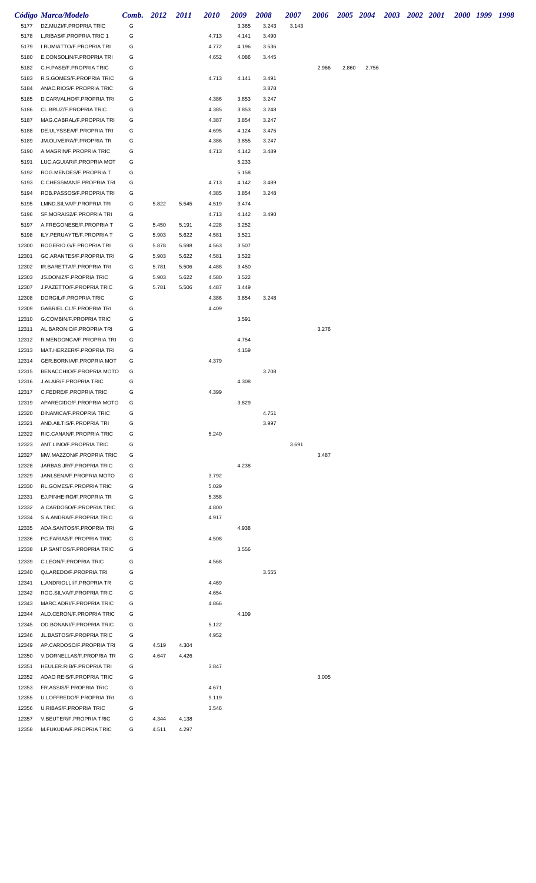| Código | Marca/Modelo | Comb. | 2012 | 2011 | 2010 | 2009 | 2008 | 2007 | 2006 | 2005 | 2004 | 2003 | 2002 | 2001 | 2000 | 1999 | 1998 |
|---|---|---|---|---|---|---|---|---|---|---|---|---|---|---|---|---|---|
| 5177 | DZ.MUZI/F.PROPRIA TRIC | G | | | | 3.365 | 3.243 | 3.143 | | | | | | | | | |
| 5178 | L.RIBAS/F.PROPRIA TRIC 1 | G | | | 4.713 | 4.141 | 3.490 | | | | | | | | | | |
| 5179 | I.RUMIATTO/F.PROPRIA TRI | G | | | 4.772 | 4.196 | 3.536 | | | | | | | | | | |
| 5180 | E.CONSOLIN/F.PROPRIA TRI | G | | | 4.652 | 4.086 | 3.445 | | | | | | | | | | |
| 5182 | C.H.PASE/F.PROPRIA TRIC | G | | | | | | | 2.966 | 2.860 | 2.756 | | | | | | |
| 5183 | R.S.GOMES/F.PROPRIA TRIC | G | | | 4.713 | 4.141 | 3.491 | | | | | | | | | | |
| 5184 | ANAC.RIOS/F.PROPRIA TRIC | G | | | | | 3.878 | | | | | | | | | | |
| 5185 | D.CARVALHO/F.PROPRIA TRI | G | | | 4.386 | 3.853 | 3.247 | | | | | | | | | | |
| 5186 | CL.BRUZ/F.PROPRIA TRIC | G | | | 4.385 | 3.853 | 3.248 | | | | | | | | | | |
| 5187 | MAG.CABRAL/F.PROPRIA TRI | G | | | 4.387 | 3.854 | 3.247 | | | | | | | | | | |
| 5188 | DE.ULYSSEA/F.PROPRIA TRI | G | | | 4.695 | 4.124 | 3.475 | | | | | | | | | | |
| 5189 | JM.OLIVEIRA/F.PROPRIA TR | G | | | 4.386 | 3.855 | 3.247 | | | | | | | | | | |
| 5190 | A.MAGRIN/F.PROPRIA TRIC | G | | | 4.713 | 4.142 | 3.489 | | | | | | | | | | |
| 5191 | LUC.AGUIAR/F.PROPRIA MOT | G | | | | 5.233 | | | | | | | | | | | |
| 5192 | ROG.MENDES/F.PROPRIA T | G | | | | 5.158 | | | | | | | | | | | |
| 5193 | C.CHESSMAN/F.PROPRIA TRI | G | | | 4.713 | 4.142 | 3.489 | | | | | | | | | | |
| 5194 | ROB.PASSOS/F.PROPRIA TRI | G | | | 4.385 | 3.854 | 3.248 | | | | | | | | | | |
| 5195 | LMND.SILVA/F.PROPRIA TRI | G | 5.822 | 5.545 | 4.519 | 3.474 | | | | | | | | | | | |
| 5196 | SF.MORAIS2/F.PROPRIA TRI | G | | | 4.713 | 4.142 | 3.490 | | | | | | | | | | |
| 5197 | A.FREGONESE/F.PROPRIA T | G | 5.450 | 5.191 | 4.228 | 3.252 | | | | | | | | | | | |
| 5198 | ILY.PERUAYTE/F.PROPRIA T | G | 5.903 | 5.622 | 4.581 | 3.521 | | | | | | | | | | | |
| 12300 | ROGERIO.G/F.PROPRIA TRI | G | 5.878 | 5.598 | 4.563 | 3.507 | | | | | | | | | | | |
| 12301 | GC.ARANTES/F.PROPRIA TRI | G | 5.903 | 5.622 | 4.581 | 3.522 | | | | | | | | | | | |
| 12302 | IR.BARETTA/F.PROPRIA TRI | G | 5.781 | 5.506 | 4.488 | 3.450 | | | | | | | | | | | |
| 12303 | JS.DONIZ/F.PROPRIA TRIC | G | 5.903 | 5.622 | 4.580 | 3.522 | | | | | | | | | | | |
| 12307 | J.PAZETTO/F.PROPRIA TRIC | G | 5.781 | 5.506 | 4.487 | 3.449 | | | | | | | | | | | |
| 12308 | DORGIL/F.PROPRIA TRIC | G | | | 4.386 | 3.854 | 3.248 | | | | | | | | | | |
| 12309 | GABRIEL CL/F.PROPRIA TRI | G | | | 4.409 | | | | | | | | | | | | |
| 12310 | G.COMBIN/F.PROPRIA TRIC | G | | | | 3.591 | | | | | | | | | | | |
| 12311 | AL.BARONIO/F.PROPRIA TRI | G | | | | | | | 3.276 | | | | | | | | |
| 12312 | R.MENDONCA/F.PROPRIA TRI | G | | | | 4.754 | | | | | | | | | | | |
| 12313 | MAT.HERZER/F.PROPRIA TRI | G | | | | 4.159 | | | | | | | | | | | |
| 12314 | GER.BORNIA/F.PROPRIA MOT | G | | | 4.379 | | | | | | | | | | | | |
| 12315 | BENACCHIO/F.PROPRIA MOTO | G | | | | | 3.708 | | | | | | | | | | |
| 12316 | J.ALAIR/F.PROPRIA TRIC | G | | | | 4.308 | | | | | | | | | | | |
| 12317 | C.FEDRE/F.PROPRIA TRIC | G | | | 4.399 | | | | | | | | | | | | |
| 12319 | APARECIDO/F.PROPRIA MOTO | G | | | | 3.829 | | | | | | | | | | | |
| 12320 | DINAMICA/F.PROPRIA TRIC | G | | | | | 4.751 | | | | | | | | | | |
| 12321 | AND.AILTIS/F.PROPRIA TRI | G | | | | | 3.997 | | | | | | | | | | |
| 12322 | RIC.CANAN/F.PROPRIA TRIC | G | | | 5.240 | | | | | | | | | | | | |
| 12323 | ANT.LINO/F.PROPRIA TRIC | G | | | | | | 3.691 | | | | | | | | | |
| 12327 | MW.MAZZON/F.PROPRIA TRIC | G | | | | | | | 3.487 | | | | | | | | |
| 12328 | JARBAS JR/F.PROPRIA TRIC | G | | | | 4.238 | | | | | | | | | | | |
| 12329 | JANI.SENA/F.PROPRIA MOTO | G | | | 3.792 | | | | | | | | | | | | |
| 12330 | RL.GOMES/F.PROPRIA TRIC | G | | | 5.029 | | | | | | | | | | | | |
| 12331 | EJ.PINHEIRO/F.PROPRIA TR | G | | | 5.358 | | | | | | | | | | | | |
| 12332 | A.CARDOSO/F.PROPRIA TRIC | G | | | 4.800 | | | | | | | | | | | | |
| 12334 | S.A.ANDRA/F.PROPRIA TRIC | G | | | 4.917 | | | | | | | | | | | | |
| 12335 | ADA.SANTOS/F.PROPRIA TRI | G | | | | 4.938 | | | | | | | | | | | |
| 12336 | PC.FARIAS/F.PROPRIA TRIC | G | | | 4.508 | | | | | | | | | | | | |
| 12338 | LP.SANTOS/F.PROPRIA TRIC | G | | | | 3.556 | | | | | | | | | | | |
| 12339 | C.LEON/F.PROPRIA TRIC | G | | | 4.568 | | | | | | | | | | | | |
| 12340 | Q.LAREDO/F.PROPRIA TRI | G | | | | | 3.555 | | | | | | | | | | |
| 12341 | L.ANDRIOLLI/F.PROPRIA TR | G | | | 4.469 | | | | | | | | | | | | |
| 12342 | ROG.SILVA/F.PROPRIA TRIC | G | | | 4.654 | | | | | | | | | | | | |
| 12343 | MARC.ADRI/F.PROPRIA TRIC | G | | | 4.866 | | | | | | | | | | | | |
| 12344 | ALD.CERON/F.PROPRIA TRIC | G | | | | 4.109 | | | | | | | | | | | |
| 12345 | OD.BONANI/F.PROPRIA TRIC | G | | | 5.122 | | | | | | | | | | | | |
| 12346 | JL.BASTOS/F.PROPRIA TRIC | G | | | 4.952 | | | | | | | | | | | | |
| 12349 | AP.CARDOSO/F.PROPRIA TRI | G | 4.519 | 4.304 | | | | | | | | | | | | | |
| 12350 | V.DORNELLAS/F.PROPRIA TR | G | 4.647 | 4.426 | | | | | | | | | | | | | |
| 12351 | HEULER.RIB/F.PROPRIA TRI | G | | | 3.847 | | | | | | | | | | | | |
| 12352 | ADAO REIS/F.PROPRIA TRIC | G | | | | | | | 3.005 | | | | | | | | |
| 12353 | FR.ASSIS/F.PROPRIA TRIC | G | | | 4.671 | | | | | | | | | | | | |
| 12355 | U.LOFFREDO/F.PROPRIA TRI | G | | | 9.119 | | | | | | | | | | | | |
| 12356 | U.RIBAS/F.PROPRIA TRIC | G | | | 3.546 | | | | | | | | | | | | |
| 12357 | V.BEUTER/F.PROPRIA TRIC | G | 4.344 | 4.138 | | | | | | | | | | | | | |
| 12358 | M.FUKUDA/F.PROPRIA TRIC | G | 4.511 | 4.297 | | | | | | | | | | | | | |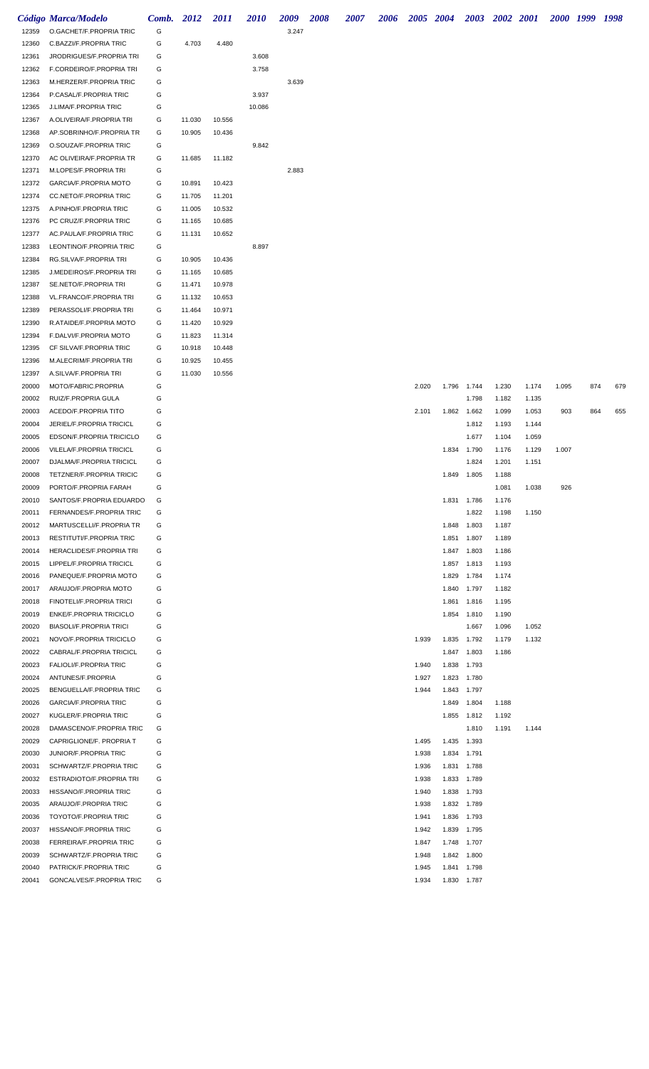| Código | Marca/Modelo | Comb. | 2012 | 2011 | 2010 | 2009 | 2008 | 2007 | 2006 | 2005 | 2004 | 2003 | 2002 | 2001 | 2000 | 1999 | 1998 |
|---|---|---|---|---|---|---|---|---|---|---|---|---|---|---|---|---|---|
| 12359 | O.GACHET/F.PROPRIA TRIC | G | | | | 3.247 | | | | | | | | | | | |
| 12360 | C.BAZZI/F.PROPRIA TRIC | G | 4.703 | 4.480 | | | | | | | | | | | | | |
| 12361 | JRODRIGUES/F.PROPRIA TRI | G | | | 3.608 | | | | | | | | | | | | |
| 12362 | F.CORDEIRO/F.PROPRIA TRI | G | | | 3.758 | | | | | | | | | | | | |
| 12363 | M.HERZER/F.PROPRIA TRIC | G | | | | 3.639 | | | | | | | | | | | |
| 12364 | P.CASAL/F.PROPRIA TRIC | G | | | 3.937 | | | | | | | | | | | | |
| 12365 | J.LIMA/F.PROPRIA TRIC | G | | | 10.086 | | | | | | | | | | | | |
| 12367 | A.OLIVEIRA/F.PROPRIA TRI | G | 11.030 | 10.556 | | | | | | | | | | | | | |
| 12368 | AP.SOBRINHO/F.PROPRIA TR | G | 10.905 | 10.436 | | | | | | | | | | | | | |
| 12369 | O.SOUZA/F.PROPRIA TRIC | G | | | 9.842 | | | | | | | | | | | | |
| 12370 | AC OLIVEIRA/F.PROPRIA TR | G | 11.685 | 11.182 | | | | | | | | | | | | | |
| 12371 | M.LOPES/F.PROPRIA TRI | G | | | | 2.883 | | | | | | | | | | | |
| 12372 | GARCIA/F.PROPRIA MOTO | G | 10.891 | 10.423 | | | | | | | | | | | | | |
| 12374 | CC.NETO/F.PROPRIA TRIC | G | 11.705 | 11.201 | | | | | | | | | | | | | |
| 12375 | A.PINHO/F.PROPRIA TRIC | G | 11.005 | 10.532 | | | | | | | | | | | | | |
| 12376 | PC CRUZ/F.PROPRIA TRIC | G | 11.165 | 10.685 | | | | | | | | | | | | | |
| 12377 | AC.PAULA/F.PROPRIA TRIC | G | 11.131 | 10.652 | | | | | | | | | | | | | |
| 12383 | LEONTINO/F.PROPRIA TRIC | G | | | 8.897 | | | | | | | | | | | | |
| 12384 | RG.SILVA/F.PROPRIA TRI | G | 10.905 | 10.436 | | | | | | | | | | | | | |
| 12385 | J.MEDEIROS/F.PROPRIA TRI | G | 11.165 | 10.685 | | | | | | | | | | | | | |
| 12387 | SE.NETO/F.PROPRIA TRI | G | 11.471 | 10.978 | | | | | | | | | | | | | |
| 12388 | VL.FRANCO/F.PROPRIA TRI | G | 11.132 | 10.653 | | | | | | | | | | | | | |
| 12389 | PERASSOLI/F.PROPRIA TRI | G | 11.464 | 10.971 | | | | | | | | | | | | | |
| 12390 | R.ATAIDE/F.PROPRIA MOTO | G | 11.420 | 10.929 | | | | | | | | | | | | | |
| 12394 | F.DALVI/F.PROPRIA MOTO | G | 11.823 | 11.314 | | | | | | | | | | | | | |
| 12395 | CF SILVA/F.PROPRIA TRIC | G | 10.918 | 10.448 | | | | | | | | | | | | | |
| 12396 | M.ALECRIM/F.PROPRIA TRI | G | 10.925 | 10.455 | | | | | | | | | | | | | |
| 12397 | A.SILVA/F.PROPRIA TRI | G | 11.030 | 10.556 | | | | | | | | | | | | | |
| 20000 | MOTO/FABRIC.PROPRIA | G | | | | | | | | 2.020 | 1.796 | 1.744 | 1.230 | 1.174 | 1.095 | 874 | 679 |
| 20002 | RUIZ/F.PROPRIA GULA | G | | | | | | | | | | 1.798 | 1.182 | 1.135 | | | |
| 20003 | ACEDO/F.PROPRIA TITO | G | | | | | | | | 2.101 | 1.862 | 1.662 | 1.099 | 1.053 | 903 | 864 | 655 |
| 20004 | JERIEL/F.PROPRIA TRICICL | G | | | | | | | | | | 1.812 | 1.193 | 1.144 | | | |
| 20005 | EDSON/F.PROPRIA TRICICLO | G | | | | | | | | | | 1.677 | 1.104 | 1.059 | | | |
| 20006 | VILELA/F.PROPRIA TRICICL | G | | | | | | | | | 1.834 | 1.790 | 1.176 | 1.129 | 1.007 | | |
| 20007 | DJALMA/F.PROPRIA TRICICL | G | | | | | | | | | | 1.824 | 1.201 | 1.151 | | | |
| 20008 | TETZNER/F.PROPRIA TRICIC | G | | | | | | | | | 1.849 | 1.805 | 1.188 | | | | |
| 20009 | PORTO/F.PROPRIA FARAH | G | | | | | | | | | | | 1.081 | 1.038 | 926 | | |
| 20010 | SANTOS/F.PROPRIA EDUARDO | G | | | | | | | | | 1.831 | 1.786 | 1.176 | | | | |
| 20011 | FERNANDES/F.PROPRIA TRIC | G | | | | | | | | | | 1.822 | 1.198 | 1.150 | | | |
| 20012 | MARTUSCELLI/F.PROPRIA TR | G | | | | | | | | | 1.848 | 1.803 | 1.187 | | | | |
| 20013 | RESTITUTI/F.PROPRIA TRIC | G | | | | | | | | | 1.851 | 1.807 | 1.189 | | | | |
| 20014 | HERACLIDES/F.PROPRIA TRI | G | | | | | | | | | 1.847 | 1.803 | 1.186 | | | | |
| 20015 | LIPPEL/F.PROPRIA TRICICL | G | | | | | | | | | 1.857 | 1.813 | 1.193 | | | | |
| 20016 | PANEQUE/F.PROPRIA MOTO | G | | | | | | | | | 1.829 | 1.784 | 1.174 | | | | |
| 20017 | ARAUJO/F.PROPRIA MOTO | G | | | | | | | | | 1.840 | 1.797 | 1.182 | | | | |
| 20018 | FINOTELI/F.PROPRIA TRICI | G | | | | | | | | | 1.861 | 1.816 | 1.195 | | | | |
| 20019 | ENKE/F.PROPRIA TRICICLO | G | | | | | | | | | 1.854 | 1.810 | 1.190 | | | | |
| 20020 | BIASOLI/F.PROPRIA TRICI | G | | | | | | | | | | 1.667 | 1.096 | 1.052 | | | |
| 20021 | NOVO/F.PROPRIA TRICICLO | G | | | | | | | | 1.939 | 1.835 | 1.792 | 1.179 | 1.132 | | | |
| 20022 | CABRAL/F.PROPRIA TRICICL | G | | | | | | | | | 1.847 | 1.803 | 1.186 | | | | |
| 20023 | FALIOLI/F.PROPRIA TRIC | G | | | | | | | | 1.940 | 1.838 | 1.793 | | | | | |
| 20024 | ANTUNES/F.PROPRIA | G | | | | | | | | 1.927 | 1.823 | 1.780 | | | | | |
| 20025 | BENGUELLA/F.PROPRIA TRIC | G | | | | | | | | 1.944 | 1.843 | 1.797 | | | | | |
| 20026 | GARCIA/F.PROPRIA TRIC | G | | | | | | | | | 1.849 | 1.804 | 1.188 | | | | |
| 20027 | KUGLER/F.PROPRIA TRIC | G | | | | | | | | | 1.855 | 1.812 | 1.192 | | | | |
| 20028 | DAMASCENO/F.PROPRIA TRIC | G | | | | | | | | | | 1.810 | 1.191 | 1.144 | | | |
| 20029 | CAPRIGLIONE/F. PROPRIA T | G | | | | | | | | 1.495 | 1.435 | 1.393 | | | | | |
| 20030 | JUNIOR/F.PROPRIA TRIC | G | | | | | | | | 1.938 | 1.834 | 1.791 | | | | | |
| 20031 | SCHWARTZ/F.PROPRIA TRIC | G | | | | | | | | 1.936 | 1.831 | 1.788 | | | | | |
| 20032 | ESTRADIOTO/F.PROPRIA TRI | G | | | | | | | | 1.938 | 1.833 | 1.789 | | | | | |
| 20033 | HISSANO/F.PROPRIA TRIC | G | | | | | | | | 1.940 | 1.838 | 1.793 | | | | | |
| 20035 | ARAUJO/F.PROPRIA TRIC | G | | | | | | | | 1.938 | 1.832 | 1.789 | | | | | |
| 20036 | TOYOTO/F.PROPRIA TRIC | G | | | | | | | | 1.941 | 1.836 | 1.793 | | | | | |
| 20037 | HISSANO/F.PROPRIA TRIC | G | | | | | | | | 1.942 | 1.839 | 1.795 | | | | | |
| 20038 | FERREIRA/F.PROPRIA TRIC | G | | | | | | | | 1.847 | 1.748 | 1.707 | | | | | |
| 20039 | SCHWARTZ/F.PROPRIA TRIC | G | | | | | | | | 1.948 | 1.842 | 1.800 | | | | | |
| 20040 | PATRICK/F.PROPRIA TRIC | G | | | | | | | | 1.945 | 1.841 | 1.798 | | | | | |
| 20041 | GONCALVES/F.PROPRIA TRIC | G | | | | | | | | 1.934 | 1.830 | 1.787 | | | | | |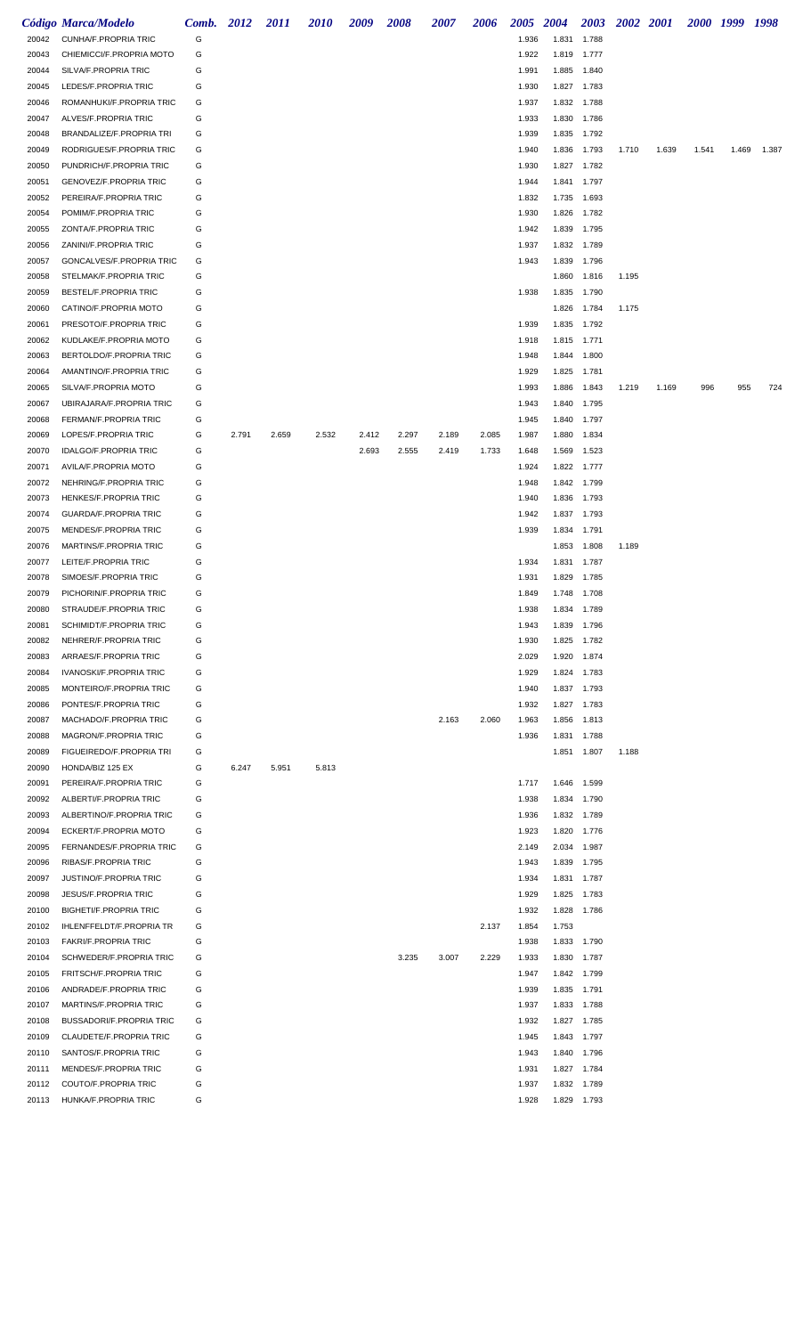| Código | Marca/Modelo | Comb. | 2012 | 2011 | 2010 | 2009 | 2008 | 2007 | 2006 | 2005 | 2004 | 2003 | 2002 | 2001 | 2000 | 1999 | 1998 |
|---|---|---|---|---|---|---|---|---|---|---|---|---|---|---|---|---|---|
| 20042 | CUNHA/F.PROPRIA TRIC | G | | | | | | | | 1.936 | 1.831 | 1.788 | | | | | |
| 20043 | CHIEMICCI/F.PROPRIA MOTO | G | | | | | | | | 1.922 | 1.819 | 1.777 | | | | | |
| 20044 | SILVA/F.PROPRIA TRIC | G | | | | | | | | 1.991 | 1.885 | 1.840 | | | | | |
| 20045 | LEDES/F.PROPRIA TRIC | G | | | | | | | | 1.930 | 1.827 | 1.783 | | | | | |
| 20046 | ROMANHUKI/F.PROPRIA TRIC | G | | | | | | | | 1.937 | 1.832 | 1.788 | | | | | |
| 20047 | ALVES/F.PROPRIA TRIC | G | | | | | | | | 1.933 | 1.830 | 1.786 | | | | | |
| 20048 | BRANDALIZE/F.PROPRIA TRI | G | | | | | | | | 1.939 | 1.835 | 1.792 | | | | | |
| 20049 | RODRIGUES/F.PROPRIA TRIC | G | | | | | | | | 1.940 | 1.836 | 1.793 | 1.710 | 1.639 | 1.541 | 1.469 | 1.387 |
| 20050 | PUNDRICH/F.PROPRIA TRIC | G | | | | | | | | 1.930 | 1.827 | 1.782 | | | | | |
| 20051 | GENOVEZ/F.PROPRIA TRIC | G | | | | | | | | 1.944 | 1.841 | 1.797 | | | | | |
| 20052 | PEREIRA/F.PROPRIA TRIC | G | | | | | | | | 1.832 | 1.735 | 1.693 | | | | | |
| 20054 | POMIM/F.PROPRIA TRIC | G | | | | | | | | 1.930 | 1.826 | 1.782 | | | | | |
| 20055 | ZONTA/F.PROPRIA TRIC | G | | | | | | | | 1.942 | 1.839 | 1.795 | | | | | |
| 20056 | ZANINI/F.PROPRIA TRIC | G | | | | | | | | 1.937 | 1.832 | 1.789 | | | | | |
| 20057 | GONCALVES/F.PROPRIA TRIC | G | | | | | | | | 1.943 | 1.839 | 1.796 | | | | | |
| 20058 | STELMAK/F.PROPRIA TRIC | G | | | | | | | | | 1.860 | 1.816 | 1.195 | | | | |
| 20059 | BESTEL/F.PROPRIA TRIC | G | | | | | | | | 1.938 | 1.835 | 1.790 | | | | | |
| 20060 | CATINO/F.PROPRIA MOTO | G | | | | | | | | | 1.826 | 1.784 | 1.175 | | | | |
| 20061 | PRESOTO/F.PROPRIA TRIC | G | | | | | | | | 1.939 | 1.835 | 1.792 | | | | | |
| 20062 | KUDLAKE/F.PROPRIA MOTO | G | | | | | | | | 1.918 | 1.815 | 1.771 | | | | | |
| 20063 | BERTOLDO/F.PROPRIA TRIC | G | | | | | | | | 1.948 | 1.844 | 1.800 | | | | | |
| 20064 | AMANTINO/F.PROPRIA TRIC | G | | | | | | | | 1.929 | 1.825 | 1.781 | | | | | |
| 20065 | SILVA/F.PROPRIA MOTO | G | | | | | | | | 1.993 | 1.886 | 1.843 | 1.219 | 1.169 | 996 | 955 | 724 |
| 20067 | UBIRAJARA/F.PROPRIA TRIC | G | | | | | | | | 1.943 | 1.840 | 1.795 | | | | | |
| 20068 | FERMAN/F.PROPRIA TRIC | G | | | | | | | | 1.945 | 1.840 | 1.797 | | | | | |
| 20069 | LOPES/F.PROPRIA TRIC | G | 2.791 | 2.659 | 2.532 | 2.412 | 2.297 | 2.189 | 2.085 | 1.987 | 1.880 | 1.834 | | | | | |
| 20070 | IDALGO/F.PROPRIA TRIC | G | | | | 2.693 | 2.555 | 2.419 | 1.733 | 1.648 | 1.569 | 1.523 | | | | | |
| 20071 | AVILA/F.PROPRIA MOTO | G | | | | | | | | 1.924 | 1.822 | 1.777 | | | | | |
| 20072 | NEHRING/F.PROPRIA TRIC | G | | | | | | | | 1.948 | 1.842 | 1.799 | | | | | |
| 20073 | HENKES/F.PROPRIA TRIC | G | | | | | | | | 1.940 | 1.836 | 1.793 | | | | | |
| 20074 | GUARDA/F.PROPRIA TRIC | G | | | | | | | | 1.942 | 1.837 | 1.793 | | | | | |
| 20075 | MENDES/F.PROPRIA TRIC | G | | | | | | | | 1.939 | 1.834 | 1.791 | | | | | |
| 20076 | MARTINS/F.PROPRIA TRIC | G | | | | | | | | | 1.853 | 1.808 | 1.189 | | | | |
| 20077 | LEITE/F.PROPRIA TRIC | G | | | | | | | | 1.934 | 1.831 | 1.787 | | | | | |
| 20078 | SIMOES/F.PROPRIA TRIC | G | | | | | | | | 1.931 | 1.829 | 1.785 | | | | | |
| 20079 | PICHORIN/F.PROPRIA TRIC | G | | | | | | | | 1.849 | 1.748 | 1.708 | | | | | |
| 20080 | STRAUDE/F.PROPRIA TRIC | G | | | | | | | | 1.938 | 1.834 | 1.789 | | | | | |
| 20081 | SCHIMIDT/F.PROPRIA TRIC | G | | | | | | | | 1.943 | 1.839 | 1.796 | | | | | |
| 20082 | NEHRER/F.PROPRIA TRIC | G | | | | | | | | 1.930 | 1.825 | 1.782 | | | | | |
| 20083 | ARRAES/F.PROPRIA TRIC | G | | | | | | | | 2.029 | 1.920 | 1.874 | | | | | |
| 20084 | IVANOSKI/F.PROPRIA TRIC | G | | | | | | | | 1.929 | 1.824 | 1.783 | | | | | |
| 20085 | MONTEIRO/F.PROPRIA TRIC | G | | | | | | | | 1.940 | 1.837 | 1.793 | | | | | |
| 20086 | PONTES/F.PROPRIA TRIC | G | | | | | | | | 1.932 | 1.827 | 1.783 | | | | | |
| 20087 | MACHADO/F.PROPRIA TRIC | G | | | | | | 2.163 | 2.060 | 1.963 | 1.856 | 1.813 | | | | | |
| 20088 | MAGRON/F.PROPRIA TRIC | G | | | | | | | | 1.936 | 1.831 | 1.788 | | | | | |
| 20089 | FIGUEIREDO/F.PROPRIA TRI | G | | | | | | | | | 1.851 | 1.807 | 1.188 | | | | |
| 20090 | HONDA/BIZ 125 EX | G | 6.247 | 5.951 | 5.813 | | | | | | | | | | | | |
| 20091 | PEREIRA/F.PROPRIA TRIC | G | | | | | | | | 1.717 | 1.646 | 1.599 | | | | | |
| 20092 | ALBERTI/F.PROPRIA TRIC | G | | | | | | | | 1.938 | 1.834 | 1.790 | | | | | |
| 20093 | ALBERTINO/F.PROPRIA TRIC | G | | | | | | | | 1.936 | 1.832 | 1.789 | | | | | |
| 20094 | ECKERT/F.PROPRIA MOTO | G | | | | | | | | 1.923 | 1.820 | 1.776 | | | | | |
| 20095 | FERNANDES/F.PROPRIA TRIC | G | | | | | | | | 2.149 | 2.034 | 1.987 | | | | | |
| 20096 | RIBAS/F.PROPRIA TRIC | G | | | | | | | | 1.943 | 1.839 | 1.795 | | | | | |
| 20097 | JUSTINO/F.PROPRIA TRIC | G | | | | | | | | 1.934 | 1.831 | 1.787 | | | | | |
| 20098 | JESUS/F.PROPRIA TRIC | G | | | | | | | | 1.929 | 1.825 | 1.783 | | | | | |
| 20100 | BIGHETI/F.PROPRIA TRIC | G | | | | | | | | 1.932 | 1.828 | 1.786 | | | | | |
| 20102 | IHLENFFELDT/F.PROPRIA TR | G | | | | | | | 2.137 | 1.854 | 1.753 | | | | | | |
| 20103 | FAKRI/F.PROPRIA TRIC | G | | | | | | | | 1.938 | 1.833 | 1.790 | | | | | |
| 20104 | SCHWEDER/F.PROPRIA TRIC | G | | | | | 3.235 | 3.007 | 2.229 | 1.933 | 1.830 | 1.787 | | | | | |
| 20105 | FRITSCH/F.PROPRIA TRIC | G | | | | | | | | 1.947 | 1.842 | 1.799 | | | | | |
| 20106 | ANDRADE/F.PROPRIA TRIC | G | | | | | | | | 1.939 | 1.835 | 1.791 | | | | | |
| 20107 | MARTINS/F.PROPRIA TRIC | G | | | | | | | | 1.937 | 1.833 | 1.788 | | | | | |
| 20108 | BUSSADORI/F.PROPRIA TRIC | G | | | | | | | | 1.932 | 1.827 | 1.785 | | | | | |
| 20109 | CLAUDETE/F.PROPRIA TRIC | G | | | | | | | | 1.945 | 1.843 | 1.797 | | | | | |
| 20110 | SANTOS/F.PROPRIA TRIC | G | | | | | | | | 1.943 | 1.840 | 1.796 | | | | | |
| 20111 | MENDES/F.PROPRIA TRIC | G | | | | | | | | 1.931 | 1.827 | 1.784 | | | | | |
| 20112 | COUTO/F.PROPRIA TRIC | G | | | | | | | | 1.937 | 1.832 | 1.789 | | | | | |
| 20113 | HUNKA/F.PROPRIA TRIC | G | | | | | | | | 1.928 | 1.829 | 1.793 | | | | | |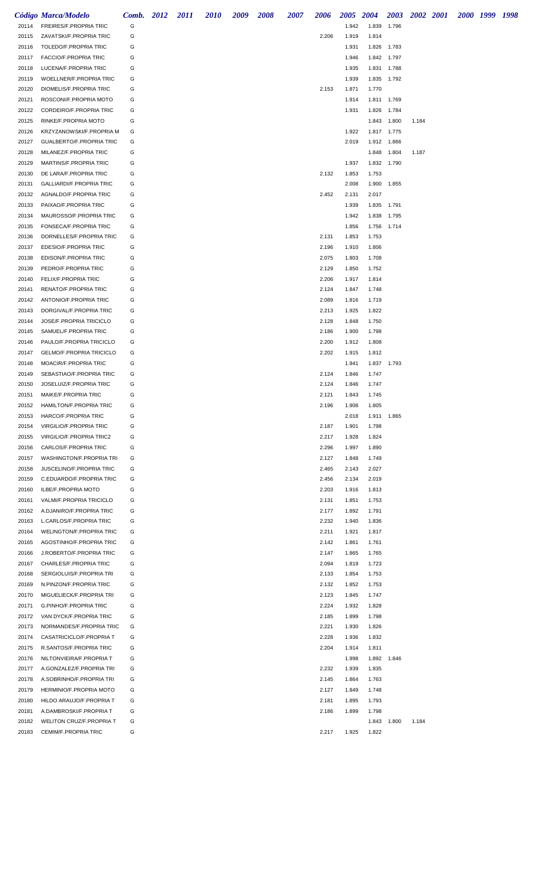| *Código* | *Marca/Modelo* | *Comb.* | *2012* | *2011* | *2010* | *2009* | *2008* | *2007* | *2006* | *2005* | *2004* | *2003* | *2002* | *2001* | *2000* | *1999* | *1998* |
|---|---|---|---|---|---|---|---|---|---|---|---|---|---|---|---|---|---|
| 20114 | FREIRES/F.PROPRIA TRIC | G | | | | | | | | 1.942 | 1.839 | 1.796 | | | | | |
| 20115 | ZAVATSKI/F.PROPRIA TRIC | G | | | | | | | 2.206 | 1.919 | 1.814 | | | | | | |
| 20116 | TOLEDO/F.PROPRIA TRIC | G | | | | | | | | 1.931 | 1.826 | 1.783 | | | | | |
| 20117 | FACCIO/F.PROPRIA TRIC | G | | | | | | | | 1.946 | 1.842 | 1.797 | | | | | |
| 20118 | LUCENA/F.PROPRIA TRIC | G | | | | | | | | 1.935 | 1.831 | 1.788 | | | | | |
| 20119 | WOELLNER/F.PROPRIA TRIC | G | | | | | | | | 1.939 | 1.835 | 1.792 | | | | | |
| 20120 | DIOMELIS/F.PROPRIA TRIC | G | | | | | | | 2.153 | 1.871 | 1.770 | | | | | | |
| 20121 | ROSCONI/F.PROPRIA MOTO | G | | | | | | | | 1.914 | 1.811 | 1.769 | | | | | |
| 20122 | CORDEIRO/F.PROPRIA TRIC | G | | | | | | | | 1.931 | 1.826 | 1.784 | | | | | |
| 20125 | RINKE/F.PROPRIA MOTO | G | | | | | | | | | 1.843 | 1.800 | 1.184 | | | | |
| 20126 | KRZYZANOWSKI/F.PROPRIA M | G | | | | | | | | 1.922 | 1.817 | 1.775 | | | | | |
| 20127 | GUALBERTO/F.PROPRIA TRIC | G | | | | | | | | 2.019 | 1.912 | 1.866 | | | | | |
| 20128 | MILANEZ/F.PROPRIA TRIC | G | | | | | | | | | 1.848 | 1.804 | 1.187 | | | | |
| 20129 | MARTINS/F.PROPRIA TRIC | G | | | | | | | | 1.937 | 1.832 | 1.790 | | | | | |
| 20130 | DE LARA/F.PROPRIA TRIC | G | | | | | | | 2.132 | 1.853 | 1.753 | | | | | | |
| 20131 | GALLIARDI/F.PROPRIA TRIC | G | | | | | | | | 2.008 | 1.900 | 1.855 | | | | | |
| 20132 | AGNALDO/F.PROPRIA TRIC | G | | | | | | | 2.452 | 2.131 | 2.017 | | | | | | |
| 20133 | PAIXAO/F.PROPRIA TRIC | G | | | | | | | | 1.939 | 1.835 | 1.791 | | | | | |
| 20134 | MAUROSSO/F.PROPRIA TRIC | G | | | | | | | | 1.942 | 1.838 | 1.795 | | | | | |
| 20135 | FONSECA/F.PROPRIA TRIC | G | | | | | | | | 1.856 | 1.756 | 1.714 | | | | | |
| 20136 | DORNELLES/F.PROPRIA TRIC | G | | | | | | | 2.131 | 1.853 | 1.753 | | | | | | |
| 20137 | EDESIO/F.PROPRIA TRIC | G | | | | | | | 2.196 | 1.910 | 1.806 | | | | | | |
| 20138 | EDISON/F.PROPRIA TRIC | G | | | | | | | 2.075 | 1.803 | 1.708 | | | | | | |
| 20139 | PEDRO/F.PROPRIA TRIC | G | | | | | | | 2.129 | 1.850 | 1.752 | | | | | | |
| 20140 | FELIX/F.PROPRIA TRIC | G | | | | | | | 2.206 | 1.917 | 1.814 | | | | | | |
| 20141 | RENATO/F.PROPRIA TRIC | G | | | | | | | 2.124 | 1.847 | 1.748 | | | | | | |
| 20142 | ANTONIO/F.PROPRIA TRIC | G | | | | | | | 2.089 | 1.816 | 1.719 | | | | | | |
| 20143 | DORGIVAL/F.PROPRIA TRIC | G | | | | | | | 2.213 | 1.925 | 1.822 | | | | | | |
| 20144 | JOSE/F.PROPRIA TRICICLO | G | | | | | | | 2.128 | 1.848 | 1.750 | | | | | | |
| 20145 | SAMUEL/F.PROPRIA TRIC | G | | | | | | | 2.186 | 1.900 | 1.798 | | | | | | |
| 20146 | PAULO/F.PROPRIA TRICICLO | G | | | | | | | 2.200 | 1.912 | 1.808 | | | | | | |
| 20147 | GELMO/F.PROPRIA TRICICLO | G | | | | | | | 2.202 | 1.915 | 1.812 | | | | | | |
| 20148 | MOACIR/F.PROPRIA TRIC | G | | | | | | | | 1.941 | 1.837 | 1.793 | | | | | |
| 20149 | SEBASTIAO/F.PROPRIA TRIC | G | | | | | | | 2.124 | 1.846 | 1.747 | | | | | | |
| 20150 | JOSELUIZ/F.PROPRIA TRIC | G | | | | | | | 2.124 | 1.846 | 1.747 | | | | | | |
| 20151 | MAIKE/F.PROPRIA TRIC | G | | | | | | | 2.121 | 1.843 | 1.745 | | | | | | |
| 20152 | HAMILTON/F.PROPRIA TRIC | G | | | | | | | 2.196 | 1.908 | 1.805 | | | | | | |
| 20153 | HARCO/F.PROPRIA TRIC | G | | | | | | | | 2.018 | 1.911 | 1.865 | | | | | |
| 20154 | VIRGILIO/F.PROPRIA TRIC | G | | | | | | | 2.187 | 1.901 | 1.798 | | | | | | |
| 20155 | VIRGILIO/F.PROPRIA TRIC2 | G | | | | | | | 2.217 | 1.928 | 1.824 | | | | | | |
| 20156 | CARLOS/F.PROPRIA TRIC | G | | | | | | | 2.296 | 1.997 | 1.890 | | | | | | |
| 20157 | WASHINGTON/F.PROPRIA TRI | G | | | | | | | 2.127 | 1.848 | 1.749 | | | | | | |
| 20158 | JUSCELINO/F.PROPRIA TRIC | G | | | | | | | 2.465 | 2.143 | 2.027 | | | | | | |
| 20159 | C.EDUARDO/F.PROPRIA TRIC | G | | | | | | | 2.456 | 2.134 | 2.019 | | | | | | |
| 20160 | ILBE/F.PROPRIA MOTO | G | | | | | | | 2.203 | 1.916 | 1.813 | | | | | | |
| 20161 | VALMI/F.PROPRIA TRICICLO | G | | | | | | | 2.131 | 1.851 | 1.753 | | | | | | |
| 20162 | A.DJANIRO/F.PROPRIA TRIC | G | | | | | | | 2.177 | 1.892 | 1.791 | | | | | | |
| 20163 | L.CARLOS/F.PROPRIA TRIC | G | | | | | | | 2.232 | 1.940 | 1.836 | | | | | | |
| 20164 | WELINGTON/F.PROPRIA TRIC | G | | | | | | | 2.211 | 1.921 | 1.817 | | | | | | |
| 20165 | AGOSTINHO/F.PROPRIA TRIC | G | | | | | | | 2.142 | 1.861 | 1.761 | | | | | | |
| 20166 | J.ROBERTO/F.PROPRIA TRIC | G | | | | | | | 2.147 | 1.865 | 1.765 | | | | | | |
| 20167 | CHARLES/F.PROPRIA TRIC | G | | | | | | | 2.094 | 1.819 | 1.723 | | | | | | |
| 20168 | SERGIOLUIS/F.PROPRIA TRI | G | | | | | | | 2.133 | 1.854 | 1.753 | | | | | | |
| 20169 | N.PINZON/F.PROPRIA TRIC | G | | | | | | | 2.132 | 1.852 | 1.753 | | | | | | |
| 20170 | MIGUELIECK/F.PROPRIA TRI | G | | | | | | | 2.123 | 1.845 | 1.747 | | | | | | |
| 20171 | G.PINHO/F.PROPRIA TRIC | G | | | | | | | 2.224 | 1.932 | 1.828 | | | | | | |
| 20172 | VAN DYCK/F.PROPRIA TRIC | G | | | | | | | 2.185 | 1.899 | 1.798 | | | | | | |
| 20173 | NORMANDES/F.PROPRIA TRIC | G | | | | | | | 2.221 | 1.930 | 1.826 | | | | | | |
| 20174 | CASATRICICLO/F.PROPRIA T | G | | | | | | | 2.228 | 1.936 | 1.832 | | | | | | |
| 20175 | R.SANTOS/F.PROPRIA TRIC | G | | | | | | | 2.204 | 1.914 | 1.811 | | | | | | |
| 20176 | NILTONVIEIRA/F.PROPRIA T | G | | | | | | | | 1.998 | 1.892 | 1.846 | | | | | |
| 20177 | A.GONZALEZ/F.PROPRIA TRI | G | | | | | | | 2.232 | 1.939 | 1.835 | | | | | | |
| 20178 | A.SOBRINHO/F.PROPRIA TRI | G | | | | | | | 2.145 | 1.864 | 1.763 | | | | | | |
| 20179 | HERMINIO/F.PROPRIA MOTO | G | | | | | | | 2.127 | 1.849 | 1.748 | | | | | | |
| 20180 | HILDO ARAUJO/F.PROPRIA T | G | | | | | | | 2.181 | 1.895 | 1.793 | | | | | | |
| 20181 | A.DAMBROSKI/F.PROPRIA T | G | | | | | | | 2.186 | 1.899 | 1.798 | | | | | | |
| 20182 | WELITON CRUZ/F.PROPRIA T | G | | | | | | | | | 1.843 | 1.800 | 1.184 | | | | |
| 20183 | CEMIM/F.PROPRIA TRIC | G | | | | | | | 2.217 | 1.925 | 1.822 | | | | | | |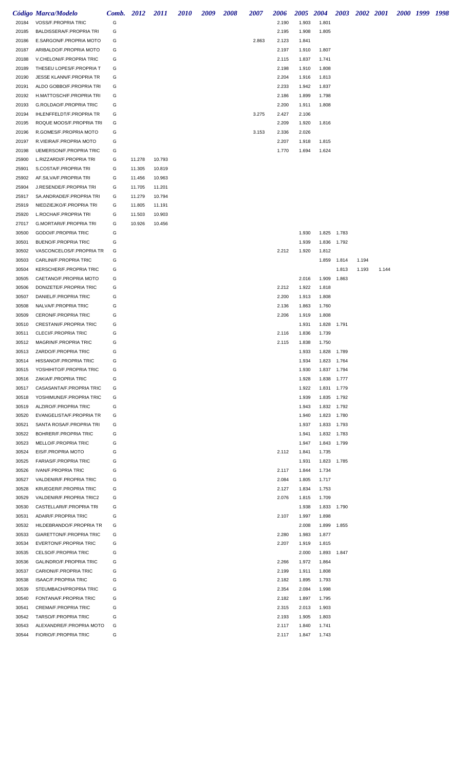| Código | Marca/Modelo | Comb. | 2012 | 2011 | 2010 | 2009 | 2008 | 2007 | 2006 | 2005 | 2004 | 2003 | 2002 | 2001 | 2000 | 1999 | 1998 |
|---|---|---|---|---|---|---|---|---|---|---|---|---|---|---|---|---|---|
| 20184 | VOSS/F.PROPRIA TRIC | G | | | | | | | 2.190 | 1.903 | 1.801 | | | | | | |
| 20185 | BALDISSERA/F.PROPRIA TRI | G | | | | | | | 2.195 | 1.908 | 1.805 | | | | | | |
| 20186 | E.SARGON/F.PROPRIA MOTO | G | | | | | | 2.863 | 2.123 | 1.841 | | | | | | | |
| 20187 | ARIBALDO/F.PROPRIA MOTO | G | | | | | | | 2.197 | 1.910 | 1.807 | | | | | | |
| 20188 | V.CHELONI/F.PROPRIA TRIC | G | | | | | | | 2.115 | 1.837 | 1.741 | | | | | | |
| 20189 | THESEU LOPES/F.PROPRIA T | G | | | | | | | 2.198 | 1.910 | 1.808 | | | | | | |
| 20190 | JESSE KLANN/F.PROPRIA TR | G | | | | | | | 2.204 | 1.916 | 1.813 | | | | | | |
| 20191 | ALDO GOBBO/F.PROPRIA TRI | G | | | | | | | 2.233 | 1.942 | 1.837 | | | | | | |
| 20192 | H.MATTOSCH/F.PROPRIA TRI | G | | | | | | | 2.186 | 1.899 | 1.798 | | | | | | |
| 20193 | G.ROLDAO/F.PROPRIA TRIC | G | | | | | | | 2.200 | 1.911 | 1.808 | | | | | | |
| 20194 | IHLENFFELDT/F.PROPRIA TR | G | | | | | | 3.275 | 2.427 | 2.106 | | | | | | | |
| 20195 | ROQUE MOOS/F.PROPRIA TRI | G | | | | | | | 2.209 | 1.920 | 1.816 | | | | | | |
| 20196 | R.GOMES/F.PROPRIA MOTO | G | | | | | | 3.153 | 2.336 | 2.026 | | | | | | | |
| 20197 | R.VIEIRA/F.PROPRIA MOTO | G | | | | | | | 2.207 | 1.918 | 1.815 | | | | | | |
| 20198 | UEMERSON/F.PROPRIA TRIC | G | | | | | | | 1.770 | 1.694 | 1.624 | | | | | | |
| 25900 | L.RIZZARDI/F.PROPRIA TRI | G | 11.278 | 10.793 | | | | | | | | | | | | | |
| 25901 | S.COSTA/F.PROPRIA TRI | G | 11.305 | 10.819 | | | | | | | | | | | | | |
| 25902 | AF.SILVA/F.PROPRIA TRI | G | 11.456 | 10.963 | | | | | | | | | | | | | |
| 25904 | J.RESENDE/F.PROPRIA TRI | G | 11.705 | 11.201 | | | | | | | | | | | | | |
| 25917 | SA.ANDRADE/F.PROPRIA TRI | G | 11.279 | 10.794 | | | | | | | | | | | | | |
| 25919 | NIEDZIEJKO/F.PROPRIA TRI | G | 11.805 | 11.191 | | | | | | | | | | | | | |
| 25920 | L.ROCHA/F.PROPRIA TRI | G | 11.503 | 10.903 | | | | | | | | | | | | | |
| 27017 | G.MORTARI/F.PROPRIA TRI | G | 10.926 | 10.456 | | | | | | | | | | | | | |
| 30500 | GODOI/F.PROPRIA TRIC | G | | | | | | | | 1.930 | 1.825 | 1.783 | | | | | |
| 30501 | BUENO/F.PROPRIA TRIC | G | | | | | | | | 1.939 | 1.836 | 1.792 | | | | | |
| 30502 | VASCONCELOS/F.PROPRIA TR | G | | | | | | | 2.212 | 1.920 | 1.812 | | | | | | |
| 30503 | CARLINI/F.PROPRIA TRIC | G | | | | | | | | | 1.859 | 1.814 | 1.194 | | | | |
| 30504 | KERSCHER/F.PROPRIA TRIC | G | | | | | | | | | | 1.813 | 1.193 | 1.144 | | | |
| 30505 | CAETANO/F.PROPRIA MOTO | G | | | | | | | | 2.016 | 1.909 | 1.863 | | | | | |
| 30506 | DONIZETE/F.PROPRIA TRIC | G | | | | | | | 2.212 | 1.922 | 1.818 | | | | | | |
| 30507 | DANIEL/F.PROPRIA TRIC | G | | | | | | | 2.200 | 1.913 | 1.808 | | | | | | |
| 30508 | NALVA/F.PROPRIA TRIC | G | | | | | | | 2.136 | 1.863 | 1.760 | | | | | | |
| 30509 | CERON/F.PROPRIA TRIC | G | | | | | | | 2.206 | 1.919 | 1.808 | | | | | | |
| 30510 | CRESTANI/F.PROPRIA TRIC | G | | | | | | | | 1.931 | 1.828 | 1.791 | | | | | |
| 30511 | CLECI/F.PROPRIA TRIC | G | | | | | | | 2.116 | 1.836 | 1.739 | | | | | | |
| 30512 | MAGRIN/F.PROPRIA TRIC | G | | | | | | | 2.115 | 1.838 | 1.750 | | | | | | |
| 30513 | ZARDO/F.PROPRIA TRIC | G | | | | | | | | 1.933 | 1.828 | 1.789 | | | | | |
| 30514 | HISSANO/F.PROPRIA TRIC | G | | | | | | | | 1.934 | 1.823 | 1.764 | | | | | |
| 30515 | YOSHIHITO/F.PROPRIA TRIC | G | | | | | | | | 1.930 | 1.837 | 1.794 | | | | | |
| 30516 | ZAKIA/F.PROPRIA TRIC | G | | | | | | | | 1.928 | 1.838 | 1.777 | | | | | |
| 30517 | CASASANTA/F.PROPRIA TRIC | G | | | | | | | | 1.922 | 1.831 | 1.779 | | | | | |
| 30518 | YOSHIMUNE/F.PROPRIA TRIC | G | | | | | | | | 1.939 | 1.835 | 1.792 | | | | | |
| 30519 | ALZIRO/F.PROPRIA TRIC | G | | | | | | | | 1.943 | 1.832 | 1.792 | | | | | |
| 30520 | EVANGELISTA/F.PROPRIA TR | G | | | | | | | | 1.940 | 1.823 | 1.780 | | | | | |
| 30521 | SANTA ROSA/F.PROPRIA TRI | G | | | | | | | | 1.937 | 1.833 | 1.793 | | | | | |
| 30522 | BOHRER/F.PROPRIA TRIC | G | | | | | | | | 1.941 | 1.832 | 1.783 | | | | | |
| 30523 | MELLO/F.PROPRIA TRIC | G | | | | | | | | 1.947 | 1.843 | 1.799 | | | | | |
| 30524 | EIS/F.PROPRIA MOTO | G | | | | | | | 2.112 | 1.841 | 1.735 | | | | | | |
| 30525 | FARIAS/F.PROPRIA TRIC | G | | | | | | | | 1.931 | 1.823 | 1.785 | | | | | |
| 30526 | IVAN/F.PROPRIA TRIC | G | | | | | | | 2.117 | 1.844 | 1.734 | | | | | | |
| 30527 | VALDENIR/F.PROPRIA TRIC | G | | | | | | | 2.084 | 1.805 | 1.717 | | | | | | |
| 30528 | KRUEGER/F.PROPRIA TRIC | G | | | | | | | 2.127 | 1.834 | 1.753 | | | | | | |
| 30529 | VALDENIR/F.PROPRIA TRIC2 | G | | | | | | | 2.076 | 1.815 | 1.709 | | | | | | |
| 30530 | CASTELLARI/F.PROPRIA TRI | G | | | | | | | | 1.938 | 1.833 | 1.790 | | | | | |
| 30531 | ADAIR/F.PROPRIA TRIC | G | | | | | | | 2.107 | 1.997 | 1.898 | | | | | | |
| 30532 | HILDEBRANDO/F.PROPRIA TR | G | | | | | | | | 2.008 | 1.899 | 1.855 | | | | | |
| 30533 | GIARETTON/F.PROPRIA TRIC | G | | | | | | | 2.280 | 1.983 | 1.877 | | | | | | |
| 30534 | EVERTON/F.PROPRIA TRIC | G | | | | | | | 2.207 | 1.919 | 1.815 | | | | | | |
| 30535 | CELSO/F.PROPRIA TRIC | G | | | | | | | | 2.000 | 1.893 | 1.847 | | | | | |
| 30536 | GALINDRO/F.PROPRIA TRIC | G | | | | | | | 2.266 | 1.972 | 1.864 | | | | | | |
| 30537 | CARIONI/F.PROPRIA TRIC | G | | | | | | | 2.199 | 1.911 | 1.808 | | | | | | |
| 30538 | ISAAC/F.PROPRIA TRIC | G | | | | | | | 2.182 | 1.895 | 1.793 | | | | | | |
| 30539 | STEUMBACH/PROPRIA TRIC | G | | | | | | | 2.354 | 2.084 | 1.998 | | | | | | |
| 30540 | FONTANA/F.PROPRIA TRIC | G | | | | | | | 2.182 | 1.897 | 1.795 | | | | | | |
| 30541 | CREMA/F.PROPRIA TRIC | G | | | | | | | 2.315 | 2.013 | 1.903 | | | | | | |
| 30542 | TARSO/F.PROPRIA TRIC | G | | | | | | | 2.193 | 1.905 | 1.803 | | | | | | |
| 30543 | ALEXANDRE/F.PROPRIA MOTO | G | | | | | | | 2.117 | 1.840 | 1.741 | | | | | | |
| 30544 | FIORIO/F.PROPRIA TRIC | G | | | | | | | 2.117 | 1.847 | 1.743 | | | | | | |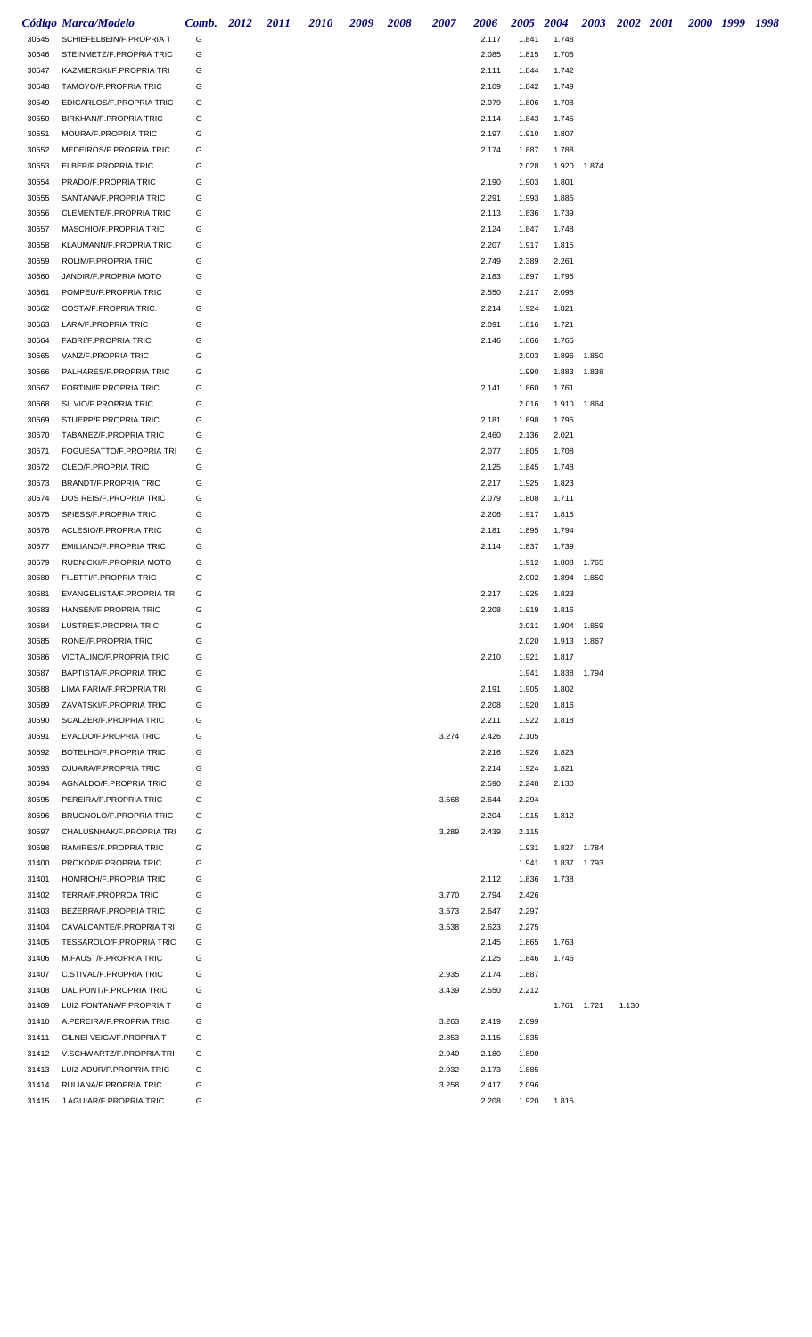| Código | Marca/Modelo | Comb. | 2012 | 2011 | 2010 | 2009 | 2008 | 2007 | 2006 | 2005 | 2004 | 2003 | 2002 | 2001 | 2000 | 1999 | 1998 |
|---|---|---|---|---|---|---|---|---|---|---|---|---|---|---|---|---|---|
| 30545 | SCHIEFELBEIN/F.PROPRIA T | G | | | | | | | 2.117 | 1.841 | 1.748 | | | | | | |
| 30546 | STEINMETZ/F.PROPRIA TRIC | G | | | | | | | 2.085 | 1.815 | 1.705 | | | | | | |
| 30547 | KAZMIERSKI/F.PROPRIA TRI | G | | | | | | | 2.111 | 1.844 | 1.742 | | | | | | |
| 30548 | TAMOYO/F.PROPRIA TRIC | G | | | | | | | 2.109 | 1.842 | 1.749 | | | | | | |
| 30549 | EDICARLOS/F.PROPRIA TRIC | G | | | | | | | 2.079 | 1.806 | 1.708 | | | | | | |
| 30550 | BIRKHAN/F.PROPRIA TRIC | G | | | | | | | 2.114 | 1.843 | 1.745 | | | | | | |
| 30551 | MOURA/F.PROPRIA TRIC | G | | | | | | | 2.197 | 1.910 | 1.807 | | | | | | |
| 30552 | MEDEIROS/F.PROPRIA TRIC | G | | | | | | | 2.174 | 1.887 | 1.788 | | | | | | |
| 30553 | ELBER/F.PROPRIA TRIC | G | | | | | | | | 2.028 | 1.920 | 1.874 | | | | | |
| 30554 | PRADO/F.PROPRIA TRIC | G | | | | | | | 2.190 | 1.903 | 1.801 | | | | | | |
| 30555 | SANTANA/F.PROPRIA TRIC | G | | | | | | | 2.291 | 1.993 | 1.885 | | | | | | |
| 30556 | CLEMENTE/F.PROPRIA TRIC | G | | | | | | | 2.113 | 1.836 | 1.739 | | | | | | |
| 30557 | MASCHIO/F.PROPRIA TRIC | G | | | | | | | 2.124 | 1.847 | 1.748 | | | | | | |
| 30558 | KLAUMANN/F.PROPRIA TRIC | G | | | | | | | 2.207 | 1.917 | 1.815 | | | | | | |
| 30559 | ROLIM/F.PROPRIA TRIC | G | | | | | | | 2.749 | 2.389 | 2.261 | | | | | | |
| 30560 | JANDIR/F.PROPRIA MOTO | G | | | | | | | 2.183 | 1.897 | 1.795 | | | | | | |
| 30561 | POMPEU/F.PROPRIA TRIC | G | | | | | | | 2.550 | 2.217 | 2.098 | | | | | | |
| 30562 | COSTA/F.PROPRIA TRIC. | G | | | | | | | 2.214 | 1.924 | 1.821 | | | | | | |
| 30563 | LARA/F.PROPRIA TRIC | G | | | | | | | 2.091 | 1.816 | 1.721 | | | | | | |
| 30564 | FABRI/F.PROPRIA TRIC | G | | | | | | | 2.146 | 1.866 | 1.765 | | | | | | |
| 30565 | VANZ/F.PROPRIA TRIC | G | | | | | | | | 2.003 | 1.896 | 1.850 | | | | | |
| 30566 | PALHARES/F.PROPRIA TRIC | G | | | | | | | | 1.990 | 1.883 | 1.838 | | | | | |
| 30567 | FORTINI/F.PROPRIA TRIC | G | | | | | | | 2.141 | 1.860 | 1.761 | | | | | | |
| 30568 | SILVIO/F.PROPRIA TRIC | G | | | | | | | | 2.016 | 1.910 | 1.864 | | | | | |
| 30569 | STUEPP/F.PROPRIA TRIC | G | | | | | | | 2.181 | 1.898 | 1.795 | | | | | | |
| 30570 | TABANEZ/F.PROPRIA TRIC | G | | | | | | | 2.460 | 2.136 | 2.021 | | | | | | |
| 30571 | FOGUESATTO/F.PROPRIA TRI | G | | | | | | | 2.077 | 1.805 | 1.708 | | | | | | |
| 30572 | CLEO/F.PROPRIA TRIC | G | | | | | | | 2.125 | 1.845 | 1.748 | | | | | | |
| 30573 | BRANDT/F.PROPRIA TRIC | G | | | | | | | 2.217 | 1.925 | 1.823 | | | | | | |
| 30574 | DOS REIS/F.PROPRIA TRIC | G | | | | | | | 2.079 | 1.808 | 1.711 | | | | | | |
| 30575 | SPIESS/F.PROPRIA TRIC | G | | | | | | | 2.206 | 1.917 | 1.815 | | | | | | |
| 30576 | ACLESIO/F.PROPRIA TRIC | G | | | | | | | 2.181 | 1.895 | 1.794 | | | | | | |
| 30577 | EMILIANO/F.PROPRIA TRIC | G | | | | | | | 2.114 | 1.837 | 1.739 | | | | | | |
| 30579 | RUDNICKI/F.PROPRIA MOTO | G | | | | | | | | 1.912 | 1.808 | 1.765 | | | | | |
| 30580 | FILETTI/F.PROPRIA TRIC | G | | | | | | | | 2.002 | 1.894 | 1.850 | | | | | |
| 30581 | EVANGELISTA/F.PROPRIA TR | G | | | | | | | 2.217 | 1.925 | 1.823 | | | | | | |
| 30583 | HANSEN/F.PROPRIA TRIC | G | | | | | | | 2.208 | 1.919 | 1.816 | | | | | | |
| 30584 | LUSTRE/F.PROPRIA TRIC | G | | | | | | | | 2.011 | 1.904 | 1.859 | | | | | |
| 30585 | RONEI/F.PROPRIA TRIC | G | | | | | | | | 2.020 | 1.913 | 1.867 | | | | | |
| 30586 | VICTALINO/F.PROPRIA TRIC | G | | | | | | | 2.210 | 1.921 | 1.817 | | | | | | |
| 30587 | BAPTISTA/F.PROPRIA TRIC | G | | | | | | | | 1.941 | 1.838 | 1.794 | | | | | |
| 30588 | LIMA FARIA/F.PROPRIA TRI | G | | | | | | | 2.191 | 1.905 | 1.802 | | | | | | |
| 30589 | ZAVATSKI/F.PROPRIA TRIC | G | | | | | | | 2.208 | 1.920 | 1.816 | | | | | | |
| 30590 | SCALZER/F.PROPRIA TRIC | G | | | | | | | 2.211 | 1.922 | 1.818 | | | | | | |
| 30591 | EVALDO/F.PROPRIA TRIC | G | | | | | | 3.274 | 2.426 | 2.105 | | | | | | | |
| 30592 | BOTELHO/F.PROPRIA TRIC | G | | | | | | | 2.216 | 1.926 | 1.823 | | | | | | |
| 30593 | OJUARA/F.PROPRIA TRIC | G | | | | | | | 2.214 | 1.924 | 1.821 | | | | | | |
| 30594 | AGNALDO/F.PROPRIA TRIC | G | | | | | | | 2.590 | 2.248 | 2.130 | | | | | | |
| 30595 | PEREIRA/F.PROPRIA TRIC | G | | | | | | 3.568 | 2.644 | 2.294 | | | | | | | |
| 30596 | BRUGNOLO/F.PROPRIA TRIC | G | | | | | | | 2.204 | 1.915 | 1.812 | | | | | | |
| 30597 | CHALUSNHAK/F.PROPRIA TRI | G | | | | | | 3.289 | 2.439 | 2.115 | | | | | | | |
| 30598 | RAMIRES/F.PROPRIA TRIC | G | | | | | | | | 1.931 | 1.827 | 1.784 | | | | | |
| 31400 | PROKOP/F.PROPRIA TRIC | G | | | | | | | | 1.941 | 1.837 | 1.793 | | | | | |
| 31401 | HOMRICH/F.PROPRIA TRIC | G | | | | | | | 2.112 | 1.836 | 1.738 | | | | | | |
| 31402 | TERRA/F.PROPROA TRIC | G | | | | | | 3.770 | 2.794 | 2.426 | | | | | | | |
| 31403 | BEZERRA/F.PROPRIA TRIC | G | | | | | | 3.573 | 2.647 | 2.297 | | | | | | | |
| 31404 | CAVALCANTE/F.PROPRIA TRI | G | | | | | | 3.538 | 2.623 | 2.275 | | | | | | | |
| 31405 | TESSAROLO/F.PROPRIA TRIC | G | | | | | | | 2.145 | 1.865 | 1.763 | | | | | | |
| 31406 | M.FAUST/F.PROPRIA TRIC | G | | | | | | | 2.125 | 1.846 | 1.746 | | | | | | |
| 31407 | C.STIVAL/F.PROPRIA TRIC | G | | | | | | 2.935 | 2.174 | 1.887 | | | | | | | |
| 31408 | DAL PONT/F.PROPRIA TRIC | G | | | | | | 3.439 | 2.550 | 2.212 | | | | | | | |
| 31409 | LUIZ FONTANA/F.PROPRIA T | G | | | | | | | | | 1.761 | 1.721 | | 1.130 | | | |
| 31410 | A.PEREIRA/F.PROPRIA TRIC | G | | | | | | 3.263 | 2.419 | 2.099 | | | | | | | |
| 31411 | GILNEI VEIGA/F.PROPRIA T | G | | | | | | 2.853 | 2.115 | 1.835 | | | | | | | |
| 31412 | V.SCHWARTZ/F.PROPRIA TRI | G | | | | | | 2.940 | 2.180 | 1.890 | | | | | | | |
| 31413 | LUIZ ADUR/F.PROPRIA TRIC | G | | | | | | 2.932 | 2.173 | 1.885 | | | | | | | |
| 31414 | RULIANA/F.PROPRIA TRIC | G | | | | | | 3.258 | 2.417 | 2.096 | | | | | | | |
| 31415 | J.AGUIAR/F.PROPRIA TRIC | G | | | | | | | 2.208 | 1.920 | 1.815 | | | | | | |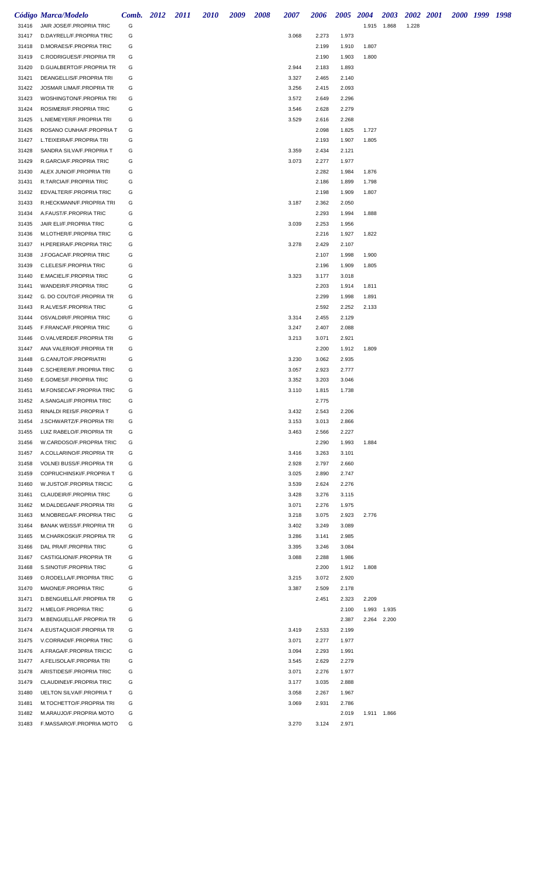| Código | Marca/Modelo | Comb. | 2012 | 2011 | 2010 | 2009 | 2008 | 2007 | 2006 | 2005 | 2004 | 2003 | 2002 | 2001 | 2000 | 1999 | 1998 |
|---|---|---|---|---|---|---|---|---|---|---|---|---|---|---|---|---|---|
| 31416 | JAIR JOSE/F.PROPRIA TRIC | G | | | | | | | | | 1.915 | 1.868 | 1.228 | | | | |
| 31417 | D.DAYRELL/F.PROPRIA TRIC | G | | | | | | 3.068 | 2.273 | 1.973 | | | | | | | |
| 31418 | D.MORAES/F.PROPRIA TRIC | G | | | | | | | 2.199 | 1.910 | 1.807 | | | | | | |
| 31419 | C.RODRIGUES/F.PROPRIA TR | G | | | | | | | 2.190 | 1.903 | 1.800 | | | | | | |
| 31420 | D.GUALBERTO/F.PROPRIA TR | G | | | | | | 2.944 | 2.183 | 1.893 | | | | | | | |
| 31421 | DEANGELLIS/F.PROPRIA TRI | G | | | | | | 3.327 | 2.465 | 2.140 | | | | | | | |
| 31422 | JOSMAR LIMA/F.PROPRIA TR | G | | | | | | 3.256 | 2.415 | 2.093 | | | | | | | |
| 31423 | WOSHINGTON/F.PROPRIA TRI | G | | | | | | 3.572 | 2.649 | 2.296 | | | | | | | |
| 31424 | ROSIMERI/F.PROPRIA TRIC | G | | | | | | 3.546 | 2.628 | 2.279 | | | | | | | |
| 31425 | L.NIEMEYER/F.PROPRIA TRI | G | | | | | | 3.529 | 2.616 | 2.268 | | | | | | | |
| 31426 | ROSANO CUNHA/F.PROPRIA T | G | | | | | | | 2.098 | 1.825 | 1.727 | | | | | | |
| 31427 | L.TEIXEIRA/F.PROPRIA TRI | G | | | | | | | 2.193 | 1.907 | 1.805 | | | | | | |
| 31428 | SANDRA SILVA/F.PROPRIA T | G | | | | | | 3.359 | 2.434 | 2.121 | | | | | | | |
| 31429 | R.GARCIA/F.PROPRIA TRIC | G | | | | | | 3.073 | 2.277 | 1.977 | | | | | | | |
| 31430 | ALEX JUNIO/F.PROPRIA TRI | G | | | | | | | 2.282 | 1.984 | 1.876 | | | | | | |
| 31431 | R.TARCIA/F.PROPRIA TRIC | G | | | | | | | 2.186 | 1.899 | 1.798 | | | | | | |
| 31432 | EDVALTER/F.PROPRIA TRIC | G | | | | | | | 2.198 | 1.909 | 1.807 | | | | | | |
| 31433 | R.HECKMANN/F.PROPRIA TRI | G | | | | | | 3.187 | 2.362 | 2.050 | | | | | | | |
| 31434 | A.FAUST/F.PROPRIA TRIC | G | | | | | | | 2.293 | 1.994 | 1.888 | | | | | | |
| 31435 | JAIR ELI/F.PROPRIA TRIC | G | | | | | | 3.039 | 2.253 | 1.956 | | | | | | | |
| 31436 | M.LOTHER/F.PROPRIA TRIC | G | | | | | | | 2.216 | 1.927 | 1.822 | | | | | | |
| 31437 | H.PEREIRA/F.PROPRIA TRIC | G | | | | | | 3.278 | 2.429 | 2.107 | | | | | | | |
| 31438 | J.FOGACA/F.PROPRIA TRIC | G | | | | | | | 2.107 | 1.998 | 1.900 | | | | | | |
| 31439 | C.LELES/F.PROPRIA TRIC | G | | | | | | | 2.196 | 1.909 | 1.805 | | | | | | |
| 31440 | E.MACIEL/F.PROPRIA TRIC | G | | | | | | 3.323 | 3.177 | 3.018 | | | | | | | |
| 31441 | WANDEIR/F.PROPRIA TRIC | G | | | | | | | 2.203 | 1.914 | 1.811 | | | | | | |
| 31442 | G. DO COUTO/F.PROPRIA TR | G | | | | | | | 2.299 | 1.998 | 1.891 | | | | | | |
| 31443 | R.ALVES/F.PROPRIA TRIC | G | | | | | | | 2.592 | 2.252 | 2.133 | | | | | | |
| 31444 | OSVALDIR/F.PROPRIA TRIC | G | | | | | | 3.314 | 2.455 | 2.129 | | | | | | | |
| 31445 | F.FRANCA/F.PROPRIA TRIC | G | | | | | | 3.247 | 2.407 | 2.088 | | | | | | | |
| 31446 | O.VALVERDE/F.PROPRIA TRI | G | | | | | | 3.213 | 3.071 | 2.921 | | | | | | | |
| 31447 | ANA VALERIO/F.PROPRIA TR | G | | | | | | | 2.200 | 1.912 | 1.809 | | | | | | |
| 31448 | G.CANUTO/F.PROPRIATRI | G | | | | | | 3.230 | 3.062 | 2.935 | | | | | | | |
| 31449 | C.SCHERER/F.PROPRIA TRIC | G | | | | | | 3.057 | 2.923 | 2.777 | | | | | | | |
| 31450 | E.GOMES/F.PROPRIA TRIC | G | | | | | | 3.352 | 3.203 | 3.046 | | | | | | | |
| 31451 | M.FONSECA/F.PROPRIA TRIC | G | | | | | | 3.110 | 1.815 | 1.738 | | | | | | | |
| 31452 | A.SANGALI/F.PROPRIA TRIC | G | | | | | | | 2.775 | | | | | | | | |
| 31453 | RINALDI REIS/F.PROPRIA T | G | | | | | | 3.432 | 2.543 | 2.206 | | | | | | | |
| 31454 | J.SCHWARTZ/F.PROPRIA TRI | G | | | | | | 3.153 | 3.013 | 2.866 | | | | | | | |
| 31455 | LUIZ RABELO/F.PROPRIA TR | G | | | | | | 3.463 | 2.566 | 2.227 | | | | | | | |
| 31456 | W.CARDOSO/F.PROPRIA TRIC | G | | | | | | | 2.290 | 1.993 | 1.884 | | | | | | |
| 31457 | A.COLLARINO/F.PROPRIA TR | G | | | | | | 3.416 | 3.263 | 3.101 | | | | | | | |
| 31458 | VOLNEI BUSS/F.PROPRIA TR | G | | | | | | 2.928 | 2.797 | 2.660 | | | | | | | |
| 31459 | COPRUCHINSKI/F.PROPRIA T | G | | | | | | 3.025 | 2.890 | 2.747 | | | | | | | |
| 31460 | W.JUSTO/F.PROPRIA TRICIC | G | | | | | | 3.539 | 2.624 | 2.276 | | | | | | | |
| 31461 | CLAUDEIR/F.PROPRIA TRIC | G | | | | | | 3.428 | 3.276 | 3.115 | | | | | | | |
| 31462 | M.DALDEGAN/F.PROPRIA TRI | G | | | | | | 3.071 | 2.276 | 1.975 | | | | | | | |
| 31463 | M.NOBREGA/F.PROPRIA TRIC | G | | | | | | 3.218 | 3.075 | 2.923 | 2.776 | | | | | | |
| 31464 | BANAK WEISS/F.PROPRIA TR | G | | | | | | 3.402 | 3.249 | 3.089 | | | | | | | |
| 31465 | M.CHARKOSKI/F.PROPRIA TR | G | | | | | | 3.286 | 3.141 | 2.985 | | | | | | | |
| 31466 | DAL PRA/F.PROPRIA TRIC | G | | | | | | 3.395 | 3.246 | 3.084 | | | | | | | |
| 31467 | CASTIGLIONI/F.PROPRIA TR | G | | | | | | 3.088 | 2.288 | 1.986 | | | | | | | |
| 31468 | S.SINOTI/F.PROPRIA TRIC | G | | | | | | | 2.200 | 1.912 | 1.808 | | | | | | |
| 31469 | O.RODELLA/F.PROPRIA TRIC | G | | | | | | 3.215 | 3.072 | 2.920 | | | | | | | |
| 31470 | MAIONE/F.PROPRIA TRIC | G | | | | | | 3.387 | 2.509 | 2.178 | | | | | | | |
| 31471 | D.BENGUELLA/F.PROPRIA TR | G | | | | | | | 2.451 | 2.323 | 2.209 | | | | | | |
| 31472 | H.MELO/F.PROPRIA TRIC | G | | | | | | | | 2.100 | 1.993 | 1.935 | | | | | |
| 31473 | M.BENGUELLA/F.PROPRIA TR | G | | | | | | | | 2.387 | 2.264 | 2.200 | | | | | |
| 31474 | A.EUSTAQUIO/F.PROPRIA TR | G | | | | | | 3.419 | 2.533 | 2.199 | | | | | | | |
| 31475 | V.CORRADI/F.PROPRIA TRIC | G | | | | | | 3.071 | 2.277 | 1.977 | | | | | | | |
| 31476 | A.FRAGA/F.PROPRIA TRICIC | G | | | | | | 3.094 | 2.293 | 1.991 | | | | | | | |
| 31477 | A.FELISOLA/F.PROPRIA TRI | G | | | | | | 3.545 | 2.629 | 2.279 | | | | | | | |
| 31478 | ARISTIDES/F.PROPRIA TRIC | G | | | | | | 3.071 | 2.276 | 1.977 | | | | | | | |
| 31479 | CLAUDINEI/F.PROPRIA TRIC | G | | | | | | 3.177 | 3.035 | 2.888 | | | | | | | |
| 31480 | UELTON SILVA/F.PROPRIA T | G | | | | | | 3.058 | 2.267 | 1.967 | | | | | | | |
| 31481 | M.TOCHETTO/F.PROPRIA TRI | G | | | | | | 3.069 | 2.931 | 2.786 | | | | | | | |
| 31482 | M.ARAUJO/F.PROPRIA MOTO | G | | | | | | | | 2.019 | 1.911 | 1.866 | | | | | |
| 31483 | F.MASSARO/F.PROPRIA MOTO | G | | | | | | 3.270 | 3.124 | 2.971 | | | | | | | |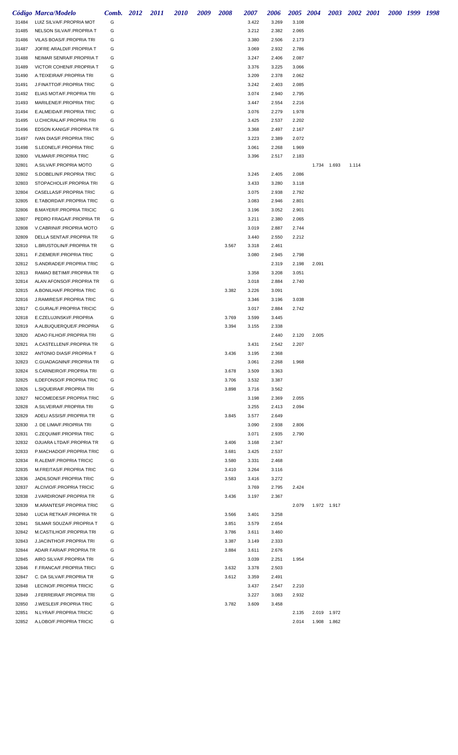| Código | Marca/Modelo | Comb. | 2012 | 2011 | 2010 | 2009 | 2008 | 2007 | 2006 | 2005 | 2004 | 2003 | 2002 | 2001 | 2000 | 1999 | 1998 |
|---|---|---|---|---|---|---|---|---|---|---|---|---|---|---|---|---|---|
| 31484 | LUIZ SILVA/F.PROPRIA MOT | G | | | | | | 3.422 | 3.269 | 3.108 | | | | | | | |
| 31485 | NELSON SILVA/F.PROPRIA T | G | | | | | | 3.212 | 2.382 | 2.065 | | | | | | | |
| 31486 | VILAS BOAS/F.PROPRIA TRI | G | | | | | | 3.380 | 2.506 | 2.173 | | | | | | | |
| 31487 | JOFRE ARALDI/F.PROPRIA T | G | | | | | | 3.069 | 2.932 | 2.786 | | | | | | | |
| 31488 | NEIMAR SENRA/F.PROPRIA T | G | | | | | | 3.247 | 2.406 | 2.087 | | | | | | | |
| 31489 | VICTOR COHEN/F.PROPRIA T | G | | | | | | 3.376 | 3.225 | 3.066 | | | | | | | |
| 31490 | A.TEIXEIRA/F.PROPRIA TRI | G | | | | | | 3.209 | 2.378 | 2.062 | | | | | | | |
| 31491 | J.FINATTO/F.PROPRIA TRIC | G | | | | | | 3.242 | 2.403 | 2.085 | | | | | | | |
| 31492 | ELIAS MOTA/F.PROPRIA TRI | G | | | | | | 3.074 | 2.940 | 2.795 | | | | | | | |
| 31493 | MARILENE/F.PROPRIA TRIC | G | | | | | | 3.447 | 2.554 | 2.216 | | | | | | | |
| 31494 | E.ALMEIDA/F.PROPRIA TRIC | G | | | | | | 3.076 | 2.279 | 1.978 | | | | | | | |
| 31495 | U.CHICRALA/F.PROPRIA TRI | G | | | | | | 3.425 | 2.537 | 2.202 | | | | | | | |
| 31496 | EDSON KANIG/F.PROPRIA TR | G | | | | | | 3.368 | 2.497 | 2.167 | | | | | | | |
| 31497 | IVAN DIAS/F.PROPRIA TRIC | G | | | | | | 3.223 | 2.389 | 2.072 | | | | | | | |
| 31498 | S.LEONEL/F.PROPRIA TRIC | G | | | | | | 3.061 | 2.268 | 1.969 | | | | | | | |
| 32800 | VILMAR/F.PROPRIA TRIC | G | | | | | | 3.396 | 2.517 | 2.183 | | | | | | | |
| 32801 | A.SILVA/F.PROPRIA MOTO | G | | | | | | | | | 1.734 | 1.693 | | 1.114 | | | |
| 32802 | S.DOBELIN/F.PROPRIA TRIC | G | | | | | | 3.245 | 2.405 | 2.086 | | | | | | | |
| 32803 | STOPACHOLI/F.PROPRIA TRI | G | | | | | | 3.433 | 3.280 | 3.118 | | | | | | | |
| 32804 | CASELLAS/F.PROPRIA TRIC | G | | | | | | 3.075 | 2.938 | 2.792 | | | | | | | |
| 32805 | E.TABORDA/F.PROPRIA TRIC | G | | | | | | 3.083 | 2.946 | 2.801 | | | | | | | |
| 32806 | B.MAYER/F.PROPRIA TRICIC | G | | | | | | 3.196 | 3.052 | 2.901 | | | | | | | |
| 32807 | PEDRO FRAGA/F.PROPRIA TR | G | | | | | | 3.211 | 2.380 | 2.065 | | | | | | | |
| 32808 | V.CABRINI/F.PROPRIA MOTO | G | | | | | | 3.019 | 2.887 | 2.744 | | | | | | | |
| 32809 | DELLA SENTA/F.PROPRIA TR | G | | | | | | 3.440 | 2.550 | 2.212 | | | | | | | |
| 32810 | L.BRUSTOLIN/F.PROPRIA TR | G | | | | | 3.567 | 3.318 | 2.461 | | | | | | | | |
| 32811 | F.ZIEMER/F.PROPRIA TRIC | G | | | | | | 3.080 | 2.945 | 2.798 | | | | | | | |
| 32812 | S.ANDRADE/F.PROPRIA TRIC | G | | | | | | | 2.319 | 2.198 | 2.091 | | | | | | |
| 32813 | RAMAO BETIM/F.PROPRIA TR | G | | | | | | 3.358 | 3.208 | 3.051 | | | | | | | |
| 32814 | ALAN AFONSO/F.PROPRIA TR | G | | | | | | 3.018 | 2.884 | 2.740 | | | | | | | |
| 32815 | A.BONILHA/F.PROPRIA TRIC | G | | | | | 3.382 | 3.226 | 3.091 | | | | | | | | |
| 32816 | J.RAMIRES/F.PROPRIA TRIC | G | | | | | | 3.346 | 3.196 | 3.038 | | | | | | | |
| 32817 | C.GURAL/F.PROPRIA TRICIC | G | | | | | | 3.017 | 2.884 | 2.742 | | | | | | | |
| 32818 | E.CZELUJINSKI/F.PROPRIA | G | | | | | 3.769 | 3.599 | 3.445 | | | | | | | | |
| 32819 | A.ALBUQUERQUE/F.PROPRIA | G | | | | | 3.394 | 3.155 | 2.338 | | | | | | | | |
| 32820 | ADAO FILHO/F.PROPRIA TRI | G | | | | | | | 2.440 | 2.120 | 2.005 | | | | | | |
| 32821 | A.CASTELLEN/F.PROPRIA TR | G | | | | | | 3.431 | 2.542 | 2.207 | | | | | | | |
| 32822 | ANTONIO DIAS/F.PROPRIA T | G | | | | | 3.436 | 3.195 | 2.368 | | | | | | | | |
| 32823 | C.GUADAGNIN/F.PROPRIA TR | G | | | | | | 3.061 | 2.268 | 1.968 | | | | | | | |
| 32824 | S.CARNEIRO/F.PROPRIA TRI | G | | | | | 3.678 | 3.509 | 3.363 | | | | | | | | |
| 32825 | ILDEFONSO/F.PROPRIA TRIC | G | | | | | 3.706 | 3.532 | 3.387 | | | | | | | | |
| 32826 | L.SIQUEIRA/F.PROPRIA TRI | G | | | | | 3.898 | 3.716 | 3.562 | | | | | | | | |
| 32827 | NICOMEDES/F.PROPRIA TRIC | G | | | | | | 3.198 | 2.369 | 2.055 | | | | | | | |
| 32828 | A.SILVEIRA/F.PROPRIA TRI | G | | | | | | 3.255 | 2.413 | 2.094 | | | | | | | |
| 32829 | ADELI ASSIS/F.PROPRIA TR | G | | | | | 3.845 | 3.577 | 2.649 | | | | | | | | |
| 32830 | J. DE LIMA/F.PROPRIA TRI | G | | | | | | 3.090 | 2.938 | 2.806 | | | | | | | |
| 32831 | C.ZEQUIM/F.PROPRIA TRIC | G | | | | | | 3.071 | 2.935 | 2.790 | | | | | | | |
| 32832 | OJUARA LTDA/F.PROPRIA TR | G | | | | | 3.406 | 3.168 | 2.347 | | | | | | | | |
| 32833 | P.MACHADO/F.PROPRIA TRIC | G | | | | | 3.681 | 3.425 | 2.537 | | | | | | | | |
| 32834 | R.ALEM/F.PROPRIA TRICIC | G | | | | | 3.580 | 3.331 | 2.468 | | | | | | | | |
| 32835 | M.FREITAS/F.PROPRIA TRIC | G | | | | | 3.410 | 3.264 | 3.116 | | | | | | | | |
| 32836 | JADILSON/F.PROPRIA TRIC | G | | | | | 3.583 | 3.416 | 3.272 | | | | | | | | |
| 32837 | ALCIVIO/F.PROPRIA TRICIC | G | | | | | | 3.769 | 2.795 | 2.424 | | | | | | | |
| 32838 | J.VARDIRON/F.PROPRIA TR | G | | | | | 3.436 | 3.197 | 2.367 | | | | | | | | |
| 32839 | M.ARANTES/F.PROPRIA TRIC | G | | | | | | | | 2.079 | 1.972 | 1.917 | | | | | |
| 32840 | LUCIA RETKA/F.PROPRIA TR | G | | | | | 3.566 | 3.401 | 3.258 | | | | | | | | |
| 32841 | SILMAR SOUZA/F.PROPRIA T | G | | | | | 3.851 | 3.579 | 2.654 | | | | | | | | |
| 32842 | M.CASTILHO/F.PROPRIA TRI | G | | | | | 3.786 | 3.611 | 3.460 | | | | | | | | |
| 32843 | J.JACINTHO/F.PROPRIA TRI | G | | | | | 3.387 | 3.149 | 2.333 | | | | | | | | |
| 32844 | ADAIR FARIA/F.PROPRIA TR | G | | | | | 3.884 | 3.611 | 2.676 | | | | | | | | |
| 32845 | AIRO SILVA/F.PROPRIA TRI | G | | | | | | 3.039 | 2.251 | 1.954 | | | | | | | |
| 32846 | F.FRANCA/F.PROPRIA TRICI | G | | | | | 3.632 | 3.378 | 2.503 | | | | | | | | |
| 32847 | C. DA SILVA/F.PROPRIA TR | G | | | | | 3.612 | 3.359 | 2.491 | | | | | | | | |
| 32848 | LECINO/F.PROPRIA TRICIC | G | | | | | | 3.437 | 2.547 | 2.210 | | | | | | | |
| 32849 | J.FERREIRA/F.PROPRIA TRI | G | | | | | | 3.227 | 3.083 | 2.932 | | | | | | | |
| 32850 | J.WESLEI/F.PROPRIA TRIC | G | | | | | 3.782 | 3.609 | 3.458 | | | | | | | | |
| 32851 | N.LYRA/F.PROPRIA TRICIC | G | | | | | | | | 2.135 | 2.019 | 1.972 | | | | | |
| 32852 | A.LOBO/F.PROPRIA TRICIC | G | | | | | | | | 2.014 | 1.908 | 1.862 | | | | | |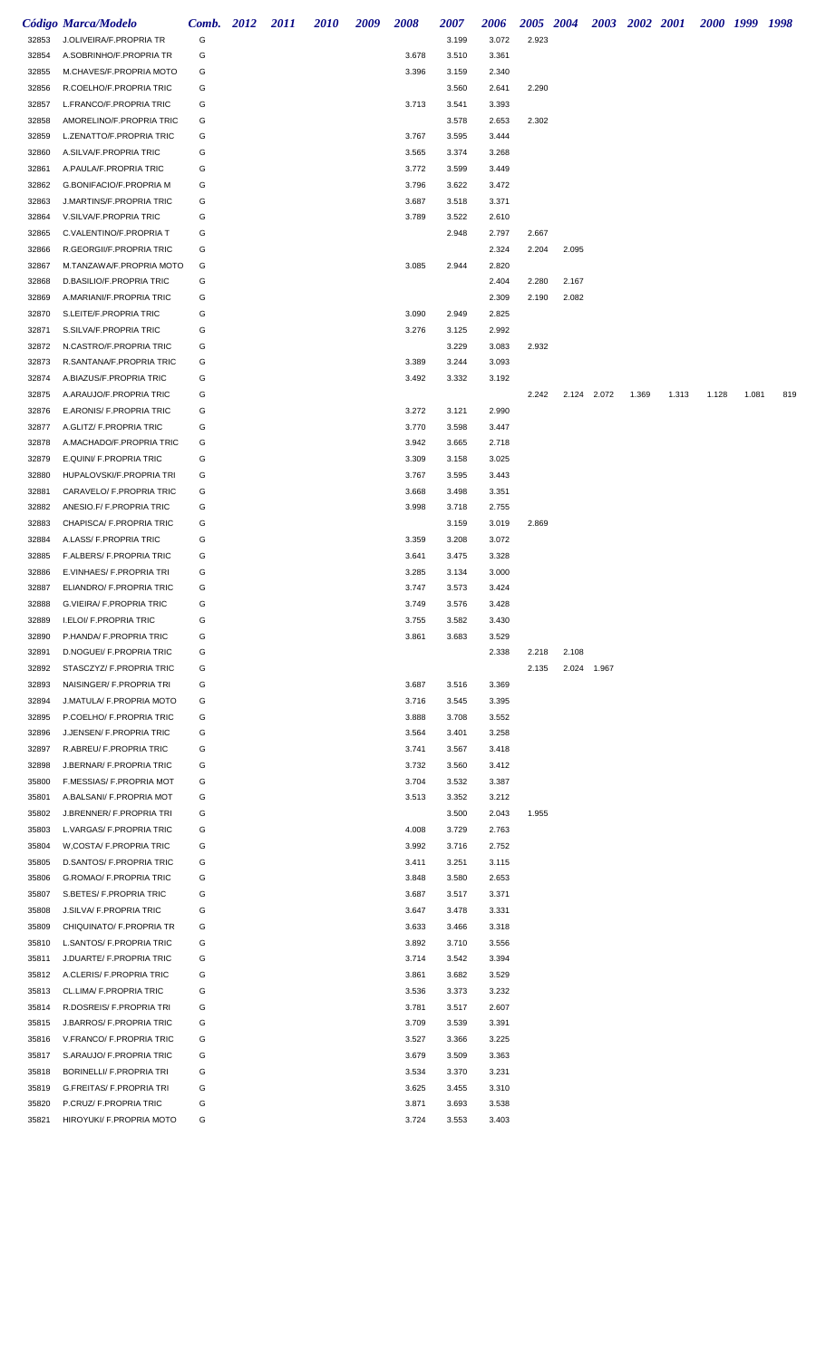| Código | Marca/Modelo | Comb. | 2012 | 2011 | 2010 | 2009 | 2008 | 2007 | 2006 | 2005 | 2004 | 2003 | 2002 | 2001 | 2000 | 1999 | 1998 |
|---|---|---|---|---|---|---|---|---|---|---|---|---|---|---|---|---|---|
| 32853 | J.OLIVEIRA/F.PROPRIA TR | G | | | | | | 3.199 | 3.072 | 2.923 | | | | | | | |
| 32854 | A.SOBRINHO/F.PROPRIA TR | G | | | | | 3.678 | 3.510 | 3.361 | | | | | | | | |
| 32855 | M.CHAVES/F.PROPRIA MOTO | G | | | | | 3.396 | 3.159 | 2.340 | | | | | | | | |
| 32856 | R.COELHO/F.PROPRIA TRIC | G | | | | | | 3.560 | 2.641 | 2.290 | | | | | | | |
| 32857 | L.FRANCO/F.PROPRIA TRIC | G | | | | | 3.713 | 3.541 | 3.393 | | | | | | | | |
| 32858 | AMORELINO/F.PROPRIA TRIC | G | | | | | | 3.578 | 2.653 | 2.302 | | | | | | | |
| 32859 | L.ZENATTO/F.PROPRIA TRIC | G | | | | | 3.767 | 3.595 | 3.444 | | | | | | | | |
| 32860 | A.SILVA/F.PROPRIA TRIC | G | | | | | 3.565 | 3.374 | 3.268 | | | | | | | | |
| 32861 | A.PAULA/F.PROPRIA TRIC | G | | | | | 3.772 | 3.599 | 3.449 | | | | | | | | |
| 32862 | G.BONIFACIO/F.PROPRIA M | G | | | | | 3.796 | 3.622 | 3.472 | | | | | | | | |
| 32863 | J.MARTINS/F.PROPRIA TRIC | G | | | | | 3.687 | 3.518 | 3.371 | | | | | | | | |
| 32864 | V.SILVA/F.PROPRIA TRIC | G | | | | | 3.789 | 3.522 | 2.610 | | | | | | | | |
| 32865 | C.VALENTINO/F.PROPRIA T | G | | | | | | 2.948 | 2.797 | 2.667 | | | | | | | |
| 32866 | R.GEORGII/F.PROPRIA TRIC | G | | | | | | | 2.324 | 2.204 | 2.095 | | | | | | |
| 32867 | M.TANZAWA/F.PROPRIA MOTO | G | | | | | 3.085 | 2.944 | 2.820 | | | | | | | | |
| 32868 | D.BASILIO/F.PROPRIA TRIC | G | | | | | | | 2.404 | 2.280 | 2.167 | | | | | | |
| 32869 | A.MARIANI/F.PROPRIA TRIC | G | | | | | | | 2.309 | 2.190 | 2.082 | | | | | | |
| 32870 | S.LEITE/F.PROPRIA TRIC | G | | | | | 3.090 | 2.949 | 2.825 | | | | | | | | |
| 32871 | S.SILVA/F.PROPRIA TRIC | G | | | | | 3.276 | 3.125 | 2.992 | | | | | | | | |
| 32872 | N.CASTRO/F.PROPRIA TRIC | G | | | | | | 3.229 | 3.083 | 2.932 | | | | | | | |
| 32873 | R.SANTANA/F.PROPRIA TRIC | G | | | | | 3.389 | 3.244 | 3.093 | | | | | | | | |
| 32874 | A.BIAZUS/F.PROPRIA TRIC | G | | | | | 3.492 | 3.332 | 3.192 | | | | | | | | |
| 32875 | A.ARAUJO/F.PROPRIA TRIC | G | | | | | | | | 2.242 | 2.124 | 2.072 | 1.369 | 1.313 | 1.128 | 1.081 | 819 |
| 32876 | E.ARONIS/ F.PROPRIA TRIC | G | | | | | 3.272 | 3.121 | 2.990 | | | | | | | | |
| 32877 | A.GLITZ/ F.PROPRIA TRIC | G | | | | | 3.770 | 3.598 | 3.447 | | | | | | | | |
| 32878 | A.MACHADO/F.PROPRIA TRIC | G | | | | | 3.942 | 3.665 | 2.718 | | | | | | | | |
| 32879 | E.QUINI/ F.PROPRIA TRIC | G | | | | | 3.309 | 3.158 | 3.025 | | | | | | | | |
| 32880 | HUPALOVSKI/F.PROPRIA TRI | G | | | | | 3.767 | 3.595 | 3.443 | | | | | | | | |
| 32881 | CARAVELO/ F.PROPRIA TRIC | G | | | | | 3.668 | 3.498 | 3.351 | | | | | | | | |
| 32882 | ANESIO.F/ F.PROPRIA TRIC | G | | | | | 3.998 | 3.718 | 2.755 | | | | | | | | |
| 32883 | CHAPISCA/ F.PROPRIA TRIC | G | | | | | | 3.159 | 3.019 | 2.869 | | | | | | | |
| 32884 | A.LASS/ F.PROPRIA TRIC | G | | | | | 3.359 | 3.208 | 3.072 | | | | | | | | |
| 32885 | F.ALBERS/ F.PROPRIA TRIC | G | | | | | 3.641 | 3.475 | 3.328 | | | | | | | | |
| 32886 | E.VINHAES/ F.PROPRIA TRI | G | | | | | 3.285 | 3.134 | 3.000 | | | | | | | | |
| 32887 | ELIANDRO/ F.PROPRIA TRIC | G | | | | | 3.747 | 3.573 | 3.424 | | | | | | | | |
| 32888 | G.VIEIRA/ F.PROPRIA TRIC | G | | | | | 3.749 | 3.576 | 3.428 | | | | | | | | |
| 32889 | I.ELOI/ F.PROPRIA TRIC | G | | | | | 3.755 | 3.582 | 3.430 | | | | | | | | |
| 32890 | P.HANDA/ F.PROPRIA TRIC | G | | | | | 3.861 | 3.683 | 3.529 | | | | | | | | |
| 32891 | D.NOGUEI/ F.PROPRIA TRIC | G | | | | | | | 2.338 | 2.218 | 2.108 | | | | | | |
| 32892 | STASCZYZ/ F.PROPRIA TRIC | G | | | | | | | | 2.135 | 2.024 | 1.967 | | | | | |
| 32893 | NAISINGER/ F.PROPRIA TRI | G | | | | | 3.687 | 3.516 | 3.369 | | | | | | | | |
| 32894 | J.MATULA/ F.PROPRIA MOTO | G | | | | | 3.716 | 3.545 | 3.395 | | | | | | | | |
| 32895 | P.COELHO/ F.PROPRIA TRIC | G | | | | | 3.888 | 3.708 | 3.552 | | | | | | | | |
| 32896 | J.JENSEN/ F.PROPRIA TRIC | G | | | | | 3.564 | 3.401 | 3.258 | | | | | | | | |
| 32897 | R.ABREU/ F.PROPRIA TRIC | G | | | | | 3.741 | 3.567 | 3.418 | | | | | | | | |
| 32898 | J.BERNAR/ F.PROPRIA TRIC | G | | | | | 3.732 | 3.560 | 3.412 | | | | | | | | |
| 35800 | F.MESSIAS/ F.PROPRIA MOT | G | | | | | 3.704 | 3.532 | 3.387 | | | | | | | | |
| 35801 | A.BALSANI/ F.PROPRIA MOT | G | | | | | 3.513 | 3.352 | 3.212 | | | | | | | | |
| 35802 | J.BRENNER/ F.PROPRIA TRI | G | | | | | | 3.500 | 2.043 | 1.955 | | | | | | | |
| 35803 | L.VARGAS/ F.PROPRIA TRIC | G | | | | | 4.008 | 3.729 | 2.763 | | | | | | | | |
| 35804 | W,COSTA/ F.PROPRIA TRIC | G | | | | | 3.992 | 3.716 | 2.752 | | | | | | | | |
| 35805 | D.SANTOS/ F.PROPRIA TRIC | G | | | | | 3.411 | 3.251 | 3.115 | | | | | | | | |
| 35806 | G.ROMAO/ F.PROPRIA TRIC | G | | | | | 3.848 | 3.580 | 2.653 | | | | | | | | |
| 35807 | S.BETES/ F.PROPRIA TRIC | G | | | | | 3.687 | 3.517 | 3.371 | | | | | | | | |
| 35808 | J.SILVA/ F.PROPRIA TRIC | G | | | | | 3.647 | 3.478 | 3.331 | | | | | | | | |
| 35809 | CHIQUINATO/ F.PROPRIA TR | G | | | | | 3.633 | 3.466 | 3.318 | | | | | | | | |
| 35810 | L.SANTOS/ F.PROPRIA TRIC | G | | | | | 3.892 | 3.710 | 3.556 | | | | | | | | |
| 35811 | J.DUARTE/ F.PROPRIA TRIC | G | | | | | 3.714 | 3.542 | 3.394 | | | | | | | | |
| 35812 | A.CLERIS/ F.PROPRIA TRIC | G | | | | | 3.861 | 3.682 | 3.529 | | | | | | | | |
| 35813 | CL.LIMA/ F.PROPRIA TRIC | G | | | | | 3.536 | 3.373 | 3.232 | | | | | | | | |
| 35814 | R.DOSREIS/ F.PROPRIA TRI | G | | | | | 3.781 | 3.517 | 2.607 | | | | | | | | |
| 35815 | J.BARROS/ F.PROPRIA TRIC | G | | | | | 3.709 | 3.539 | 3.391 | | | | | | | | |
| 35816 | V.FRANCO/ F.PROPRIA TRIC | G | | | | | 3.527 | 3.366 | 3.225 | | | | | | | | |
| 35817 | S.ARAUJO/ F.PROPRIA TRIC | G | | | | | 3.679 | 3.509 | 3.363 | | | | | | | | |
| 35818 | BORINELLI/ F.PROPRIA TRI | G | | | | | 3.534 | 3.370 | 3.231 | | | | | | | | |
| 35819 | G.FREITAS/ F.PROPRIA TRI | G | | | | | 3.625 | 3.455 | 3.310 | | | | | | | | |
| 35820 | P.CRUZ/ F.PROPRIA TRIC | G | | | | | 3.871 | 3.693 | 3.538 | | | | | | | | |
| 35821 | HIROYUKI/ F.PROPRIA MOTO | G | | | | | 3.724 | 3.553 | 3.403 | | | | | | | | |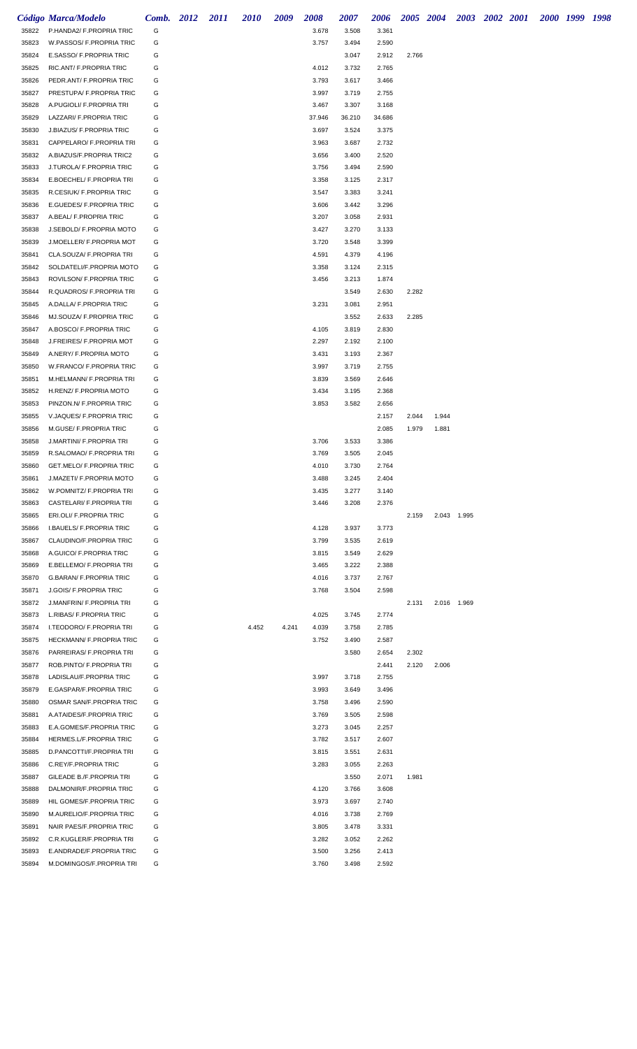| Código | Marca/Modelo | Comb. | 2012 | 2011 | 2010 | 2009 | 2008 | 2007 | 2006 | 2005 | 2004 | 2003 | 2002 | 2001 | 2000 | 1999 | 1998 |
|---|---|---|---|---|---|---|---|---|---|---|---|---|---|---|---|---|---|
| 35822 | P.HANDA2/ F.PROPRIA TRIC | G | | | | | 3.678 | 3.508 | 3.361 | | | | | | | | |
| 35823 | W.PASSOS/ F.PROPRIA TRIC | G | | | | | 3.757 | 3.494 | 2.590 | | | | | | | | |
| 35824 | E.SASSO/ F.PROPRIA TRIC | G | | | | | | 3.047 | 2.912 | 2.766 | | | | | | | |
| 35825 | RIC.ANT/ F.PROPRIA TRIC | G | | | | | 4.012 | 3.732 | 2.765 | | | | | | | | |
| 35826 | PEDR.ANT/ F.PROPRIA TRIC | G | | | | | 3.793 | 3.617 | 3.466 | | | | | | | | |
| 35827 | PRESTUPA/ F.PROPRIA TRIC | G | | | | | 3.997 | 3.719 | 2.755 | | | | | | | | |
| 35828 | A.PUGIOLI/ F.PROPRIA TRI | G | | | | | 3.467 | 3.307 | 3.168 | | | | | | | | |
| 35829 | LAZZARI/ F.PROPRIA TRIC | G | | | | | 37.946 | 36.210 | 34.686 | | | | | | | | |
| 35830 | J.BIAZUS/ F.PROPRIA TRIC | G | | | | | 3.697 | 3.524 | 3.375 | | | | | | | | |
| 35831 | CAPPELARO/ F.PROPRIA TRI | G | | | | | 3.963 | 3.687 | 2.732 | | | | | | | | |
| 35832 | A.BIAZUS/F.PROPRIA TRIC2 | G | | | | | 3.656 | 3.400 | 2.520 | | | | | | | | |
| 35833 | J.TUROLA/ F.PROPRIA TRIC | G | | | | | 3.756 | 3.494 | 2.590 | | | | | | | | |
| 35834 | E.BOECHEL/ F.PROPRIA TRI | G | | | | | 3.358 | 3.125 | 2.317 | | | | | | | | |
| 35835 | R.CESIUK/ F.PROPRIA TRIC | G | | | | | 3.547 | 3.383 | 3.241 | | | | | | | | |
| 35836 | E.GUEDES/ F.PROPRIA TRIC | G | | | | | 3.606 | 3.442 | 3.296 | | | | | | | | |
| 35837 | A.BEAL/ F.PROPRIA TRIC | G | | | | | 3.207 | 3.058 | 2.931 | | | | | | | | |
| 35838 | J.SEBOLD/ F.PROPRIA MOTO | G | | | | | 3.427 | 3.270 | 3.133 | | | | | | | | |
| 35839 | J.MOELLER/ F.PROPRIA MOT | G | | | | | 3.720 | 3.548 | 3.399 | | | | | | | | |
| 35841 | CLA.SOUZA/ F.PROPRIA TRI | G | | | | | 4.591 | 4.379 | 4.196 | | | | | | | | |
| 35842 | SOLDATELI/F.PROPRIA MOTO | G | | | | | 3.358 | 3.124 | 2.315 | | | | | | | | |
| 35843 | ROVILSON/ F.PROPRIA TRIC | G | | | | | 3.456 | 3.213 | 1.874 | | | | | | | | |
| 35844 | R.QUADROS/ F.PROPRIA TRI | G | | | | | | 3.549 | 2.630 | 2.282 | | | | | | | |
| 35845 | A.DALLA/ F.PROPRIA TRIC | G | | | | | 3.231 | 3.081 | 2.951 | | | | | | | | |
| 35846 | MJ.SOUZA/ F.PROPRIA TRIC | G | | | | | | 3.552 | 2.633 | 2.285 | | | | | | | |
| 35847 | A.BOSCO/ F.PROPRIA TRIC | G | | | | | 4.105 | 3.819 | 2.830 | | | | | | | | |
| 35848 | J.FREIRES/ F.PROPRIA MOT | G | | | | | 2.297 | 2.192 | 2.100 | | | | | | | | |
| 35849 | A.NERY/ F.PROPRIA MOTO | G | | | | | 3.431 | 3.193 | 2.367 | | | | | | | | |
| 35850 | W.FRANCO/ F.PROPRIA TRIC | G | | | | | 3.997 | 3.719 | 2.755 | | | | | | | | |
| 35851 | M.HELMANN/ F.PROPRIA TRI | G | | | | | 3.839 | 3.569 | 2.646 | | | | | | | | |
| 35852 | H.RENZ/ F.PROPRIA MOTO | G | | | | | 3.434 | 3.195 | 2.368 | | | | | | | | |
| 35853 | PINZON.N/ F.PROPRIA TRIC | G | | | | | 3.853 | 3.582 | 2.656 | | | | | | | | |
| 35855 | V.JAQUES/ F.PROPRIA TRIC | G | | | | | | | 2.157 | 2.044 | 1.944 | | | | | | |
| 35856 | M.GUSE/ F.PROPRIA TRIC | G | | | | | | | 2.085 | 1.979 | 1.881 | | | | | | |
| 35858 | J.MARTINI/ F.PROPRIA TRI | G | | | | | 3.706 | 3.533 | 3.386 | | | | | | | | |
| 35859 | R.SALOMAO/ F.PROPRIA TRI | G | | | | | 3.769 | 3.505 | 2.045 | | | | | | | | |
| 35860 | GET.MELO/ F.PROPRIA TRIC | G | | | | | 4.010 | 3.730 | 2.764 | | | | | | | | |
| 35861 | J.MAZETI/ F.PROPRIA MOTO | G | | | | | 3.488 | 3.245 | 2.404 | | | | | | | | |
| 35862 | W.POMNITZ/ F.PROPRIA TRI | G | | | | | 3.435 | 3.277 | 3.140 | | | | | | | | |
| 35863 | CASTELARI/ F.PROPRIA TRI | G | | | | | 3.446 | 3.208 | 2.376 | | | | | | | | |
| 35865 | ERI.OLI/ F.PROPRIA TRIC | G | | | | | | | | 2.159 | 2.043 | 1.995 | | | | | |
| 35866 | I.BAUELS/ F.PROPRIA TRIC | G | | | | | 4.128 | 3.937 | 3.773 | | | | | | | | |
| 35867 | CLAUDINO/F.PROPRIA TRIC | G | | | | | 3.799 | 3.535 | 2.619 | | | | | | | | |
| 35868 | A.GUICO/ F.PROPRIA TRIC | G | | | | | 3.815 | 3.549 | 2.629 | | | | | | | | |
| 35869 | E.BELLEMO/ F.PROPRIA TRI | G | | | | | 3.465 | 3.222 | 2.388 | | | | | | | | |
| 35870 | G.BARAN/ F.PROPRIA TRIC | G | | | | | 4.016 | 3.737 | 2.767 | | | | | | | | |
| 35871 | J.GOIS/ F.PROPRIA TRIC | G | | | | | 3.768 | 3.504 | 2.598 | | | | | | | | |
| 35872 | J.MANFRIN/ F.PROPRIA TRI | G | | | | | | | | 2.131 | 2.016 | 1.969 | | | | | |
| 35873 | L.RIBAS/ F.PROPRIA TRIC | G | | | | | 4.025 | 3.745 | 2.774 | | | | | | | | |
| 35874 | I.TEODORO/ F.PROPRIA TRI | G | | | 4.452 | 4.241 | 4.039 | 3.758 | 2.785 | | | | | | | | |
| 35875 | HECKMANN/ F.PROPRIA TRIC | G | | | | | 3.752 | 3.490 | 2.587 | | | | | | | | |
| 35876 | PARREIRAS/ F.PROPRIA TRI | G | | | | | | 3.580 | 2.654 | 2.302 | | | | | | | |
| 35877 | ROB.PINTO/ F.PROPRIA TRI | G | | | | | | | 2.441 | 2.120 | 2.006 | | | | | | |
| 35878 | LADISLAU/F.PROPRIA TRIC | G | | | | | 3.997 | 3.718 | 2.755 | | | | | | | | |
| 35879 | E.GASPAR/F.PROPRIA TRIC | G | | | | | 3.993 | 3.649 | 3.496 | | | | | | | | |
| 35880 | OSMAR SAN/F.PROPRIA TRIC | G | | | | | 3.758 | 3.496 | 2.590 | | | | | | | | |
| 35881 | A.ATAIDES/F.PROPRIA TRIC | G | | | | | 3.769 | 3.505 | 2.598 | | | | | | | | |
| 35883 | E.A.GOMES/F.PROPRIA TRIC | G | | | | | 3.273 | 3.045 | 2.257 | | | | | | | | |
| 35884 | HERMES.L/F.PROPRIA TRIC | G | | | | | 3.782 | 3.517 | 2.607 | | | | | | | | |
| 35885 | D.PANCOTTI/F.PROPRIA TRI | G | | | | | 3.815 | 3.551 | 2.631 | | | | | | | | |
| 35886 | C.REY/F.PROPRIA TRIC | G | | | | | 3.283 | 3.055 | 2.263 | | | | | | | | |
| 35887 | GILEADE B./F.PROPRIA TRI | G | | | | | | 3.550 | 2.071 | 1.981 | | | | | | | |
| 35888 | DALMONIR/F.PROPRIA TRIC | G | | | | | 4.120 | 3.766 | 3.608 | | | | | | | | |
| 35889 | HIL GOMES/F.PROPRIA TRIC | G | | | | | 3.973 | 3.697 | 2.740 | | | | | | | | |
| 35890 | M.AURELIO/F.PROPRIA TRIC | G | | | | | 4.016 | 3.738 | 2.769 | | | | | | | | |
| 35891 | NAIR PAES/F.PROPRIA TRIC | G | | | | | 3.805 | 3.478 | 3.331 | | | | | | | | |
| 35892 | C.R.KUGLER/F.PROPRIA TRI | G | | | | | 3.282 | 3.052 | 2.262 | | | | | | | | |
| 35893 | E.ANDRADE/F.PROPRIA TRIC | G | | | | | 3.500 | 3.256 | 2.413 | | | | | | | | |
| 35894 | M.DOMINGOS/F.PROPRIA TRI | G | | | | | 3.760 | 3.498 | 2.592 | | | | | | | | |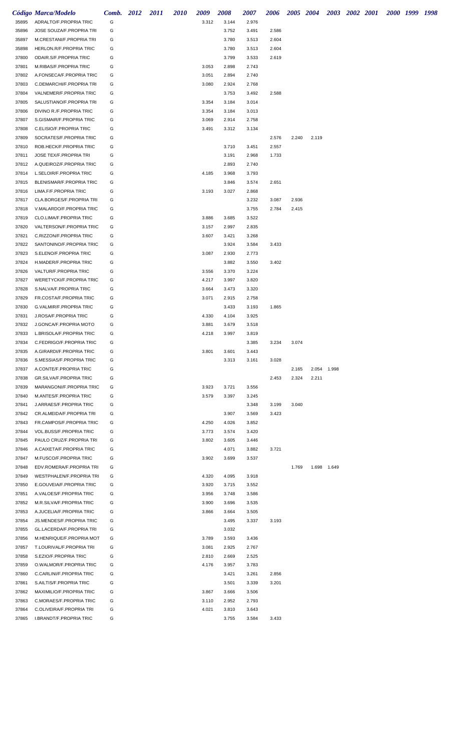| Código | Marca/Modelo | Comb. | 2012 | 2011 | 2010 | 2009 | 2008 | 2007 | 2006 | 2005 | 2004 | 2003 | 2002 | 2001 | 2000 | 1999 | 1998 |
|---|---|---|---|---|---|---|---|---|---|---|---|---|---|---|---|---|---|
| 35895 | ADRALTO/F.PROPRIA TRIC | G | | | | 3.312 | 3.144 | 2.976 | | | | | | | | | |
| 35896 | JOSE SOUZA/F.PROPRIA TRI | G | | | | | 3.752 | 3.491 | 2.586 | | | | | | | | |
| 35897 | M.CRESTANI/F.PROPRIA TRI | G | | | | | 3.780 | 3.513 | 2.604 | | | | | | | | |
| 35898 | HERLON.R/F.PROPRIA TRIC | G | | | | | 3.780 | 3.513 | 2.604 | | | | | | | | |
| 37800 | ODAIR.S/F.PROPRIA TRIC | G | | | | | 3.799 | 3.533 | 2.619 | | | | | | | | |
| 37801 | M.RIBAS/F.PROPRIA TRIC | G | | | | 3.053 | 2.898 | 2.743 | | | | | | | | | |
| 37802 | A.FONSECA/F.PROPRIA TRIC | G | | | | 3.051 | 2.894 | 2.740 | | | | | | | | | |
| 37803 | C.DEMARCHI/F.PROPRIA TRI | G | | | | 3.080 | 2.924 | 2.768 | | | | | | | | | |
| 37804 | VALNEMER/F.PROPRIA TRIC | G | | | | | 3.753 | 3.492 | 2.588 | | | | | | | | |
| 37805 | SALUSTIANO/F.PROPRIA TRI | G | | | | 3.354 | 3.184 | 3.014 | | | | | | | | | |
| 37806 | DIVINO R./F.PROPRIA TRIC | G | | | | 3.354 | 3.184 | 3.013 | | | | | | | | | |
| 37807 | S.GISMAIR/F.PROPRIA TRIC | G | | | | 3.069 | 2.914 | 2.758 | | | | | | | | | |
| 37808 | C.ELISIO/F.PROPRIA TRIC | G | | | | 3.491 | 3.312 | 3.134 | | | | | | | | | |
| 37809 | SOCRATES/F.PROPRIA TRIC | G | | | | | | | 2.576 | 2.240 | 2.119 | | | | | | |
| 37810 | ROB.HECK/F.PROPRIA TRIC | G | | | | | 3.710 | 3.451 | 2.557 | | | | | | | | |
| 37811 | JOSE TEX/F.PROPRIA TRI | G | | | | | 3.191 | 2.968 | 1.733 | | | | | | | | |
| 37812 | A.QUEIROZ/F.PROPRIA TRIC | G | | | | | 2.893 | 2.740 | | | | | | | | | |
| 37814 | L.SELOIR/F.PROPRIA TRIC | G | | | | 4.185 | 3.968 | 3.793 | | | | | | | | | |
| 37815 | BLENISMAR/F.PROPRIA TRIC | G | | | | | 3.846 | 3.574 | 2.651 | | | | | | | | |
| 37816 | LIMA.F/F.PROPRIA TRIC | G | | | | 3.193 | 3.027 | 2.868 | | | | | | | | | |
| 37817 | CLA.BORGES/F.PROPRIA TRI | G | | | | | | 3.232 | 3.087 | 2.936 | | | | | | | |
| 37818 | V.MALARDO/F.PROPRIA TRIC | G | | | | | | 3.755 | 2.784 | 2.415 | | | | | | | |
| 37819 | CLO.LIMA/F.PROPRIA TRIC | G | | | | 3.886 | 3.685 | 3.522 | | | | | | | | | |
| 37820 | VALTERSON/F.PROPRIA TRIC | G | | | | 3.157 | 2.997 | 2.835 | | | | | | | | | |
| 37821 | C.RIZZON/F.PROPRIA TRIC | G | | | | 3.607 | 3.421 | 3.268 | | | | | | | | | |
| 37822 | SANTONINO/F.PROPRIA TRIC | G | | | | | 3.924 | 3.584 | 3.433 | | | | | | | | |
| 37823 | S.ELENO/F.PROPRIA TRIC | G | | | | 3.087 | 2.930 | 2.773 | | | | | | | | | |
| 37824 | H.MADER/F.PROPRIA TRIC | G | | | | | 3.882 | 3.550 | 3.402 | | | | | | | | |
| 37826 | VALTUR/F.PROPRIA TRIC | G | | | | 3.556 | 3.370 | 3.224 | | | | | | | | | |
| 37827 | WERETYCKI/F.PROPRIA TRIC | G | | | | 4.217 | 3.997 | 3.820 | | | | | | | | | |
| 37828 | S.NALVA/F.PROPRIA TRIC | G | | | | 3.664 | 3.473 | 3.320 | | | | | | | | | |
| 37829 | FR.COSTA/F.PROPRIA TRIC | G | | | | 3.071 | 2.915 | 2.758 | | | | | | | | | |
| 37830 | G.VALMIR/F.PROPRIA TRIC | G | | | | | 3.433 | 3.193 | 1.865 | | | | | | | | |
| 37831 | J.ROSA/F.PROPRIA TRIC | G | | | | 4.330 | 4.104 | 3.925 | | | | | | | | | |
| 37832 | J.GONCA/F.PROPRIA MOTO | G | | | | 3.881 | 3.679 | 3.518 | | | | | | | | | |
| 37833 | L.BRISOLA/F.PROPRIA TRIC | G | | | | 4.218 | 3.997 | 3.819 | | | | | | | | | |
| 37834 | C.FEDRIGO/F.PROPRIA TRIC | G | | | | | | 3.385 | 3.234 | 3.074 | | | | | | | |
| 37835 | A.GIRARDI/F.PROPRIA TRIC | G | | | | 3.801 | 3.601 | 3.443 | | | | | | | | | |
| 37836 | S.MESSIAS/F.PROPRIA TRIC | G | | | | | 3.313 | 3.161 | 3.028 | | | | | | | | |
| 37837 | A.CONTE/F.PROPRIA TRIC | G | | | | | | | | 2.165 | 2.054 | 1.998 | | | | | |
| 37838 | GR.SILVA/F.PROPRIA TRIC | G | | | | | | | 2.453 | 2.324 | 2.211 | | | | | | |
| 37839 | MARANGONI/F.PROPRIA TRIC | G | | | | 3.923 | 3.721 | 3.556 | | | | | | | | | |
| 37840 | M.ANTES/F.PROPRIA TRIC | G | | | | 3.579 | 3.397 | 3.245 | | | | | | | | | |
| 37841 | J.ARRAES/F.PROPRIA TRIC | G | | | | | | 3.348 | 3.199 | 3.040 | | | | | | | |
| 37842 | CR.ALMEIDA/F.PROPRIA TRI | G | | | | | 3.907 | 3.569 | 3.423 | | | | | | | | |
| 37843 | FR.CAMPOS/F.PROPRIA TRIC | G | | | | 4.250 | 4.026 | 3.852 | | | | | | | | | |
| 37844 | VOL.BUSS/F.PROPRIA TRIC | G | | | | 3.773 | 3.574 | 3.420 | | | | | | | | | |
| 37845 | PAULO CRUZ/F.PROPRIA TRI | G | | | | 3.802 | 3.605 | 3.446 | | | | | | | | | |
| 37846 | A.CAIXETA/F.PROPRIA TRIC | G | | | | | 4.071 | 3.882 | 3.721 | | | | | | | | |
| 37847 | M.FUSCO/F.PROPRIA TRIC | G | | | | 3.902 | 3.699 | 3.537 | | | | | | | | | |
| 37848 | EDV.ROMERA/F.PROPRIA TRI | G | | | | | | | | 1.769 | 1.698 | 1.649 | | | | | |
| 37849 | WESTPHALEN/F.PROPRIA TRI | G | | | | 4.320 | 4.095 | 3.918 | | | | | | | | | |
| 37850 | E.GOUVEIA/F.PROPRIA TRIC | G | | | | 3.920 | 3.715 | 3.552 | | | | | | | | | |
| 37851 | A.VALOES/F.PROPRIA TRIC | G | | | | 3.956 | 3.748 | 3.586 | | | | | | | | | |
| 37852 | M.R.SILVA/F.PROPRIA TRIC | G | | | | 3.900 | 3.696 | 3.535 | | | | | | | | | |
| 37853 | A.JUCELIA/F.PROPRIA TRIC | G | | | | 3.866 | 3.664 | 3.505 | | | | | | | | | |
| 37854 | JS.MENDES/F.PROPRIA TRIC | G | | | | | 3.495 | 3.337 | 3.193 | | | | | | | | |
| 37855 | GL.LACERDA/F.PROPRIA TRI | G | | | | | 3.032 | | | | | | | | | | |
| 37856 | M.HENRIQUE/F.PROPRIA MOT | G | | | | 3.789 | 3.593 | 3.436 | | | | | | | | | |
| 37857 | T.LOURIVAL/F.PROPRIA TRI | G | | | | 3.081 | 2.925 | 2.767 | | | | | | | | | |
| 37858 | S.EZIO/F.PROPRIA TRIC | G | | | | 2.810 | 2.669 | 2.525 | | | | | | | | | |
| 37859 | O.WALMOR/F.PROPRIA TRIC | G | | | | 4.176 | 3.957 | 3.783 | | | | | | | | | |
| 37860 | C.CARLINI/F.PROPRIA TRIC | G | | | | | 3.421 | 3.261 | 2.856 | | | | | | | | |
| 37861 | S.AILTIS/F.PROPRIA TRIC | G | | | | | 3.501 | 3.339 | 3.201 | | | | | | | | |
| 37862 | MAXIMILIO/F.PROPRIA TRIC | G | | | | 3.867 | 3.666 | 3.506 | | | | | | | | | |
| 37863 | C.MORAES/F.PROPRIA TRIC | G | | | | 3.110 | 2.952 | 2.793 | | | | | | | | | |
| 37864 | C.OLIVEIRA/F.PROPRIA TRI | G | | | | 4.021 | 3.810 | 3.643 | | | | | | | | | |
| 37865 | I.BRANDT/F.PROPRIA TRIC | G | | | | | 3.755 | 3.584 | 3.433 | | | | | | | | |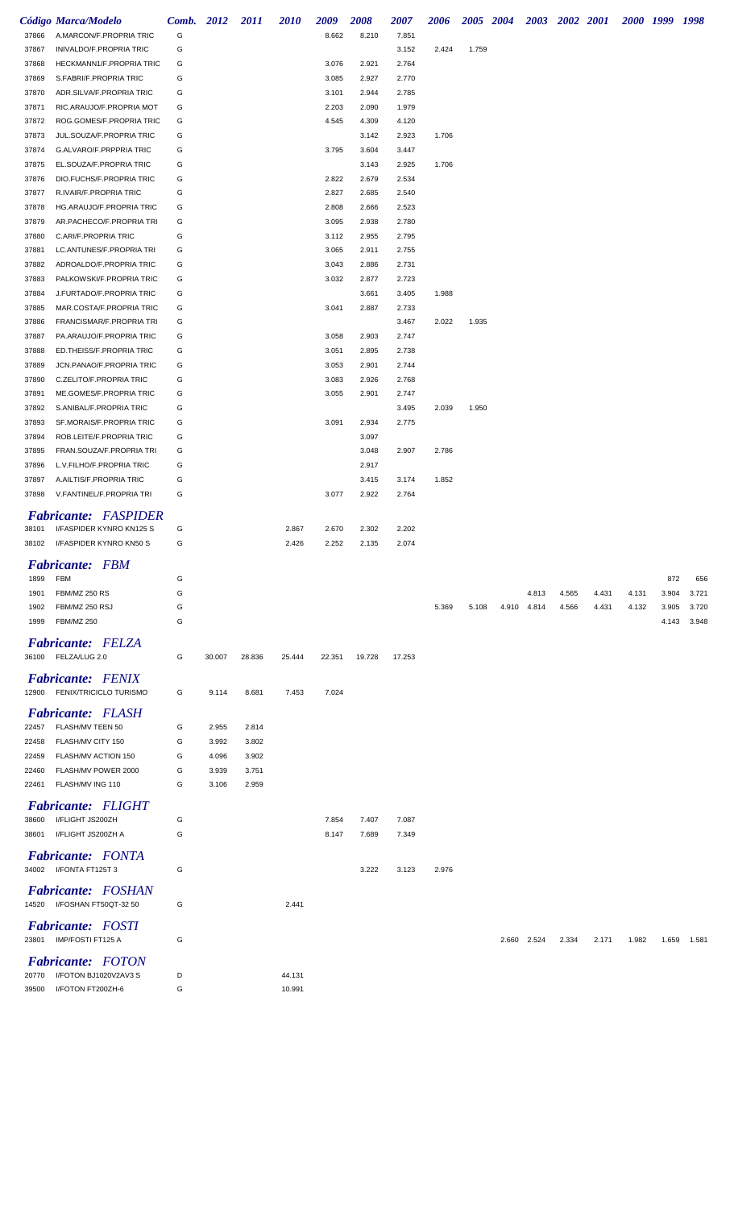| Código | Marca/Modelo | Comb. | 2012 | 2011 | 2010 | 2009 | 2008 | 2007 | 2006 | 2005 | 2004 | 2003 | 2002 | 2001 | 2000 | 1999 | 1998 |
|---|---|---|---|---|---|---|---|---|---|---|---|---|---|---|---|---|---|
| 37866 | A.MARCON/F.PROPRIA TRIC | G | | | | 8.662 | 8.210 | 7.851 | | | | | | | | | |
| 37867 | INIVALDO/F.PROPRIA TRIC | G | | | | | | 3.152 | 2.424 | 1.759 | | | | | | | |
| 37868 | HECKMANN1/F.PROPRIA TRIC | G | | | | 3.076 | 2.921 | 2.764 | | | | | | | | | |
| 37869 | S.FABRI/F.PROPRIA TRIC | G | | | | 3.085 | 2.927 | 2.770 | | | | | | | | | |
| 37870 | ADR.SILVA/F.PROPRIA TRIC | G | | | | 3.101 | 2.944 | 2.785 | | | | | | | | | |
| 37871 | RIC.ARAUJO/F.PROPRIA MOT | G | | | | 2.203 | 2.090 | 1.979 | | | | | | | | | |
| 37872 | ROG.GOMES/F.PROPRIA TRIC | G | | | | 4.545 | 4.309 | 4.120 | | | | | | | | | |
| 37873 | JUL.SOUZA/F.PROPRIA TRIC | G | | | | | 3.142 | 2.923 | 1.706 | | | | | | | | |
| 37874 | G.ALVARO/F.PRPPRIA TRIC | G | | | | 3.795 | 3.604 | 3.447 | | | | | | | | | |
| 37875 | EL.SOUZA/F.PROPRIA TRIC | G | | | | | 3.143 | 2.925 | 1.706 | | | | | | | | |
| 37876 | DIO.FUCHS/F.PROPRIA TRIC | G | | | | 2.822 | 2.679 | 2.534 | | | | | | | | | |
| 37877 | R.IVAIR/F.PROPRIA TRIC | G | | | | 2.827 | 2.685 | 2.540 | | | | | | | | | |
| 37878 | HG.ARAUJO/F.PROPRIA TRIC | G | | | | 2.808 | 2.666 | 2.523 | | | | | | | | | |
| 37879 | AR.PACHECO/F.PROPRIA TRI | G | | | | 3.095 | 2.938 | 2.780 | | | | | | | | | |
| 37880 | C.ARI/F.PROPRIA TRIC | G | | | | 3.112 | 2.955 | 2.795 | | | | | | | | | |
| 37881 | LC.ANTUNES/F.PROPRIA TRI | G | | | | 3.065 | 2.911 | 2.755 | | | | | | | | | |
| 37882 | ADROALDO/F.PROPRIA TRIC | G | | | | 3.043 | 2.886 | 2.731 | | | | | | | | | |
| 37883 | PALKOWSKI/F.PROPRIA TRIC | G | | | | 3.032 | 2.877 | 2.723 | | | | | | | | | |
| 37884 | J.FURTADO/F.PROPRIA TRIC | G | | | | | 3.661 | 3.405 | 1.988 | | | | | | | | |
| 37885 | MAR.COSTA/F.PROPRIA TRIC | G | | | | 3.041 | 2.887 | 2.733 | | | | | | | | | |
| 37886 | FRANCISMAR/F.PROPRIA TRI | G | | | | | | 3.467 | 2.022 | 1.935 | | | | | | | |
| 37887 | PA.ARAUJO/F.PROPRIA TRIC | G | | | | 3.058 | 2.903 | 2.747 | | | | | | | | | |
| 37888 | ED.THEISS/F.PROPRIA TRIC | G | | | | 3.051 | 2.895 | 2.738 | | | | | | | | | |
| 37889 | JCN.PANAO/F.PROPRIA TRIC | G | | | | 3.053 | 2.901 | 2.744 | | | | | | | | | |
| 37890 | C.ZELITO/F.PROPRIA TRIC | G | | | | 3.083 | 2.926 | 2.768 | | | | | | | | | |
| 37891 | ME.GOMES/F.PROPRIA TRIC | G | | | | 3.055 | 2.901 | 2.747 | | | | | | | | | |
| 37892 | S.ANIBAL/F.PROPRIA TRIC | G | | | | | | 3.495 | 2.039 | 1.950 | | | | | | | |
| 37893 | SF.MORAIS/F.PROPRIA TRIC | G | | | | 3.091 | 2.934 | 2.775 | | | | | | | | | |
| 37894 | ROB.LEITE/F.PROPRIA TRIC | G | | | | | 3.097 | | | | | | | | | | |
| 37895 | FRAN.SOUZA/F.PROPRIA TRI | G | | | | | 3.048 | 2.907 | 2.786 | | | | | | | | |
| 37896 | L.V.FILHO/F.PROPRIA TRIC | G | | | | | 2.917 | | | | | | | | | | |
| 37897 | A.AILTIS/F.PROPRIA TRIC | G | | | | | 3.415 | 3.174 | 1.852 | | | | | | | | |
| 37898 | V.FANTINEL/F.PROPRIA TRI | G | | | | 3.077 | 2.922 | 2.764 | | | | | | | | | |
| | ***Fabricante: FASPIDER*** | | | | | | | | | | | | | | | | |
| 38101 | I/FASPIDER KYNRO KN125 S | G | | | 2.867 | 2.670 | 2.302 | 2.202 | | | | | | | | | |
| 38102 | I/FASPIDER KYNRO KN50 S | G | | | 2.426 | 2.252 | 2.135 | 2.074 | | | | | | | | | |
| | ***Fabricante: FBM*** | | | | | | | | | | | | | | | | |
| 1899 | FBM | G | | | | | | | | | | | | | | 872 | 656 |
| 1901 | FBM/MZ 250 RS | G | | | | | | | | | | 4.813 | 4.565 | 4.431 | 4.131 | 3.904 | 3.721 |
| 1902 | FBM/MZ 250 RSJ | G | | | | | | | 5.369 | 5.108 | 4.910 | 4.814 | 4.566 | 4.431 | 4.132 | 3.905 | 3.720 |
| 1999 | FBM/MZ 250 | G | | | | | | | | | | | | | | 4.143 | 3.948 |
| | ***Fabricante: FELZA*** | | | | | | | | | | | | | | | | |
| 36100 | FELZA/LUG 2.0 | G | 30.007 | 28.836 | 25.444 | 22.351 | 19.728 | 17.253 | | | | | | | | | |
| | ***Fabricante: FENIX*** | | | | | | | | | | | | | | | | |
| 12900 | FENIX/TRICICLO TURISMO | G | 9.114 | 8.681 | 7.453 | 7.024 | | | | | | | | | | | |
| | ***Fabricante: FLASH*** | | | | | | | | | | | | | | | | |
| 22457 | FLASH/MV TEEN 50 | G | 2.955 | 2.814 | | | | | | | | | | | | | |
| 22458 | FLASH/MV CITY 150 | G | 3.992 | 3.802 | | | | | | | | | | | | | |
| 22459 | FLASH/MV ACTION 150 | G | 4.096 | 3.902 | | | | | | | | | | | | | |
| 22460 | FLASH/MV POWER 2000 | G | 3.939 | 3.751 | | | | | | | | | | | | | |
| 22461 | FLASH/MV ING 110 | G | 3.106 | 2.959 | | | | | | | | | | | | | |
| | ***Fabricante: FLIGHT*** | | | | | | | | | | | | | | | | |
| 38600 | I/FLIGHT JS200ZH | G | | | | 7.854 | 7.407 | 7.087 | | | | | | | | | |
| 38601 | I/FLIGHT JS200ZH A | G | | | | 8.147 | 7.689 | 7.349 | | | | | | | | | |
| | ***Fabricante: FONTA*** | | | | | | | | | | | | | | | | |
| 34002 | I/FONTA FT125T 3 | G | | | | | 3.222 | 3.123 | 2.976 | | | | | | | | |
| | ***Fabricante: FOSHAN*** | | | | | | | | | | | | | | | | |
| 14520 | I/FOSHAN FT50QT-32 50 | G | | | 2.441 | | | | | | | | | | | | |
| | ***Fabricante: FOSTI*** | | | | | | | | | | | | | | | | |
| 23801 | IMP/FOSTI FT125 A | G | | | | | | | | | 2.660 | 2.524 | 2.334 | 2.171 | 1.982 | 1.659 | 1.581 |
| | ***Fabricante: FOTON*** | | | | | | | | | | | | | | | | |
| 20770 | I/FOTON BJ1020V2AV3 S | D | | | 44.131 | | | | | | | | | | | | |
| 39500 | I/FOTON FT200ZH-6 | G | | | 10.991 | | | | | | | | | | | | |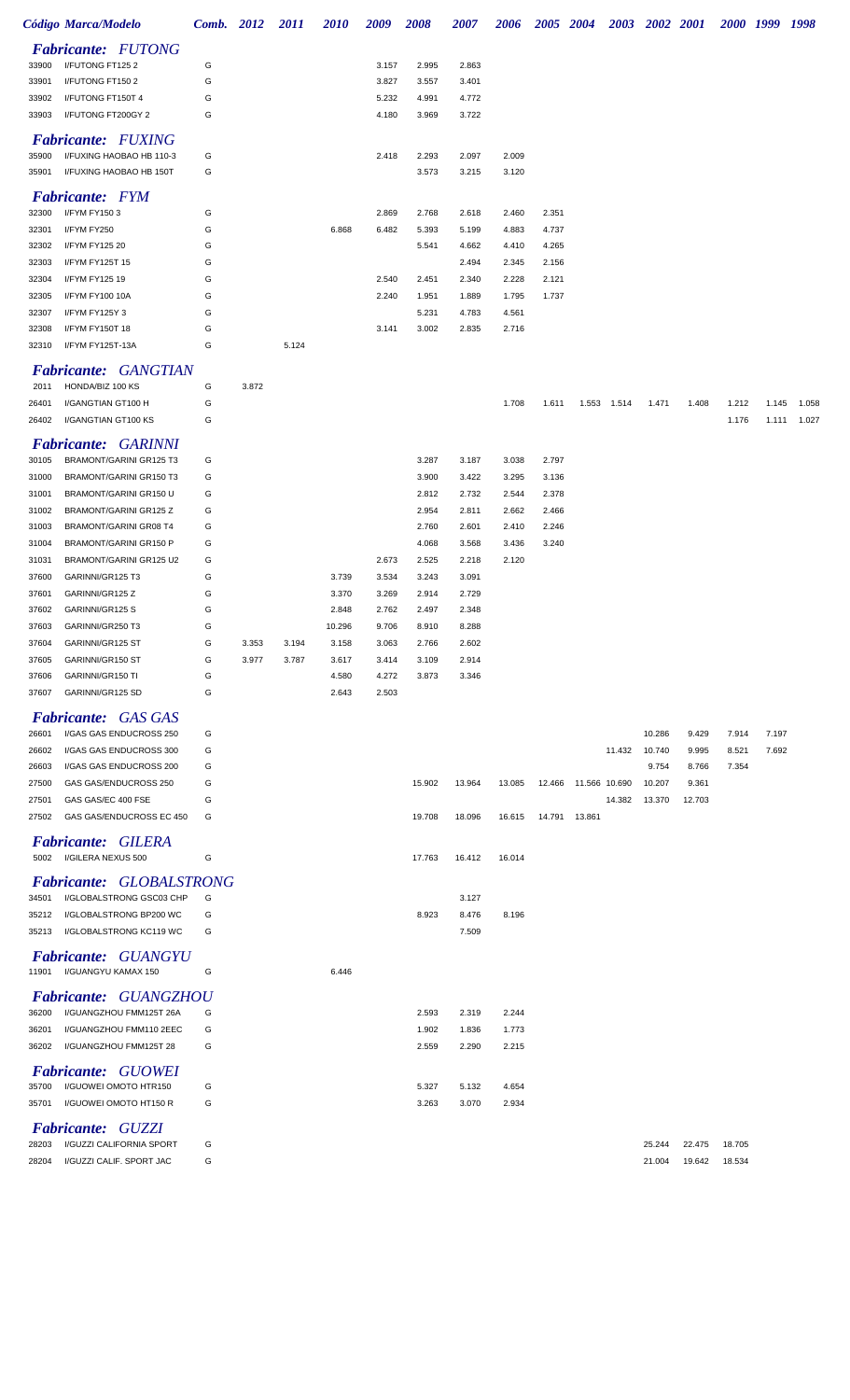| Código | Marca/Modelo | Comb. | 2012 | 2011 | 2010 | 2009 | 2008 | 2007 | 2006 | 2005 | 2004 | 2003 | 2002 | 2001 | 2000 | 1999 | 1998 |
|---|---|---|---|---|---|---|---|---|---|---|---|---|---|---|---|---|---|
| ***Fabricante: FUTONG*** | | | | | | | | | | | | | | | | | |
| 33900 | I/FUTONG FT125 2 | G | | | | 3.157 | 2.995 | 2.863 | | | | | | | | | |
| 33901 | I/FUTONG FT150 2 | G | | | | 3.827 | 3.557 | 3.401 | | | | | | | | | |
| 33902 | I/FUTONG FT150T 4 | G | | | | 5.232 | 4.991 | 4.772 | | | | | | | | | |
| 33903 | I/FUTONG FT200GY 2 | G | | | | 4.180 | 3.969 | 3.722 | | | | | | | | | |
| ***Fabricante: FUXING*** | | | | | | | | | | | | | | | | | |
| 35900 | I/FUXING HAOBAO HB 110-3 | G | | | | 2.418 | 2.293 | 2.097 | 2.009 | | | | | | | | |
| 35901 | I/FUXING HAOBAO HB 150T | G | | | | | 3.573 | 3.215 | 3.120 | | | | | | | | |
| ***Fabricante: FYM*** | | | | | | | | | | | | | | | | | |
| 32300 | I/FYM FY150 3 | G | | | | 2.869 | 2.768 | 2.618 | 2.460 | 2.351 | | | | | | | |
| 32301 | I/FYM FY250 | G | | | 6.868 | 6.482 | 5.393 | 5.199 | 4.883 | 4.737 | | | | | | | |
| 32302 | I/FYM FY125 20 | G | | | | | 5.541 | 4.662 | 4.410 | 4.265 | | | | | | | |
| 32303 | I/FYM FY125T 15 | G | | | | | | 2.494 | 2.345 | 2.156 | | | | | | | |
| 32304 | I/FYM FY125 19 | G | | | | 2.540 | 2.451 | 2.340 | 2.228 | 2.121 | | | | | | | |
| 32305 | I/FYM FY100 10A | G | | | | 2.240 | 1.951 | 1.889 | 1.795 | 1.737 | | | | | | | |
| 32307 | I/FYM FY125Y 3 | G | | | | | 5.231 | 4.783 | 4.561 | | | | | | | | |
| 32308 | I/FYM FY150T 18 | G | | | | 3.141 | 3.002 | 2.835 | 2.716 | | | | | | | | |
| 32310 | I/FYM FY125T-13A | G | | 5.124 | | | | | | | | | | | | | |
| ***Fabricante: GANGTIAN*** | | | | | | | | | | | | | | | | | |
| 2011 | HONDA/BIZ 100 KS | G | 3.872 | | | | | | | | | | | | | | |
| 26401 | I/GANGTIAN GT100 H | G | | | | | | | 1.708 | 1.611 | 1.553 | 1.514 | 1.471 | 1.408 | 1.212 | 1.145 | 1.058 |
| 26402 | I/GANGTIAN GT100 KS | G | | | | | | | | | | | | | 1.176 | 1.111 | 1.027 |
| ***Fabricante: GARINNI*** | | | | | | | | | | | | | | | | | |
| 30105 | BRAMONT/GARINI GR125 T3 | G | | | | | 3.287 | 3.187 | 3.038 | 2.797 | | | | | | | |
| 31000 | BRAMONT/GARINI GR150 T3 | G | | | | | 3.900 | 3.422 | 3.295 | 3.136 | | | | | | | |
| 31001 | BRAMONT/GARINI GR150 U | G | | | | | 2.812 | 2.732 | 2.544 | 2.378 | | | | | | | |
| 31002 | BRAMONT/GARINI GR125 Z | G | | | | | 2.954 | 2.811 | 2.662 | 2.466 | | | | | | | |
| 31003 | BRAMONT/GARINI GR08 T4 | G | | | | | 2.760 | 2.601 | 2.410 | 2.246 | | | | | | | |
| 31004 | BRAMONT/GARINI GR150 P | G | | | | | 4.068 | 3.568 | 3.436 | 3.240 | | | | | | | |
| 31031 | BRAMONT/GARINI GR125 U2 | G | | | | 2.673 | 2.525 | 2.218 | 2.120 | | | | | | | | |
| 37600 | GARINNI/GR125 T3 | G | | | 3.739 | 3.534 | 3.243 | 3.091 | | | | | | | | | |
| 37601 | GARINNI/GR125 Z | G | | | 3.370 | 3.269 | 2.914 | 2.729 | | | | | | | | | |
| 37602 | GARINNI/GR125 S | G | | | 2.848 | 2.762 | 2.497 | 2.348 | | | | | | | | | |
| 37603 | GARINNI/GR250 T3 | G | | | 10.296 | 9.706 | 8.910 | 8.288 | | | | | | | | | |
| 37604 | GARINNI/GR125 ST | G | 3.353 | 3.194 | 3.158 | 3.063 | 2.766 | 2.602 | | | | | | | | | |
| 37605 | GARINNI/GR150 ST | G | 3.977 | 3.787 | 3.617 | 3.414 | 3.109 | 2.914 | | | | | | | | | |
| 37606 | GARINNI/GR150 TI | G | | | 4.580 | 4.272 | 3.873 | 3.346 | | | | | | | | | |
| 37607 | GARINNI/GR125 SD | G | | | 2.643 | 2.503 | | | | | | | | | | | |
| ***Fabricante: GAS GAS*** | | | | | | | | | | | | | | | | | |
| 26601 | I/GAS GAS ENDUCROSS 250 | G | | | | | | | | | | | 10.286 | 9.429 | 7.914 | 7.197 | |
| 26602 | I/GAS GAS ENDUCROSS 300 | G | | | | | | | | | | 11.432 | 10.740 | 9.995 | 8.521 | 7.692 | |
| 26603 | I/GAS GAS ENDUCROSS 200 | G | | | | | | | | | | | 9.754 | 8.766 | 7.354 | | |
| 27500 | GAS GAS/ENDUCROSS 250 | G | | | | | 15.902 | 13.964 | 13.085 | 12.466 | 11.566 | 10.690 | 10.207 | 9.361 | | | |
| 27501 | GAS GAS/EC 400 FSE | G | | | | | | | | | | 14.382 | 13.370 | 12.703 | | | |
| 27502 | GAS GAS/ENDUCROSS EC 450 | G | | | | | 19.708 | 18.096 | 16.615 | 14.791 | 13.861 | | | | | | |
| ***Fabricante: GILERA*** | | | | | | | | | | | | | | | | | |
| 5002 | I/GILERA NEXUS 500 | G | | | | | 17.763 | 16.412 | 16.014 | | | | | | | | |
| ***Fabricante: GLOBALSTRONG*** | | | | | | | | | | | | | | | | | |
| 34501 | I/GLOBALSTRONG GSC03 CHP | G | | | | | | 3.127 | | | | | | | | | |
| 35212 | I/GLOBALSTRONG BP200 WC | G | | | | | 8.923 | 8.476 | 8.196 | | | | | | | | |
| 35213 | I/GLOBALSTRONG KC119 WC | G | | | | | | 7.509 | | | | | | | | | |
| ***Fabricante: GUANGYU*** | | | | | | | | | | | | | | | | | |
| 11901 | I/GUANGYU KAMAX 150 | G | | | 6.446 | | | | | | | | | | | | |
| ***Fabricante: GUANGZHOU*** | | | | | | | | | | | | | | | | | |
| 36200 | I/GUANGZHOU FMM125T 26A | G | | | | | 2.593 | 2.319 | 2.244 | | | | | | | | |
| 36201 | I/GUANGZHOU FMM110 2EEC | G | | | | | 1.902 | 1.836 | 1.773 | | | | | | | | |
| 36202 | I/GUANGZHOU FMM125T 28 | G | | | | | 2.559 | 2.290 | 2.215 | | | | | | | | |
| ***Fabricante: GUOWEI*** | | | | | | | | | | | | | | | | | |
| 35700 | I/GUOWEI OMOTO HTR150 | G | | | | | 5.327 | 5.132 | 4.654 | | | | | | | | |
| 35701 | I/GUOWEI OMOTO HT150 R | G | | | | | 3.263 | 3.070 | 2.934 | | | | | | | | |
| ***Fabricante: GUZZI*** | | | | | | | | | | | | | | | | | |
| 28203 | I/GUZZI CALIFORNIA SPORT | G | | | | | | | | | | | 25.244 | 22.475 | 18.705 | | |
| 28204 | I/GUZZI CALIF. SPORT JAC | G | | | | | | | | | | | 21.004 | 19.642 | 18.534 | | |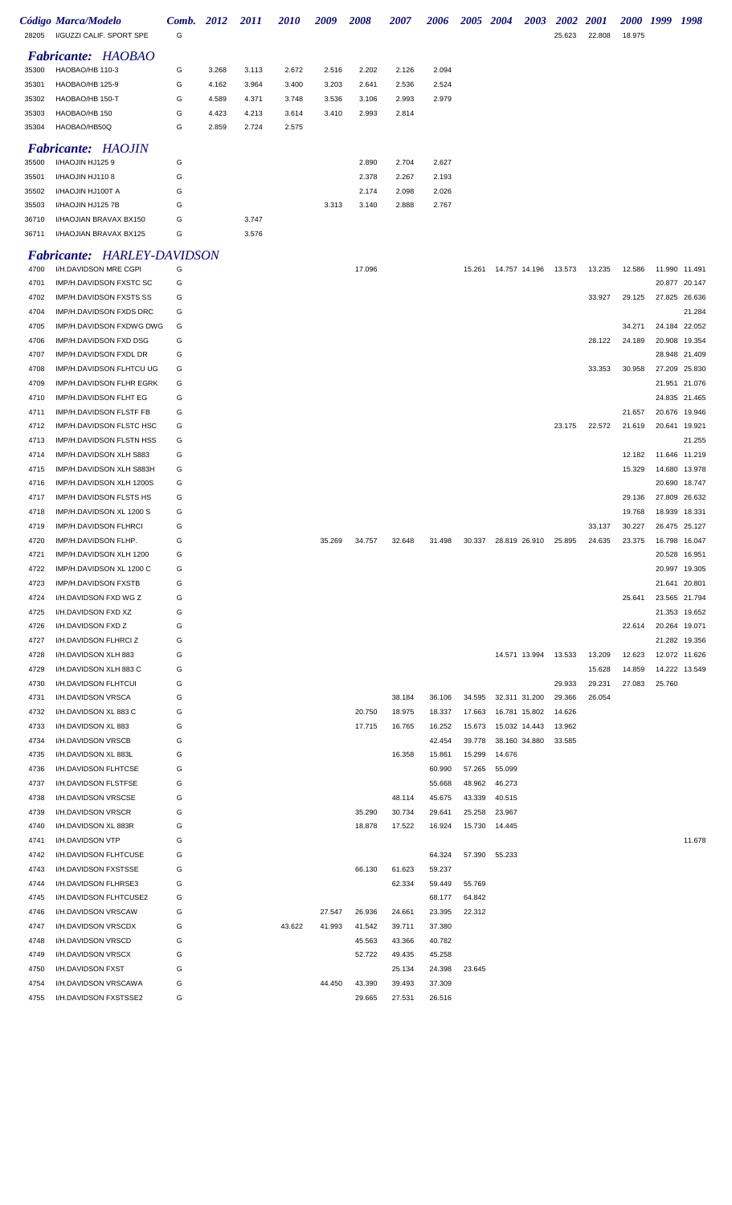| Código | Marca/Modelo | Comb. | 2012 | 2011 | 2010 | 2009 | 2008 | 2007 | 2006 | 2005 | 2004 | 2003 | 2002 | 2001 | 2000 | 1999 | 1998 |
|---|---|---|---|---|---|---|---|---|---|---|---|---|---|---|---|---|---|
| 28205 | I/GUZZI CALIF. SPORT SPE | G | | | | | | | | | | | 25.623 | 22.808 | 18.975 | | |

### *Fabricante: HAOBAO*

| Código | Marca/Modelo | Comb. | 2012 | 2011 | 2010 | 2009 | 2008 | 2007 | 2006 | 2005 | 2004 | 2003 | 2002 | 2001 | 2000 | 1999 | 1998 |
|---|---|---|---|---|---|---|---|---|---|---|---|---|---|---|---|---|---|
| 35300 | HAOBAO/HB 110-3 | G | 3.268 | 3.113 | 2.672 | 2.516 | 2.202 | 2.126 | 2.094 | | | | | | | | |
| 35301 | HAOBAO/HB 125-9 | G | 4.162 | 3.964 | 3.400 | 3.203 | 2.641 | 2.536 | 2.524 | | | | | | | | |
| 35302 | HAOBAO/HB 150-T | G | 4.589 | 4.371 | 3.748 | 3.536 | 3.106 | 2.993 | 2.979 | | | | | | | | |
| 35303 | HAOBAO/HB 150 | G | 4.423 | 4.213 | 3.614 | 3.410 | 2.993 | 2.814 | | | | | | | | | |
| 35304 | HAOBAO/HB50Q | G | 2.859 | 2.724 | 2.575 | | | | | | | | | | | | |

### *Fabricante: HAOJIN*

| Código | Marca/Modelo | Comb. | 2012 | 2011 | 2010 | 2009 | 2008 | 2007 | 2006 | 2005 | 2004 | 2003 | 2002 | 2001 | 2000 | 1999 | 1998 |
|---|---|---|---|---|---|---|---|---|---|---|---|---|---|---|---|---|---|
| 35500 | I/HAOJIN HJ125 9 | G | | | | | 2.890 | 2.704 | 2.627 | | | | | | | | |
| 35501 | I/HAOJIN HJ110 8 | G | | | | | 2.378 | 2.267 | 2.193 | | | | | | | | |
| 35502 | I/HAOJIN HJ100T A | G | | | | | 2.174 | 2.098 | 2.026 | | | | | | | | |
| 35503 | I/HAOJIN HJ125 7B | G | | | | 3.313 | 3.140 | 2.888 | 2.767 | | | | | | | | |
| 36710 | I/HAOJIAN BRAVAX BX150 | G | | 3.747 | | | | | | | | | | | | | |
| 36711 | I/HAOJIAN BRAVAX BX125 | G | | 3.576 | | | | | | | | | | | | | |

### *Fabricante: HARLEY-DAVIDSON*

| Código | Marca/Modelo | Comb. | 2012 | 2011 | 2010 | 2009 | 2008 | 2007 | 2006 | 2005 | 2004 | 2003 | 2002 | 2001 | 2000 | 1999 | 1998 |
|---|---|---|---|---|---|---|---|---|---|---|---|---|---|---|---|---|---|
| 4700 | I/H.DAVIDSON MRE CGPI | G | | | | | 17.096 | | | 15.261 | 14.757 | 14.196 | 13.573 | 13.235 | 12.586 | 11.990 | 11.491 |
| 4701 | IMP/H.DAVIDSON FXSTC SC | G | | | | | | | | | | | | | | 20.877 | 20.147 |
| 4702 | IMP/H.DAVIDSON FXSTS SS | G | | | | | | | | | | | | 33.927 | 29.125 | 27.825 | 26.636 |
| 4704 | IMP/H.DAVIDSON FXDS DRC | G | | | | | | | | | | | | | | | 21.284 |
| 4705 | IMP/H.DAVIDSON FXDWG DWG | G | | | | | | | | | | | | | 34.271 | 24.184 | 22.052 |
| 4706 | IMP/H.DAVIDSON FXD DSG | G | | | | | | | | | | | | 28.122 | 24.189 | 20.908 | 19.354 |
| 4707 | IMP/H.DAVIDSON FXDL DR | G | | | | | | | | | | | | | | 28.948 | 21.409 |
| 4708 | IMP/H.DAVIDSON FLHTCU UG | G | | | | | | | | | | | | 33.353 | 30.958 | 27.209 | 25.830 |
| 4709 | IMP/H.DAVIDSON FLHR EGRK | G | | | | | | | | | | | | | | 21.951 | 21.076 |
| 4710 | IMP/H.DAVIDSON FLHT EG | G | | | | | | | | | | | | | | 24.835 | 21.465 |
| 4711 | IMP/H.DAVIDSON FLSTF FB | G | | | | | | | | | | | | | 21.657 | 20.676 | 19.946 |
| 4712 | IMP/H.DAVIDSON FLSTC HSC | G | | | | | | | | | | | 23.175 | 22.572 | 21.619 | 20.641 | 19.921 |
| 4713 | IMP/H.DAVIDSON FLSTN HSS | G | | | | | | | | | | | | | | | 21.255 |
| 4714 | IMP/H.DAVIDSON XLH S883 | G | | | | | | | | | | | | | 12.182 | 11.646 | 11.219 |
| 4715 | IMP/H.DAVIDSON XLH S883H | G | | | | | | | | | | | | | 15.329 | 14.680 | 13.978 |
| 4716 | IMP/H.DAVIDSON XLH 1200S | G | | | | | | | | | | | | | | 20.690 | 18.747 |
| 4717 | IMP/H DAVIDSON FLSTS HS | G | | | | | | | | | | | | | 29.136 | 27.809 | 26.632 |
| 4718 | IMP/H.DAVIDSON XL 1200 S | G | | | | | | | | | | | | | 19.768 | 18.939 | 18.331 |
| 4719 | IMP/H.DAVIDSON FLHRCI | G | | | | | | | | | | | | 33.137 | 30.227 | 26.475 | 25.127 |
| 4720 | IMP/H.DAVIDSON FLHP. | G | | | | 35.269 | 34.757 | 32.648 | 31.498 | 30.337 | 28.819 | 26.910 | 25.895 | 24.635 | 23.375 | 16.798 | 16.047 |
| 4721 | IMP/H.DAVIDSON XLH 1200 | G | | | | | | | | | | | | | | 20.528 | 16.951 |
| 4722 | IMP/H.DAVIDSON XL 1200 C | G | | | | | | | | | | | | | | 20.997 | 19.305 |
| 4723 | IMP/H.DAVIDSON FXSTB | G | | | | | | | | | | | | | | 21.641 | 20.801 |
| 4724 | I/H.DAVIDSON FXD WG Z | G | | | | | | | | | | | | | 25.641 | 23.565 | 21.794 |
| 4725 | I/H.DAVIDSON FXD XZ | G | | | | | | | | | | | | | | 21.353 | 19.652 |
| 4726 | I/H.DAVIDSON FXD Z | G | | | | | | | | | | | | | 22.614 | 20.264 | 19.071 |
| 4727 | I/H.DAVIDSON FLHRCI Z | G | | | | | | | | | | | | | | 21.282 | 19.356 |
| 4728 | I/H.DAVIDSON XLH 883 | G | | | | | | | | | 14.571 | 13.994 | 13.533 | 13.209 | 12.623 | 12.072 | 11.626 |
| 4729 | I/H.DAVIDSON XLH 883 C | G | | | | | | | | | | | | 15.628 | 14.859 | 14.222 | 13.549 |
| 4730 | I/H.DAVIDSON FLHTCUI | G | | | | | | | | | | | 29.933 | 29.231 | 27.083 | 25.760 | |
| 4731 | I/H.DAVIDSON VRSCA | G | | | | | | 38.184 | 36.106 | 34.595 | 32.311 | 31.200 | 29.366 | 26.054 | | | |
| 4732 | I/H.DAVIDSON XL 883 C | G | | | | | 20.750 | 18.975 | 18.337 | 17.663 | 16.781 | 15.802 | 14.626 | | | | |
| 4733 | I/H.DAVIDSON XL 883 | G | | | | | 17.715 | 16.765 | 16.252 | 15.673 | 15.032 | 14.443 | 13.962 | | | | |
| 4734 | I/H.DAVIDSON VRSCB | G | | | | | | | 42.454 | 39.778 | 38.160 | 34.880 | 33.585 | | | | |
| 4735 | I/H.DAVIDSON XL 883L | G | | | | | | 16.358 | 15.861 | 15.299 | 14.676 | | | | | | |
| 4736 | I/H.DAVIDSON FLHTCSE | G | | | | | | | 60.990 | 57.265 | 55.099 | | | | | | |
| 4737 | I/H.DAVIDSON FLSTFSE | G | | | | | | | 55.668 | 48.962 | 46.273 | | | | | | |
| 4738 | I/H.DAVIDSON VRSCSE | G | | | | | | 48.114 | 45.675 | 43.339 | 40.515 | | | | | | |
| 4739 | I/H.DAVIDSON VRSCR | G | | | | | 35.290 | 30.734 | 29.641 | 25.258 | 23.967 | | | | | | |
| 4740 | I/H.DAVIDSON XL 883R | G | | | | | 18.878 | 17.522 | 16.924 | 15.730 | 14.445 | | | | | | |
| 4741 | I/H.DAVIDSON VTP | G | | | | | | | | | | | | | | | 11.678 |
| 4742 | I/H.DAVIDSON FLHTCUSE | G | | | | | | | 64.324 | 57.390 | 55.233 | | | | | | |
| 4743 | I/H.DAVIDSON FXSTSSE | G | | | | | 66.130 | 61.623 | 59.237 | | | | | | | | |
| 4744 | I/H.DAVIDSON FLHRSE3 | G | | | | | | 62.334 | 59.449 | 55.769 | | | | | | | |
| 4745 | I/H.DAVIDSON FLHTCUSE2 | G | | | | | | | 68.177 | 64.842 | | | | | | | |
| 4746 | I/H.DAVIDSON VRSCAW | G | | | | 27.547 | 26.936 | 24.661 | 23.395 | 22.312 | | | | | | | |
| 4747 | I/H.DAVIDSON VRSCDX | G | | | 43.622 | 41.993 | 41.542 | 39.711 | 37.380 | | | | | | | | |
| 4748 | I/H.DAVIDSON VRSCD | G | | | | | 45.563 | 43.366 | 40.782 | | | | | | | | |
| 4749 | I/H.DAVIDSON VRSCX | G | | | | | 52.722 | 49.435 | 45.258 | | | | | | | | |
| 4750 | I/H.DAVIDSON FXST | G | | | | | | 25.134 | 24.398 | 23.645 | | | | | | | |
| 4754 | I/H.DAVIDSON VRSCAWA | G | | | | 44.450 | 43.390 | 39.493 | 37.309 | | | | | | | | |
| 4755 | I/H.DAVIDSON FXSTSSE2 | G | | | | | 29.665 | 27.531 | 26.516 | | | | | | | | |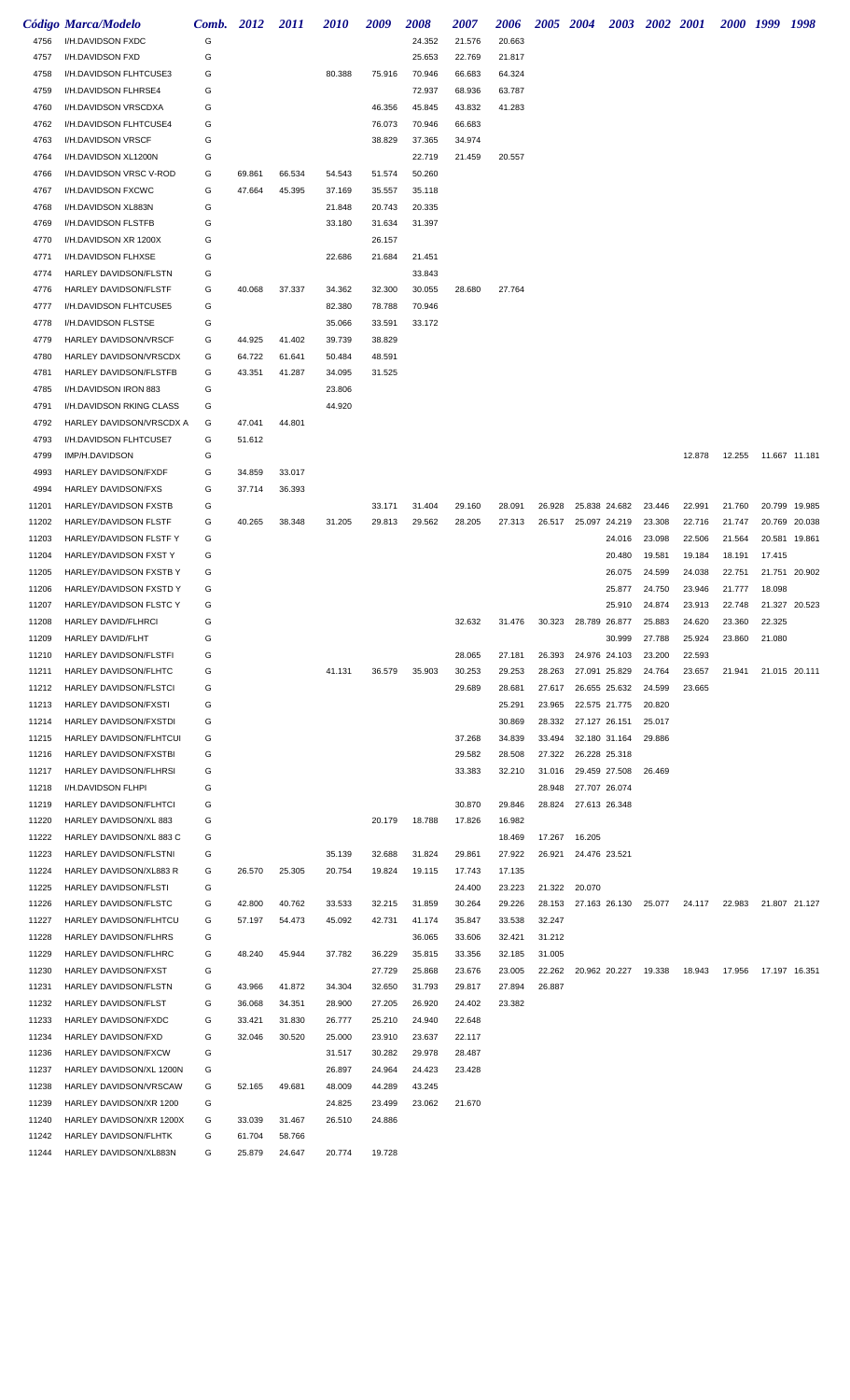| Código | Marca/Modelo | Comb. | 2012 | 2011 | 2010 | 2009 | 2008 | 2007 | 2006 | 2005 | 2004 | 2003 | 2002 | 2001 | 2000 | 1999 | 1998 |
|---|---|---|---|---|---|---|---|---|---|---|---|---|---|---|---|---|---|
| 4756 | I/H.DAVIDSON FXDC | G | | | | | 24.352 | 21.576 | 20.663 | | | | | | | | |
| 4757 | I/H.DAVIDSON FXD | G | | | | | 25.653 | 22.769 | 21.817 | | | | | | | | |
| 4758 | I/H.DAVIDSON FLHTCUSE3 | G | | | 80.388 | 75.916 | 70.946 | 66.683 | 64.324 | | | | | | | | |
| 4759 | I/H.DAVIDSON FLHRSE4 | G | | | | | 72.937 | 68.936 | 63.787 | | | | | | | | |
| 4760 | I/H.DAVIDSON VRSCDXA | G | | | | 46.356 | 45.845 | 43.832 | 41.283 | | | | | | | | |
| 4762 | I/H.DAVIDSON FLHTCUSE4 | G | | | | 76.073 | 70.946 | 66.683 | | | | | | | | | |
| 4763 | I/H.DAVIDSON VRSCF | G | | | | 38.829 | 37.365 | 34.974 | | | | | | | | | |
| 4764 | I/H.DAVIDSON XL1200N | G | | | | | 22.719 | 21.459 | 20.557 | | | | | | | | |
| 4766 | I/H.DAVIDSON VRSC V-ROD | G | 69.861 | 66.534 | 54.543 | 51.574 | 50.260 | | | | | | | | | | |
| 4767 | I/H.DAVIDSON FXCWC | G | 47.664 | 45.395 | 37.169 | 35.557 | 35.118 | | | | | | | | | | |
| 4768 | I/H.DAVIDSON XL883N | G | | | 21.848 | 20.743 | 20.335 | | | | | | | | | | |
| 4769 | I/H.DAVIDSON FLSTFB | G | | | 33.180 | 31.634 | 31.397 | | | | | | | | | | |
| 4770 | I/H.DAVIDSON XR 1200X | G | | | | 26.157 | | | | | | | | | | | |
| 4771 | I/H.DAVIDSON FLHXSE | G | | | 22.686 | 21.684 | 21.451 | | | | | | | | | | |
| 4774 | HARLEY DAVIDSON/FLSTN | G | | | | | 33.843 | | | | | | | | | | |
| 4776 | HARLEY DAVIDSON/FLSTF | G | 40.068 | 37.337 | 34.362 | 32.300 | 30.055 | 28.680 | 27.764 | | | | | | | | |
| 4777 | I/H.DAVIDSON FLHTCUSE5 | G | | | 82.380 | 78.788 | 70.946 | | | | | | | | | | |
| 4778 | I/H.DAVIDSON FLSTSE | G | | | 35.066 | 33.591 | 33.172 | | | | | | | | | | |
| 4779 | HARLEY DAVIDSON/VRSCF | G | 44.925 | 41.402 | 39.739 | 38.829 | | | | | | | | | | | |
| 4780 | HARLEY DAVIDSON/VRSCDX | G | 64.722 | 61.641 | 50.484 | 48.591 | | | | | | | | | | | |
| 4781 | HARLEY DAVIDSON/FLSTFB | G | 43.351 | 41.287 | 34.095 | 31.525 | | | | | | | | | | | |
| 4785 | I/H.DAVIDSON IRON 883 | G | | | 23.806 | | | | | | | | | | | | |
| 4791 | I/H.DAVIDSON RKING CLASS | G | | | 44.920 | | | | | | | | | | | | |
| 4792 | HARLEY DAVIDSON/VRSCDX A | G | 47.041 | 44.801 | | | | | | | | | | | | | |
| 4793 | I/H.DAVIDSON FLHTCUSE7 | G | 51.612 | | | | | | | | | | | | | | |
| 4799 | IMP/H.DAVIDSON | G | | | | | | | | | | | | 12.878 | 12.255 | 11.667 | 11.181 |
| 4993 | HARLEY DAVIDSON/FXDF | G | 34.859 | 33.017 | | | | | | | | | | | | | |
| 4994 | HARLEY DAVIDSON/FXS | G | 37.714 | 36.393 | | | | | | | | | | | | | |
| 11201 | HARLEY/DAVIDSON FXSTB | G | | | | 33.171 | 31.404 | 29.160 | 28.091 | 26.928 | 25.838 | 24.682 | 23.446 | 22.991 | 21.760 | 20.799 | 19.985 |
| 11202 | HARLEY/DAVIDSON FLSTF | G | 40.265 | 38.348 | 31.205 | 29.813 | 29.562 | 28.205 | 27.313 | 26.517 | 25.097 | 24.219 | 23.308 | 22.716 | 21.747 | 20.769 | 20.038 |
| 11203 | HARLEY/DAVIDSON FLSTF Y | G | | | | | | | | | | 24.016 | 23.098 | 22.506 | 21.564 | 20.581 | 19.861 |
| 11204 | HARLEY/DAVIDSON FXST Y | G | | | | | | | | | | 20.480 | 19.581 | 19.184 | 18.191 | 17.415 | |
| 11205 | HARLEY/DAVIDSON FXSTB Y | G | | | | | | | | | | 26.075 | 24.599 | 24.038 | 22.751 | 21.751 | 20.902 |
| 11206 | HARLEY/DAVIDSON FXSTD Y | G | | | | | | | | | | 25.877 | 24.750 | 23.946 | 21.777 | 18.098 | |
| 11207 | HARLEY/DAVIDSON FLSTC Y | G | | | | | | | | | | 25.910 | 24.874 | 23.913 | 22.748 | 21.327 | 20.523 |
| 11208 | HARLEY DAVID/FLHRCI | G | | | | | | 32.632 | 31.476 | 30.323 | 28.789 | 26.877 | 25.883 | 24.620 | 23.360 | 22.325 | |
| 11209 | HARLEY DAVID/FLHT | G | | | | | | | | | | 30.999 | 27.788 | 25.924 | 23.860 | 21.080 | |
| 11210 | HARLEY DAVIDSON/FLSTFI | G | | | | | | 28.065 | 27.181 | 26.393 | 24.976 | 24.103 | 23.200 | 22.593 | | | |
| 11211 | HARLEY DAVIDSON/FLHTC | G | | | 41.131 | 36.579 | 35.903 | 30.253 | 29.253 | 28.263 | 27.091 | 25.829 | 24.764 | 23.657 | 21.941 | 21.015 | 20.111 |
| 11212 | HARLEY DAVIDSON/FLSTCI | G | | | | | | 29.689 | 28.681 | 27.617 | 26.655 | 25.632 | 24.599 | 23.665 | | | |
| 11213 | HARLEY DAVIDSON/FXSTI | G | | | | | | | 25.291 | 23.965 | 22.575 | 21.775 | 20.820 | | | | |
| 11214 | HARLEY DAVIDSON/FXSTDI | G | | | | | | | 30.869 | 28.332 | 27.127 | 26.151 | 25.017 | | | | |
| 11215 | HARLEY DAVIDSON/FLHTCUI | G | | | | | | 37.268 | 34.839 | 33.494 | 32.180 | 31.164 | 29.886 | | | | |
| 11216 | HARLEY DAVIDSON/FXSTBI | G | | | | | | 29.582 | 28.508 | 27.322 | 26.228 | 25.318 | | | | | |
| 11217 | HARLEY DAVIDSON/FLHRSI | G | | | | | | 33.383 | 32.210 | 31.016 | 29.459 | 27.508 | 26.469 | | | | |
| 11218 | I/H.DAVIDSON FLHPI | G | | | | | | | | 28.948 | 27.707 | 26.074 | | | | | |
| 11219 | HARLEY DAVIDSON/FLHTCI | G | | | | | | 30.870 | 29.846 | 28.824 | 27.613 | 26.348 | | | | | |
| 11220 | HARLEY DAVIDSON/XL 883 | G | | | | 20.179 | 18.788 | 17.826 | 16.982 | | | | | | | | |
| 11222 | HARLEY DAVIDSON/XL 883 C | G | | | | | | | 18.469 | 17.267 | 16.205 | | | | | | |
| 11223 | HARLEY DAVIDSON/FLSTNI | G | | | 35.139 | 32.688 | 31.824 | 29.861 | 27.922 | 26.921 | 24.476 | 23.521 | | | | | |
| 11224 | HARLEY DAVIDSON/XL883 R | G | 26.570 | 25.305 | 20.754 | 19.824 | 19.115 | 17.743 | 17.135 | | | | | | | | |
| 11225 | HARLEY DAVIDSON/FLSTI | G | | | | | | 24.400 | 23.223 | 21.322 | 20.070 | | | | | | |
| 11226 | HARLEY DAVIDSON/FLSTC | G | 42.800 | 40.762 | 33.533 | 32.215 | 31.859 | 30.264 | 29.226 | 28.153 | 27.163 | 26.130 | 25.077 | 24.117 | 22.983 | 21.807 | 21.127 |
| 11227 | HARLEY DAVIDSON/FLHTCU | G | 57.197 | 54.473 | 45.092 | 42.731 | 41.174 | 35.847 | 33.538 | 32.247 | | | | | | | |
| 11228 | HARLEY DAVIDSON/FLHRS | G | | | | | 36.065 | 33.606 | 32.421 | 31.212 | | | | | | | |
| 11229 | HARLEY DAVIDSON/FLHRC | G | 48.240 | 45.944 | 37.782 | 36.229 | 35.815 | 33.356 | 32.185 | 31.005 | | | | | | | |
| 11230 | HARLEY DAVIDSON/FXST | G | | | | 27.729 | 25.868 | 23.676 | 23.005 | 22.262 | 20.962 | 20.227 | 19.338 | 18.943 | 17.956 | 17.197 | 16.351 |
| 11231 | HARLEY DAVIDSON/FLSTN | G | 43.966 | 41.872 | 34.304 | 32.650 | 31.793 | 29.817 | 27.894 | 26.887 | | | | | | | |
| 11232 | HARLEY DAVIDSON/FLST | G | 36.068 | 34.351 | 28.900 | 27.205 | 26.920 | 24.402 | 23.382 | | | | | | | | |
| 11233 | HARLEY DAVIDSON/FXDC | G | 33.421 | 31.830 | 26.777 | 25.210 | 24.940 | 22.648 | | | | | | | | | |
| 11234 | HARLEY DAVIDSON/FXD | G | 32.046 | 30.520 | 25.000 | 23.910 | 23.637 | 22.117 | | | | | | | | | |
| 11236 | HARLEY DAVIDSON/FXCW | G | | | 31.517 | 30.282 | 29.978 | 28.487 | | | | | | | | | |
| 11237 | HARLEY DAVIDSON/XL 1200N | G | | | 26.897 | 24.964 | 24.423 | 23.428 | | | | | | | | | |
| 11238 | HARLEY DAVIDSON/VRSCAW | G | 52.165 | 49.681 | 48.009 | 44.289 | 43.245 | | | | | | | | | | |
| 11239 | HARLEY DAVIDSON/XR 1200 | G | | | 24.825 | 23.499 | 23.062 | 21.670 | | | | | | | | | |
| 11240 | HARLEY DAVIDSON/XR 1200X | G | 33.039 | 31.467 | 26.510 | 24.886 | | | | | | | | | | | |
| 11242 | HARLEY DAVIDSON/FLHTK | G | 61.704 | 58.766 | | | | | | | | | | | | | |
| 11244 | HARLEY DAVIDSON/XL883N | G | 25.879 | 24.647 | 20.774 | 19.728 | | | | | | | | | | | |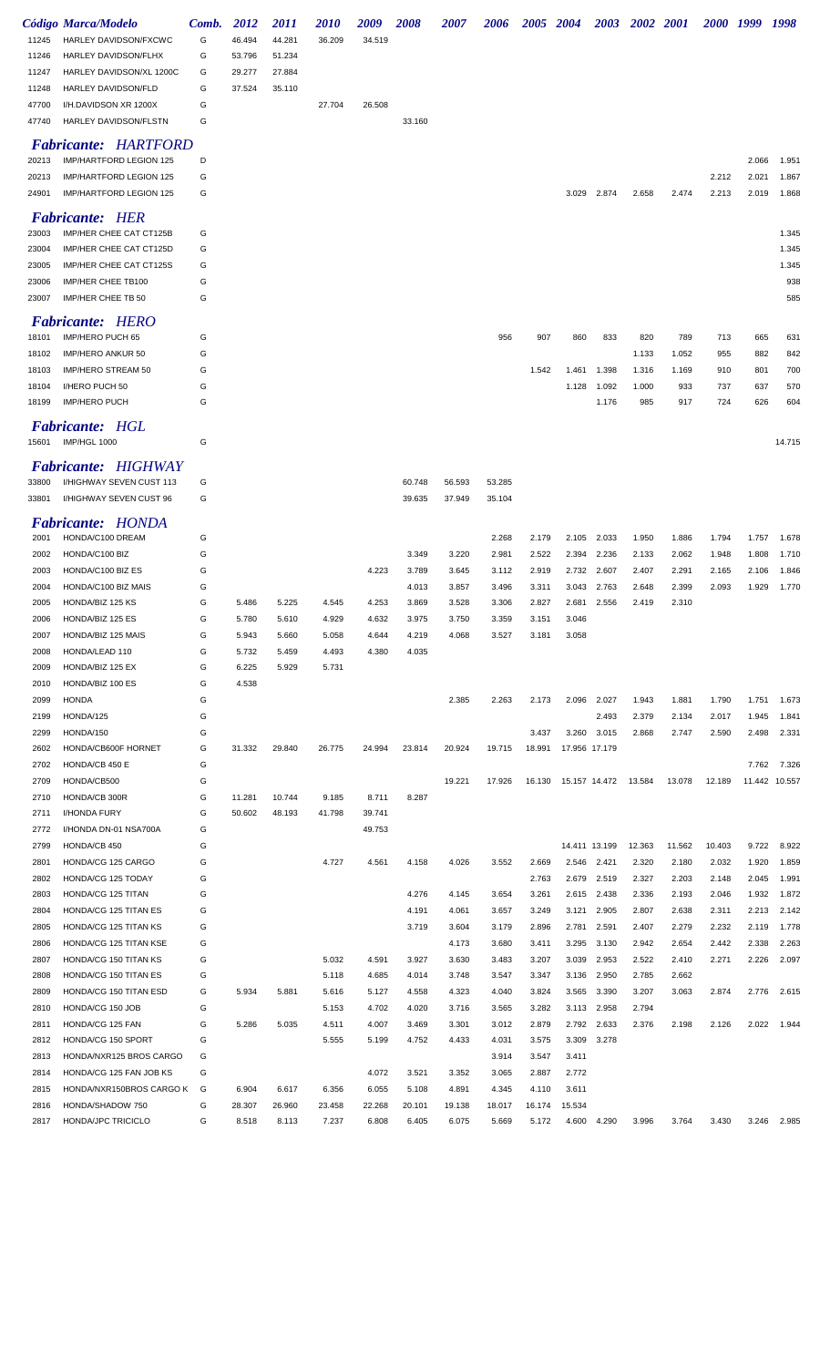| Código | Marca/Modelo | Comb. | 2012 | 2011 | 2010 | 2009 | 2008 | 2007 | 2006 | 2005 | 2004 | 2003 | 2002 | 2001 | 2000 | 1999 | 1998 |
|---|---|---|---|---|---|---|---|---|---|---|---|---|---|---|---|---|---|
| 11245 | HARLEY DAVIDSON/FXCWC | G | 46.494 | 44.281 | 36.209 | 34.519 | | | | | | | | | | | |
| 11246 | HARLEY DAVIDSON/FLHX | G | 53.796 | 51.234 | | | | | | | | | | | | | |
| 11247 | HARLEY DAVIDSON/XL 1200C | G | 29.277 | 27.884 | | | | | | | | | | | | | |
| 11248 | HARLEY DAVIDSON/FLD | G | 37.524 | 35.110 | | | | | | | | | | | | | |
| 47700 | I/H.DAVIDSON XR 1200X | G | | | 27.704 | 26.508 | | | | | | | | | | | |
| 47740 | HARLEY DAVIDSON/FLSTN | G | | | | | 33.160 | | | | | | | | | | |

### *Fabricante: HARTFORD*

| Código | Marca/Modelo | Comb. | 2012 | 2011 | 2010 | 2009 | 2008 | 2007 | 2006 | 2005 | 2004 | 2003 | 2002 | 2001 | 2000 | 1999 | 1998 |
|---|---|---|---|---|---|---|---|---|---|---|---|---|---|---|---|---|---|
| 20213 | IMP/HARTFORD LEGION 125 | D | | | | | | | | | | | | | | 2.066 | 1.951 |
| 20213 | IMP/HARTFORD LEGION 125 | G | | | | | | | | | | | | | 2.212 | 2.021 | 1.867 |
| 24901 | IMP/HARTFORD LEGION 125 | G | | | | | | | | | 3.029 | 2.874 | 2.658 | 2.474 | 2.213 | 2.019 | 1.868 |

### *Fabricante: HER*

| Código | Marca/Modelo | Comb. | 2012 | 2011 | 2010 | 2009 | 2008 | 2007 | 2006 | 2005 | 2004 | 2003 | 2002 | 2001 | 2000 | 1999 | 1998 |
|---|---|---|---|---|---|---|---|---|---|---|---|---|---|---|---|---|---|
| 23003 | IMP/HER CHEE CAT CT125B | G | | | | | | | | | | | | | | | 1.345 |
| 23004 | IMP/HER CHEE CAT CT125D | G | | | | | | | | | | | | | | | 1.345 |
| 23005 | IMP/HER CHEE CAT CT125S | G | | | | | | | | | | | | | | | 1.345 |
| 23006 | IMP/HER CHEE TB100 | G | | | | | | | | | | | | | | | 938 |
| 23007 | IMP/HER CHEE TB 50 | G | | | | | | | | | | | | | | | 585 |

### *Fabricante: HERO*

| Código | Marca/Modelo | Comb. | 2012 | 2011 | 2010 | 2009 | 2008 | 2007 | 2006 | 2005 | 2004 | 2003 | 2002 | 2001 | 2000 | 1999 | 1998 |
|---|---|---|---|---|---|---|---|---|---|---|---|---|---|---|---|---|---|
| 18101 | IMP/HERO PUCH 65 | G | | | | | | | 956 | 907 | 860 | 833 | 820 | 789 | 713 | 665 | 631 |
| 18102 | IMP/HERO ANKUR 50 | G | | | | | | | | | | | 1.133 | 1.052 | 955 | 882 | 842 |
| 18103 | IMP/HERO STREAM 50 | G | | | | | | | | 1.542 | 1.461 | 1.398 | 1.316 | 1.169 | 910 | 801 | 700 |
| 18104 | I/HERO PUCH 50 | G | | | | | | | | | 1.128 | 1.092 | 1.000 | 933 | 737 | 637 | 570 |
| 18199 | IMP/HERO PUCH | G | | | | | | | | | | 1.176 | 985 | 917 | 724 | 626 | 604 |

### *Fabricante: HGL*

| Código | Marca/Modelo | Comb. | 2012 | 2011 | 2010 | 2009 | 2008 | 2007 | 2006 | 2005 | 2004 | 2003 | 2002 | 2001 | 2000 | 1999 | 1998 |
|---|---|---|---|---|---|---|---|---|---|---|---|---|---|---|---|---|---|
| 15601 | IMP/HGL 1000 | G | | | | | | | | | | | | | | | 14.715 |

### *Fabricante: HIGHWAY*

| Código | Marca/Modelo | Comb. | 2012 | 2011 | 2010 | 2009 | 2008 | 2007 | 2006 | 2005 | 2004 | 2003 | 2002 | 2001 | 2000 | 1999 | 1998 |
|---|---|---|---|---|---|---|---|---|---|---|---|---|---|---|---|---|---|
| 33800 | I/HIGHWAY SEVEN CUST 113 | G | | | | | 60.748 | 56.593 | 53.285 | | | | | | | | |
| 33801 | I/HIGHWAY SEVEN CUST 96 | G | | | | | 39.635 | 37.949 | 35.104 | | | | | | | | |

### *Fabricante: HONDA*

| Código | Marca/Modelo | Comb. | 2012 | 2011 | 2010 | 2009 | 2008 | 2007 | 2006 | 2005 | 2004 | 2003 | 2002 | 2001 | 2000 | 1999 | 1998 |
|---|---|---|---|---|---|---|---|---|---|---|---|---|---|---|---|---|---|
| 2001 | HONDA/C100 DREAM | G | | | | | | | 2.268 | 2.179 | 2.105 | 2.033 | 1.950 | 1.886 | 1.794 | 1.757 | 1.678 |
| 2002 | HONDA/C100 BIZ | G | | | | | 3.349 | 3.220 | 2.981 | 2.522 | 2.394 | 2.236 | 2.133 | 2.062 | 1.948 | 1.808 | 1.710 |
| 2003 | HONDA/C100 BIZ ES | G | | | | 4.223 | 3.789 | 3.645 | 3.112 | 2.919 | 2.732 | 2.607 | 2.407 | 2.291 | 2.165 | 2.106 | 1.846 |
| 2004 | HONDA/C100 BIZ MAIS | G | | | | | 4.013 | 3.857 | 3.496 | 3.311 | 3.043 | 2.763 | 2.648 | 2.399 | 2.093 | 1.929 | 1.770 |
| 2005 | HONDA/BIZ 125 KS | G | 5.486 | 5.225 | 4.545 | 4.253 | 3.869 | 3.528 | 3.306 | 2.827 | 2.681 | 2.556 | 2.419 | 2.310 | | | |
| 2006 | HONDA/BIZ 125 ES | G | 5.780 | 5.610 | 4.929 | 4.632 | 3.975 | 3.750 | 3.359 | 3.151 | 3.046 | | | | | | |
| 2007 | HONDA/BIZ 125 MAIS | G | 5.943 | 5.660 | 5.058 | 4.644 | 4.219 | 4.068 | 3.527 | 3.181 | 3.058 | | | | | | |
| 2008 | HONDA/LEAD 110 | G | 5.732 | 5.459 | 4.493 | 4.380 | 4.035 | | | | | | | | | | |
| 2009 | HONDA/BIZ 125 EX | G | 6.225 | 5.929 | 5.731 | | | | | | | | | | | | |
| 2010 | HONDA/BIZ 100 ES | G | 4.538 | | | | | | | | | | | | | | |
| 2099 | HONDA | G | | | | | | 2.385 | 2.263 | 2.173 | 2.096 | 2.027 | 1.943 | 1.881 | 1.790 | 1.751 | 1.673 |
| 2199 | HONDA/125 | G | | | | | | | | | | 2.493 | 2.379 | 2.134 | 2.017 | 1.945 | 1.841 |
| 2299 | HONDA/150 | G | | | | | | | | 3.437 | 3.260 | 3.015 | 2.868 | 2.747 | 2.590 | 2.498 | 2.331 |
| 2602 | HONDA/CB600F HORNET | G | 31.332 | 29.840 | 26.775 | 24.994 | 23.814 | 20.924 | 19.715 | 18.991 | 17.956 | 17.179 | | | | | |
| 2702 | HONDA/CB 450 E | G | | | | | | | | | | | | | | 7.762 | 7.326 |
| 2709 | HONDA/CB500 | G | | | | | | 19.221 | 17.926 | 16.130 | 15.157 | 14.472 | 13.584 | 13.078 | 12.189 | 11.442 | 10.557 |
| 2710 | HONDA/CB 300R | G | 11.281 | 10.744 | 9.185 | 8.711 | 8.287 | | | | | | | | | | |
| 2711 | I/HONDA FURY | G | 50.602 | 48.193 | 41.798 | 39.741 | | | | | | | | | | | |
| 2772 | I/HONDA DN-01 NSA700A | G | | | | 49.753 | | | | | | | | | | | |
| 2799 | HONDA/CB 450 | G | | | | | | | | | 14.411 | 13.199 | 12.363 | 11.562 | 10.403 | 9.722 | 8.922 |
| 2801 | HONDA/CG 125 CARGO | G | | | 4.727 | 4.561 | 4.158 | 4.026 | 3.552 | 2.669 | 2.546 | 2.421 | 2.320 | 2.180 | 2.032 | 1.920 | 1.859 |
| 2802 | HONDA/CG 125 TODAY | G | | | | | | | | 2.763 | 2.679 | 2.519 | 2.327 | 2.203 | 2.148 | 2.045 | 1.991 |
| 2803 | HONDA/CG 125 TITAN | G | | | | | 4.276 | 4.145 | 3.654 | 3.261 | 2.615 | 2.438 | 2.336 | 2.193 | 2.046 | 1.932 | 1.872 |
| 2804 | HONDA/CG 125 TITAN ES | G | | | | | 4.191 | 4.061 | 3.657 | 3.249 | 3.121 | 2.905 | 2.807 | 2.638 | 2.311 | 2.213 | 2.142 |
| 2805 | HONDA/CG 125 TITAN KS | G | | | | | 3.719 | 3.604 | 3.179 | 2.896 | 2.781 | 2.591 | 2.407 | 2.279 | 2.232 | 2.119 | 1.778 |
| 2806 | HONDA/CG 125 TITAN KSE | G | | | | | | 4.173 | 3.680 | 3.411 | 3.295 | 3.130 | 2.942 | 2.654 | 2.442 | 2.338 | 2.263 |
| 2807 | HONDA/CG 150 TITAN KS | G | | | 5.032 | 4.591 | 3.927 | 3.630 | 3.483 | 3.207 | 3.039 | 2.953 | 2.522 | 2.410 | 2.271 | 2.226 | 2.097 |
| 2808 | HONDA/CG 150 TITAN ES | G | | | 5.118 | 4.685 | 4.014 | 3.748 | 3.547 | 3.347 | 3.136 | 2.950 | 2.785 | 2.662 | | | |
| 2809 | HONDA/CG 150 TITAN ESD | G | 5.934 | 5.881 | 5.616 | 5.127 | 4.558 | 4.323 | 4.040 | 3.824 | 3.565 | 3.390 | 3.207 | 3.063 | 2.874 | 2.776 | 2.615 |
| 2810 | HONDA/CG 150 JOB | G | | | 5.153 | 4.702 | 4.020 | 3.716 | 3.565 | 3.282 | 3.113 | 2.958 | 2.794 | | | | |
| 2811 | HONDA/CG 125 FAN | G | 5.286 | 5.035 | 4.511 | 4.007 | 3.469 | 3.301 | 3.012 | 2.879 | 2.792 | 2.633 | 2.376 | 2.198 | 2.126 | 2.022 | 1.944 |
| 2812 | HONDA/CG 150 SPORT | G | | | 5.555 | 5.199 | 4.752 | 4.433 | 4.031 | 3.575 | 3.309 | 3.278 | | | | | |
| 2813 | HONDA/NXR125 BROS CARGO | G | | | | | | | 3.914 | 3.547 | 3.411 | | | | | | |
| 2814 | HONDA/CG 125 FAN JOB KS | G | | | | 4.072 | 3.521 | 3.352 | 3.065 | 2.887 | 2.772 | | | | | | |
| 2815 | HONDA/NXR150BROS CARGO K | G | 6.904 | 6.617 | 6.356 | 6.055 | 5.108 | 4.891 | 4.345 | 4.110 | 3.611 | | | | | | |
| 2816 | HONDA/SHADOW 750 | G | 28.307 | 26.960 | 23.458 | 22.268 | 20.101 | 19.138 | 18.017 | 16.174 | 15.534 | | | | | | |
| 2817 | HONDA/JPC TRICICLO | G | 8.518 | 8.113 | 7.237 | 6.808 | 6.405 | 6.075 | 5.669 | 5.172 | 4.600 | 4.290 | 3.996 | 3.764 | 3.430 | 3.246 | 2.985 |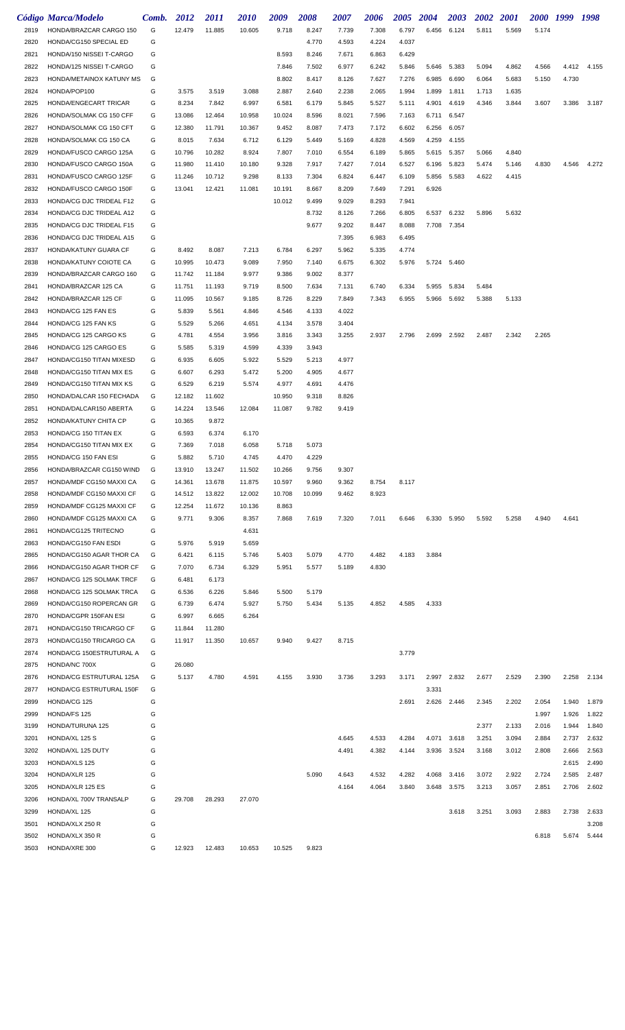| Código | Marca/Modelo | Comb. | 2012 | 2011 | 2010 | 2009 | 2008 | 2007 | 2006 | 2005 | 2004 | 2003 | 2002 | 2001 | 2000 | 1999 | 1998 |
|---|---|---|---|---|---|---|---|---|---|---|---|---|---|---|---|---|---|
| 2819 | HONDA/BRAZCAR CARGO 150 | G | 12.479 | 11.885 | 10.605 | 9.718 | 8.247 | 7.739 | 7.308 | 6.797 | 6.456 | 6.124 | 5.811 | 5.569 | 5.174 | | |
| 2820 | HONDA/CG150 SPECIAL ED | G | | | | | 4.770 | 4.593 | 4.224 | 4.037 | | | | | | | |
| 2821 | HONDA/150 NISSEI T-CARGO | G | | | | 8.593 | 8.246 | 7.671 | 6.863 | 6.429 | | | | | | | |
| 2822 | HONDA/125 NISSEI T-CARGO | G | | | | 7.846 | 7.502 | 6.977 | 6.242 | 5.846 | 5.646 | 5.383 | 5.094 | 4.862 | 4.566 | 4.412 | 4.155 |
| 2823 | HONDA/METAINOX KATUNY MS | G | | | | 8.802 | 8.417 | 8.126 | 7.627 | 7.276 | 6.985 | 6.690 | 6.064 | 5.683 | 5.150 | 4.730 | |
| 2824 | HONDA/POP100 | G | 3.575 | 3.519 | 3.088 | 2.887 | 2.640 | 2.238 | 2.065 | 1.994 | 1.899 | 1.811 | 1.713 | 1.635 | | | |
| 2825 | HONDA/ENGECART TRICAR | G | 8.234 | 7.842 | 6.997 | 6.581 | 6.179 | 5.845 | 5.527 | 5.111 | 4.901 | 4.619 | 4.346 | 3.844 | 3.607 | 3.386 | 3.187 |
| 2826 | HONDA/SOLMAK CG 150 CFF | G | 13.086 | 12.464 | 10.958 | 10.024 | 8.596 | 8.021 | 7.596 | 7.163 | 6.711 | 6.547 | | | | | |
| 2827 | HONDA/SOLMAK CG 150 CFT | G | 12.380 | 11.791 | 10.367 | 9.452 | 8.087 | 7.473 | 7.172 | 6.602 | 6.256 | 6.057 | | | | | |
| 2828 | HONDA/SOLMAK CG 150 CA | G | 8.015 | 7.634 | 6.712 | 6.129 | 5.449 | 5.169 | 4.828 | 4.569 | 4.259 | 4.155 | | | | | |
| 2829 | HONDA/FUSCO CARGO 125A | G | 10.796 | 10.282 | 8.924 | 7.807 | 7.010 | 6.554 | 6.189 | 5.865 | 5.615 | 5.357 | 5.066 | 4.840 | | | |
| 2830 | HONDA/FUSCO CARGO 150A | G | 11.980 | 11.410 | 10.180 | 9.328 | 7.917 | 7.427 | 7.014 | 6.527 | 6.196 | 5.823 | 5.474 | 5.146 | 4.830 | 4.546 | 4.272 |
| 2831 | HONDA/FUSCO CARGO 125F | G | 11.246 | 10.712 | 9.298 | 8.133 | 7.304 | 6.824 | 6.447 | 6.109 | 5.856 | 5.583 | 4.622 | 4.415 | | | |
| 2832 | HONDA/FUSCO CARGO 150F | G | 13.041 | 12.421 | 11.081 | 10.191 | 8.667 | 8.209 | 7.649 | 7.291 | 6.926 | | | | | | |
| 2833 | HONDA/CG DJC TRIDEAL F12 | G | | | | 10.012 | 9.499 | 9.029 | 8.293 | 7.941 | | | | | | | |
| 2834 | HONDA/CG DJC TRIDEAL A12 | G | | | | | 8.732 | 8.126 | 7.266 | 6.805 | 6.537 | 6.232 | 5.896 | 5.632 | | | |
| 2835 | HONDA/CG DJC TRIDEAL F15 | G | | | | | 9.677 | 9.202 | 8.447 | 8.088 | 7.708 | 7.354 | | | | | |
| 2836 | HONDA/CG DJC TRIDEAL A15 | G | | | | | | 7.395 | 6.983 | 6.495 | | | | | | | |
| 2837 | HONDA/KATUNY GUARA CF | G | 8.492 | 8.087 | 7.213 | 6.784 | 6.297 | 5.962 | 5.335 | 4.774 | | | | | | | |
| 2838 | HONDA/KATUNY COIOTE CA | G | 10.995 | 10.473 | 9.089 | 7.950 | 7.140 | 6.675 | 6.302 | 5.976 | 5.724 | 5.460 | | | | | |
| 2839 | HONDA/BRAZCAR CARGO 160 | G | 11.742 | 11.184 | 9.977 | 9.386 | 9.002 | 8.377 | | | | | | | | | |
| 2841 | HONDA/BRAZCAR 125 CA | G | 11.751 | 11.193 | 9.719 | 8.500 | 7.634 | 7.131 | 6.740 | 6.334 | 5.955 | 5.834 | 5.484 | | | | |
| 2842 | HONDA/BRAZCAR 125 CF | G | 11.095 | 10.567 | 9.185 | 8.726 | 8.229 | 7.849 | 7.343 | 6.955 | 5.966 | 5.692 | 5.388 | 5.133 | | | |
| 2843 | HONDA/CG 125 FAN ES | G | 5.839 | 5.561 | 4.846 | 4.546 | 4.133 | 4.022 | | | | | | | | | |
| 2844 | HONDA/CG 125 FAN KS | G | 5.529 | 5.266 | 4.651 | 4.134 | 3.578 | 3.404 | | | | | | | | | |
| 2845 | HONDA/CG 125 CARGO KS | G | 4.781 | 4.554 | 3.956 | 3.816 | 3.343 | 3.255 | 2.937 | 2.796 | 2.699 | 2.592 | 2.487 | 2.342 | 2.265 | | |
| 2846 | HONDA/CG 125 CARGO ES | G | 5.585 | 5.319 | 4.599 | 4.339 | 3.943 | | | | | | | | | | |
| 2847 | HONDA/CG150 TITAN MIXESD | G | 6.935 | 6.605 | 5.922 | 5.529 | 5.213 | 4.977 | | | | | | | | | |
| 2848 | HONDA/CG150 TITAN MIX ES | G | 6.607 | 6.293 | 5.472 | 5.200 | 4.905 | 4.677 | | | | | | | | | |
| 2849 | HONDA/CG150 TITAN MIX KS | G | 6.529 | 6.219 | 5.574 | 4.977 | 4.691 | 4.476 | | | | | | | | | |
| 2850 | HONDA/DALCAR 150 FECHADA | G | 12.182 | 11.602 | | 10.950 | 9.318 | 8.826 | | | | | | | | | |
| 2851 | HONDA/DALCAR150 ABERTA | G | 14.224 | 13.546 | 12.084 | 11.087 | 9.782 | 9.419 | | | | | | | | | |
| 2852 | HONDA/KATUNY CHITA CP | G | 10.365 | 9.872 | | | | | | | | | | | | | |
| 2853 | HONDA/CG 150 TITAN EX | G | 6.593 | 6.374 | 6.170 | | | | | | | | | | | | |
| 2854 | HONDA/CG150 TITAN MIX EX | G | 7.369 | 7.018 | 6.058 | 5.718 | 5.073 | | | | | | | | | | |
| 2855 | HONDA/CG 150 FAN ESI | G | 5.882 | 5.710 | 4.745 | 4.470 | 4.229 | | | | | | | | | | |
| 2856 | HONDA/BRAZCAR CG150 WIND | G | 13.910 | 13.247 | 11.502 | 10.266 | 9.756 | 9.307 | | | | | | | | | |
| 2857 | HONDA/MDF CG150 MAXXI CA | G | 14.361 | 13.678 | 11.875 | 10.597 | 9.960 | 9.362 | 8.754 | 8.117 | | | | | | | |
| 2858 | HONDA/MDF CG150 MAXXI CF | G | 14.512 | 13.822 | 12.002 | 10.708 | 10.099 | 9.462 | 8.923 | | | | | | | | |
| 2859 | HONDA/MDF CG125 MAXXI CF | G | 12.254 | 11.672 | 10.136 | 8.863 | | | | | | | | | | | |
| 2860 | HONDA/MDF CG125 MAXXI CA | G | 9.771 | 9.306 | 8.357 | 7.868 | 7.619 | 7.320 | 7.011 | 6.646 | 6.330 | 5.950 | 5.592 | 5.258 | 4.940 | 4.641 | |
| 2861 | HONDA/CG125 TRITECNO | G | | | 4.631 | | | | | | | | | | | | |
| 2863 | HONDA/CG150 FAN ESDI | G | 5.976 | 5.919 | 5.659 | | | | | | | | | | | | |
| 2865 | HONDA/CG150 AGAR THOR CA | G | 6.421 | 6.115 | 5.746 | 5.403 | 5.079 | 4.770 | 4.482 | 4.183 | 3.884 | | | | | | |
| 2866 | HONDA/CG150 AGAR THOR CF | G | 7.070 | 6.734 | 6.329 | 5.951 | 5.577 | 5.189 | 4.830 | | | | | | | | |
| 2867 | HONDA/CG 125 SOLMAK TRCF | G | 6.481 | 6.173 | | | | | | | | | | | | | |
| 2868 | HONDA/CG 125 SOLMAK TRCA | G | 6.536 | 6.226 | 5.846 | 5.500 | 5.179 | | | | | | | | | | |
| 2869 | HONDA/CG150 ROPERCAN GR | G | 6.739 | 6.474 | 5.927 | 5.750 | 5.434 | 5.135 | 4.852 | 4.585 | 4.333 | | | | | | |
| 2870 | HONDA/CGPR 150FAN ESI | G | 6.997 | 6.665 | 6.264 | | | | | | | | | | | | |
| 2871 | HONDA/CG150 TRICARGO CF | G | 11.844 | 11.280 | | | | | | | | | | | | | |
| 2873 | HONDA/CG150 TRICARGO CA | G | 11.917 | 11.350 | 10.657 | 9.940 | 9.427 | 8.715 | | | | | | | | | |
| 2874 | HONDA/CG 150ESTRUTURAL A | G | | | | | | | | 3.779 | | | | | | | |
| 2875 | HONDA/NC 700X | G | 26.080 | | | | | | | | | | | | | | |
| 2876 | HONDA/CG ESTRUTURAL 125A | G | 5.137 | 4.780 | 4.591 | 4.155 | 3.930 | 3.736 | 3.293 | 3.171 | 2.997 | 2.832 | 2.677 | 2.529 | 2.390 | 2.258 | 2.134 |
| 2877 | HONDA/CG ESTRUTURAL 150F | G | | | | | | | | | 3.331 | | | | | | |
| 2899 | HONDA/CG 125 | G | | | | | | | | 2.691 | 2.626 | 2.446 | 2.345 | 2.202 | 2.054 | 1.940 | 1.879 |
| 2999 | HONDA/FS 125 | G | | | | | | | | | | | | | 1.997 | 1.926 | 1.822 |
| 3199 | HONDA/TURUNA 125 | G | | | | | | | | | | | 2.377 | 2.133 | 2.016 | 1.944 | 1.840 |
| 3201 | HONDA/XL 125 S | G | | | | | | 4.645 | 4.533 | 4.284 | 4.071 | 3.618 | 3.251 | 3.094 | 2.884 | 2.737 | 2.632 |
| 3202 | HONDA/XL 125 DUTY | G | | | | | | 4.491 | 4.382 | 4.144 | 3.936 | 3.524 | 3.168 | 3.012 | 2.808 | 2.666 | 2.563 |
| 3203 | HONDA/XLS 125 | G | | | | | | | | | | | | | | 2.615 | 2.490 |
| 3204 | HONDA/XLR 125 | G | | | | | 5.090 | 4.643 | 4.532 | 4.282 | 4.068 | 3.416 | 3.072 | 2.922 | 2.724 | 2.585 | 2.487 |
| 3205 | HONDA/XLR 125 ES | G | | | | | | 4.164 | 4.064 | 3.840 | 3.648 | 3.575 | 3.213 | 3.057 | 2.851 | 2.706 | 2.602 |
| 3206 | HONDA/XL 700V TRANSALP | G | 29.708 | 28.293 | 27.070 | | | | | | | | | | | | |
| 3299 | HONDA/XL 125 | G | | | | | | | | | | 3.618 | 3.251 | 3.093 | 2.883 | 2.738 | 2.633 |
| 3501 | HONDA/XLX 250 R | G | | | | | | | | | | | | | | | 3.208 |
| 3502 | HONDA/XLX 350 R | G | | | | | | | | | | | | | 6.818 | 5.674 | 5.444 |
| 3503 | HONDA/XRE 300 | G | 12.923 | 12.483 | 10.653 | 10.525 | 9.823 | | | | | | | | | | |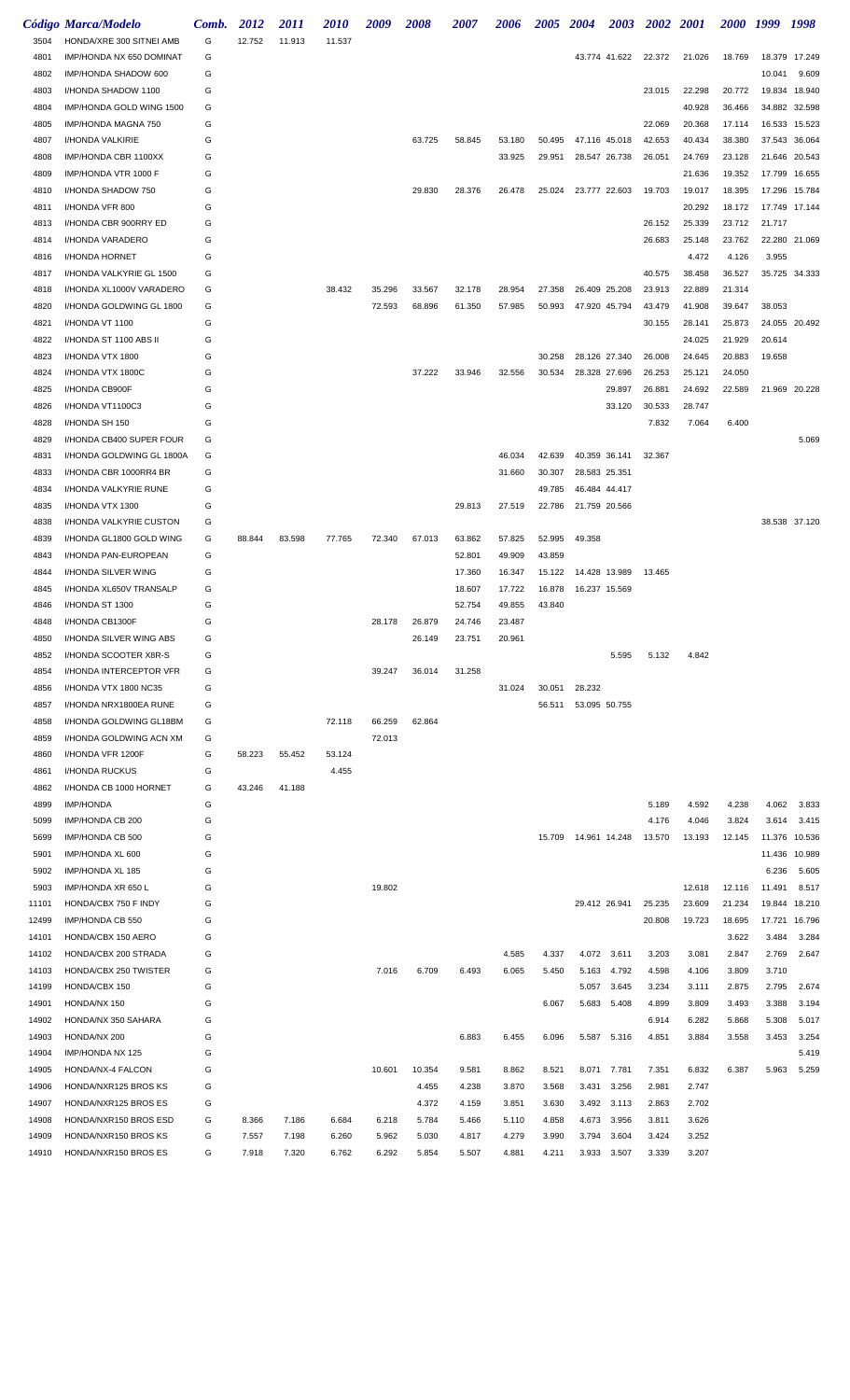| Código | Marca/Modelo | Comb. | 2012 | 2011 | 2010 | 2009 | 2008 | 2007 | 2006 | 2005 | 2004 | 2003 | 2002 | 2001 | 2000 | 1999 | 1998 |
|---|---|---|---|---|---|---|---|---|---|---|---|---|---|---|---|---|---|
| 3504 | HONDA/XRE 300 SITNEI AMB | G | 12.752 | 11.913 | 11.537 | | | | | | | | | | | | |
| 4801 | IMP/HONDA NX 650 DOMINAT | G | | | | | | | | | 43.774 | 41.622 | 22.372 | 21.026 | 18.769 | 18.379 | 17.249 |
| 4802 | IMP/HONDA SHADOW 600 | G | | | | | | | | | | | | | | 10.041 | 9.609 |
| 4803 | I/HONDA SHADOW 1100 | G | | | | | | | | | | | 23.015 | 22.298 | 20.772 | 19.834 | 18.940 |
| 4804 | IMP/HONDA GOLD WING 1500 | G | | | | | | | | | | | | 40.928 | 36.466 | 34.882 | 32.598 |
| 4805 | IMP/HONDA MAGNA 750 | G | | | | | | | | | | | 22.069 | 20.368 | 17.114 | 16.533 | 15.523 |
| 4807 | I/HONDA VALKIRIE | G | | | | | 63.725 | 58.845 | 53.180 | 50.495 | 47.116 | 45.018 | 42.653 | 40.434 | 38.380 | 37.543 | 36.064 |
| 4808 | IMP/HONDA CBR 1100XX | G | | | | | | | 33.925 | 29.951 | 28.547 | 26.738 | 26.051 | 24.769 | 23.128 | 21.646 | 20.543 |
| 4809 | IMP/HONDA VTR 1000 F | G | | | | | | | | | | | | 21.636 | 19.352 | 17.799 | 16.655 |
| 4810 | I/HONDA SHADOW 750 | G | | | | | 29.830 | 28.376 | 26.478 | 25.024 | 23.777 | 22.603 | 19.703 | 19.017 | 18.395 | 17.296 | 15.784 |
| 4811 | I/HONDA VFR 800 | G | | | | | | | | | | | | 20.292 | 18.172 | 17.749 | 17.144 |
| 4813 | I/HONDA CBR 900RRY ED | G | | | | | | | | | | | 26.152 | 25.339 | 23.712 | 21.717 | |
| 4814 | I/HONDA VARADERO | G | | | | | | | | | | | 26.683 | 25.148 | 23.762 | 22.280 | 21.069 |
| 4816 | I/HONDA HORNET | G | | | | | | | | | | | | 4.472 | 4.126 | 3.955 | |
| 4817 | I/HONDA VALKYRIE GL 1500 | G | | | | | | | | | | | 40.575 | 38.458 | 36.527 | 35.725 | 34.333 |
| 4818 | I/HONDA XL1000V VARADERO | G | | | 38.432 | 35.296 | 33.567 | 32.178 | 28.954 | 27.358 | 26.409 | 25.208 | 23.913 | 22.889 | 21.314 | | |
| 4820 | I/HONDA GOLDWING GL 1800 | G | | | | 72.593 | 68.896 | 61.350 | 57.985 | 50.993 | 47.920 | 45.794 | 43.479 | 41.908 | 39.647 | 38.053 | |
| 4821 | I/HONDA VT 1100 | G | | | | | | | | | | | 30.155 | 28.141 | 25.873 | 24.055 | 20.492 |
| 4822 | I/HONDA ST 1100 ABS II | G | | | | | | | | | | | | 24.025 | 21.929 | 20.614 | |
| 4823 | I/HONDA VTX 1800 | G | | | | | | | | 30.258 | 28.126 | 27.340 | 26.008 | 24.645 | 20.883 | 19.658 | |
| 4824 | I/HONDA VTX 1800C | G | | | | | 37.222 | 33.946 | 32.556 | 30.534 | 28.328 | 27.696 | 26.253 | 25.121 | 24.050 | | |
| 4825 | I/HONDA CB900F | G | | | | | | | | | | 29.897 | 26.881 | 24.692 | 22.589 | 21.969 | 20.228 |
| 4826 | I/HONDA VT1100C3 | G | | | | | | | | | | 33.120 | 30.533 | 28.747 | | | |
| 4828 | I/HONDA SH 150 | G | | | | | | | | | | | 7.832 | 7.064 | 6.400 | | |
| 4829 | I/HONDA CB400 SUPER FOUR | G | | | | | | | | | | | | | | | 5.069 |
| 4831 | I/HONDA GOLDWING GL 1800A | G | | | | | | | 46.034 | 42.639 | 40.359 | 36.141 | 32.367 | | | | |
| 4833 | I/HONDA CBR 1000RR4 BR | G | | | | | | | 31.660 | 30.307 | 28.583 | 25.351 | | | | | |
| 4834 | I/HONDA VALKYRIE RUNE | G | | | | | | | | 49.785 | 46.484 | 44.417 | | | | | |
| 4835 | I/HONDA VTX 1300 | G | | | | | | 29.813 | 27.519 | 22.786 | 21.759 | 20.566 | | | | | |
| 4838 | I/HONDA VALKYRIE CUSTON | G | | | | | | | | | | | | | | 38.538 | 37.120 |
| 4839 | I/HONDA GL1800 GOLD WING | G | 88.844 | 83.598 | 77.765 | 72.340 | 67.013 | 63.862 | 57.825 | 52.995 | 49.358 | | | | | | |
| 4843 | I/HONDA PAN-EUROPEAN | G | | | | | | 52.801 | 49.909 | 43.859 | | | | | | | |
| 4844 | I/HONDA SILVER WING | G | | | | | | 17.360 | 16.347 | 15.122 | 14.428 | 13.989 | 13.465 | | | | |
| 4845 | I/HONDA XL650V TRANSALP | G | | | | | | 18.607 | 17.722 | 16.878 | 16.237 | 15.569 | | | | | |
| 4846 | I/HONDA ST 1300 | G | | | | | | 52.754 | 49.855 | 43.840 | | | | | | | |
| 4848 | I/HONDA CB1300F | G | | | | 28.178 | 26.879 | 24.746 | 23.487 | | | | | | | | |
| 4850 | I/HONDA SILVER WING ABS | G | | | | | 26.149 | 23.751 | 20.961 | | | | | | | | |
| 4852 | I/HONDA SCOOTER X8R-S | G | | | | | | | | | | 5.595 | 5.132 | 4.842 | | | |
| 4854 | I/HONDA INTERCEPTOR VFR | G | | | | 39.247 | 36.014 | 31.258 | | | | | | | | | |
| 4856 | I/HONDA VTX 1800 NC35 | G | | | | | | | 31.024 | 30.051 | 28.232 | | | | | | |
| 4857 | I/HONDA NRX1800EA RUNE | G | | | | | | | | 56.511 | 53.095 | 50.755 | | | | | |
| 4858 | I/HONDA GOLDWING GL18BM | G | | | 72.118 | 66.259 | 62.864 | | | | | | | | | | |
| 4859 | I/HONDA GOLDWING ACN XM | G | | | | 72.013 | | | | | | | | | | | |
| 4860 | I/HONDA VFR 1200F | G | 58.223 | 55.452 | 53.124 | | | | | | | | | | | | |
| 4861 | I/HONDA RUCKUS | G | | | 4.455 | | | | | | | | | | | | |
| 4862 | I/HONDA CB 1000 HORNET | G | 43.246 | 41.188 | | | | | | | | | | | | | |
| 4899 | IMP/HONDA | G | | | | | | | | | | | 5.189 | 4.592 | 4.238 | 4.062 | 3.833 |
| 5099 | IMP/HONDA CB 200 | G | | | | | | | | | | | 4.176 | 4.046 | 3.824 | 3.614 | 3.415 |
| 5699 | IMP/HONDA CB 500 | G | | | | | | | | 15.709 | 14.961 | 14.248 | 13.570 | 13.193 | 12.145 | 11.376 | 10.536 |
| 5901 | IMP/HONDA XL 600 | G | | | | | | | | | | | | | | 11.436 | 10.989 |
| 5902 | IMP/HONDA XL 185 | G | | | | | | | | | | | | | | 6.236 | 5.605 |
| 5903 | IMP/HONDA XR 650 L | G | | | | 19.802 | | | | | | | | 12.618 | 12.116 | 11.491 | 8.517 |
| 11101 | HONDA/CBX 750 F INDY | G | | | | | | | | | 29.412 | 26.941 | 25.235 | 23.609 | 21.234 | 19.844 | 18.210 |
| 12499 | IMP/HONDA CB 550 | G | | | | | | | | | | | 20.808 | 19.723 | 18.695 | 17.721 | 16.796 |
| 14101 | HONDA/CBX 150 AERO | G | | | | | | | | | | | | | 3.622 | 3.484 | 3.284 |
| 14102 | HONDA/CBX 200 STRADA | G | | | | | | | 4.585 | 4.337 | 4.072 | 3.611 | 3.203 | 3.081 | 2.847 | 2.769 | 2.647 |
| 14103 | HONDA/CBX 250 TWISTER | G | | | | 7.016 | 6.709 | 6.493 | 6.065 | 5.450 | 5.163 | 4.792 | 4.598 | 4.106 | 3.809 | 3.710 | |
| 14199 | HONDA/CBX 150 | G | | | | | | | | | 5.057 | 3.645 | 3.234 | 3.111 | 2.875 | 2.795 | 2.674 |
| 14901 | HONDA/NX 150 | G | | | | | | | | 6.067 | 5.683 | 5.408 | 4.899 | 3.809 | 3.493 | 3.388 | 3.194 |
| 14902 | HONDA/NX 350 SAHARA | G | | | | | | | | | | | 6.914 | 6.282 | 5.868 | 5.308 | 5.017 |
| 14903 | HONDA/NX 200 | G | | | | | | 6.883 | 6.455 | 6.096 | 5.587 | 5.316 | 4.851 | 3.884 | 3.558 | 3.453 | 3.254 |
| 14904 | IMP/HONDA NX 125 | G | | | | | | | | | | | | | | | 5.419 |
| 14905 | HONDA/NX-4 FALCON | G | | | | 10.601 | 10.354 | 9.581 | 8.862 | 8.521 | 8.071 | 7.781 | 7.351 | 6.832 | 6.387 | 5.963 | 5.259 |
| 14906 | HONDA/NXR125 BROS KS | G | | | | | 4.455 | 4.238 | 3.870 | 3.568 | 3.431 | 3.256 | 2.981 | 2.747 | | | |
| 14907 | HONDA/NXR125 BROS ES | G | | | | | 4.372 | 4.159 | 3.851 | 3.630 | 3.492 | 3.113 | 2.863 | 2.702 | | | |
| 14908 | HONDA/NXR150 BROS ESD | G | 8.366 | 7.186 | 6.684 | 6.218 | 5.784 | 5.466 | 5.110 | 4.858 | 4.673 | 3.956 | 3.811 | 3.626 | | | |
| 14909 | HONDA/NXR150 BROS KS | G | 7.557 | 7.198 | 6.260 | 5.962 | 5.030 | 4.817 | 4.279 | 3.990 | 3.794 | 3.604 | 3.424 | 3.252 | | | |
| 14910 | HONDA/NXR150 BROS ES | G | 7.918 | 7.320 | 6.762 | 6.292 | 5.854 | 5.507 | 4.881 | 4.211 | 3.933 | 3.507 | 3.339 | 3.207 | | | |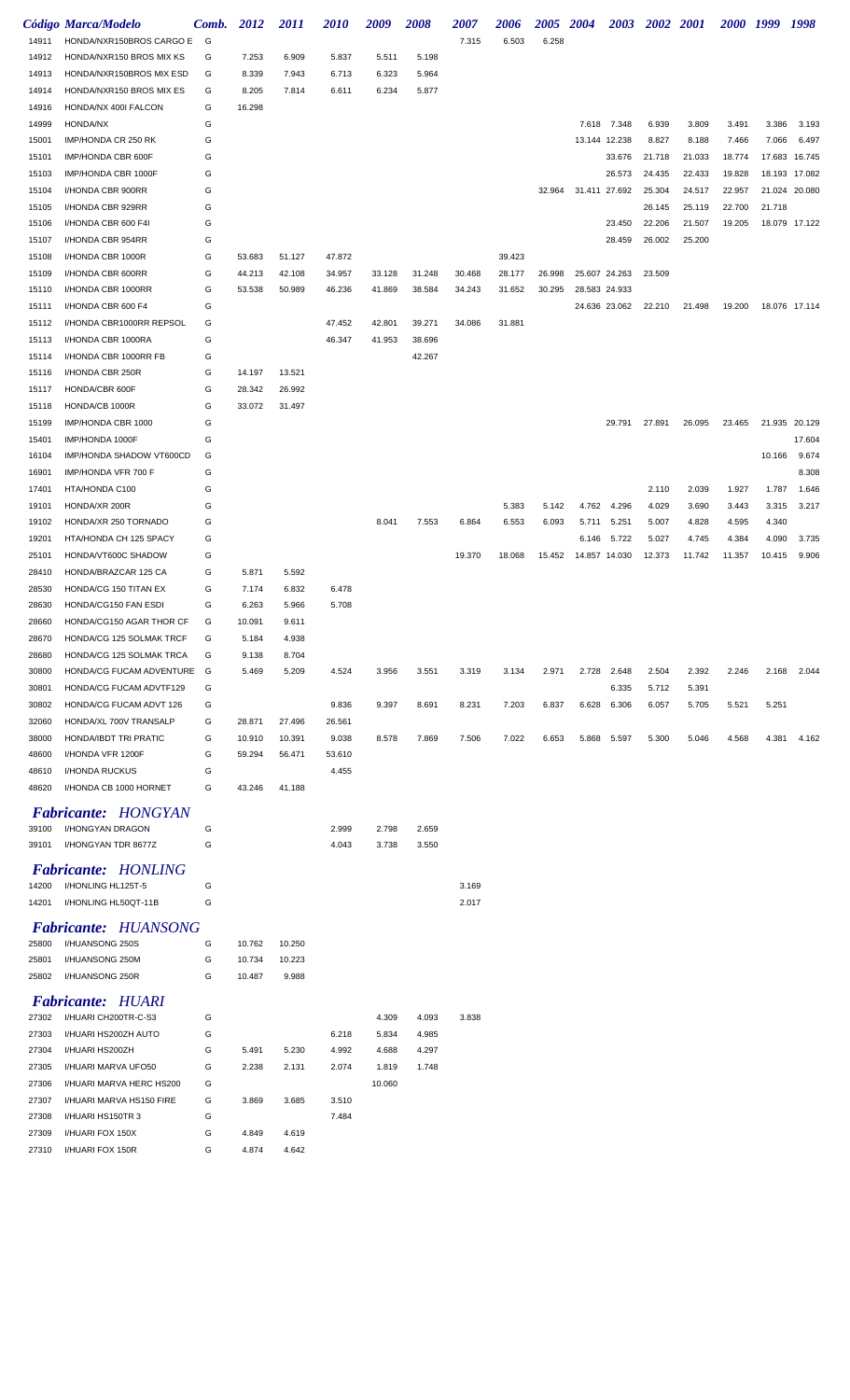| Código | Marca/Modelo | Comb. | 2012 | 2011 | 2010 | 2009 | 2008 | 2007 | 2006 | 2005 | 2004 | 2003 | 2002 | 2001 | 2000 | 1999 | 1998 |
|---|---|---|---|---|---|---|---|---|---|---|---|---|---|---|---|---|---|
| 14911 | HONDA/NXR150BROS CARGO E | G | | | | | | 7.315 | 6.503 | 6.258 | | | | | | | |
| 14912 | HONDA/NXR150 BROS MIX KS | G | 7.253 | 6.909 | 5.837 | 5.511 | 5.198 | | | | | | | | | | |
| 14913 | HONDA/NXR150BROS MIX ESD | G | 8.339 | 7.943 | 6.713 | 6.323 | 5.964 | | | | | | | | | | |
| 14914 | HONDA/NXR150 BROS MIX ES | G | 8.205 | 7.814 | 6.611 | 6.234 | 5.877 | | | | | | | | | | |
| 14916 | HONDA/NX 400I FALCON | G | 16.298 | | | | | | | | | | | | | | |
| 14999 | HONDA/NX | G | | | | | | | | | 7.618 | 7.348 | 6.939 | 3.809 | 3.491 | 3.386 | 3.193 |
| 15001 | IMP/HONDA CR 250 RK | G | | | | | | | | | 13.144 | 12.238 | 8.827 | 8.188 | 7.466 | 7.066 | 6.497 |
| 15101 | IMP/HONDA CBR 600F | G | | | | | | | | | | 33.676 | 21.718 | 21.033 | 18.774 | 17.683 | 16.745 |
| 15103 | IMP/HONDA CBR 1000F | G | | | | | | | | | | 26.573 | 24.435 | 22.433 | 19.828 | 18.193 | 17.082 |
| 15104 | I/HONDA CBR 900RR | G | | | | | | | | 32.964 | 31.411 | 27.692 | 25.304 | 24.517 | 22.957 | 21.024 | 20.080 |
| 15105 | I/HONDA CBR 929RR | G | | | | | | | | | | | 26.145 | 25.119 | 22.700 | 21.718 | |
| 15106 | I/HONDA CBR 600 F4I | G | | | | | | | | | | 23.450 | 22.206 | 21.507 | 19.205 | 18.079 | 17.122 |
| 15107 | I/HONDA CBR 954RR | G | | | | | | | | | | 28.459 | 26.002 | 25.200 | | | |
| 15108 | I/HONDA CBR 1000R | G | 53.683 | 51.127 | 47.872 | | | | 39.423 | | | | | | | | |
| 15109 | I/HONDA CBR 600RR | G | 44.213 | 42.108 | 34.957 | 33.128 | 31.248 | 30.468 | 28.177 | 26.998 | 25.607 | 24.263 | 23.509 | | | | |
| 15110 | I/HONDA CBR 1000RR | G | 53.538 | 50.989 | 46.236 | 41.869 | 38.584 | 34.243 | 31.652 | 30.295 | 28.583 | 24.933 | | | | | |
| 15111 | I/HONDA CBR 600 F4 | G | | | | | | | | | 24.636 | 23.062 | 22.210 | 21.498 | 19.200 | 18.076 | 17.114 |
| 15112 | I/HONDA CBR1000RR REPSOL | G | | | 47.452 | 42.801 | 39.271 | 34.086 | 31.881 | | | | | | | | |
| 15113 | I/HONDA CBR 1000RA | G | | | 46.347 | 41.953 | 38.696 | | | | | | | | | | |
| 15114 | I/HONDA CBR 1000RR FB | G | | | | | 42.267 | | | | | | | | | | |
| 15116 | I/HONDA CBR 250R | G | 14.197 | 13.521 | | | | | | | | | | | | | |
| 15117 | HONDA/CBR 600F | G | 28.342 | 26.992 | | | | | | | | | | | | | |
| 15118 | HONDA/CB 1000R | G | 33.072 | 31.497 | | | | | | | | | | | | | |
| 15199 | IMP/HONDA CBR 1000 | G | | | | | | | | | | 29.791 | 27.891 | 26.095 | 23.465 | 21.935 | 20.129 |
| 15401 | IMP/HONDA 1000F | G | | | | | | | | | | | | | | | 17.604 |
| 16104 | IMP/HONDA SHADOW VT600CD | G | | | | | | | | | | | | | | 10.166 | 9.674 |
| 16901 | IMP/HONDA VFR 700 F | G | | | | | | | | | | | | | | | 8.308 |
| 17401 | HTA/HONDA C100 | G | | | | | | | | | | | 2.110 | 2.039 | 1.927 | 1.787 | 1.646 |
| 19101 | HONDA/XR 200R | G | | | | | | | 5.383 | 5.142 | 4.762 | 4.296 | 4.029 | 3.690 | 3.443 | 3.315 | 3.217 |
| 19102 | HONDA/XR 250 TORNADO | G | | | | 8.041 | 7.553 | 6.864 | 6.553 | 6.093 | 5.711 | 5.251 | 5.007 | 4.828 | 4.595 | 4.340 | |
| 19201 | HTA/HONDA CH 125 SPACY | G | | | | | | | | | 6.146 | 5.722 | 5.027 | 4.745 | 4.384 | 4.090 | 3.735 |
| 25101 | HONDA/VT600C SHADOW | G | | | | | | 19.370 | 18.068 | 15.452 | 14.857 | 14.030 | 12.373 | 11.742 | 11.357 | 10.415 | 9.906 |
| 28410 | HONDA/BRAZCAR 125 CA | G | 5.871 | 5.592 | | | | | | | | | | | | | |
| 28530 | HONDA/CG 150 TITAN EX | G | 7.174 | 6.832 | 6.478 | | | | | | | | | | | | |
| 28630 | HONDA/CG150 FAN ESDI | G | 6.263 | 5.966 | 5.708 | | | | | | | | | | | | |
| 28660 | HONDA/CG150 AGAR THOR CF | G | 10.091 | 9.611 | | | | | | | | | | | | | |
| 28670 | HONDA/CG 125 SOLMAK TRCF | G | 5.184 | 4.938 | | | | | | | | | | | | | |
| 28680 | HONDA/CG 125 SOLMAK TRCA | G | 9.138 | 8.704 | | | | | | | | | | | | | |
| 30800 | HONDA/CG FUCAM ADVENTURE | G | 5.469 | 5.209 | 4.524 | 3.956 | 3.551 | 3.319 | 3.134 | 2.971 | 2.728 | 2.648 | 2.504 | 2.392 | 2.246 | 2.168 | 2.044 |
| 30801 | HONDA/CG FUCAM ADVTF129 | G | | | | | | | | | | 6.335 | 5.712 | 5.391 | | | |
| 30802 | HONDA/CG FUCAM ADVT 126 | G | | | 9.836 | 9.397 | 8.691 | 8.231 | 7.203 | 6.837 | 6.628 | 6.306 | 6.057 | 5.705 | 5.521 | 5.251 | |
| 32060 | HONDA/XL 700V TRANSALP | G | 28.871 | 27.496 | 26.561 | | | | | | | | | | | | |
| 38000 | HONDA/IBDT TRI PRATIC | G | 10.910 | 10.391 | 9.038 | 8.578 | 7.869 | 7.506 | 7.022 | 6.653 | 5.868 | 5.597 | 5.300 | 5.046 | 4.568 | 4.381 | 4.162 |
| 48600 | I/HONDA VFR 1200F | G | 59.294 | 56.471 | 53.610 | | | | | | | | | | | | |
| 48610 | I/HONDA RUCKUS | G | | | 4.455 | | | | | | | | | | | | |
| 48620 | I/HONDA CB 1000 HORNET | G | 43.246 | 41.188 | | | | | | | | | | | | | |

## *Fabricante: HONGYAN*

| Código | Marca/Modelo | Comb. | 2012 | 2011 | 2010 | 2009 | 2008 | 2007 |
|---|---|---|---|---|---|---|---|---|
| 39100 | I/HONGYAN DRAGON | G | | | 2.999 | 2.798 | 2.659 | |
| 39101 | I/HONGYAN TDR 8677Z | G | | | 4.043 | 3.738 | 3.550 | |

## *Fabricante: HONLING*

| Código | Marca/Modelo | Comb. | 2012 | 2011 | 2010 | 2009 | 2008 | 2007 |
|---|---|---|---|---|---|---|---|---|
| 14200 | I/HONLING HL125T-5 | G | | | | | | 3.169 |
| 14201 | I/HONLING HL50QT-11B | G | | | | | | 2.017 |

## *Fabricante: HUANSONG*

| Código | Marca/Modelo | Comb. | 2012 | 2011 |
|---|---|---|---|---|
| 25800 | I/HUANSONG 250S | G | 10.762 | 10.250 |
| 25801 | I/HUANSONG 250M | G | 10.734 | 10.223 |
| 25802 | I/HUANSONG 250R | G | 10.487 | 9.988 |

## *Fabricante: HUARI*

| Código | Marca/Modelo | Comb. | 2012 | 2011 | 2010 | 2009 | 2008 | 2007 |
|---|---|---|---|---|---|---|---|---|
| 27302 | I/HUARI CH200TR-C-S3 | G | | | | 4.309 | 4.093 | 3.838 |
| 27303 | I/HUARI HS200ZH AUTO | G | | | 6.218 | 5.834 | 4.985 | |
| 27304 | I/HUARI HS200ZH | G | 5.491 | 5.230 | 4.992 | 4.688 | 4.297 | |
| 27305 | I/HUARI MARVA UFO50 | G | 2.238 | 2.131 | 2.074 | 1.819 | 1.748 | |
| 27306 | I/HUARI MARVA HERC HS200 | G | | | | 10.060 | | |
| 27307 | I/HUARI MARVA HS150 FIRE | G | 3.869 | 3.685 | 3.510 | | | |
| 27308 | I/HUARI HS150TR 3 | G | | | 7.484 | | | |
| 27309 | I/HUARI FOX 150X | G | 4.849 | 4.619 | | | | |
| 27310 | I/HUARI FOX 150R | G | 4.874 | 4.642 | | | | |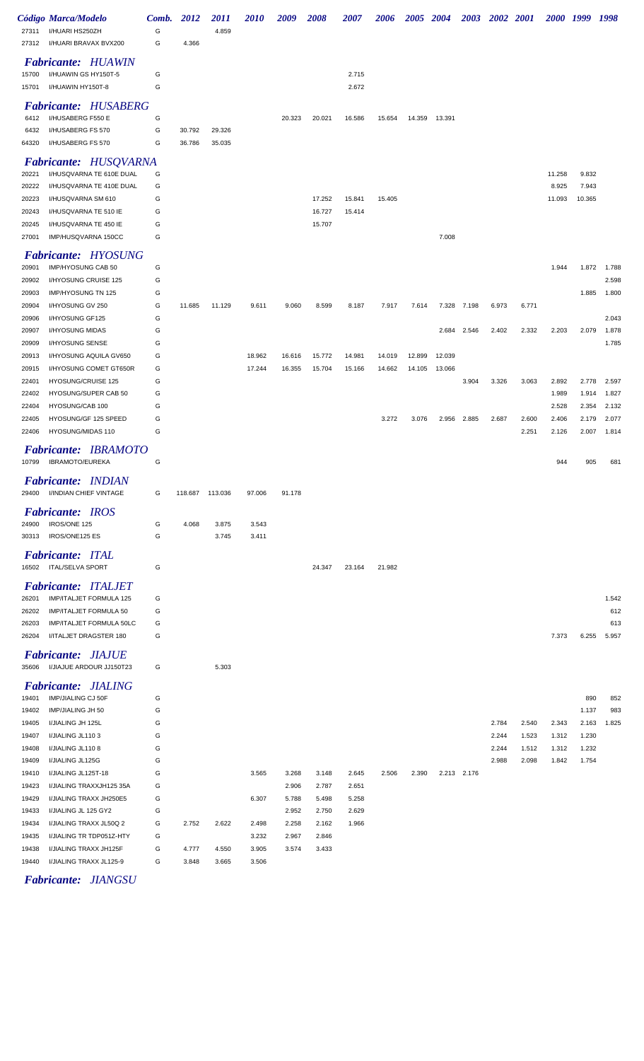| Código | Marca/Modelo | Comb. | 2012 | 2011 | 2010 | 2009 | 2008 | 2007 | 2006 | 2005 | 2004 | 2003 | 2002 | 2001 | 2000 | 1999 | 1998 |
|---|---|---|---|---|---|---|---|---|---|---|---|---|---|---|---|---|---|
| 27311 | I/HUARI HS250ZH | G | | 4.859 | | | | | | | | | | | | | |
| 27312 | I/HUARI BRAVAX BVX200 | G | 4.366 | | | | | | | | | | | | | | |
| | ***Fabricante: HUAWIN*** | | | | | | | | | | | | | | | | |
| 15700 | I/HUAWIN GS HY150T-5 | G | | | | | | 2.715 | | | | | | | | | |
| 15701 | I/HUAWIN HY150T-8 | G | | | | | | 2.672 | | | | | | | | | |
| | ***Fabricante: HUSABERG*** | | | | | | | | | | | | | | | | |
| 6412 | I/HUSABERG F550 E | G | | | | 20.323 | 20.021 | 16.586 | 15.654 | 14.359 | 13.391 | | | | | | |
| 6432 | I/HUSABERG FS 570 | G | 30.792 | 29.326 | | | | | | | | | | | | | |
| 64320 | I/HUSABERG FS 570 | G | 36.786 | 35.035 | | | | | | | | | | | | | |
| | ***Fabricante: HUSQVARNA*** | | | | | | | | | | | | | | | | |
| 20221 | I/HUSQVARNA TE 610E DUAL | G | | | | | | | | | | | | | 11.258 | 9.832 | |
| 20222 | I/HUSQVARNA TE 410E DUAL | G | | | | | | | | | | | | | 8.925 | 7.943 | |
| 20223 | I/HUSQVARNA SM 610 | G | | | | | 17.252 | 15.841 | 15.405 | | | | | | 11.093 | 10.365 | |
| 20243 | I/HUSQVARNA TE 510 IE | G | | | | | 16.727 | 15.414 | | | | | | | | | |
| 20245 | I/HUSQVARNA TE 450 IE | G | | | | | 15.707 | | | | | | | | | | |
| 27001 | IMP/HUSQVARNA 150CC | G | | | | | | | | | 7.008 | | | | | | |
| | ***Fabricante: HYOSUNG*** | | | | | | | | | | | | | | | | |
| 20901 | IMP/HYOSUNG CAB 50 | G | | | | | | | | | | | | | 1.944 | 1.872 | 1.788 |
| 20902 | I/HYOSUNG CRUISE 125 | G | | | | | | | | | | | | | | | 2.598 |
| 20903 | IMP/HYOSUNG TN 125 | G | | | | | | | | | | | | | | 1.885 | 1.800 |
| 20904 | I/HYOSUNG GV 250 | G | 11.685 | 11.129 | 9.611 | 9.060 | 8.599 | 8.187 | 7.917 | 7.614 | 7.328 | 7.198 | 6.973 | 6.771 | | | |
| 20906 | I/HYOSUNG GF125 | G | | | | | | | | | | | | | | | 2.043 |
| 20907 | I/HYOSUNG MIDAS | G | | | | | | | | | 2.684 | 2.546 | 2.402 | 2.332 | 2.203 | 2.079 | 1.878 |
| 20909 | I/HYOSUNG SENSE | G | | | | | | | | | | | | | | | 1.785 |
| 20913 | I/HYOSUNG AQUILA GV650 | G | | | 18.962 | 16.616 | 15.772 | 14.981 | 14.019 | 12.899 | 12.039 | | | | | | |
| 20915 | I/HYOSUNG COMET GT650R | G | | | 17.244 | 16.355 | 15.704 | 15.166 | 14.662 | 14.105 | 13.066 | | | | | | |
| 22401 | HYOSUNG/CRUISE 125 | G | | | | | | | | | | 3.904 | 3.326 | 3.063 | 2.892 | 2.778 | 2.597 |
| 22402 | HYOSUNG/SUPER CAB 50 | G | | | | | | | | | | | | | 1.989 | 1.914 | 1.827 |
| 22404 | HYOSUNG/CAB 100 | G | | | | | | | | | | | | | 2.528 | 2.354 | 2.132 |
| 22405 | HYOSUNG/GF 125 SPEED | G | | | | | | | 3.272 | 3.076 | 2.956 | 2.885 | 2.687 | 2.600 | 2.406 | 2.179 | 2.077 |
| 22406 | HYOSUNG/MIDAS 110 | G | | | | | | | | | | | | 2.251 | 2.126 | 2.007 | 1.814 |
| | ***Fabricante: IBRAMOTO*** | | | | | | | | | | | | | | | | |
| 10799 | IBRAMOTO/EUREKA | G | | | | | | | | | | | | | 944 | 905 | 681 |
| | ***Fabricante: INDIAN*** | | | | | | | | | | | | | | | | |
| 29400 | I/INDIAN CHIEF VINTAGE | G | 118.687 | 113.036 | 97.006 | 91.178 | | | | | | | | | | | |
| | ***Fabricante: IROS*** | | | | | | | | | | | | | | | | |
| 24900 | IROS/ONE 125 | G | 4.068 | 3.875 | 3.543 | | | | | | | | | | | | |
| 30313 | IROS/ONE125 ES | G | | 3.745 | 3.411 | | | | | | | | | | | | |
| | ***Fabricante: ITAL*** | | | | | | | | | | | | | | | | |
| 16502 | ITAL/SELVA SPORT | G | | | | | 24.347 | 23.164 | 21.982 | | | | | | | | |
| | ***Fabricante: ITALJET*** | | | | | | | | | | | | | | | | |
| 26201 | IMP/ITALJET FORMULA 125 | G | | | | | | | | | | | | | | | 1.542 |
| 26202 | IMP/ITALJET FORMULA 50 | G | | | | | | | | | | | | | | | 612 |
| 26203 | IMP/ITALJET FORMULA 50LC | G | | | | | | | | | | | | | | | 613 |
| 26204 | I/ITALJET DRAGSTER 180 | G | | | | | | | | | | | | | 7.373 | 6.255 | 5.957 |
| | ***Fabricante: JIAJUE*** | | | | | | | | | | | | | | | | |
| 35606 | I/JIAJUE ARDOUR JJ150T23 | G | | 5.303 | | | | | | | | | | | | | |
| | ***Fabricante: JIALING*** | | | | | | | | | | | | | | | | |
| 19401 | IMP/JIALING CJ 50F | G | | | | | | | | | | | | | | 890 | 852 |
| 19402 | IMP/JIALING JH 50 | G | | | | | | | | | | | | | | 1.137 | 983 |
| 19405 | I/JIALING JH 125L | G | | | | | | | | | | | 2.784 | 2.540 | 2.343 | 2.163 | 1.825 |
| 19407 | I/JIALING JL110 3 | G | | | | | | | | | | | 2.244 | 1.523 | 1.312 | 1.230 | |
| 19408 | I/JIALING JL110 8 | G | | | | | | | | | | | 2.244 | 1.512 | 1.312 | 1.232 | |
| 19409 | I/JIALING JL125G | G | | | | | | | | | | | 2.988 | 2.098 | 1.842 | 1.754 | |
| 19410 | I/JIALING JL125T-18 | G | | | 3.565 | 3.268 | 3.148 | 2.645 | 2.506 | 2.390 | 2.213 | 2.176 | | | | | |
| 19423 | I/JIALING TRAXXJH125 35A | G | | | | 2.906 | 2.787 | 2.651 | | | | | | | | | |
| 19429 | I/JIALING TRAXX JH250E5 | G | | | 6.307 | 5.788 | 5.498 | 5.258 | | | | | | | | | |
| 19433 | I/JIALING JL 125 GY2 | G | | | | 2.952 | 2.750 | 2.629 | | | | | | | | | |
| 19434 | I/JIALING TRAXX JL50Q 2 | G | 2.752 | 2.622 | 2.498 | 2.258 | 2.162 | 1.966 | | | | | | | | | |
| 19435 | I/JIALING TR TDP051Z-HTY | G | | | 3.232 | 2.967 | 2.846 | | | | | | | | | | |
| 19438 | I/JIALING TRAXX JH125F | G | 4.777 | 4.550 | 3.905 | 3.574 | 3.433 | | | | | | | | | | |
| 19440 | I/JIALING TRAXX JL125-9 | G | 3.848 | 3.665 | 3.506 | | | | | | | | | | | | |

***Fabricante: JIANGSU***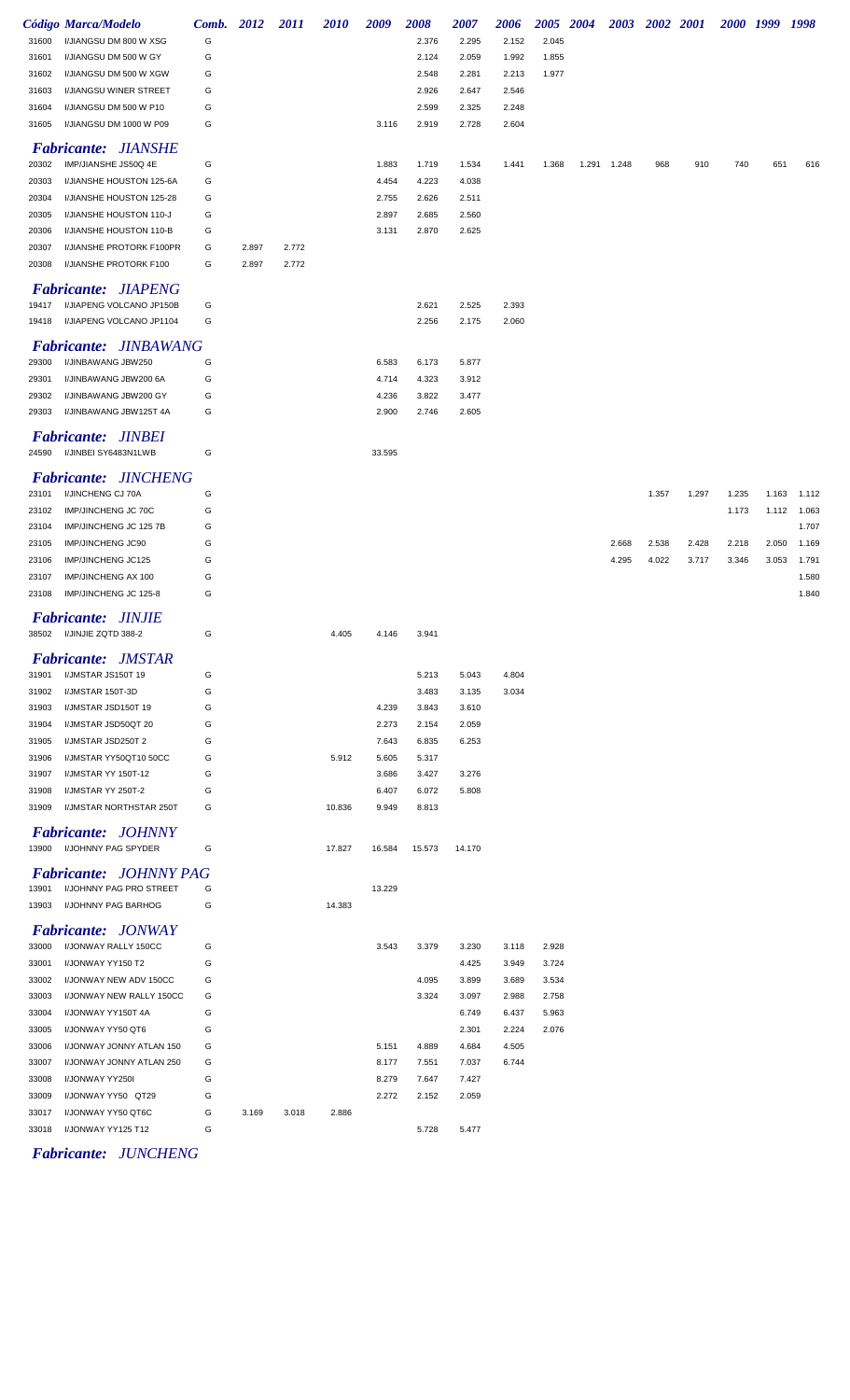| Código | Marca/Modelo | Comb. | 2012 | 2011 | 2010 | 2009 | 2008 | 2007 | 2006 | 2005 | 2004 | 2003 | 2002 | 2001 | 2000 | 1999 | 1998 |
|---|---|---|---|---|---|---|---|---|---|---|---|---|---|---|---|---|---|
| 31600 | I/JIANGSU DM 800 W XSG | G | | | | | 2.376 | 2.295 | 2.152 | 2.045 | | | | | | | |
| 31601 | I/JIANGSU DM 500 W GY | G | | | | | 2.124 | 2.059 | 1.992 | 1.855 | | | | | | | |
| 31602 | I/JIANGSU DM 500 W XGW | G | | | | | 2.548 | 2.281 | 2.213 | 1.977 | | | | | | | |
| 31603 | I/JIANGSU WINER STREET | G | | | | | 2.926 | 2.647 | 2.546 | | | | | | | | |
| 31604 | I/JIANGSU DM 500 W P10 | G | | | | | 2.599 | 2.325 | 2.248 | | | | | | | | |
| 31605 | I/JIANGSU DM 1000 W P09 | G | | | | 3.116 | 2.919 | 2.728 | 2.604 | | | | | | | | |
| | ***Fabricante: JIANSHE*** | | | | | | | | | | | | | | | | |
| 20302 | IMP/JIANSHE JS50Q 4E | G | | | | 1.883 | 1.719 | 1.534 | 1.441 | 1.368 | 1.291 | 1.248 | 968 | 910 | 740 | 651 | 616 |
| 20303 | I/JIANSHE HOUSTON 125-6A | G | | | | 4.454 | 4.223 | 4.038 | | | | | | | | | |
| 20304 | I/JIANSHE HOUSTON 125-28 | G | | | | 2.755 | 2.626 | 2.511 | | | | | | | | | |
| 20305 | I/JIANSHE HOUSTON 110-J | G | | | | 2.897 | 2.685 | 2.560 | | | | | | | | | |
| 20306 | I/JIANSHE HOUSTON 110-B | G | | | | 3.131 | 2.870 | 2.625 | | | | | | | | | |
| 20307 | I/JIANSHE PROTORK F100PR | G | 2.897 | 2.772 | | | | | | | | | | | | | |
| 20308 | I/JIANSHE PROTORK F100 | G | 2.897 | 2.772 | | | | | | | | | | | | | |
| | ***Fabricante: JIAPENG*** | | | | | | | | | | | | | | | | |
| 19417 | I/JIAPENG VOLCANO JP150B | G | | | | | 2.621 | 2.525 | 2.393 | | | | | | | | |
| 19418 | I/JIAPENG VOLCANO JP1104 | G | | | | | 2.256 | 2.175 | 2.060 | | | | | | | | |
| | ***Fabricante: JINBAWANG*** | | | | | | | | | | | | | | | | |
| 29300 | I/JINBAWANG JBW250 | G | | | | 6.583 | 6.173 | 5.877 | | | | | | | | | |
| 29301 | I/JINBAWANG JBW200 6A | G | | | | 4.714 | 4.323 | 3.912 | | | | | | | | | |
| 29302 | I/JINBAWANG JBW200 GY | G | | | | 4.236 | 3.822 | 3.477 | | | | | | | | | |
| 29303 | I/JINBAWANG JBW125T 4A | G | | | | 2.900 | 2.746 | 2.605 | | | | | | | | | |
| | ***Fabricante: JINBEI*** | | | | | | | | | | | | | | | | |
| 24590 | I/JINBEI SY6483N1LWB | G | | | | 33.595 | | | | | | | | | | | |
| | ***Fabricante: JINCHENG*** | | | | | | | | | | | | | | | | |
| 23101 | I/JINCHENG CJ 70A | G | | | | | | | | | | | 1.357 | 1.297 | 1.235 | 1.163 | 1.112 |
| 23102 | IMP/JINCHENG JC 70C | G | | | | | | | | | | | | | 1.173 | 1.112 | 1.063 |
| 23104 | IMP/JINCHENG JC 125 7B | G | | | | | | | | | | | | | | | 1.707 |
| 23105 | IMP/JINCHENG JC90 | G | | | | | | | | | | 2.668 | 2.538 | 2.428 | 2.218 | 2.050 | 1.169 |
| 23106 | IMP/JINCHENG JC125 | G | | | | | | | | | | 4.295 | 4.022 | 3.717 | 3.346 | 3.053 | 1.791 |
| 23107 | IMP/JINCHENG AX 100 | G | | | | | | | | | | | | | | | 1.580 |
| 23108 | IMP/JINCHENG JC 125-8 | G | | | | | | | | | | | | | | | 1.840 |
| | ***Fabricante: JINJIE*** | | | | | | | | | | | | | | | | |
| 38502 | I/JINJIE ZQTD 388-2 | G | | | 4.405 | 4.146 | 3.941 | | | | | | | | | | |
| | ***Fabricante: JMSTAR*** | | | | | | | | | | | | | | | | |
| 31901 | I/JMSTAR JS150T 19 | G | | | | | 5.213 | 5.043 | 4.804 | | | | | | | | |
| 31902 | I/JMSTAR 150T-3D | G | | | | | 3.483 | 3.135 | 3.034 | | | | | | | | |
| 31903 | I/JMSTAR JSD150T 19 | G | | | | 4.239 | 3.843 | 3.610 | | | | | | | | | |
| 31904 | I/JMSTAR JSD50QT 20 | G | | | | 2.273 | 2.154 | 2.059 | | | | | | | | | |
| 31905 | I/JMSTAR JSD250T 2 | G | | | | 7.643 | 6.835 | 6.253 | | | | | | | | | |
| 31906 | I/JMSTAR YY50QT10 50CC | G | | | 5.912 | 5.605 | 5.317 | | | | | | | | | | |
| 31907 | I/JMSTAR YY 150T-12 | G | | | | 3.686 | 3.427 | 3.276 | | | | | | | | | |
| 31908 | I/JMSTAR YY 250T-2 | G | | | | 6.407 | 6.072 | 5.808 | | | | | | | | | |
| 31909 | I/JMSTAR NORTHSTAR 250T | G | | | 10.836 | 9.949 | 8.813 | | | | | | | | | | |
| | ***Fabricante: JOHNNY*** | | | | | | | | | | | | | | | | |
| 13900 | I/JOHNNY PAG SPYDER | G | | | 17.827 | 16.584 | 15.573 | 14.170 | | | | | | | | | |
| | ***Fabricante: JOHNNY PAG*** | | | | | | | | | | | | | | | | |
| 13901 | I/JOHNNY PAG PRO STREET | G | | | | 13.229 | | | | | | | | | | | |
| 13903 | I/JOHNNY PAG BARHOG | G | | | 14.383 | | | | | | | | | | | | |
| | ***Fabricante: JONWAY*** | | | | | | | | | | | | | | | | |
| 33000 | I/JONWAY RALLY 150CC | G | | | | 3.543 | 3.379 | 3.230 | 3.118 | 2.928 | | | | | | | |
| 33001 | I/JONWAY YY150 T2 | G | | | | | | 4.425 | 3.949 | 3.724 | | | | | | | |
| 33002 | I/JONWAY NEW ADV 150CC | G | | | | | 4.095 | 3.899 | 3.689 | 3.534 | | | | | | | |
| 33003 | I/JONWAY NEW RALLY 150CC | G | | | | | 3.324 | 3.097 | 2.988 | 2.758 | | | | | | | |
| 33004 | I/JONWAY YY150T 4A | G | | | | | | 6.749 | 6.437 | 5.963 | | | | | | | |
| 33005 | I/JONWAY YY50 QT6 | G | | | | | | 2.301 | 2.224 | 2.076 | | | | | | | |
| 33006 | I/JONWAY JONNY ATLAN 150 | G | | | | 5.151 | 4.889 | 4.684 | 4.505 | | | | | | | | |
| 33007 | I/JONWAY JONNY ATLAN 250 | G | | | | 8.177 | 7.551 | 7.037 | 6.744 | | | | | | | | |
| 33008 | I/JONWAY YY250I | G | | | | 8.279 | 7.647 | 7.427 | | | | | | | | | |
| 33009 | I/JONWAY YY50 QT29 | G | | | | 2.272 | 2.152 | 2.059 | | | | | | | | | |
| 33017 | I/JONWAY YY50 QT6C | G | 3.169 | 3.018 | 2.886 | | | | | | | | | | | | |
| 33018 | I/JONWAY YY125 T12 | G | | | | | 5.728 | 5.477 | | | | | | | | | |

***Fabricante: JUNCHENG***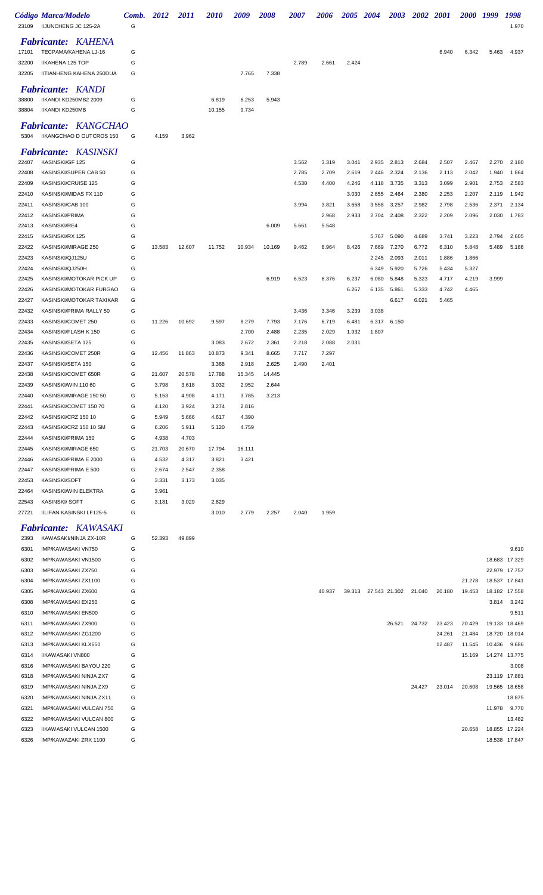| Código | Marca/Modelo | Comb. | 2012 | 2011 | 2010 | 2009 | 2008 | 2007 | 2006 | 2005 | 2004 | 2003 | 2002 | 2001 | 2000 | 1999 | 1998 |
|---|---|---|---|---|---|---|---|---|---|---|---|---|---|---|---|---|---|
| 23109 | I/JUNCHENG JC 125-2A | G | | | | | | | | | | | | | | | 1.970 |
| ***Fabricante: KAHENA*** | | | | | | | | | | | | | | | | | |
| 17101 | TECPAMA/KAHENA LJ-16 | G | | | | | | | | | | | | 6.940 | 6.342 | 5.463 | 4.937 |
| 32200 | I/KAHENA 125 TOP | G | | | | | | 2.789 | 2.661 | 2.424 | | | | | | | |
| 32205 | I/TIANHENG KAHENA 250DUA | G | | | | 7.765 | 7.338 | | | | | | | | | | |
| ***Fabricante: KANDI*** | | | | | | | | | | | | | | | | | |
| 38800 | I/KANDI KD250MB2 2009 | G | | | 6.819 | 6.253 | 5.943 | | | | | | | | | | |
| 38804 | I/KANDI KD250MB | G | | | 10.155 | 9.734 | | | | | | | | | | | |
| ***Fabricante: KANGCHAO*** | | | | | | | | | | | | | | | | | |
| 5304 | I/KANGCHAO D OUTCROS 150 | G | 4.159 | 3.962 | | | | | | | | | | | | | |
| ***Fabricante: KASINSKI*** | | | | | | | | | | | | | | | | | |
| 22407 | KASINSKI/GF 125 | G | | | | | | 3.562 | 3.319 | 3.041 | 2.935 | 2.813 | 2.684 | 2.507 | 2.467 | 2.270 | 2.180 |
| 22408 | KASINSKI/SUPER CAB 50 | G | | | | | | 2.785 | 2.709 | 2.619 | 2.446 | 2.324 | 2.136 | 2.113 | 2.042 | 1.940 | 1.864 |
| 22409 | KASINSKI/CRUISE 125 | G | | | | | | 4.530 | 4.400 | 4.246 | 4.118 | 3.735 | 3.313 | 3.099 | 2.901 | 2.753 | 2.583 |
| 22410 | KASINSKI/MIDAS FX 110 | G | | | | | | | | 3.030 | 2.655 | 2.464 | 2.380 | 2.253 | 2.207 | 2.119 | 1.942 |
| 22411 | KASINSKI/CAB 100 | G | | | | | | 3.994 | 3.821 | 3.658 | 3.558 | 3.257 | 2.982 | 2.798 | 2.536 | 2.371 | 2.134 |
| 22412 | KASINSKI/PRIMA | G | | | | | | | 2.968 | 2.933 | 2.704 | 2.408 | 2.322 | 2.209 | 2.096 | 2.030 | 1.783 |
| 22413 | KASINSKI/RE4 | G | | | | | 6.009 | 5.661 | 5.548 | | | | | | | | |
| 22415 | KASINSKI/RX 125 | G | | | | | | | | | 5.767 | 5.090 | 4.689 | 3.741 | 3.223 | 2.794 | 2.605 |
| 22422 | KASINSKI/MIRAGE 250 | G | 13.583 | 12.607 | 11.752 | 10.934 | 10.169 | 9.462 | 8.964 | 8.426 | 7.669 | 7.270 | 6.772 | 6.310 | 5.848 | 5.489 | 5.186 |
| 22423 | KASINSKI/QJ125U | G | | | | | | | | | 2.245 | 2.093 | 2.011 | 1.886 | 1.866 | | |
| 22424 | KASINSKI/QJ250H | G | | | | | | | | | 6.349 | 5.920 | 5.726 | 5.434 | 5.327 | | |
| 22425 | KASINSKI/MOTOKAR PICK UP | G | | | | | 6.919 | 6.523 | 6.376 | 6.237 | 6.080 | 5.848 | 5.323 | 4.717 | 4.219 | 3.999 | |
| 22426 | KASINSKI/MOTOKAR FURGAO | G | | | | | | | | 6.267 | 6.135 | 5.861 | 5.333 | 4.742 | 4.465 | | |
| 22427 | KASINSKI/MOTOKAR TAXIKAR | G | | | | | | | | | | 6.617 | 6.021 | 5.465 | | | |
| 22432 | KASINSKI/PRIMA RALLY 50 | G | | | | | | 3.436 | 3.346 | 3.239 | 3.038 | | | | | | |
| 22433 | KASINSKI/COMET 250 | G | 11.226 | 10.692 | 9.597 | 8.279 | 7.793 | 7.176 | 6.719 | 6.481 | 6.317 | 6.150 | | | | | |
| 22434 | KASINSKI/FLASH K 150 | G | | | | 2.700 | 2.488 | 2.235 | 2.029 | 1.932 | 1.807 | | | | | | |
| 22435 | KASINSKI/SETA 125 | G | | | 3.083 | 2.672 | 2.361 | 2.218 | 2.088 | 2.031 | | | | | | | |
| 22436 | KASINSKI/COMET 250R | G | 12.456 | 11.863 | 10.873 | 9.341 | 8.665 | 7.717 | 7.297 | | | | | | | | |
| 22437 | KASINSKI/SETA 150 | G | | | 3.368 | 2.918 | 2.625 | 2.490 | 2.401 | | | | | | | | |
| 22438 | KASINSKI/COMET 650R | G | 21.607 | 20.578 | 17.788 | 15.345 | 14.445 | | | | | | | | | | |
| 22439 | KASINSKI/WIN 110 60 | G | 3.798 | 3.618 | 3.032 | 2.952 | 2.644 | | | | | | | | | | |
| 22440 | KASINSKI/MIRAGE 150 50 | G | 5.153 | 4.908 | 4.171 | 3.785 | 3.213 | | | | | | | | | | |
| 22441 | KASINSKI/COMET 150 70 | G | 4.120 | 3.924 | 3.274 | 2.816 | | | | | | | | | | | |
| 22442 | KASINSKI/CRZ 150 10 | G | 5.949 | 5.666 | 4.617 | 4.390 | | | | | | | | | | | |
| 22443 | KASINSKI/CRZ 150 10 SM | G | 6.206 | 5.911 | 5.120 | 4.759 | | | | | | | | | | | |
| 22444 | KASINSKI/PRIMA 150 | G | 4.938 | 4.703 | | | | | | | | | | | | | |
| 22445 | KASINSKI/MIRAGE 650 | G | 21.703 | 20.670 | 17.794 | 16.111 | | | | | | | | | | | |
| 22446 | KASINSKI/PRIMA E 2000 | G | 4.532 | 4.317 | 3.821 | 3.421 | | | | | | | | | | | |
| 22447 | KASINSKI/PRIMA E 500 | G | 2.674 | 2.547 | 2.358 | | | | | | | | | | | | |
| 22453 | KASINSKI/SOFT | G | 3.331 | 3.173 | 3.035 | | | | | | | | | | | | |
| 22464 | KASINSKI/WIN ELEKTRA | G | 3.961 | | | | | | | | | | | | | | |
| 22543 | KASINSKI/ SOFT | G | 3.181 | 3.029 | 2.829 | | | | | | | | | | | | |
| 27721 | I/LIFAN KASINSKI LF125-5 | G | | | 3.010 | 2.779 | 2.257 | 2.040 | 1.959 | | | | | | | | |
| ***Fabricante: KAWASAKI*** | | | | | | | | | | | | | | | | | |
| 2393 | KAWASAKI/NINJA ZX-10R | G | 52.393 | 49.899 | | | | | | | | | | | | | |
| 6301 | IMP/KAWASAKI VN750 | G | | | | | | | | | | | | | | | 9.610 |
| 6302 | IMP/KAWASAKI VN1500 | G | | | | | | | | | | | | | | 18.683 | 17.329 |
| 6303 | IMP/KAWASAKI ZX750 | G | | | | | | | | | | | | | | 22.979 | 17.757 |
| 6304 | IMP/KAWASAKI ZX1100 | G | | | | | | | | | | | | | 21.278 | 18.537 | 17.841 |
| 6305 | IMP/KAWASAKI ZX600 | G | | | | | | | 40.937 | 39.313 | 27.543 | 21.302 | 21.040 | 20.180 | 19.453 | 18.182 | 17.558 |
| 6308 | IMP/KAWASAKI EX250 | G | | | | | | | | | | | | | | 3.814 | 3.242 |
| 6310 | IMP/KAWASAKI EN500 | G | | | | | | | | | | | | | | | 9.511 |
| 6311 | IMP/KAWASAKI ZX900 | G | | | | | | | | | | 26.521 | 24.732 | 23.423 | 20.429 | 19.133 | 18.469 |
| 6312 | IMP/KAWASAKI ZG1200 | G | | | | | | | | | | | | 24.261 | 21.484 | 18.720 | 18.014 |
| 6313 | IMP/KAWASAKI KLX650 | G | | | | | | | | | | | | 12.487 | 11.545 | 10.436 | 9.686 |
| 6314 | I/KAWASAKI VN800 | G | | | | | | | | | | | | | 15.169 | 14.274 | 13.775 |
| 6316 | IMP/KAWASAKI BAYOU 220 | G | | | | | | | | | | | | | | | 3.008 |
| 6318 | IMP/KAWASAKI NINJA ZX7 | G | | | | | | | | | | | | | | 23.119 | 17.881 |
| 6319 | IMP/KAWASAKI NINJA ZX9 | G | | | | | | | | | | | 24.427 | 23.014 | 20.608 | 19.565 | 18.658 |
| 6320 | IMP/KAWASAKI NINJA ZX11 | G | | | | | | | | | | | | | | | 18.875 |
| 6321 | IMP/KAWASAKI VULCAN 750 | G | | | | | | | | | | | | | | 11.978 | 9.770 |
| 6322 | IMP/KAWASAKI VULCAN 800 | G | | | | | | | | | | | | | | | 13.482 |
| 6323 | I/KAWASAKI VULCAN 1500 | G | | | | | | | | | | | | | 20.658 | 18.855 | 17.224 |
| 6326 | IMP/KAWAZAKI ZRX 1100 | G | | | | | | | | | | | | | | 18.538 | 17.847 |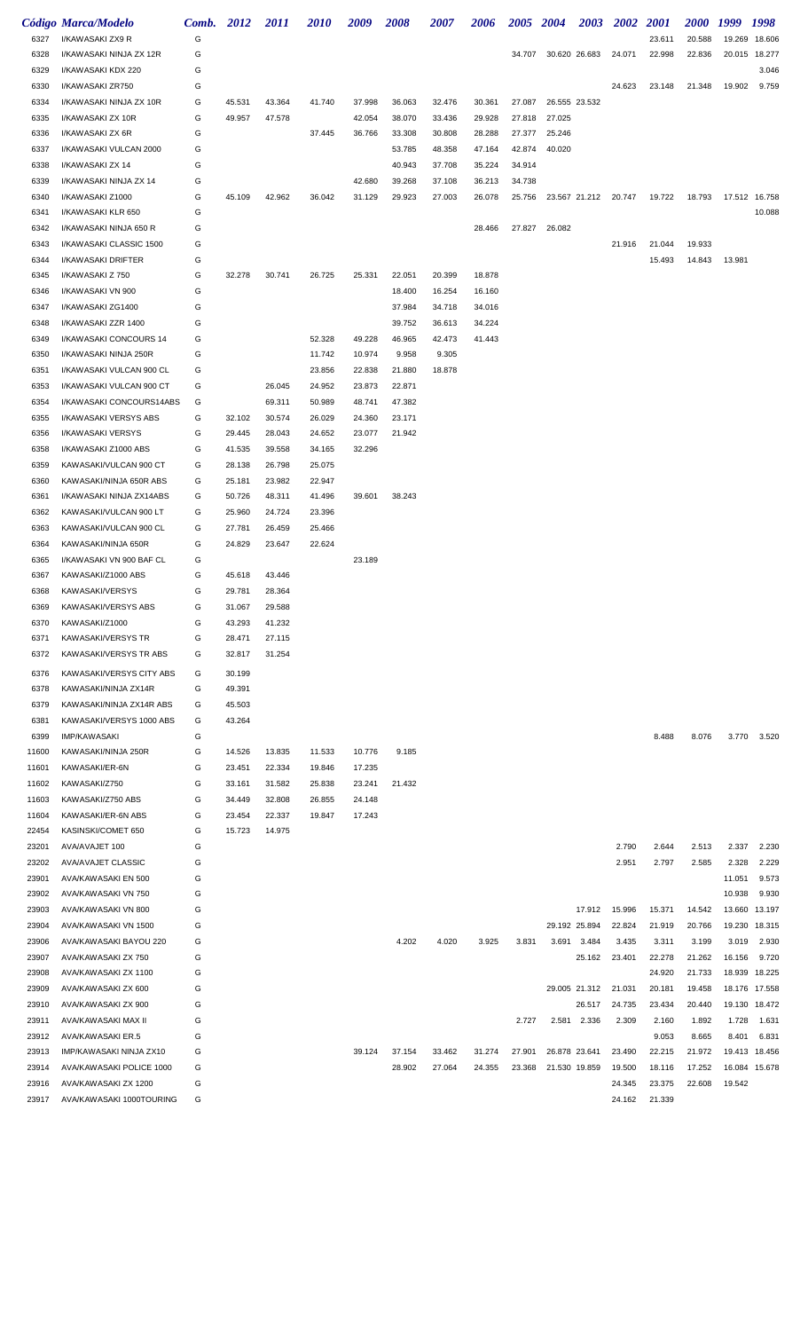| Código | Marca/Modelo | Comb. | 2012 | 2011 | 2010 | 2009 | 2008 | 2007 | 2006 | 2005 | 2004 | 2003 | 2002 | 2001 | 2000 | 1999 | 1998 |
|---|---|---|---|---|---|---|---|---|---|---|---|---|---|---|---|---|---|
| 6327 | I/KAWASAKI ZX9 R | G | | | | | | | | | | | | 23.611 | 20.588 | 19.269 | 18.606 |
| 6328 | I/KAWASAKI NINJA ZX 12R | G | | | | | | | | 34.707 | 30.620 | 26.683 | 24.071 | 22.998 | 22.836 | 20.015 | 18.277 |
| 6329 | I/KAWASAKI KDX 220 | G | | | | | | | | | | | | | | | 3.046 |
| 6330 | I/KAWASAKI ZR750 | G | | | | | | | | | | | 24.623 | 23.148 | 21.348 | 19.902 | 9.759 |
| 6334 | I/KAWASAKI NINJA ZX 10R | G | 45.531 | 43.364 | 41.740 | 37.998 | 36.063 | 32.476 | 30.361 | 27.087 | 26.555 | 23.532 | | | | | |
| 6335 | I/KAWASAKI ZX 10R | G | 49.957 | 47.578 | | 42.054 | 38.070 | 33.436 | 29.928 | 27.818 | 27.025 | | | | | | |
| 6336 | I/KAWASAKI ZX 6R | G | | | 37.445 | 36.766 | 33.308 | 30.808 | 28.288 | 27.377 | 25.246 | | | | | | |
| 6337 | I/KAWASAKI VULCAN 2000 | G | | | | | 53.785 | 48.358 | 47.164 | 42.874 | 40.020 | | | | | | |
| 6338 | I/KAWASAKI ZX 14 | G | | | | | 40.943 | 37.708 | 35.224 | 34.914 | | | | | | | |
| 6339 | I/KAWASAKI NINJA ZX 14 | G | | | | 42.680 | 39.268 | 37.108 | 36.213 | 34.738 | | | | | | | |
| 6340 | I/KAWASAKI Z1000 | G | 45.109 | 42.962 | 36.042 | 31.129 | 29.923 | 27.003 | 26.078 | 25.756 | 23.567 | 21.212 | 20.747 | 19.722 | 18.793 | 17.512 | 16.758 |
| 6341 | I/KAWASAKI KLR 650 | G | | | | | | | | | | | | | | | 10.088 |
| 6342 | I/KAWASAKI NINJA 650 R | G | | | | | | | 28.466 | 27.827 | 26.082 | | | | | | |
| 6343 | I/KAWASAKI CLASSIC 1500 | G | | | | | | | | | | | 21.916 | 21.044 | 19.933 | | |
| 6344 | I/KAWASAKI DRIFTER | G | | | | | | | | | | | | 15.493 | 14.843 | 13.981 | |
| 6345 | I/KAWASAKI Z 750 | G | 32.278 | 30.741 | 26.725 | 25.331 | 22.051 | 20.399 | 18.878 | | | | | | | | |
| 6346 | I/KAWASAKI VN 900 | G | | | | | 18.400 | 16.254 | 16.160 | | | | | | | | |
| 6347 | I/KAWASAKI ZG1400 | G | | | | | 37.984 | 34.718 | 34.016 | | | | | | | | |
| 6348 | I/KAWASAKI ZZR 1400 | G | | | | | 39.752 | 36.613 | 34.224 | | | | | | | | |
| 6349 | I/KAWASAKI CONCOURS 14 | G | | | 52.328 | 49.228 | 46.965 | 42.473 | 41.443 | | | | | | | | |
| 6350 | I/KAWASAKI NINJA 250R | G | | | 11.742 | 10.974 | 9.958 | 9.305 | | | | | | | | | |
| 6351 | I/KAWASAKI VULCAN 900 CL | G | | | 23.856 | 22.838 | 21.880 | 18.878 | | | | | | | | | |
| 6353 | I/KAWASAKI VULCAN 900 CT | G | | 26.045 | 24.952 | 23.873 | 22.871 | | | | | | | | | | |
| 6354 | I/KAWASAKI CONCOURS14ABS | G | | 69.311 | 50.989 | 48.741 | 47.382 | | | | | | | | | | |
| 6355 | I/KAWASAKI VERSYS ABS | G | 32.102 | 30.574 | 26.029 | 24.360 | 23.171 | | | | | | | | | | |
| 6356 | I/KAWASAKI VERSYS | G | 29.445 | 28.043 | 24.652 | 23.077 | 21.942 | | | | | | | | | | |
| 6358 | I/KAWASAKI Z1000 ABS | G | 41.535 | 39.558 | 34.165 | 32.296 | | | | | | | | | | | |
| 6359 | KAWASAKI/VULCAN 900 CT | G | 28.138 | 26.798 | 25.075 | | | | | | | | | | | | |
| 6360 | KAWASAKI/NINJA 650R ABS | G | 25.181 | 23.982 | 22.947 | | | | | | | | | | | | |
| 6361 | I/KAWASAKI NINJA ZX14ABS | G | 50.726 | 48.311 | 41.496 | 39.601 | 38.243 | | | | | | | | | | |
| 6362 | KAWASAKI/VULCAN 900 LT | G | 25.960 | 24.724 | 23.396 | | | | | | | | | | | | |
| 6363 | KAWASAKI/VULCAN 900 CL | G | 27.781 | 26.459 | 25.466 | | | | | | | | | | | | |
| 6364 | KAWASAKI/NINJA 650R | G | 24.829 | 23.647 | 22.624 | | | | | | | | | | | | |
| 6365 | I/KAWASAKI VN 900 BAF CL | G | | | | 23.189 | | | | | | | | | | | |
| 6367 | KAWASAKI/Z1000 ABS | G | 45.618 | 43.446 | | | | | | | | | | | | | |
| 6368 | KAWASAKI/VERSYS | G | 29.781 | 28.364 | | | | | | | | | | | | | |
| 6369 | KAWASAKI/VERSYS ABS | G | 31.067 | 29.588 | | | | | | | | | | | | | |
| 6370 | KAWASAKI/Z1000 | G | 43.293 | 41.232 | | | | | | | | | | | | | |
| 6371 | KAWASAKI/VERSYS TR | G | 28.471 | 27.115 | | | | | | | | | | | | | |
| 6372 | KAWASAKI/VERSYS TR ABS | G | 32.817 | 31.254 | | | | | | | | | | | | | |
| 6376 | KAWASAKI/VERSYS CITY ABS | G | 30.199 | | | | | | | | | | | | | | |
| 6378 | KAWASAKI/NINJA ZX14R | G | 49.391 | | | | | | | | | | | | | | |
| 6379 | KAWASAKI/NINJA ZX14R ABS | G | 45.503 | | | | | | | | | | | | | | |
| 6381 | KAWASAKI/VERSYS 1000 ABS | G | 43.264 | | | | | | | | | | | | | | |
| 6399 | IMP/KAWASAKI | G | | | | | | | | | | | | 8.488 | 8.076 | 3.770 | 3.520 |
| 11600 | KAWASAKI/NINJA 250R | G | 14.526 | 13.835 | 11.533 | 10.776 | 9.185 | | | | | | | | | | |
| 11601 | KAWASAKI/ER-6N | G | 23.451 | 22.334 | 19.846 | 17.235 | | | | | | | | | | | |
| 11602 | KAWASAKI/Z750 | G | 33.161 | 31.582 | 25.838 | 23.241 | 21.432 | | | | | | | | | | |
| 11603 | KAWASAKI/Z750 ABS | G | 34.449 | 32.808 | 26.855 | 24.148 | | | | | | | | | | | |
| 11604 | KAWASAKI/ER-6N ABS | G | 23.454 | 22.337 | 19.847 | 17.243 | | | | | | | | | | | |
| 22454 | KASINSKI/COMET 650 | G | 15.723 | 14.975 | | | | | | | | | | | | | |
| 23201 | AVA/AVAJET 100 | G | | | | | | | | | | | 2.790 | 2.644 | 2.513 | 2.337 | 2.230 |
| 23202 | AVA/AVAJET CLASSIC | G | | | | | | | | | | | 2.951 | 2.797 | 2.585 | 2.328 | 2.229 |
| 23901 | AVA/KAWASAKI EN 500 | G | | | | | | | | | | | | | | 11.051 | 9.573 |
| 23902 | AVA/KAWASAKI VN 750 | G | | | | | | | | | | | | | | 10.938 | 9.930 |
| 23903 | AVA/KAWASAKI VN 800 | G | | | | | | | | | | 17.912 | 15.996 | 15.371 | 14.542 | 13.660 | 13.197 |
| 23904 | AVA/KAWASAKI VN 1500 | G | | | | | | | | | 29.192 | 25.894 | 22.824 | 21.919 | 20.766 | 19.230 | 18.315 |
| 23906 | AVA/KAWASAKI BAYOU 220 | G | | | | | 4.202 | 4.020 | 3.925 | 3.831 | 3.691 | 3.484 | 3.435 | 3.311 | 3.199 | 3.019 | 2.930 |
| 23907 | AVA/KAWASAKI ZX 750 | G | | | | | | | | | | 25.162 | 23.401 | 22.278 | 21.262 | 16.156 | 9.720 |
| 23908 | AVA/KAWASAKI ZX 1100 | G | | | | | | | | | | | | 24.920 | 21.733 | 18.939 | 18.225 |
| 23909 | AVA/KAWASAKI ZX 600 | G | | | | | | | | | 29.005 | 21.312 | 21.031 | 20.181 | 19.458 | 18.176 | 17.558 |
| 23910 | AVA/KAWASAKI ZX 900 | G | | | | | | | | | | 26.517 | 24.735 | 23.434 | 20.440 | 19.130 | 18.472 |
| 23911 | AVA/KAWASAKI MAX II | G | | | | | | | | 2.727 | 2.581 | 2.336 | 2.309 | 2.160 | 1.892 | 1.728 | 1.631 |
| 23912 | AVA/KAWASAKI ER.5 | G | | | | | | | | | | | | 9.053 | 8.665 | 8.401 | 6.831 |
| 23913 | IMP/KAWASAKI NINJA ZX10 | G | | | | 39.124 | 37.154 | 33.462 | 31.274 | 27.901 | 26.878 | 23.641 | 23.490 | 22.215 | 21.972 | 19.413 | 18.456 |
| 23914 | AVA/KAWASAKI POLICE 1000 | G | | | | | 28.902 | 27.064 | 24.355 | 23.368 | 21.530 | 19.859 | 19.500 | 18.116 | 17.252 | 16.084 | 15.678 |
| 23916 | AVA/KAWASAKI ZX 1200 | G | | | | | | | | | | | 24.345 | 23.375 | 22.608 | 19.542 | |
| 23917 | AVA/KAWASAKI 1000TOURING | G | | | | | | | | | | | 24.162 | 21.339 | | | |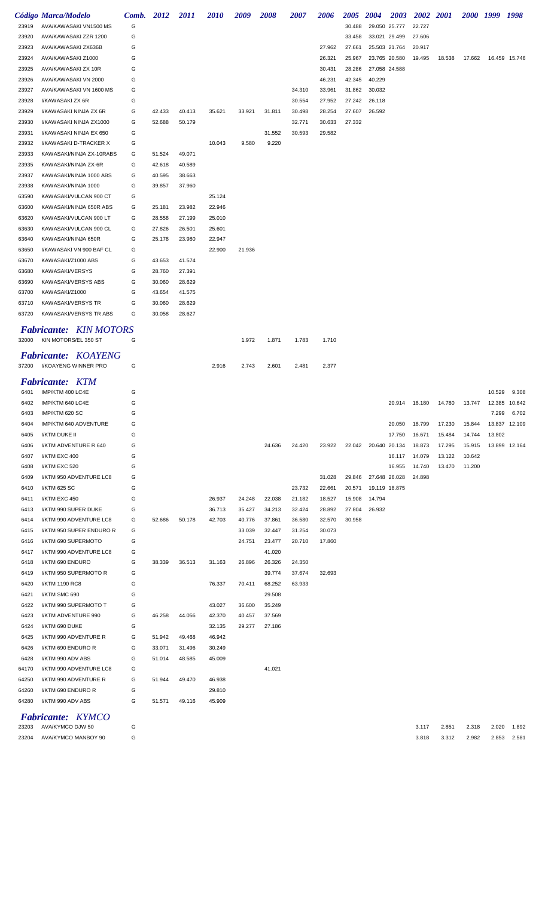| Código | Marca/Modelo | Comb. | 2012 | 2011 | 2010 | 2009 | 2008 | 2007 | 2006 | 2005 | 2004 | 2003 | 2002 | 2001 | 2000 | 1999 | 1998 |
|---|---|---|---|---|---|---|---|---|---|---|---|---|---|---|---|---|---|
| 23919 | AVA/KAWASAKI VN1500 MS | G | | | | | | | | 30.488 | 29.050 | 25.777 | 22.727 | | | | |
| 23920 | AVA/KAWASAKI ZZR 1200 | G | | | | | | | | 33.458 | 33.021 | 29.499 | 27.606 | | | | |
| 23923 | AVA/KAWASAKI ZX636B | G | | | | | | | 27.962 | 27.661 | 25.503 | 21.764 | 20.917 | | | | |
| 23924 | AVA/KAWASAKI Z1000 | G | | | | | | | 26.321 | 25.967 | 23.765 | 20.580 | 19.495 | 18.538 | 17.662 | 16.459 | 15.746 |
| 23925 | AVA/KAWASAKI ZX 10R | G | | | | | | | 30.431 | 28.286 | 27.058 | 24.588 | | | | | |
| 23926 | AVA/KAWASAKI VN 2000 | G | | | | | | | 46.231 | 42.345 | 40.229 | | | | | | |
| 23927 | AVA/KAWASAKI VN 1600 MS | G | | | | | | 34.310 | 33.961 | 31.862 | 30.032 | | | | | | |
| 23928 | I/KAWASAKI ZX 6R | G | | | | | | 30.554 | 27.952 | 27.242 | 26.118 | | | | | | |
| 23929 | I/KAWASAKI NINJA ZX 6R | G | 42.433 | 40.413 | 35.621 | 33.921 | 31.811 | 30.498 | 28.254 | 27.607 | 26.592 | | | | | | |
| 23930 | I/KAWASAKI NINJA ZX1000 | G | 52.688 | 50.179 | | | | 32.771 | 30.633 | 27.332 | | | | | | | |
| 23931 | I/KAWASAKI NINJA EX 650 | G | | | | | 31.552 | 30.593 | 29.582 | | | | | | | | |
| 23932 | I/KAWASAKI D-TRACKER X | G | | | 10.043 | 9.580 | 9.220 | | | | | | | | | | |
| 23933 | KAWASAKI/NINJA ZX-10RABS | G | 51.524 | 49.071 | | | | | | | | | | | | | |
| 23935 | KAWASAKI/NINJA ZX-6R | G | 42.618 | 40.589 | | | | | | | | | | | | | |
| 23937 | KAWASAKI/NINJA 1000 ABS | G | 40.595 | 38.663 | | | | | | | | | | | | | |
| 23938 | KAWASAKI/NINJA 1000 | G | 39.857 | 37.960 | | | | | | | | | | | | | |
| 63590 | KAWASAKI/VULCAN 900 CT | G | | | 25.124 | | | | | | | | | | | | |
| 63600 | KAWASAKI/NINJA 650R ABS | G | 25.181 | 23.982 | 22.946 | | | | | | | | | | | | |
| 63620 | KAWASAKI/VULCAN 900 LT | G | 28.558 | 27.199 | 25.010 | | | | | | | | | | | | |
| 63630 | KAWASAKI/VULCAN 900 CL | G | 27.826 | 26.501 | 25.601 | | | | | | | | | | | | |
| 63640 | KAWASAKI/NINJA 650R | G | 25.178 | 23.980 | 22.947 | | | | | | | | | | | | |
| 63650 | I/KAWASAKI VN 900 BAF CL | G | | | 22.900 | 21.936 | | | | | | | | | | | |
| 63670 | KAWASAKI/Z1000 ABS | G | 43.653 | 41.574 | | | | | | | | | | | | | |
| 63680 | KAWASAKI/VERSYS | G | 28.760 | 27.391 | | | | | | | | | | | | | |
| 63690 | KAWASAKI/VERSYS ABS | G | 30.060 | 28.629 | | | | | | | | | | | | | |
| 63700 | KAWASAKI/Z1000 | G | 43.654 | 41.575 | | | | | | | | | | | | | |
| 63710 | KAWASAKI/VERSYS TR | G | 30.060 | 28.629 | | | | | | | | | | | | | |
| 63720 | KAWASAKI/VERSYS TR ABS | G | 30.058 | 28.627 | | | | | | | | | | | | | |

## *Fabricante: KIN MOTORS*

| Código | Marca/Modelo | Comb. | 2012 | 2011 | 2010 | 2009 | 2008 | 2007 | 2006 | 2005 | 2004 | 2003 | 2002 | 2001 | 2000 | 1999 | 1998 |
|---|---|---|---|---|---|---|---|---|---|---|---|---|---|---|---|---|---|
| 32000 | KIN MOTORS/EL 350 ST | G | | | | 1.972 | 1.871 | 1.783 | 1.710 | | | | | | | | |

## *Fabricante: KOAYENG*

| Código | Marca/Modelo | Comb. | 2012 | 2011 | 2010 | 2009 | 2008 | 2007 | 2006 | 2005 | 2004 | 2003 | 2002 | 2001 | 2000 | 1999 | 1998 |
|---|---|---|---|---|---|---|---|---|---|---|---|---|---|---|---|---|---|
| 37200 | I/KOAYENG WINNER PRO | G | | | 2.916 | 2.743 | 2.601 | 2.481 | 2.377 | | | | | | | | |

## *Fabricante: KTM*

| Código | Marca/Modelo | Comb. | 2012 | 2011 | 2010 | 2009 | 2008 | 2007 | 2006 | 2005 | 2004 | 2003 | 2002 | 2001 | 2000 | 1999 | 1998 |
|---|---|---|---|---|---|---|---|---|---|---|---|---|---|---|---|---|---|
| 6401 | IMP/KTM 400 LC4E | G | | | | | | | | | | | | | | 10.529 | 9.308 |
| 6402 | IMP/KTM 640 LC4E | G | | | | | | | | | | 20.914 | 16.180 | 14.780 | 13.747 | 12.385 | 10.642 |
| 6403 | IMP/KTM 620 SC | G | | | | | | | | | | | | | | 7.299 | 6.702 |
| 6404 | IMP/KTM 640 ADVENTURE | G | | | | | | | | | | 20.050 | 18.799 | 17.230 | 15.844 | 13.837 | 12.109 |
| 6405 | I/KTM DUKE II | G | | | | | | | | | | 17.750 | 16.671 | 15.484 | 14.744 | 13.802 | |
| 6406 | I/KTM ADVENTURE R 640 | G | | | | | 24.636 | 24.420 | 23.922 | 22.042 | 20.640 | 20.134 | 18.873 | 17.295 | 15.915 | 13.899 | 12.164 |
| 6407 | I/KTM EXC 400 | G | | | | | | | | | | 16.117 | 14.079 | 13.122 | 10.642 | | |
| 6408 | I/KTM EXC 520 | G | | | | | | | | | | 16.955 | 14.740 | 13.470 | 11.200 | | |
| 6409 | I/KTM 950 ADVENTURE LC8 | G | | | | | | | 31.028 | 29.846 | 27.648 | 26.028 | 24.898 | | | | |
| 6410 | I/KTM 625 SC | G | | | | | | 23.732 | 22.661 | 20.571 | 19.119 | 18.875 | | | | | |
| 6411 | I/KTM EXC 450 | G | | | 26.937 | 24.248 | 22.038 | 21.182 | 18.527 | 15.908 | 14.794 | | | | | | |
| 6413 | I/KTM 990 SUPER DUKE | G | | | 36.713 | 35.427 | 34.213 | 32.424 | 28.892 | 27.804 | 26.932 | | | | | | |
| 6414 | I/KTM 990 ADVENTURE LC8 | G | 52.686 | 50.178 | 42.703 | 40.776 | 37.861 | 36.580 | 32.570 | 30.958 | | | | | | | |
| 6415 | I/KTM 950 SUPER ENDURO R | G | | | | 33.039 | 32.447 | 31.254 | 30.073 | | | | | | | | |
| 6416 | I/KTM 690 SUPERMOTO | G | | | | 24.751 | 23.477 | 20.710 | 17.860 | | | | | | | | |
| 6417 | I/KTM 990 ADVENTURE LC8 | G | | | | | 41.020 | | | | | | | | | | |
| 6418 | I/KTM 690 ENDURO | G | 38.339 | 36.513 | 31.163 | 26.896 | 26.326 | 24.350 | | | | | | | | | |
| 6419 | I/KTM 950 SUPERMOTO R | G | | | | | 39.774 | 37.674 | 32.693 | | | | | | | | |
| 6420 | I/KTM 1190 RC8 | G | | | 76.337 | 70.411 | 68.252 | 63.933 | | | | | | | | | |
| 6421 | I/KTM SMC 690 | G | | | | | 29.508 | | | | | | | | | | |
| 6422 | I/KTM 990 SUPERMOTO T | G | | | 43.027 | 36.600 | 35.249 | | | | | | | | | | |
| 6423 | I/KTM ADVENTURE 990 | G | 46.258 | 44.056 | 42.370 | 40.457 | 37.569 | | | | | | | | | | |
| 6424 | I/KTM 690 DUKE | G | | | 32.135 | 29.277 | 27.186 | | | | | | | | | | |
| 6425 | I/KTM 990 ADVENTURE R | G | 51.942 | 49.468 | 46.942 | | | | | | | | | | | | |
| 6426 | I/KTM 690 ENDURO R | G | 33.071 | 31.496 | 30.249 | | | | | | | | | | | | |
| 6428 | I/KTM 990 ADV ABS | G | 51.014 | 48.585 | 45.009 | | | | | | | | | | | | |
| 64170 | I/KTM 990 ADVENTURE LC8 | G | | | | | 41.021 | | | | | | | | | | |
| 64250 | I/KTM 990 ADVENTURE R | G | 51.944 | 49.470 | 46.938 | | | | | | | | | | | | |
| 64260 | I/KTM 690 ENDURO R | G | | | 29.810 | | | | | | | | | | | | |
| 64280 | I/KTM 990 ADV ABS | G | 51.571 | 49.116 | 45.909 | | | | | | | | | | | | |

## *Fabricante: KYMCO*

| Código | Marca/Modelo | Comb. | 2012 | 2011 | 2010 | 2009 | 2008 | 2007 | 2006 | 2005 | 2004 | 2003 | 2002 | 2001 | 2000 | 1999 | 1998 |
|---|---|---|---|---|---|---|---|---|---|---|---|---|---|---|---|---|---|
| 23203 | AVA/KYMCO DJW 50 | G | | | | | | | | | | | 3.117 | 2.851 | 2.318 | 2.020 | 1.892 |
| 23204 | AVA/KYMCO MANBOY 90 | G | | | | | | | | | | | 3.818 | 3.312 | 2.982 | 2.853 | 2.581 |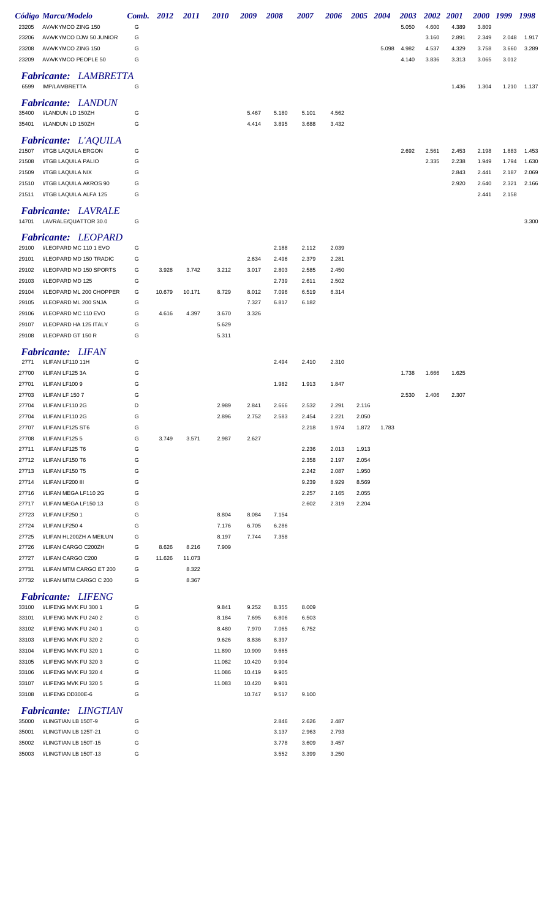| Código | Marca/Modelo | Comb. | 2012 | 2011 | 2010 | 2009 | 2008 | 2007 | 2006 | 2005 | 2004 | 2003 | 2002 | 2001 | 2000 | 1999 | 1998 |
|---|---|---|---|---|---|---|---|---|---|---|---|---|---|---|---|---|---|
| 23205 | AVA/KYMCO ZING 150 | G | | | | | | | | | | 5.050 | 4.600 | 4.389 | 3.809 | | |
| 23206 | AVA/KYMCO DJW 50 JUNIOR | G | | | | | | | | | | | 3.160 | 2.891 | 2.349 | 2.048 | 1.917 |
| 23208 | AVA/KYMCO ZING 150 | G | | | | | | | | | 5.098 | 4.982 | 4.537 | 4.329 | 3.758 | 3.660 | 3.289 |
| 23209 | AVA/KYMCO PEOPLE 50 | G | | | | | | | | | | 4.140 | 3.836 | 3.313 | 3.065 | 3.012 | |

## *Fabricante: LAMBRETTA*

| Código | Marca/Modelo | Comb. | 2012 | 2011 | 2010 | 2009 | 2008 | 2007 | 2006 | 2005 | 2004 | 2003 | 2002 | 2001 | 2000 | 1999 | 1998 |
|---|---|---|---|---|---|---|---|---|---|---|---|---|---|---|---|---|---|
| 6599 | IMP/LAMBRETTA | G | | | | | | | | | | | | 1.436 | 1.304 | 1.210 | 1.137 |

## *Fabricante: LANDUN*

| Código | Marca/Modelo | Comb. | 2012 | 2011 | 2010 | 2009 | 2008 | 2007 | 2006 | 2005 | 2004 | 2003 | 2002 | 2001 | 2000 | 1999 | 1998 |
|---|---|---|---|---|---|---|---|---|---|---|---|---|---|---|---|---|---|
| 35400 | I/LANDUN LD 150ZH | G | | | | 5.467 | 5.180 | 5.101 | 4.562 | | | | | | | | |
| 35401 | I/LANDUN LD 150ZH | G | | | | 4.414 | 3.895 | 3.688 | 3.432 | | | | | | | | |

## *Fabricante: L'AQUILA*

| Código | Marca/Modelo | Comb. | 2012 | 2011 | 2010 | 2009 | 2008 | 2007 | 2006 | 2005 | 2004 | 2003 | 2002 | 2001 | 2000 | 1999 | 1998 |
|---|---|---|---|---|---|---|---|---|---|---|---|---|---|---|---|---|---|
| 21507 | I/TGB LAQUILA ERGON | G | | | | | | | | | | 2.692 | 2.561 | 2.453 | 2.198 | 1.883 | 1.453 |
| 21508 | I/TGB LAQUILA PALIO | G | | | | | | | | | | | 2.335 | 2.238 | 1.949 | 1.794 | 1.630 |
| 21509 | I/TGB LAQUILA NIX | G | | | | | | | | | | | | 2.843 | 2.441 | 2.187 | 2.069 |
| 21510 | I/TGB LAQUILA AKROS 90 | G | | | | | | | | | | | | 2.920 | 2.640 | 2.321 | 2.166 |
| 21511 | I/TGB LAQUILA ALFA 125 | G | | | | | | | | | | | | | 2.441 | 2.158 | |

## *Fabricante: LAVRALE*

| Código | Marca/Modelo | Comb. | 2012 | 2011 | 2010 | 2009 | 2008 | 2007 | 2006 | 2005 | 2004 | 2003 | 2002 | 2001 | 2000 | 1999 | 1998 |
|---|---|---|---|---|---|---|---|---|---|---|---|---|---|---|---|---|---|
| 14701 | LAVRALE/QUATTOR 30.0 | G | | | | | | | | | | | | | | | 3.300 |

## *Fabricante: LEOPARD*

| Código | Marca/Modelo | Comb. | 2012 | 2011 | 2010 | 2009 | 2008 | 2007 | 2006 | 2005 | 2004 | 2003 | 2002 | 2001 | 2000 | 1999 | 1998 |
|---|---|---|---|---|---|---|---|---|---|---|---|---|---|---|---|---|---|
| 29100 | I/LEOPARD MC 110 1 EVO | G | | | | | 2.188 | 2.112 | 2.039 | | | | | | | | |
| 29101 | I/LEOPARD MD 150 TRADIC | G | | | | 2.634 | 2.496 | 2.379 | 2.281 | | | | | | | | |
| 29102 | I/LEOPARD MD 150 SPORTS | G | 3.928 | 3.742 | 3.212 | 3.017 | 2.803 | 2.585 | 2.450 | | | | | | | | |
| 29103 | I/LEOPARD MD 125 | G | | | | | 2.739 | 2.611 | 2.502 | | | | | | | | |
| 29104 | I/LEOPARD ML 200 CHOPPER | G | 10.679 | 10.171 | 8.729 | 8.012 | 7.096 | 6.519 | 6.314 | | | | | | | | |
| 29105 | I/LEOPARD ML 200 SNJA | G | | | | 7.327 | 6.817 | 6.182 | | | | | | | | | |
| 29106 | I/LEOPARD MC 110 EVO | G | 4.616 | 4.397 | 3.670 | 3.326 | | | | | | | | | | | |
| 29107 | I/LEOPARD HA 125 ITALY | G | | | 5.629 | | | | | | | | | | | | |
| 29108 | I/LEOPARD GT 150 R | G | | | 5.311 | | | | | | | | | | | | |

## *Fabricante: LIFAN*

| Código | Marca/Modelo | Comb. | 2012 | 2011 | 2010 | 2009 | 2008 | 2007 | 2006 | 2005 | 2004 | 2003 | 2002 | 2001 | 2000 | 1999 | 1998 |
|---|---|---|---|---|---|---|---|---|---|---|---|---|---|---|---|---|---|
| 2771 | I/LIFAN LF110 11H | G | | | | | 2.494 | 2.410 | 2.310 | | | | | | | | |
| 27700 | I/LIFAN LF125 3A | G | | | | | | | | | | 1.738 | 1.666 | 1.625 | | | |
| 27701 | I/LIFAN LF100 9 | G | | | | | 1.982 | 1.913 | 1.847 | | | | | | | | |
| 27703 | I/LIFAN LF 150 7 | G | | | | | | | | | | 2.530 | 2.406 | 2.307 | | | |
| 27704 | I/LIFAN LF110 2G | D | | | 2.989 | 2.841 | 2.666 | 2.532 | 2.291 | 2.116 | | | | | | | |
| 27704 | I/LIFAN LF110 2G | G | | | 2.896 | 2.752 | 2.583 | 2.454 | 2.221 | 2.050 | | | | | | | |
| 27707 | I/LIFAN LF125 ST6 | G | | | | | | 2.218 | 1.974 | 1.872 | 1.783 | | | | | | |
| 27708 | I/LIFAN LF125 5 | G | 3.749 | 3.571 | 2.987 | 2.627 | | | | | | | | | | | |
| 27711 | I/LIFAN LF125 T6 | G | | | | | | 2.236 | 2.013 | 1.913 | | | | | | | |
| 27712 | I/LIFAN LF150 T6 | G | | | | | | 2.358 | 2.197 | 2.054 | | | | | | | |
| 27713 | I/LIFAN LF150 T5 | G | | | | | | 2.242 | 2.087 | 1.950 | | | | | | | |
| 27714 | I/LIFAN LF200 III | G | | | | | | 9.239 | 8.929 | 8.569 | | | | | | | |
| 27716 | I/LIFAN MEGA LF110 2G | G | | | | | | 2.257 | 2.165 | 2.055 | | | | | | | |
| 27717 | I/LIFAN MEGA LF150 13 | G | | | | | | 2.602 | 2.319 | 2.204 | | | | | | | |
| 27723 | I/LIFAN LF250 1 | G | | | 8.804 | 8.084 | 7.154 | | | | | | | | | | |
| 27724 | I/LIFAN LF250 4 | G | | | 7.176 | 6.705 | 6.286 | | | | | | | | | | |
| 27725 | I/LIFAN HL200ZH A MEILUN | G | | | 8.197 | 7.744 | 7.358 | | | | | | | | | | |
| 27726 | I/LIFAN CARGO C200ZH | G | 8.626 | 8.216 | 7.909 | | | | | | | | | | | | |
| 27727 | I/LIFAN CARGO C200 | G | 11.626 | 11.073 | | | | | | | | | | | | | |
| 27731 | I/LIFAN MTM CARGO ET 200 | G | | 8.322 | | | | | | | | | | | | | |
| 27732 | I/LIFAN MTM CARGO C 200 | G | | 8.367 | | | | | | | | | | | | | |

## *Fabricante: LIFENG*

| Código | Marca/Modelo | Comb. | 2012 | 2011 | 2010 | 2009 | 2008 | 2007 | 2006 | 2005 | 2004 | 2003 | 2002 | 2001 | 2000 | 1999 | 1998 |
|---|---|---|---|---|---|---|---|---|---|---|---|---|---|---|---|---|---|
| 33100 | I/LIFENG MVK FU 300 1 | G | | | 9.841 | 9.252 | 8.355 | 8.009 | | | | | | | | | |
| 33101 | I/LIFENG MVK FU 240 2 | G | | | 8.184 | 7.695 | 6.806 | 6.503 | | | | | | | | | |
| 33102 | I/LIFENG MVK FU 240 1 | G | | | 8.480 | 7.970 | 7.065 | 6.752 | | | | | | | | | |
| 33103 | I/LIFENG MVK FU 320 2 | G | | | 9.626 | 8.836 | 8.397 | | | | | | | | | | |
| 33104 | I/LIFENG MVK FU 320 1 | G | | | 11.890 | 10.909 | 9.665 | | | | | | | | | | |
| 33105 | I/LIFENG MVK FU 320 3 | G | | | 11.082 | 10.420 | 9.904 | | | | | | | | | | |
| 33106 | I/LIFENG MVK FU 320 4 | G | | | 11.086 | 10.419 | 9.905 | | | | | | | | | | |
| 33107 | I/LIFENG MVK FU 320 5 | G | | | 11.083 | 10.420 | 9.901 | | | | | | | | | | |
| 33108 | I/LIFENG DD300E-6 | G | | | | 10.747 | 9.517 | 9.100 | | | | | | | | | |

## *Fabricante: LINGTIAN*

| Código | Marca/Modelo | Comb. | 2012 | 2011 | 2010 | 2009 | 2008 | 2007 | 2006 | 2005 | 2004 | 2003 | 2002 | 2001 | 2000 | 1999 | 1998 |
|---|---|---|---|---|---|---|---|---|---|---|---|---|---|---|---|---|---|
| 35000 | I/LINGTIAN LB 150T-9 | G | | | | | 2.846 | 2.626 | 2.487 | | | | | | | | |
| 35001 | I/LINGTIAN LB 125T-21 | G | | | | | 3.137 | 2.963 | 2.793 | | | | | | | | |
| 35002 | I/LINGTIAN LB 150T-15 | G | | | | | 3.778 | 3.609 | 3.457 | | | | | | | | |
| 35003 | I/LINGTIAN LB 150T-13 | G | | | | | 3.552 | 3.399 | 3.250 | | | | | | | | |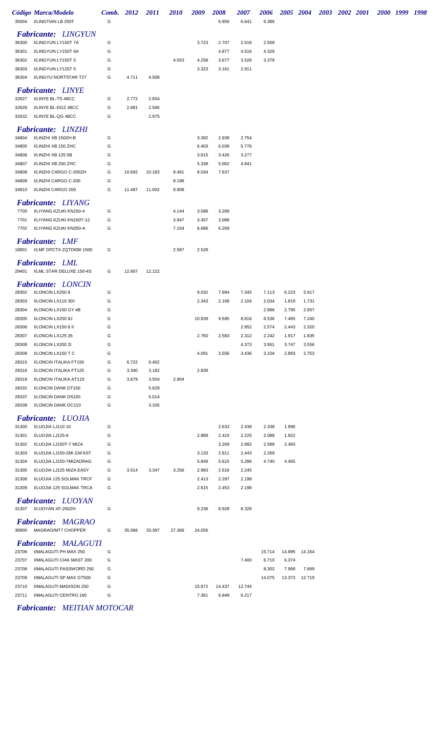| Código | Marca/Modelo | Comb. | 2012 | 2011 | 2010 | 2009 | 2008 | 2007 | 2006 | 2005 | 2004 | 2003 | 2002 | 2001 | 2000 | 1999 | 1998 |
|---|---|---|---|---|---|---|---|---|---|---|---|---|---|---|---|---|---|
| 35004 | I/LINGTIAN LB 250T | G | | | | | 6.959 | 6.641 | 6.386 | | | | | | | | |

***Fabricante: LINGYUN***

| Código | Marca/Modelo | Comb. | 2012 | 2011 | 2010 | 2009 | 2008 | 2007 | 2006 | 2005 | 2004 |
|---|---|---|---|---|---|---|---|---|---|---|---|
| 36300 | I/LINGYUN LY150T 7A | G | | | | 3.723 | 2.707 | 2.618 | 2.509 | | |
| 36301 | I/LINGYUN LY150T 6A | G | | | | | 4.877 | 4.516 | 4.329 | | |
| 36302 | I/LINGYUN LY150T 5 | G | | | 4.553 | 4.258 | 3.677 | 3.526 | 3.379 | | |
| 36303 | I/LINGYUN LY125T 5 | G | | | | 3.323 | 3.161 | 2.911 | | | |
| 36304 | I/LINGYU NORTSTAR T27 | G | 4.711 | 4.508 | | | | | | | |

***Fabricante: LINYE***

| Código | Marca/Modelo | Comb. | 2012 | 2011 |
|---|---|---|---|---|
| 32627 | I/LINYE BL-TS 48CC | G | 2.772 | 2.654 |
| 32628 | I/LINYE BL-DGZ 48CC | G | 2.681 | 2.566 |
| 32632 | I/LINYE BL-QG 48CC | G | | 2.975 |

***Fabricante: LINZHI***

| Código | Marca/Modelo | Comb. | 2012 | 2011 | 2010 | 2009 | 2008 | 2007 |
|---|---|---|---|---|---|---|---|---|
| 34804 | I/LINZHI XB 150ZH-B | G | | | | 3.392 | 2.939 | 2.754 |
| 34805 | I/LINZHI XB 150 ZHC | G | | | | 6.403 | 6.038 | 5.776 |
| 34806 | I/LINZHI XB 125 5B | G | | | | 3.615 | 3.426 | 3.277 |
| 34807 | I/LINZHI XB 200 ZHC | G | | | | 5.338 | 5.062 | 4.841 |
| 34808 | I/LINZHI CARGO C-200ZH | G | 10.692 | 10.183 | 8.491 | 8.034 | 7.637 | |
| 34809 | I/LINZHI CARGO C-200 | G | | | 8.198 | | | |
| 34810 | I/LINZHI CARGO 200 | G | 11.497 | 11.002 | 9.908 | | | |

***Fabricante: LIYANG***

| Código | Marca/Modelo | Comb. | 2012 | 2011 | 2010 | 2009 | 2008 |
|---|---|---|---|---|---|---|---|
| 7700 | I/LIYANG KZUKI KN150-4 | G | | | 4.144 | 3.586 | 3.289 |
| 7701 | I/LIYANG KZUKI KN150T-12 | G | | | 3.947 | 3.457 | 3.088 |
| 7702 | I/LIYANG KZUKI KN250-A | G | | | 7.154 | 6.686 | 6.269 |

***Fabricante: LMF***

| Código | Marca/Modelo | Comb. | 2012 | 2011 | 2010 | 2009 |
|---|---|---|---|---|---|---|
| 18901 | I/LMF DPCTX ZQTD690 1500 | G | | | 2.587 | 2.528 |

***Fabricante: LML***

| Código | Marca/Modelo | Comb. | 2012 | 2011 |
|---|---|---|---|---|
| 29401 | I/LML STAR DELUXE 150-4S | G | 12.667 | 12.122 |

***Fabricante: LONCIN***

| Código | Marca/Modelo | Comb. | 2012 | 2011 | 2010 | 2009 | 2008 | 2007 | 2006 | 2005 | 2004 |
|---|---|---|---|---|---|---|---|---|---|---|---|
| 28302 | I/LONCIN LX250 8 | G | | | | 9.032 | 7.994 | 7.345 | 7.113 | 6.223 | 5.917 |
| 28303 | I/LONCIN LX110 3DI | G | | | | 2.343 | 2.168 | 2.104 | 2.034 | 1.819 | 1.731 |
| 28304 | I/LONCIN LX150 GY 4B | G | | | | | | | 2.886 | 2.795 | 2.657 |
| 28305 | I/LONCIN LX250 8J | G | | | | 10.839 | 9.595 | 8.816 | 8.536 | 7.465 | 7.240 |
| 28306 | I/LONCIN LX150 6 II | G | | | | | | 2.852 | 2.574 | 2.443 | 2.320 |
| 28307 | I/LONCIN LX125 26 | G | | | | 2.760 | 2.583 | 2.312 | 2.242 | 1.917 | 1.835 |
| 28308 | I/LONCIN LX200 2I | G | | | | | | 4.373 | 3.951 | 3.747 | 3.556 |
| 28309 | I/LONCIN LX150 T C | G | | | | 4.091 | 3.556 | 3.436 | 3.104 | 2.893 | 2.753 |
| 28315 | I/LONCIN ITALIKA FT150 | G | 6.722 | 6.402 | | | | | | | |
| 28316 | I/LONCIN ITALIKA FT125 | G | 3.340 | 3.182 | | 2.839 | | | | | |
| 28318 | I/LONCIN ITALIKA AT110 | G | 3.679 | 3.504 | 2.904 | | | | | | |
| 28332 | I/LONCIN DANK DT150 | G | | 5.629 | | | | | | | |
| 28337 | I/LONCIN DANK DS150 | G | | 5.014 | | | | | | | |
| 28338 | I/LONCIN DANK DC110 | G | | 3.335 | | | | | | | |

***Fabricante: LUOJIA***

| Código | Marca/Modelo | Comb. | 2012 | 2011 | 2010 | 2009 | 2008 | 2007 | 2006 | 2005 |
|---|---|---|---|---|---|---|---|---|---|---|
| 31300 | I/LUOJIA LJ110 10 | G | | | | | 2.633 | 2.438 | 2.338 | 1.996 |
| 31301 | I/LUOJIA LJ125-6 | G | | | | 2.889 | 2.424 | 2.225 | 2.088 | 1.922 |
| 31302 | I/LUOJIA LJ150T-7 MIZA | G | | | | | 3.269 | 2.682 | 2.588 | 2.483 |
| 31303 | I/LUOJIA LJ150-2MI ZAFAST | G | | | | 3.133 | 2.811 | 2.443 | 2.269 | |
| 31304 | I/LUOJIA LJ150-7MIZADRAG | G | | | | 5.849 | 5.615 | 5.286 | 4.740 | 4.465 |
| 31305 | I/LUOJIA LJ125 MIZA EASY | G | 3.514 | 3.347 | 3.256 | 2.983 | 2.616 | 2.245 | | |
| 31308 | I/LUOJIA 125 SOLMAK TRCF | G | | | | 2.413 | 2.297 | 2.198 | | |
| 31309 | I/LUOJIA 125 SOLMAK TRCA | G | | | | 2.615 | 2.453 | 2.198 | | |

***Fabricante: LUOYAN***

| Código | Marca/Modelo | Comb. | 2012 | 2011 | 2010 | 2009 | 2008 | 2007 |
|---|---|---|---|---|---|---|---|---|
| 31307 | I/LUOYAN XF-250ZH | G | | | | 9.236 | 8.928 | 8.326 |

***Fabricante: MAGRAO***

| Código | Marca/Modelo | Comb. | 2012 | 2011 | 2010 | 2009 |
|---|---|---|---|---|---|---|
| 38900 | MAGRAO/MT7 CHOPPER | G | 35.066 | 33.397 | 27.368 | 24.056 |

***Fabricante: MALAGUTI***

| Código | Marca/Modelo | Comb. | 2012 | 2011 | 2010 | 2009 | 2008 | 2007 | 2006 | 2005 | 2004 |
|---|---|---|---|---|---|---|---|---|---|---|---|
| 23706 | I/MALAGUTI PH MAX 250 | G | | | | | | | 15.714 | 14.895 | 14.164 |
| 23707 | I/MALAGUTI CIAK MAST 200 | G | | | | | | 7.400 | 6.710 | 6.374 | |
| 23708 | I/MALAGUTI PASSWORD 250 | G | | | | | | | 8.302 | 7.968 | 7.669 |
| 23709 | I/MALAGUTI SP MAX GT500 | G | | | | | | | 14.075 | 13.373 | 12.719 |
| 23710 | I/MALAGUTI MADISON 250 | G | | | | 15.672 | 14.437 | 12.744 | | | |
| 23711 | I/MALAGUTI CENTRO 160 | G | | | | 7.361 | 6.849 | 6.217 | | | |

***Fabricante: MEITIAN MOTOCAR***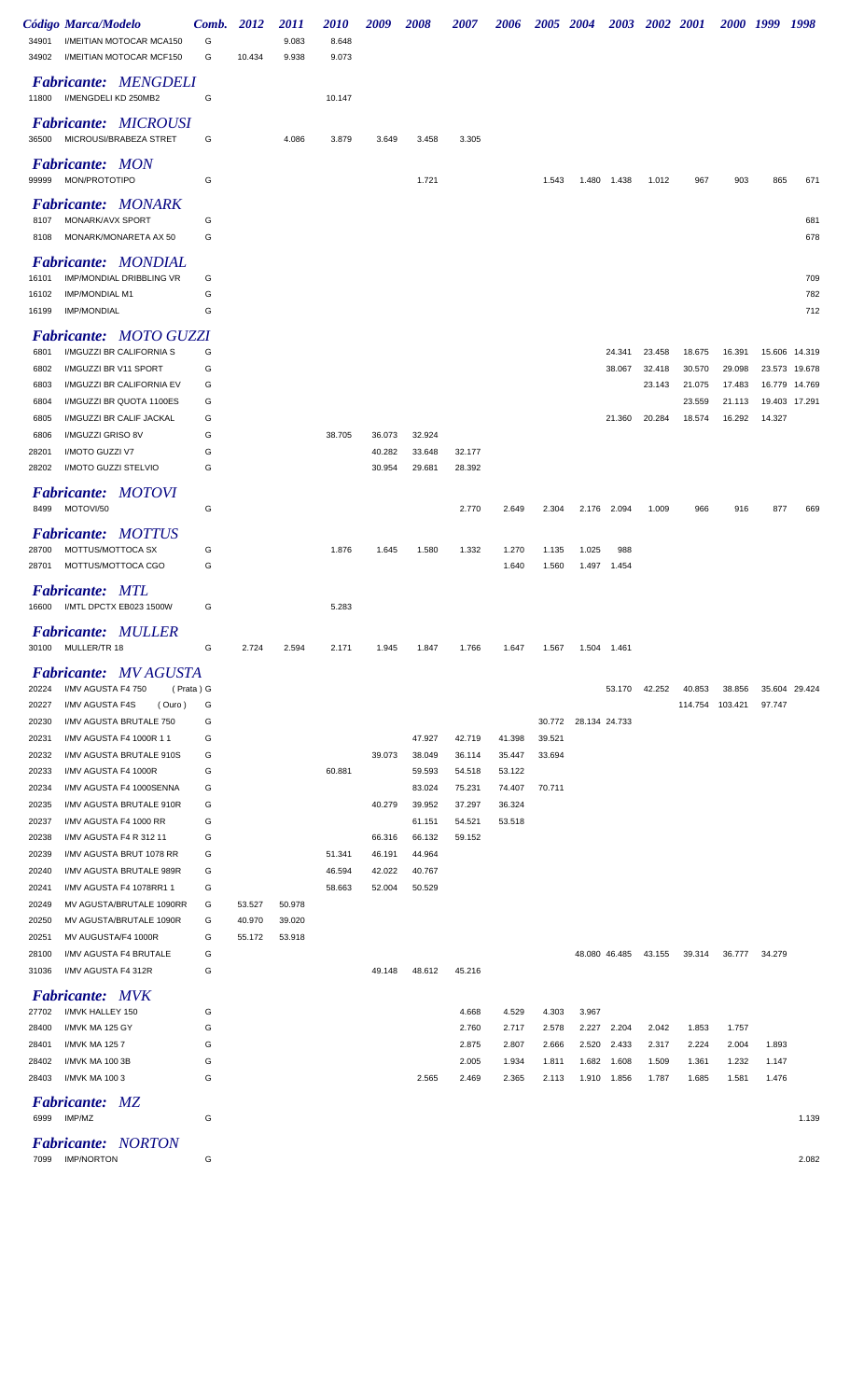| Código | Marca/Modelo | Comb. | 2012 | 2011 | 2010 | 2009 | 2008 | 2007 | 2006 | 2005 | 2004 | 2003 | 2002 | 2001 | 2000 | 1999 | 1998 |
|---|---|---|---|---|---|---|---|---|---|---|---|---|---|---|---|---|---|
| 34901 | I/MEITIAN MOTOCAR MCA150 | G | | 9.083 | 8.648 | | | | | | | | | | | | |
| 34902 | I/MEITIAN MOTOCAR MCF150 | G | 10.434 | 9.938 | 9.073 | | | | | | | | | | | | |
| ***Fabricante: MENGDELI*** | | | | | | | | | | | | | | | | | |
| 11800 | I/MENGDELI KD 250MB2 | G | | | 10.147 | | | | | | | | | | | | |
| ***Fabricante: MICROUSI*** | | | | | | | | | | | | | | | | | |
| 36500 | MICROUSI/BRABEZA STRET | G | | 4.086 | 3.879 | 3.649 | 3.458 | 3.305 | | | | | | | | | |
| ***Fabricante: MON*** | | | | | | | | | | | | | | | | | |
| 99999 | MON/PROTOTIPO | G | | | | | 1.721 | | | 1.543 | 1.480 | 1.438 | 1.012 | 967 | 903 | 865 | 671 |
| ***Fabricante: MONARK*** | | | | | | | | | | | | | | | | | |
| 8107 | MONARK/AVX SPORT | G | | | | | | | | | | | | | | | 681 |
| 8108 | MONARK/MONARETA AX 50 | G | | | | | | | | | | | | | | | 678 |
| ***Fabricante: MONDIAL*** | | | | | | | | | | | | | | | | | |
| 16101 | IMP/MONDIAL DRIBBLING VR | G | | | | | | | | | | | | | | | 709 |
| 16102 | IMP/MONDIAL M1 | G | | | | | | | | | | | | | | | 782 |
| 16199 | IMP/MONDIAL | G | | | | | | | | | | | | | | | 712 |
| ***Fabricante: MOTO GUZZI*** | | | | | | | | | | | | | | | | | |
| 6801 | I/MGUZZI BR CALIFORNIA S | G | | | | | | | | | | 24.341 | 23.458 | 18.675 | 16.391 | 15.606 | 14.319 |
| 6802 | I/MGUZZI BR V11 SPORT | G | | | | | | | | | | 38.067 | 32.418 | 30.570 | 29.098 | 23.573 | 19.678 |
| 6803 | I/MGUZZI BR CALIFORNIA EV | G | | | | | | | | | | | 23.143 | 21.075 | 17.483 | 16.779 | 14.769 |
| 6804 | I/MGUZZI BR QUOTA 1100ES | G | | | | | | | | | | | | 23.559 | 21.113 | 19.403 | 17.291 |
| 6805 | I/MGUZZI BR CALIF JACKAL | G | | | | | | | | | | 21.360 | 20.284 | 18.574 | 16.292 | 14.327 | |
| 6806 | I/MGUZZI GRISO 8V | G | | | 38.705 | 36.073 | 32.924 | | | | | | | | | | |
| 28201 | I/MOTO GUZZI V7 | G | | | | 40.282 | 33.648 | 32.177 | | | | | | | | | |
| 28202 | I/MOTO GUZZI STELVIO | G | | | | 30.954 | 29.681 | 28.392 | | | | | | | | | |
| ***Fabricante: MOTOVI*** | | | | | | | | | | | | | | | | | |
| 8499 | MOTOVI/50 | G | | | | | | 2.770 | 2.649 | 2.304 | 2.176 | 2.094 | 1.009 | 966 | 916 | 877 | 669 |
| ***Fabricante: MOTTUS*** | | | | | | | | | | | | | | | | | |
| 28700 | MOTTUS/MOTTOCA SX | G | | | 1.876 | 1.645 | 1.580 | 1.332 | 1.270 | 1.135 | 1.025 | 988 | | | | | |
| 28701 | MOTTUS/MOTTOCA CGO | G | | | | | | | 1.640 | 1.560 | 1.497 | 1.454 | | | | | |
| ***Fabricante: MTL*** | | | | | | | | | | | | | | | | | |
| 16600 | I/MTL DPCTX EB023 1500W | G | | | 5.283 | | | | | | | | | | | | |
| ***Fabricante: MULLER*** | | | | | | | | | | | | | | | | | |
| 30100 | MULLER/TR 18 | G | 2.724 | 2.594 | 2.171 | 1.945 | 1.847 | 1.766 | 1.647 | 1.567 | 1.504 | 1.461 | | | | | |
| ***Fabricante: MV AGUSTA*** | | | | | | | | | | | | | | | | | |
| 20224 | I/MV AGUSTA F4 750 (Prata) | G | | | | | | | | | | 53.170 | 42.252 | 40.853 | 38.856 | 35.604 | 29.424 |
| 20227 | I/MV AGUSTA F4S (Ouro) | G | | | | | | | | | | | | 114.754 | 103.421 | 97.747 | |
| 20230 | I/MV AGUSTA BRUTALE 750 | G | | | | | | | | 30.772 | 28.134 | 24.733 | | | | | |
| 20231 | I/MV AGUSTA F4 1000R 1 1 | G | | | | | 47.927 | 42.719 | 41.398 | 39.521 | | | | | | | |
| 20232 | I/MV AGUSTA BRUTALE 910S | G | | | | 39.073 | 38.049 | 36.114 | 35.447 | 33.694 | | | | | | | |
| 20233 | I/MV AGUSTA F4 1000R | G | | | 60.881 | | 59.593 | 54.518 | 53.122 | | | | | | | | |
| 20234 | I/MV AGUSTA F4 1000SENNA | G | | | | | 83.024 | 75.231 | 74.407 | 70.711 | | | | | | | |
| 20235 | I/MV AGUSTA BRUTALE 910R | G | | | | 40.279 | 39.952 | 37.297 | 36.324 | | | | | | | | |
| 20237 | I/MV AGUSTA F4 1000 RR | G | | | | | 61.151 | 54.521 | 53.518 | | | | | | | | |
| 20238 | I/MV AGUSTA F4 R 312 11 | G | | | | 66.316 | 66.132 | 59.152 | | | | | | | | | |
| 20239 | I/MV AGUSTA BRUT 1078 RR | G | | | 51.341 | 46.191 | 44.964 | | | | | | | | | | |
| 20240 | I/MV AGUSTA BRUTALE 989R | G | | | 46.594 | 42.022 | 40.767 | | | | | | | | | | |
| 20241 | I/MV AGUSTA F4 1078RR1 1 | G | | | 58.663 | 52.004 | 50.529 | | | | | | | | | | |
| 20249 | MV AGUSTA/BRUTALE 1090RR | G | 53.527 | 50.978 | | | | | | | | | | | | | |
| 20250 | MV AGUSTA/BRUTALE 1090R | G | 40.970 | 39.020 | | | | | | | | | | | | | |
| 20251 | MV AUGUSTA/F4 1000R | G | 55.172 | 53.918 | | | | | | | | | | | | | |
| 28100 | I/MV AGUSTA F4 BRUTALE | G | | | | | | | | | 48.080 | 46.485 | 43.155 | 39.314 | 36.777 | 34.279 | |
| 31036 | I/MV AGUSTA F4 312R | G | | | | 49.148 | 48.612 | 45.216 | | | | | | | | | |
| ***Fabricante: MVK*** | | | | | | | | | | | | | | | | | |
| 27702 | I/MVK HALLEY 150 | G | | | | | | 4.668 | 4.529 | 4.303 | 3.967 | | | | | | |
| 28400 | I/MVK MA 125 GY | G | | | | | | 2.760 | 2.717 | 2.578 | 2.227 | 2.204 | 2.042 | 1.853 | 1.757 | | |
| 28401 | I/MVK MA 125 7 | G | | | | | | 2.875 | 2.807 | 2.666 | 2.520 | 2.433 | 2.317 | 2.224 | 2.004 | 1.893 | |
| 28402 | I/MVK MA 100 3B | G | | | | | | 2.005 | 1.934 | 1.811 | 1.682 | 1.608 | 1.509 | 1.361 | 1.232 | 1.147 | |
| 28403 | I/MVK MA 100 3 | G | | | | | 2.565 | 2.469 | 2.365 | 2.113 | 1.910 | 1.856 | 1.787 | 1.685 | 1.581 | 1.476 | |
| ***Fabricante: MZ*** | | | | | | | | | | | | | | | | | |
| 6999 | IMP/MZ | G | | | | | | | | | | | | | | | 1.139 |
| ***Fabricante: NORTON*** | | | | | | | | | | | | | | | | | |
| 7099 | IMP/NORTON | G | | | | | | | | | | | | | | | 2.082 |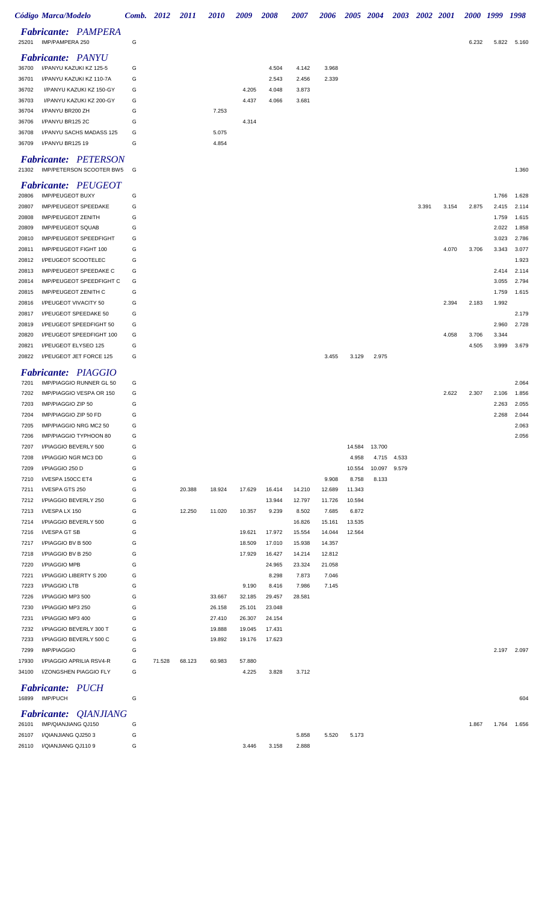| Código | Marca/Modelo | Comb. | 2012 | 2011 | 2010 | 2009 | 2008 | 2007 | 2006 | 2005 | 2004 | 2003 | 2002 | 2001 | 2000 | 1999 | 1998 |
|---|---|---|---|---|---|---|---|---|---|---|---|---|---|---|---|---|---|
| | ***Fabricante: PAMPERA*** | | | | | | | | | | | | | | | | |
| 25201 | IMP/PAMPERA 250 | G | | | | | | | | | | | | | 6.232 | 5.822 | 5.160 |
| | ***Fabricante: PANYU*** | | | | | | | | | | | | | | | | |
| 36700 | I/PANYU KAZUKI KZ 125-5 | G | | | | | 4.504 | 4.142 | 3.968 | | | | | | | | |
| 36701 | I/PANYU KAZUKI KZ 110-7A | G | | | | | 2.543 | 2.456 | 2.339 | | | | | | | | |
| 36702 | I/PANYU KAZUKI KZ 150-GY | G | | | | 4.205 | 4.048 | 3.873 | | | | | | | | | |
| 36703 | I/PANYU KAZUKI KZ 200-GY | G | | | | 4.437 | 4.066 | 3.681 | | | | | | | | | |
| 36704 | I/PANYU BR200 ZH | G | | | 7.253 | | | | | | | | | | | | |
| 36706 | I/PANYU BR125 2C | G | | | | 4.314 | | | | | | | | | | | |
| 36708 | I/PANYU SACHS MADASS 125 | G | | | 5.075 | | | | | | | | | | | | |
| 36709 | I/PANYU BR125 19 | G | | | 4.854 | | | | | | | | | | | | |
| | ***Fabricante: PETERSON*** | | | | | | | | | | | | | | | | |
| 21302 | IMP/PETERSON SCOOTER BW5 | G | | | | | | | | | | | | | | | 1.360 |
| | ***Fabricante: PEUGEOT*** | | | | | | | | | | | | | | | | |
| 20806 | IMP/PEUGEOT BUXY | G | | | | | | | | | | | | | | 1.766 | 1.628 |
| 20807 | IMP/PEUGEOT SPEEDAKE | G | | | | | | | | | | | 3.391 | 3.154 | 2.875 | 2.415 | 2.114 |
| 20808 | IMP/PEUGEOT ZENITH | G | | | | | | | | | | | | | | 1.759 | 1.615 |
| 20809 | IMP/PEUGEOT SQUAB | G | | | | | | | | | | | | | | 2.022 | 1.858 |
| 20810 | IMP/PEUGEOT SPEEDFIGHT | G | | | | | | | | | | | | | | 3.023 | 2.786 |
| 20811 | IMP/PEUGEOT FIGHT 100 | G | | | | | | | | | | | | 4.070 | 3.706 | 3.343 | 3.077 |
| 20812 | I/PEUGEOT SCOOTELEC | G | | | | | | | | | | | | | | | 1.923 |
| 20813 | IMP/PEUGEOT SPEEDAKE C | G | | | | | | | | | | | | | | 2.414 | 2.114 |
| 20814 | IMP/PEUGEOT SPEEDFIGHT C | G | | | | | | | | | | | | | | 3.055 | 2.794 |
| 20815 | IMP/PEUGEOT ZENITH C | G | | | | | | | | | | | | | | 1.759 | 1.615 |
| 20816 | I/PEUGEOT VIVACITY 50 | G | | | | | | | | | | | | 2.394 | 2.183 | 1.992 | |
| 20817 | I/PEUGEOT SPEEDAKE 50 | G | | | | | | | | | | | | | | | 2.179 |
| 20819 | I/PEUGEOT SPEEDFIGHT 50 | G | | | | | | | | | | | | | | 2.960 | 2.728 |
| 20820 | I/PEUGEOT SPEEDFIGHT 100 | G | | | | | | | | | | | | 4.058 | 3.706 | 3.344 | |
| 20821 | I/PEUGEOT ELYSEO 125 | G | | | | | | | | | | | | | 4.505 | 3.999 | 3.679 |
| 20822 | I/PEUGEOT JET FORCE 125 | G | | | | | | | 3.455 | 3.129 | 2.975 | | | | | | |
| | ***Fabricante: PIAGGIO*** | | | | | | | | | | | | | | | | |
| 7201 | IMP/PIAGGIO RUNNER GL 50 | G | | | | | | | | | | | | | | | 2.064 |
| 7202 | IMP/PIAGGIO VESPA OR 150 | G | | | | | | | | | | | | 2.622 | 2.307 | 2.106 | 1.856 |
| 7203 | IMP/PIAGGIO ZIP 50 | G | | | | | | | | | | | | | | 2.263 | 2.055 |
| 7204 | IMP/PIAGGIO ZIP 50 FD | G | | | | | | | | | | | | | | 2.268 | 2.044 |
| 7205 | IMP/PIAGGIO NRG MC2 50 | G | | | | | | | | | | | | | | | 2.063 |
| 7206 | IMP/PIAGGIO TYPHOON 80 | G | | | | | | | | | | | | | | | 2.056 |
| 7207 | I/PIAGGIO BEVERLY 500 | G | | | | | | | | 14.584 | 13.700 | | | | | | |
| 7208 | I/PIAGGIO NGR MC3 DD | G | | | | | | | | 4.958 | 4.715 | 4.533 | | | | | |
| 7209 | I/PIAGGIO 250 D | G | | | | | | | | 10.554 | 10.097 | 9.579 | | | | | |
| 7210 | I/VESPA 150CC ET4 | G | | | | | | | 9.908 | 8.758 | 8.133 | | | | | | |
| 7211 | I/VESPA GTS 250 | G | | 20.388 | 18.924 | 17.629 | 16.414 | 14.210 | 12.689 | 11.343 | | | | | | | |
| 7212 | I/PIAGGIO BEVERLY 250 | G | | | | | 13.944 | 12.797 | 11.726 | 10.594 | | | | | | | |
| 7213 | I/VESPA LX 150 | G | | 12.250 | 11.020 | 10.357 | 9.239 | 8.502 | 7.685 | 6.872 | | | | | | | |
| 7214 | I/PIAGGIO BEVERLY 500 | G | | | | | | 16.826 | 15.161 | 13.535 | | | | | | | |
| 7216 | I/VESPA GT SB | G | | | | 19.621 | 17.972 | 15.554 | 14.044 | 12.564 | | | | | | | |
| 7217 | I/PIAGGIO BV B 500 | G | | | | 18.509 | 17.010 | 15.938 | 14.357 | | | | | | | | |
| 7218 | I/PIAGGIO BV B 250 | G | | | | 17.929 | 16.427 | 14.214 | 12.812 | | | | | | | | |
| 7220 | I/PIAGGIO MPB | G | | | | | 24.965 | 23.324 | 21.058 | | | | | | | | |
| 7221 | I/PIAGGIO LIBERTY S 200 | G | | | | | 8.298 | 7.873 | 7.046 | | | | | | | | |
| 7223 | I/PIAGGIO LTB | G | | | | 9.190 | 8.416 | 7.986 | 7.145 | | | | | | | | |
| 7226 | I/PIAGGIO MP3 500 | G | | | 33.667 | 32.185 | 29.457 | 28.581 | | | | | | | | | |
| 7230 | I/PIAGGIO MP3 250 | G | | | 26.158 | 25.101 | 23.048 | | | | | | | | | | |
| 7231 | I/PIAGGIO MP3 400 | G | | | 27.410 | 26.307 | 24.154 | | | | | | | | | | |
| 7232 | I/PIAGGIO BEVERLY 300 T | G | | | 19.888 | 19.045 | 17.431 | | | | | | | | | | |
| 7233 | I/PIAGGIO BEVERLY 500 C | G | | | 19.892 | 19.176 | 17.623 | | | | | | | | | | |
| 7299 | IMP/PIAGGIO | G | | | | | | | | | | | | | | 2.197 | 2.097 |
| 17930 | I/PIAGGIO APRILIA RSV4-R | G | 71.528 | 68.123 | 60.983 | 57.880 | | | | | | | | | | | |
| 34100 | I/ZONGSHEN PIAGGIO FLY | G | | | | 4.225 | 3.828 | 3.712 | | | | | | | | | |
| | ***Fabricante: PUCH*** | | | | | | | | | | | | | | | | |
| 16899 | IMP/PUCH | G | | | | | | | | | | | | | | | 604 |
| | ***Fabricante: QIANJIANG*** | | | | | | | | | | | | | | | | |
| 26101 | IMP/QIANJIANG QJ150 | G | | | | | | | | | | | | | 1.867 | 1.764 | 1.656 |
| 26107 | I/QIANJIANG QJ250 3 | G | | | | | | 5.858 | 5.520 | 5.173 | | | | | | | |
| 26110 | I/QIANJIANG QJ110 9 | G | | | | 3.446 | 3.158 | 2.888 | | | | | | | | | |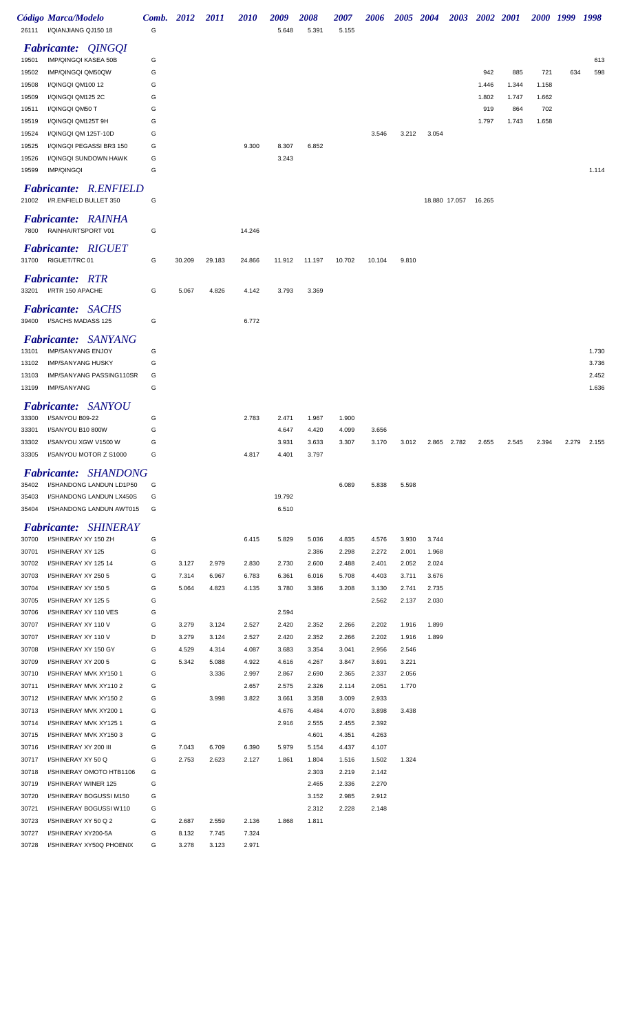| Código | Marca/Modelo | Comb. | 2012 | 2011 | 2010 | 2009 | 2008 | 2007 | 2006 | 2005 | 2004 | 2003 | 2002 | 2001 | 2000 | 1999 | 1998 |
|---|---|---|---|---|---|---|---|---|---|---|---|---|---|---|---|---|---|
| 26111 | I/QIANJIANG QJ150 18 | G | | | | 5.648 | 5.391 | 5.155 | | | | | | | | | |

***Fabricante: QINGQI***

| Código | Marca/Modelo | Comb. | 2012 | 2011 | 2010 | 2009 | 2008 | 2007 | 2006 | 2005 | 2004 | 2003 | 2002 | 2001 | 2000 | 1999 | 1998 |
|---|---|---|---|---|---|---|---|---|---|---|---|---|---|---|---|---|---|
| 19501 | IMP/QINGQI KASEA 50B | G | | | | | | | | | | | | | | | 613 |
| 19502 | IMP/QINGQI QM50QW | G | | | | | | | | | | | 942 | 885 | 721 | 634 | 598 |
| 19508 | I/QINGQI QM100 12 | G | | | | | | | | | | | 1.446 | 1.344 | 1.158 | | |
| 19509 | I/QINGQI QM125 2C | G | | | | | | | | | | | 1.802 | 1.747 | 1.662 | | |
| 19511 | I/QINGQI QM50 T | G | | | | | | | | | | | 919 | 864 | 702 | | |
| 19519 | I/QINGQI QM125T 9H | G | | | | | | | | | | | 1.797 | 1.743 | 1.658 | | |
| 19524 | I/QINGQI QM 125T-10D | G | | | | | | | 3.546 | 3.212 | 3.054 | | | | | | |
| 19525 | I/QINGQI PEGASSI BR3 150 | G | | | 9.300 | 8.307 | 6.852 | | | | | | | | | | |
| 19526 | I/QINGQI SUNDOWN HAWK | G | | | | 3.243 | | | | | | | | | | | |
| 19599 | IMP/QINGQI | G | | | | | | | | | | | | | | | 1.114 |

***Fabricante: R.ENFIELD***

| Código | Marca/Modelo | Comb. | 2012 | 2011 | 2010 | 2009 | 2008 | 2007 | 2006 | 2005 | 2004 | 2003 | 2002 | 2001 | 2000 | 1999 | 1998 |
|---|---|---|---|---|---|---|---|---|---|---|---|---|---|---|---|---|---|
| 21002 | I/R.ENFIELD BULLET 350 | G | | | | | | | | | 18.880 | 17.057 | 16.265 | | | | |

***Fabricante: RAINHA***

| Código | Marca/Modelo | Comb. | 2012 | 2011 | 2010 | 2009 | 2008 | 2007 | 2006 | 2005 | 2004 | 2003 | 2002 | 2001 | 2000 | 1999 | 1998 |
|---|---|---|---|---|---|---|---|---|---|---|---|---|---|---|---|---|---|
| 7800 | RAINHA/RTSPORT V01 | G | | | 14.246 | | | | | | | | | | | | |

***Fabricante: RIGUET***

| Código | Marca/Modelo | Comb. | 2012 | 2011 | 2010 | 2009 | 2008 | 2007 | 2006 | 2005 | 2004 | 2003 | 2002 | 2001 | 2000 | 1999 | 1998 |
|---|---|---|---|---|---|---|---|---|---|---|---|---|---|---|---|---|---|
| 31700 | RIGUET/TRC 01 | G | 30.209 | 29.183 | 24.866 | 11.912 | 11.197 | 10.702 | 10.104 | 9.810 | | | | | | | |

***Fabricante: RTR***

| Código | Marca/Modelo | Comb. | 2012 | 2011 | 2010 | 2009 | 2008 | 2007 | 2006 | 2005 | 2004 | 2003 | 2002 | 2001 | 2000 | 1999 | 1998 |
|---|---|---|---|---|---|---|---|---|---|---|---|---|---|---|---|---|---|
| 33201 | I/RTR 150 APACHE | G | 5.067 | 4.826 | 4.142 | 3.793 | 3.369 | | | | | | | | | | |

***Fabricante: SACHS***

| Código | Marca/Modelo | Comb. | 2012 | 2011 | 2010 | 2009 | 2008 | 2007 | 2006 | 2005 | 2004 | 2003 | 2002 | 2001 | 2000 | 1999 | 1998 |
|---|---|---|---|---|---|---|---|---|---|---|---|---|---|---|---|---|---|
| 39400 | I/SACHS MADASS 125 | G | | | 6.772 | | | | | | | | | | | | |

***Fabricante: SANYANG***

| Código | Marca/Modelo | Comb. | 2012 | 2011 | 2010 | 2009 | 2008 | 2007 | 2006 | 2005 | 2004 | 2003 | 2002 | 2001 | 2000 | 1999 | 1998 |
|---|---|---|---|---|---|---|---|---|---|---|---|---|---|---|---|---|---|
| 13101 | IMP/SANYANG ENJOY | G | | | | | | | | | | | | | | | 1.730 |
| 13102 | IMP/SANYANG HUSKY | G | | | | | | | | | | | | | | | 3.736 |
| 13103 | IMP/SANYANG PASSING110SR | G | | | | | | | | | | | | | | | 2.452 |
| 13199 | IMP/SANYANG | G | | | | | | | | | | | | | | | 1.636 |

***Fabricante: SANYOU***

| Código | Marca/Modelo | Comb. | 2012 | 2011 | 2010 | 2009 | 2008 | 2007 | 2006 | 2005 | 2004 | 2003 | 2002 | 2001 | 2000 | 1999 | 1998 |
|---|---|---|---|---|---|---|---|---|---|---|---|---|---|---|---|---|---|
| 33300 | I/SANYOU B09-22 | G | | | 2.783 | 2.471 | 1.967 | 1.900 | | | | | | | | | |
| 33301 | I/SANYOU B10 800W | G | | | | 4.647 | 4.420 | 4.099 | 3.656 | | | | | | | | |
| 33302 | I/SANYOU XGW V1500 W | G | | | | 3.931 | 3.633 | 3.307 | 3.170 | 3.012 | 2.865 | 2.782 | 2.655 | 2.545 | 2.394 | 2.279 | 2.155 |
| 33305 | I/SANYOU MOTOR Z S1000 | G | | | 4.817 | 4.401 | 3.797 | | | | | | | | | | |

***Fabricante: SHANDONG***

| Código | Marca/Modelo | Comb. | 2012 | 2011 | 2010 | 2009 | 2008 | 2007 | 2006 | 2005 | 2004 | 2003 | 2002 | 2001 | 2000 | 1999 | 1998 |
|---|---|---|---|---|---|---|---|---|---|---|---|---|---|---|---|---|---|
| 35402 | I/SHANDONG LANDUN LD1P50 | G | | | | | | 6.089 | 5.838 | 5.598 | | | | | | | |
| 35403 | I/SHANDONG LANDUN LX450S | G | | | | 19.792 | | | | | | | | | | | |
| 35404 | I/SHANDONG LANDUN AWT015 | G | | | | 6.510 | | | | | | | | | | | |

***Fabricante: SHINERAY***

| Código | Marca/Modelo | Comb. | 2012 | 2011 | 2010 | 2009 | 2008 | 2007 | 2006 | 2005 | 2004 | 2003 | 2002 | 2001 | 2000 | 1999 | 1998 |
|---|---|---|---|---|---|---|---|---|---|---|---|---|---|---|---|---|---|
| 30700 | I/SHINERAY XY 150 ZH | G | | | 6.415 | 5.829 | 5.036 | 4.835 | 4.576 | 3.930 | 3.744 | | | | | | |
| 30701 | I/SHINERAY XY 125 | G | | | | | 2.386 | 2.298 | 2.272 | 2.001 | 1.968 | | | | | | |
| 30702 | I/SHINERAY XY 125 14 | G | 3.127 | 2.979 | 2.830 | 2.730 | 2.600 | 2.488 | 2.401 | 2.052 | 2.024 | | | | | | |
| 30703 | I/SHINERAY XY 250 5 | G | 7.314 | 6.967 | 6.783 | 6.361 | 6.016 | 5.708 | 4.403 | 3.711 | 3.676 | | | | | | |
| 30704 | I/SHINERAY XY 150 5 | G | 5.064 | 4.823 | 4.135 | 3.780 | 3.386 | 3.208 | 3.130 | 2.741 | 2.735 | | | | | | |
| 30705 | I/SHINERAY XY 125 5 | G | | | | | | | 2.562 | 2.137 | 2.030 | | | | | | |
| 30706 | I/SHINERAY XY 110 VES | G | | | | 2.594 | | | | | | | | | | | |
| 30707 | I/SHINERAY XY 110 V | G | 3.279 | 3.124 | 2.527 | 2.420 | 2.352 | 2.266 | 2.202 | 1.916 | 1.899 | | | | | | |
| 30707 | I/SHINERAY XY 110 V | D | 3.279 | 3.124 | 2.527 | 2.420 | 2.352 | 2.266 | 2.202 | 1.916 | 1.899 | | | | | | |
| 30708 | I/SHINERAY XY 150 GY | G | 4.529 | 4.314 | 4.087 | 3.683 | 3.354 | 3.041 | 2.956 | 2.546 | | | | | | | |
| 30709 | I/SHINERAY XY 200 5 | G | 5.342 | 5.088 | 4.922 | 4.616 | 4.267 | 3.847 | 3.691 | 3.221 | | | | | | | |
| 30710 | I/SHINERAY MVK XY150 1 | G | | 3.336 | 2.997 | 2.867 | 2.690 | 2.365 | 2.337 | 2.056 | | | | | | | |
| 30711 | I/SHINERAY MVK XY110 2 | G | | | 2.657 | 2.575 | 2.326 | 2.114 | 2.051 | 1.770 | | | | | | | |
| 30712 | I/SHINERAY MVK XY150 2 | G | | 3.998 | 3.822 | 3.661 | 3.358 | 3.009 | 2.933 | | | | | | | | |
| 30713 | I/SHINERAY MVK XY200 1 | G | | | | 4.676 | 4.484 | 4.070 | 3.898 | 3.438 | | | | | | | |
| 30714 | I/SHINERAY MVK XY125 1 | G | | | | 2.916 | 2.555 | 2.455 | 2.392 | | | | | | | | |
| 30715 | I/SHINERAY MVK XY150 3 | G | | | | | 4.601 | 4.351 | 4.263 | | | | | | | | |
| 30716 | I/SHINERAY XY 200 III | G | 7.043 | 6.709 | 6.390 | 5.979 | 5.154 | 4.437 | 4.107 | | | | | | | | |
| 30717 | I/SHINERAY XY 50 Q | G | 2.753 | 2.623 | 2.127 | 1.861 | 1.804 | 1.516 | 1.502 | 1.324 | | | | | | | |
| 30718 | I/SHINERAY OMOTO HTB1106 | G | | | | | 2.303 | 2.219 | 2.142 | | | | | | | | |
| 30719 | I/SHINERAY WINER 125 | G | | | | | 2.465 | 2.336 | 2.270 | | | | | | | | |
| 30720 | I/SHINERAY BOGUSSI M150 | G | | | | | 3.152 | 2.985 | 2.912 | | | | | | | | |
| 30721 | I/SHINERAY BOGUSSI W110 | G | | | | | 2.312 | 2.228 | 2.148 | | | | | | | | |
| 30723 | I/SHINERAY XY 50 Q 2 | G | 2.687 | 2.559 | 2.136 | 1.868 | 1.811 | | | | | | | | | | |
| 30727 | I/SHINERAY XY200-5A | G | 8.132 | 7.745 | 7.324 | | | | | | | | | | | | |
| 30728 | I/SHINERAY XY50Q PHOENIX | G | 3.278 | 3.123 | 2.971 | | | | | | | | | | | | |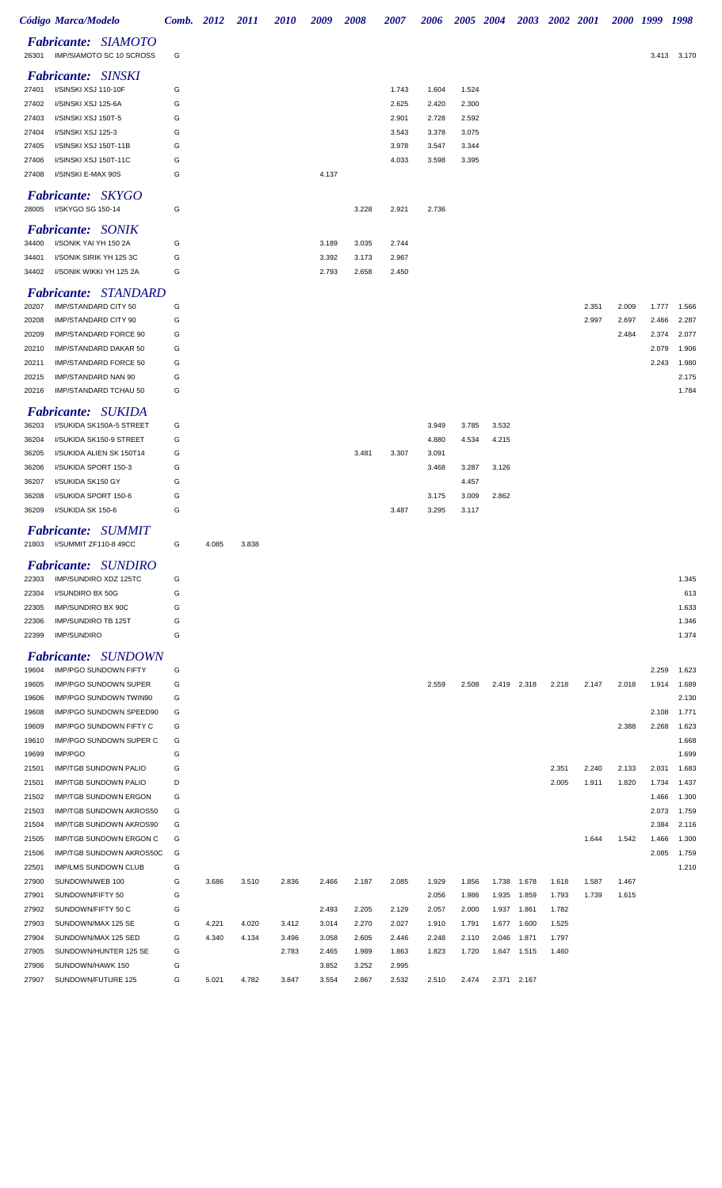| Código | Marca/Modelo | Comb. | 2012 | 2011 | 2010 | 2009 | 2008 | 2007 | 2006 | 2005 | 2004 | 2003 | 2002 | 2001 | 2000 | 1999 | 1998 |
|---|---|---|---|---|---|---|---|---|---|---|---|---|---|---|---|---|---|
| | ***Fabricante: SIAMOTO*** | | | | | | | | | | | | | | | | |
| 26301 | IMP/SIAMOTO SC 10 SCROSS | G | | | | | | | | | | | | | | 3.413 | 3.170 |
| | ***Fabricante: SINSKI*** | | | | | | | | | | | | | | | | |
| 27401 | I/SINSKI XSJ 110-10F | G | | | | | | 1.743 | 1.604 | 1.524 | | | | | | | |
| 27402 | I/SINSKI XSJ 125-6A | G | | | | | | 2.625 | 2.420 | 2.300 | | | | | | | |
| 27403 | I/SINSKI XSJ 150T-5 | G | | | | | | 2.901 | 2.728 | 2.592 | | | | | | | |
| 27404 | I/SINSKI XSJ 125-3 | G | | | | | | 3.543 | 3.378 | 3.075 | | | | | | | |
| 27405 | I/SINSKI XSJ 150T-11B | G | | | | | | 3.978 | 3.547 | 3.344 | | | | | | | |
| 27406 | I/SINSKI XSJ 150T-11C | G | | | | | | 4.033 | 3.598 | 3.395 | | | | | | | |
| 27408 | I/SINSKI E-MAX 90S | G | | | | 4.137 | | | | | | | | | | | |
| | ***Fabricante: SKYGO*** | | | | | | | | | | | | | | | | |
| 28005 | I/SKYGO SG 150-14 | G | | | | | 3.228 | 2.921 | 2.736 | | | | | | | | |
| | ***Fabricante: SONIK*** | | | | | | | | | | | | | | | | |
| 34400 | I/SONIK YAI YH 150 2A | G | | | | 3.189 | 3.035 | 2.744 | | | | | | | | | |
| 34401 | I/SONIK SIRIK YH 125 3C | G | | | | 3.392 | 3.173 | 2.967 | | | | | | | | | |
| 34402 | I/SONIK WIKKI YH 125 2A | G | | | | 2.793 | 2.658 | 2.450 | | | | | | | | | |
| | ***Fabricante: STANDARD*** | | | | | | | | | | | | | | | | |
| 20207 | IMP/STANDARD CITY 50 | G | | | | | | | | | | | | 2.351 | 2.009 | 1.777 | 1.566 |
| 20208 | IMP/STANDARD CITY 90 | G | | | | | | | | | | | | 2.997 | 2.697 | 2.466 | 2.287 |
| 20209 | IMP/STANDARD FORCE 90 | G | | | | | | | | | | | | | 2.484 | 2.374 | 2.077 |
| 20210 | IMP/STANDARD DAKAR 50 | G | | | | | | | | | | | | | | 2.079 | 1.906 |
| 20211 | IMP/STANDARD FORCE 50 | G | | | | | | | | | | | | | | 2.243 | 1.980 |
| 20215 | IMP/STANDARD NAN 90 | G | | | | | | | | | | | | | | | 2.175 |
| 20216 | IMP/STANDARD TCHAU 50 | G | | | | | | | | | | | | | | | 1.784 |
| | ***Fabricante: SUKIDA*** | | | | | | | | | | | | | | | | |
| 36203 | I/SUKIDA SK150A-5 STREET | G | | | | | | | 3.949 | 3.785 | 3.532 | | | | | | |
| 36204 | I/SUKIDA SK150-9 STREET | G | | | | | | | 4.880 | 4.534 | 4.215 | | | | | | |
| 36205 | I/SUKIDA ALIEN SK 150T14 | G | | | | | 3.481 | 3.307 | 3.091 | | | | | | | | |
| 36206 | I/SUKIDA SPORT 150-3 | G | | | | | | | 3.468 | 3.287 | 3.126 | | | | | | |
| 36207 | I/SUKIDA SK150 GY | G | | | | | | | | 4.457 | | | | | | | |
| 36208 | I/SUKIDA SPORT 150-6 | G | | | | | | | 3.175 | 3.009 | 2.862 | | | | | | |
| 36209 | I/SUKIDA SK 150-6 | G | | | | | | 3.487 | 3.295 | 3.117 | | | | | | | |
| | ***Fabricante: SUMMIT*** | | | | | | | | | | | | | | | | |
| 21803 | I/SUMMIT ZF110-8 49CC | G | 4.085 | 3.838 | | | | | | | | | | | | | |
| | ***Fabricante: SUNDIRO*** | | | | | | | | | | | | | | | | |
| 22303 | IMP/SUNDIRO XDZ 125TC | G | | | | | | | | | | | | | | | 1.345 |
| 22304 | I/SUNDIRO BX 50G | G | | | | | | | | | | | | | | | 613 |
| 22305 | IMP/SUNDIRO BX 90C | G | | | | | | | | | | | | | | | 1.633 |
| 22306 | IMP/SUNDIRO TB 125T | G | | | | | | | | | | | | | | | 1.346 |
| 22399 | IMP/SUNDIRO | G | | | | | | | | | | | | | | | 1.374 |
| | ***Fabricante: SUNDOWN*** | | | | | | | | | | | | | | | | |
| 19604 | IMP/PGO SUNDOWN FIFTY | G | | | | | | | | | | | | | | 2.259 | 1.623 |
| 19605 | IMP/PGO SUNDOWN SUPER | G | | | | | | | 2.559 | 2.508 | 2.419 | 2.318 | 2.218 | 2.147 | 2.018 | 1.914 | 1.689 |
| 19606 | IMP/PGO SUNDOWN TWIN90 | G | | | | | | | | | | | | | | | 2.130 |
| 19608 | IMP/PGO SUNDOWN SPEED90 | G | | | | | | | | | | | | | | 2.108 | 1.771 |
| 19609 | IMP/PGO SUNDOWN FIFTY C | G | | | | | | | | | | | | | 2.388 | 2.268 | 1.623 |
| 19610 | IMP/PGO SUNDOWN SUPER C | G | | | | | | | | | | | | | | | 1.668 |
| 19699 | IMP/PGO | G | | | | | | | | | | | | | | | 1.699 |
| 21501 | IMP/TGB SUNDOWN PALIO | G | | | | | | | | | | | 2.351 | 2.240 | 2.133 | 2.031 | 1.683 |
| 21501 | IMP/TGB SUNDOWN PALIO | D | | | | | | | | | | | 2.005 | 1.911 | 1.820 | 1.734 | 1.437 |
| 21502 | IMP/TGB SUNDOWN ERGON | G | | | | | | | | | | | | | | 1.466 | 1.300 |
| 21503 | IMP/TGB SUNDOWN AKROS50 | G | | | | | | | | | | | | | | 2.073 | 1.759 |
| 21504 | IMP/TGB SUNDOWN AKROS90 | G | | | | | | | | | | | | | | 2.384 | 2.116 |
| 21505 | IMP/TGB SUNDOWN ERGON C | G | | | | | | | | | | | | 1.644 | 1.542 | 1.466 | 1.300 |
| 21506 | IMP/TGB SUNDOWN AKROS50C | G | | | | | | | | | | | | | | 2.085 | 1.759 |
| 22501 | IMP/LMS SUNDOWN CLUB | G | | | | | | | | | | | | | | | 1.210 |
| 27900 | SUNDOWN/WEB 100 | G | 3.686 | 3.510 | 2.836 | 2.466 | 2.187 | 2.085 | 1.929 | 1.856 | 1.738 | 1.678 | 1.618 | 1.587 | 1.467 | | |
| 27901 | SUNDOWN/FIFTY 50 | G | | | | | | | 2.056 | 1.986 | 1.935 | 1.859 | 1.793 | 1.739 | 1.615 | | |
| 27902 | SUNDOWN/FIFTY 50 C | G | | | | 2.493 | 2.205 | 2.129 | 2.057 | 2.000 | 1.937 | 1.861 | 1.782 | | | | |
| 27903 | SUNDOWN/MAX 125 SE | G | 4.221 | 4.020 | 3.412 | 3.014 | 2.270 | 2.027 | 1.910 | 1.791 | 1.677 | 1.600 | 1.525 | | | | |
| 27904 | SUNDOWN/MAX 125 SED | G | 4.340 | 4.134 | 3.496 | 3.058 | 2.605 | 2.446 | 2.248 | 2.110 | 2.046 | 1.871 | 1.797 | | | | |
| 27905 | SUNDOWN/HUNTER 125 SE | G | | | 2.783 | 2.465 | 1.989 | 1.863 | 1.823 | 1.720 | 1.647 | 1.515 | 1.460 | | | | |
| 27906 | SUNDOWN/HAWK 150 | G | | | | 3.852 | 3.252 | 2.995 | | | | | | | | | |
| 27907 | SUNDOWN/FUTURE 125 | G | 5.021 | 4.782 | 3.847 | 3.554 | 2.867 | 2.532 | 2.510 | 2.474 | 2.371 | 2.167 | | | | | |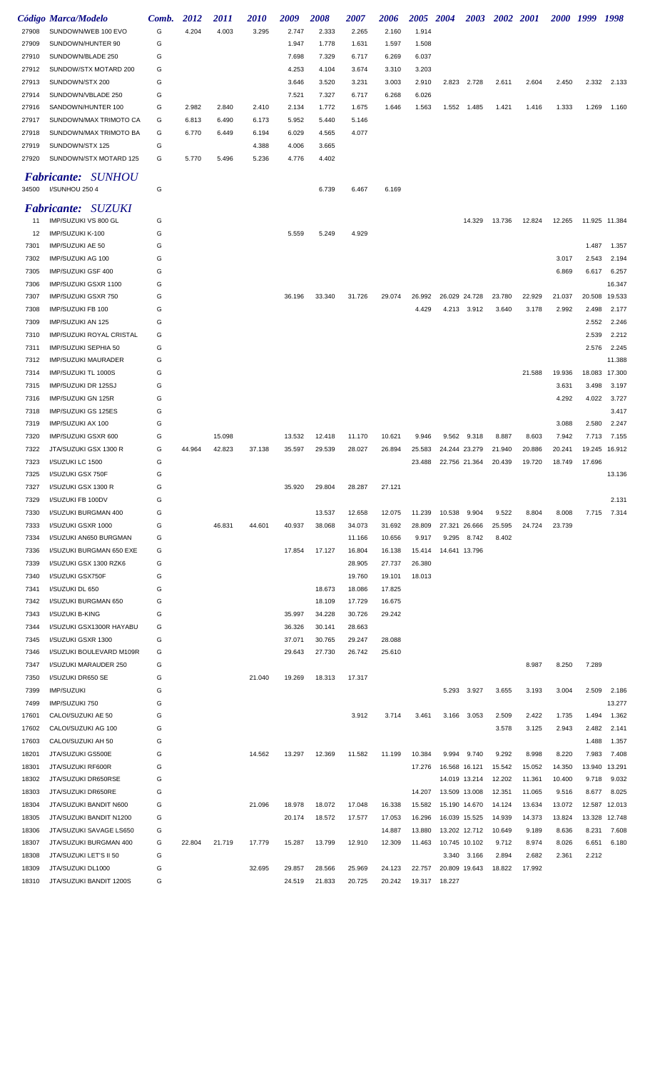| Código | Marca/Modelo | Comb. | 2012 | 2011 | 2010 | 2009 | 2008 | 2007 | 2006 | 2005 | 2004 | 2003 | 2002 | 2001 | 2000 | 1999 | 1998 |
|---|---|---|---|---|---|---|---|---|---|---|---|---|---|---|---|---|---|
| 27908 | SUNDOWN/WEB 100 EVO | G | 4.204 | 4.003 | 3.295 | 2.747 | 2.333 | 2.265 | 2.160 | 1.914 | | | | | | | |
| 27909 | SUNDOWN/HUNTER 90 | G | | | | 1.947 | 1.778 | 1.631 | 1.597 | 1.508 | | | | | | | |
| 27910 | SUNDOWN/BLADE 250 | G | | | | 7.698 | 7.329 | 6.717 | 6.269 | 6.037 | | | | | | | |
| 27912 | SUNDOW/STX MOTARD 200 | G | | | | 4.253 | 4.104 | 3.674 | 3.310 | 3.203 | | | | | | | |
| 27913 | SUNDOWN/STX 200 | G | | | | 3.646 | 3.520 | 3.231 | 3.003 | 2.910 | 2.823 | 2.728 | 2.611 | 2.604 | 2.450 | 2.332 | 2.133 |
| 27914 | SUNDOWN/VBLADE 250 | G | | | | 7.521 | 7.327 | 6.717 | 6.268 | 6.026 | | | | | | | |
| 27916 | SANDOWN/HUNTER 100 | G | 2.982 | 2.840 | 2.410 | 2.134 | 1.772 | 1.675 | 1.646 | 1.563 | 1.552 | 1.485 | 1.421 | 1.416 | 1.333 | 1.269 | 1.160 |
| 27917 | SUNDOWN/MAX TRIMOTO CA | G | 6.813 | 6.490 | 6.173 | 5.952 | 5.440 | 5.146 | | | | | | | | | |
| 27918 | SUNDOWN/MAX TRIMOTO BA | G | 6.770 | 6.449 | 6.194 | 6.029 | 4.565 | 4.077 | | | | | | | | | |
| 27919 | SUNDOWN/STX 125 | G | | | 4.388 | 4.006 | 3.665 | | | | | | | | | | |
| 27920 | SUNDOWN/STX MOTARD 125 | G | 5.770 | 5.496 | 5.236 | 4.776 | 4.402 | | | | | | | | | | |

***Fabricante: SUNHOU***

| Código | Marca/Modelo | Comb. | 2012 | 2011 | 2010 | 2009 | 2008 | 2007 | 2006 | 2005 | 2004 | 2003 | 2002 | 2001 | 2000 | 1999 | 1998 |
|---|---|---|---|---|---|---|---|---|---|---|---|---|---|---|---|---|---|
| 34500 | I/SUNHOU 250 4 | G | | | | | 6.739 | 6.467 | 6.169 | | | | | | | | |

***Fabricante: SUZUKI***

| Código | Marca/Modelo | Comb. | 2012 | 2011 | 2010 | 2009 | 2008 | 2007 | 2006 | 2005 | 2004 | 2003 | 2002 | 2001 | 2000 | 1999 | 1998 |
|---|---|---|---|---|---|---|---|---|---|---|---|---|---|---|---|---|---|
| 11 | IMP/SUZUKI VS 800 GL | G | | | | | | | | | | 14.329 | 13.736 | 12.824 | 12.265 | 11.925 | 11.384 |
| 12 | IMP/SUZUKI K-100 | G | | | | 5.559 | 5.249 | 4.929 | | | | | | | | | |
| 7301 | IMP/SUZUKI AE 50 | G | | | | | | | | | | | | | | 1.487 | 1.357 |
| 7302 | IMP/SUZUKI AG 100 | G | | | | | | | | | | | | | 3.017 | 2.543 | 2.194 |
| 7305 | IMP/SUZUKI GSF 400 | G | | | | | | | | | | | | | 6.869 | 6.617 | 6.257 |
| 7306 | IMP/SUZUKI GSXR 1100 | G | | | | | | | | | | | | | | | 16.347 |
| 7307 | IMP/SUZUKI GSXR 750 | G | | | | 36.196 | 33.340 | 31.726 | 29.074 | 26.992 | 26.029 | 24.728 | 23.780 | 22.929 | 21.037 | 20.508 | 19.533 |
| 7308 | IMP/SUZUKI FB 100 | G | | | | | | | | 4.429 | 4.213 | 3.912 | 3.640 | 3.178 | 2.992 | 2.498 | 2.177 |
| 7309 | IMP/SUZUKI AN 125 | G | | | | | | | | | | | | | | 2.552 | 2.246 |
| 7310 | IMP/SUZUKI ROYAL CRISTAL | G | | | | | | | | | | | | | | 2.539 | 2.212 |
| 7311 | IMP/SUZUKI SEPHIA 50 | G | | | | | | | | | | | | | | 2.576 | 2.245 |
| 7312 | IMP/SUZUKI MAURADER | G | | | | | | | | | | | | | | | 11.388 |
| 7314 | IMP/SUZUKI TL 1000S | G | | | | | | | | | | | | 21.588 | 19.936 | 18.083 | 17.300 |
| 7315 | IMP/SUZUKI DR 125SJ | G | | | | | | | | | | | | | 3.631 | 3.498 | 3.197 |
| 7316 | IMP/SUZUKI GN 125R | G | | | | | | | | | | | | | 4.292 | 4.022 | 3.727 |
| 7318 | IMP/SUZUKI GS 125ES | G | | | | | | | | | | | | | | | 3.417 |
| 7319 | IMP/SUZUKI AX 100 | G | | | | | | | | | | | | | 3.088 | 2.580 | 2.247 |
| 7320 | IMP/SUZUKI GSXR 600 | G | | 15.098 | | 13.532 | 12.418 | 11.170 | 10.621 | 9.946 | 9.562 | 9.318 | 8.887 | 8.603 | 7.942 | 7.713 | 7.155 |
| 7322 | JTA/SUZUKI GSX 1300 R | G | 44.964 | 42.823 | 37.138 | 35.597 | 29.539 | 28.027 | 26.894 | 25.583 | 24.244 | 23.279 | 21.940 | 20.886 | 20.241 | 19.245 | 16.912 |
| 7323 | I/SUZUKI LC 1500 | G | | | | | | | | 23.488 | 22.756 | 21.364 | 20.439 | 19.720 | 18.749 | 17.696 | |
| 7325 | I/SUZUKI GSX 750F | G | | | | | | | | | | | | | | | 13.136 |
| 7327 | I/SUZUKI GSX 1300 R | G | | | | 35.920 | 29.804 | 28.287 | 27.121 | | | | | | | | |
| 7329 | I/SUZUKI FB 100DV | G | | | | | | | | | | | | | | | 2.131 |
| 7330 | I/SUZUKI BURGMAN 400 | G | | | | | 13.537 | 12.658 | 12.075 | 11.239 | 10.538 | 9.904 | 9.522 | 8.804 | 8.008 | 7.715 | 7.314 |
| 7333 | I/SUZUKI GSXR 1000 | G | | 46.831 | 44.601 | 40.937 | 38.068 | 34.073 | 31.692 | 28.809 | 27.321 | 26.666 | 25.595 | 24.724 | 23.739 | | |
| 7334 | I/SUZUKI AN650 BURGMAN | G | | | | | | 11.166 | 10.656 | 9.917 | 9.295 | 8.742 | 8.402 | | | | |
| 7336 | I/SUZUKI BURGMAN 650 EXE | G | | | | 17.854 | 17.127 | 16.804 | 16.138 | 15.414 | 14.641 | 13.796 | | | | | |
| 7339 | I/SUZUKI GSX 1300 RZK6 | G | | | | | | 28.905 | 27.737 | 26.380 | | | | | | | |
| 7340 | I/SUZUKI GSX750F | G | | | | | | 19.760 | 19.101 | 18.013 | | | | | | | |
| 7341 | I/SUZUKI DL 650 | G | | | | | 18.673 | 18.086 | 17.825 | | | | | | | | |
| 7342 | I/SUZUKI BURGMAN 650 | G | | | | | 18.109 | 17.729 | 16.675 | | | | | | | | |
| 7343 | I/SUZUKI B-KING | G | | | | 35.997 | 34.228 | 30.726 | 29.242 | | | | | | | | |
| 7344 | I/SUZUKI GSX1300R HAYABU | G | | | | 36.326 | 30.141 | 28.663 | | | | | | | | | |
| 7345 | I/SUZUKI GSXR 1300 | G | | | | 37.071 | 30.765 | 29.247 | 28.088 | | | | | | | | |
| 7346 | I/SUZUKI BOULEVARD M109R | G | | | | 29.643 | 27.730 | 26.742 | 25.610 | | | | | | | | |
| 7347 | I/SUZUKI MARAUDER 250 | G | | | | | | | | | | | | 8.987 | 8.250 | 7.289 | |
| 7350 | I/SUZUKI DR650 SE | G | | | 21.040 | 19.269 | 18.313 | 17.317 | | | | | | | | | |
| 7399 | IMP/SUZUKI | G | | | | | | | | | 5.293 | 3.927 | 3.655 | 3.193 | 3.004 | 2.509 | 2.186 |
| 7499 | IMP/SUZUKI 750 | G | | | | | | | | | | | | | | | 13.277 |
| 17601 | CALOI/SUZUKI AE 50 | G | | | | | | 3.912 | 3.714 | 3.461 | 3.166 | 3.053 | 2.509 | 2.422 | 1.735 | 1.494 | 1.362 |
| 17602 | CALOI/SUZUKI AG 100 | G | | | | | | | | | | | 3.578 | 3.125 | 2.943 | 2.482 | 2.141 |
| 17603 | CALOI/SUZUKI AH 50 | G | | | | | | | | | | | | | | 1.488 | 1.357 |
| 18201 | JTA/SUZUKI GS500E | G | | | 14.562 | 13.297 | 12.369 | 11.582 | 11.199 | 10.384 | 9.994 | 9.740 | 9.292 | 8.998 | 8.220 | 7.983 | 7.408 |
| 18301 | JTA/SUZUKI RF600R | G | | | | | | | | 17.276 | 16.568 | 16.121 | 15.542 | 15.052 | 14.350 | 13.940 | 13.291 |
| 18302 | JTA/SUZUKI DR650RSE | G | | | | | | | | | 14.019 | 13.214 | 12.202 | 11.361 | 10.400 | 9.718 | 9.032 |
| 18303 | JTA/SUZUKI DR650RE | G | | | | | | | | 14.207 | 13.509 | 13.008 | 12.351 | 11.065 | 9.516 | 8.677 | 8.025 |
| 18304 | JTA/SUZUKI BANDIT N600 | G | | | 21.096 | 18.978 | 18.072 | 17.048 | 16.338 | 15.582 | 15.190 | 14.670 | 14.124 | 13.634 | 13.072 | 12.587 | 12.013 |
| 18305 | JTA/SUZUKI BANDIT N1200 | G | | | | 20.174 | 18.572 | 17.577 | 17.053 | 16.296 | 16.039 | 15.525 | 14.939 | 14.373 | 13.824 | 13.328 | 12.748 |
| 18306 | JTA/SUZUKI SAVAGE LS650 | G | | | | | | | 14.887 | 13.880 | 13.202 | 12.712 | 10.649 | 9.189 | 8.636 | 8.231 | 7.608 |
| 18307 | JTA/SUZUKI BURGMAN 400 | G | 22.804 | 21.719 | 17.779 | 15.287 | 13.799 | 12.910 | 12.309 | 11.463 | 10.745 | 10.102 | 9.712 | 8.974 | 8.026 | 6.651 | 6.180 |
| 18308 | JTA/SUZUKI LET'S II 50 | G | | | | | | | | | 3.340 | 3.166 | 2.894 | 2.682 | 2.361 | 2.212 | |
| 18309 | JTA/SUZUKI DL1000 | G | | | 32.695 | 29.857 | 28.566 | 25.969 | 24.123 | 22.757 | 20.809 | 19.643 | 18.822 | 17.992 | | | |
| 18310 | JTA/SUZUKI BANDIT 1200S | G | | | | 24.519 | 21.833 | 20.725 | 20.242 | 19.317 | 18.227 | | | | | | |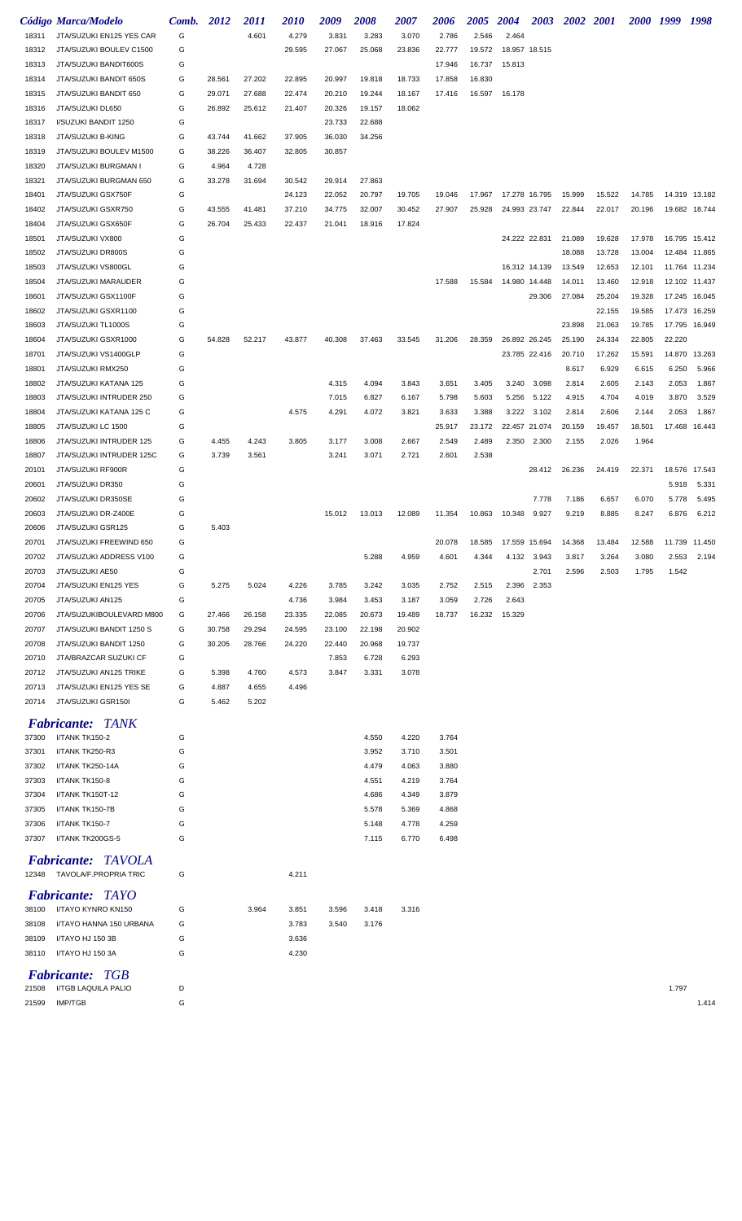| Código | Marca/Modelo | Comb. | 2012 | 2011 | 2010 | 2009 | 2008 | 2007 | 2006 | 2005 | 2004 | 2003 | 2002 | 2001 | 2000 | 1999 | 1998 |
|---|---|---|---|---|---|---|---|---|---|---|---|---|---|---|---|---|---|
| 18311 | JTA/SUZUKI EN125 YES CAR | G | | 4.601 | 4.279 | 3.831 | 3.283 | 3.070 | 2.786 | 2.546 | 2.464 | | | | | | |
| 18312 | JTA/SUZUKI BOULEV C1500 | G | | | 29.595 | 27.067 | 25.068 | 23.836 | 22.777 | 19.572 | 18.957 | 18.515 | | | | | |
| 18313 | JTA/SUZUKI BANDIT600S | G | | | | | | | 17.946 | 16.737 | 15.813 | | | | | | |
| 18314 | JTA/SUZUKI BANDIT 650S | G | 28.561 | 27.202 | 22.895 | 20.997 | 19.818 | 18.733 | 17.858 | 16.830 | | | | | | | |
| 18315 | JTA/SUZUKI BANDIT 650 | G | 29.071 | 27.688 | 22.474 | 20.210 | 19.244 | 18.167 | 17.416 | 16.597 | 16.178 | | | | | | |
| 18316 | JTA/SUZUKI DL650 | G | 26.892 | 25.612 | 21.407 | 20.326 | 19.157 | 18.062 | | | | | | | | | |
| 18317 | I/SUZUKI BANDIT 1250 | G | | | | 23.733 | 22.688 | | | | | | | | | | |
| 18318 | JTA/SUZUKI B-KING | G | 43.744 | 41.662 | 37.905 | 36.030 | 34.256 | | | | | | | | | | |
| 18319 | JTA/SUZUKI BOULEV M1500 | G | 38.226 | 36.407 | 32.805 | 30.857 | | | | | | | | | | | |
| 18320 | JTA/SUZUKI BURGMAN I | G | 4.964 | 4.728 | | | | | | | | | | | | | |
| 18321 | JTA/SUZUKI BURGMAN 650 | G | 33.278 | 31.694 | 30.542 | 29.914 | 27.863 | | | | | | | | | | |
| 18401 | JTA/SUZUKI GSX750F | G | | | 24.123 | 22.052 | 20.797 | 19.705 | 19.046 | 17.967 | 17.278 | 16.795 | 15.999 | 15.522 | 14.785 | 14.319 | 13.182 |
| 18402 | JTA/SUZUKI GSXR750 | G | 43.555 | 41.481 | 37.210 | 34.775 | 32.007 | 30.452 | 27.907 | 25.928 | 24.993 | 23.747 | 22.844 | 22.017 | 20.196 | 19.682 | 18.744 |
| 18404 | JTA/SUZUKI GSX650F | G | 26.704 | 25.433 | 22.437 | 21.041 | 18.916 | 17.824 | | | | | | | | | |
| 18501 | JTA/SUZUKI VX800 | G | | | | | | | | | 24.222 | 22.831 | 21.089 | 19.628 | 17.978 | 16.795 | 15.412 |
| 18502 | JTA/SUZUKI DR800S | G | | | | | | | | | | | 18.088 | 13.728 | 13.004 | 12.484 | 11.865 |
| 18503 | JTA/SUZUKI VS800GL | G | | | | | | | | | 16.312 | 14.139 | 13.549 | 12.653 | 12.101 | 11.764 | 11.234 |
| 18504 | JTA/SUZUKI MARAUDER | G | | | | | | | 17.588 | 15.584 | 14.980 | 14.448 | 14.011 | 13.460 | 12.918 | 12.102 | 11.437 |
| 18601 | JTA/SUZUKI GSX1100F | G | | | | | | | | | | 29.306 | 27.084 | 25.204 | 19.328 | 17.245 | 16.045 |
| 18602 | JTA/SUZUKI GSXR1100 | G | | | | | | | | | | | | 22.155 | 19.585 | 17.473 | 16.259 |
| 18603 | JTA/SUZUKI TL1000S | G | | | | | | | | | | | 23.898 | 21.063 | 19.785 | 17.795 | 16.949 |
| 18604 | JTA/SUZUKI GSXR1000 | G | 54.828 | 52.217 | 43.877 | 40.308 | 37.463 | 33.545 | 31.206 | 28.359 | 26.892 | 26.245 | 25.190 | 24.334 | 22.805 | 22.220 | |
| 18701 | JTA/SUZUKI VS1400GLP | G | | | | | | | | | 23.785 | 22.416 | 20.710 | 17.262 | 15.591 | 14.870 | 13.263 |
| 18801 | JTA/SUZUKI RMX250 | G | | | | | | | | | | | 8.617 | 6.929 | 6.615 | 6.250 | 5.966 |
| 18802 | JTA/SUZUKI KATANA 125 | G | | | | 4.315 | 4.094 | 3.843 | 3.651 | 3.405 | 3.240 | 3.098 | 2.814 | 2.605 | 2.143 | 2.053 | 1.867 |
| 18803 | JTA/SUZUKI INTRUDER 250 | G | | | | 7.015 | 6.827 | 6.167 | 5.798 | 5.603 | 5.256 | 5.122 | 4.915 | 4.704 | 4.019 | 3.870 | 3.529 |
| 18804 | JTA/SUZUKI KATANA 125 C | G | | | 4.575 | 4.291 | 4.072 | 3.821 | 3.633 | 3.388 | 3.222 | 3.102 | 2.814 | 2.606 | 2.144 | 2.053 | 1.867 |
| 18805 | JTA/SUZUKI LC 1500 | G | | | | | | | 25.917 | 23.172 | 22.457 | 21.074 | 20.159 | 19.457 | 18.501 | 17.468 | 16.443 |
| 18806 | JTA/SUZUKI INTRUDER 125 | G | 4.455 | 4.243 | 3.805 | 3.177 | 3.008 | 2.667 | 2.549 | 2.489 | 2.350 | 2.300 | 2.155 | 2.026 | 1.964 | | |
| 18807 | JTA/SUZUKI INTRUDER 125C | G | 3.739 | 3.561 | | 3.241 | 3.071 | 2.721 | 2.601 | 2.538 | | | | | | | |
| 20101 | JTA/SUZUKI RF900R | G | | | | | | | | | | 28.412 | 26.236 | 24.419 | 22.371 | 18.576 | 17.543 |
| 20601 | JTA/SUZUKI DR350 | G | | | | | | | | | | | | | | 5.918 | 5.331 |
| 20602 | JTA/SUZUKI DR350SE | G | | | | | | | | | | 7.778 | 7.186 | 6.657 | 6.070 | 5.778 | 5.495 |
| 20603 | JTA/SUZUKI DR-Z400E | G | | | | 15.012 | 13.013 | 12.089 | 11.354 | 10.863 | 10.348 | 9.927 | 9.219 | 8.885 | 8.247 | 6.876 | 6.212 |
| 20606 | JTA/SUZUKI GSR125 | G | 5.403 | | | | | | | | | | | | | | |
| 20701 | JTA/SUZUKI FREEWIND 650 | G | | | | | | | 20.078 | 18.585 | 17.559 | 15.694 | 14.368 | 13.484 | 12.588 | 11.739 | 11.450 |
| 20702 | JTA/SUZUKI ADDRESS V100 | G | | | | | 5.288 | 4.959 | 4.601 | 4.344 | 4.132 | 3.943 | 3.817 | 3.264 | 3.080 | 2.553 | 2.194 |
| 20703 | JTA/SUZUKI AE50 | G | | | | | | | | | | 2.701 | 2.596 | 2.503 | 1.795 | 1.542 | |
| 20704 | JTA/SUZUKI EN125 YES | G | 5.275 | 5.024 | 4.226 | 3.785 | 3.242 | 3.035 | 2.752 | 2.515 | 2.396 | 2.353 | | | | | |
| 20705 | JTA/SUZUKI AN125 | G | | | 4.736 | 3.984 | 3.453 | 3.187 | 3.059 | 2.726 | 2.643 | | | | | | |
| 20706 | JTA/SUZUKIBOULEVARD M800 | G | 27.466 | 26.158 | 23.335 | 22.085 | 20.673 | 19.489 | 18.737 | 16.232 | 15.329 | | | | | | |
| 20707 | JTA/SUZUKI BANDIT 1250 S | G | 30.758 | 29.294 | 24.595 | 23.100 | 22.198 | 20.902 | | | | | | | | | |
| 20708 | JTA/SUZUKI BANDIT 1250 | G | 30.205 | 28.766 | 24.220 | 22.440 | 20.968 | 19.737 | | | | | | | | | |
| 20710 | JTA/BRAZCAR SUZUKI CF | G | | | | 7.853 | 6.728 | 6.293 | | | | | | | | | |
| 20712 | JTA/SUZUKI AN125 TRIKE | G | 5.398 | 4.760 | 4.573 | 3.847 | 3.331 | 3.078 | | | | | | | | | |
| 20713 | JTA/SUZUKI EN125 YES SE | G | 4.887 | 4.655 | 4.496 | | | | | | | | | | | | |
| 20714 | JTA/SUZUKI GSR150I | G | 5.462 | 5.202 | | | | | | | | | | | | | |

## *Fabricante: TANK*

| Código | Marca/Modelo | Comb. | 2012 | 2011 | 2010 | 2009 | 2008 | 2007 | 2006 | 2005 | 2004 | 2003 | 2002 | 2001 | 2000 | 1999 | 1998 |
|---|---|---|---|---|---|---|---|---|---|---|---|---|---|---|---|---|---|
| 37300 | I/TANK TK150-2 | G | | | | | 4.550 | 4.220 | 3.764 | | | | | | | | |
| 37301 | I/TANK TK250-R3 | G | | | | | 3.952 | 3.710 | 3.501 | | | | | | | | |
| 37302 | I/TANK TK250-14A | G | | | | | 4.479 | 4.063 | 3.880 | | | | | | | | |
| 37303 | I/TANK TK150-8 | G | | | | | 4.551 | 4.219 | 3.764 | | | | | | | | |
| 37304 | I/TANK TK150T-12 | G | | | | | 4.686 | 4.349 | 3.879 | | | | | | | | |
| 37305 | I/TANK TK150-7B | G | | | | | 5.578 | 5.369 | 4.868 | | | | | | | | |
| 37306 | I/TANK TK150-7 | G | | | | | 5.148 | 4.778 | 4.259 | | | | | | | | |
| 37307 | I/TANK TK200GS-5 | G | | | | | 7.115 | 6.770 | 6.498 | | | | | | | | |

## *Fabricante: TAVOLA*

| Código | Marca/Modelo | Comb. | 2012 | 2011 | 2010 | 2009 | 2008 | 2007 | 2006 | 2005 | 2004 | 2003 | 2002 | 2001 | 2000 | 1999 | 1998 |
|---|---|---|---|---|---|---|---|---|---|---|---|---|---|---|---|---|---|
| 12348 | TAVOLA/F.PROPRIA TRIC | G | | | 4.211 | | | | | | | | | | | | |

## *Fabricante: TAYO*

| Código | Marca/Modelo | Comb. | 2012 | 2011 | 2010 | 2009 | 2008 | 2007 | 2006 | 2005 | 2004 | 2003 | 2002 | 2001 | 2000 | 1999 | 1998 |
|---|---|---|---|---|---|---|---|---|---|---|---|---|---|---|---|---|---|
| 38100 | I/TAYO KYNRO KN150 | G | | 3.964 | 3.851 | 3.596 | 3.418 | 3.316 | | | | | | | | | |
| 38108 | I/TAYO HANNA 150 URBANA | G | | | 3.783 | 3.540 | 3.176 | | | | | | | | | | |
| 38109 | I/TAYO HJ 150 3B | G | | | 3.636 | | | | | | | | | | | | |
| 38110 | I/TAYO HJ 150 3A | G | | | 4.230 | | | | | | | | | | | | |

## *Fabricante: TGB*

| Código | Marca/Modelo | Comb. | 2012 | 2011 | 2010 | 2009 | 2008 | 2007 | 2006 | 2005 | 2004 | 2003 | 2002 | 2001 | 2000 | 1999 | 1998 |
|---|---|---|---|---|---|---|---|---|---|---|---|---|---|---|---|---|---|
| 21508 | I/TGB LAQUILA PALIO | D | | | | | | | | | | | | | | 1.797 | |
| 21599 | IMP/TGB | G | | | | | | | | | | | | | | | 1.414 |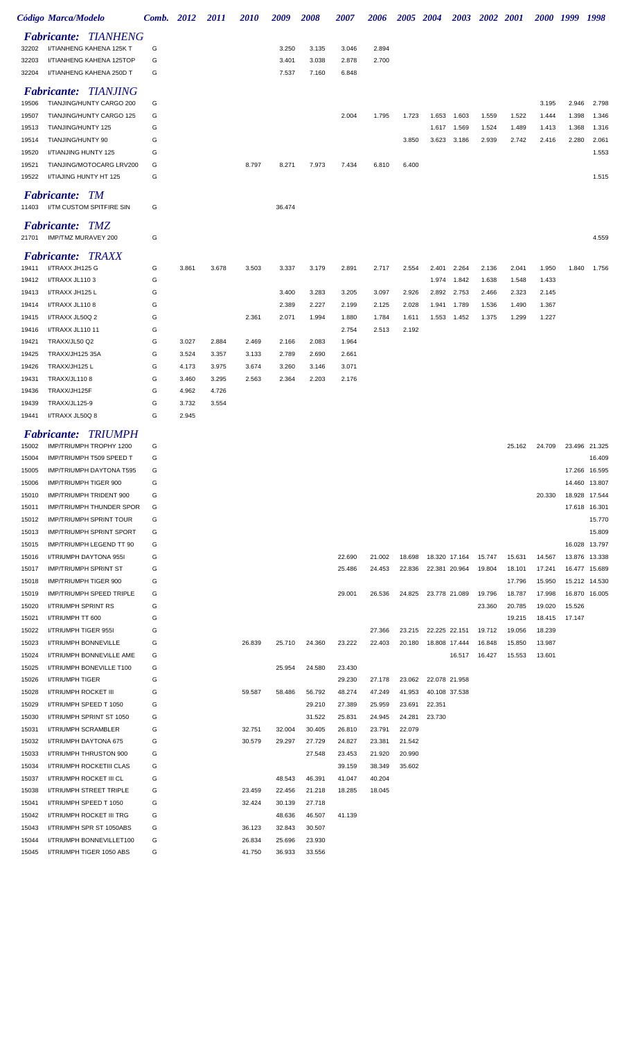| Código | Marca/Modelo | Comb. | 2012 | 2011 | 2010 | 2009 | 2008 | 2007 | 2006 | 2005 | 2004 | 2003 | 2002 | 2001 | 2000 | 1999 | 1998 |
|---|---|---|---|---|---|---|---|---|---|---|---|---|---|---|---|---|---|
| ***Fabricante: TIANHENG*** | | | | | | | | | | | | | | | | | |
| 32202 | I/TIANHENG KAHENA 125K T | G | | | | 3.250 | 3.135 | 3.046 | 2.894 | | | | | | | | |
| 32203 | I/TIANHENG KAHENA 125TOP | G | | | | 3.401 | 3.038 | 2.878 | 2.700 | | | | | | | | |
| 32204 | I/TIANHENG KAHENA 250D T | G | | | | 7.537 | 7.160 | 6.848 | | | | | | | | | |
| ***Fabricante: TIANJING*** | | | | | | | | | | | | | | | | | |
| 19506 | TIANJING/HUNTY CARGO 200 | G | | | | | | | | | | | | | 3.195 | 2.946 | 2.798 |
| 19507 | TIANJING/HUNTY CARGO 125 | G | | | | | | 2.004 | 1.795 | 1.723 | 1.653 | 1.603 | 1.559 | 1.522 | 1.444 | 1.398 | 1.346 |
| 19513 | TIANJING/HUNTY 125 | G | | | | | | | | | 1.617 | 1.569 | 1.524 | 1.489 | 1.413 | 1.368 | 1.316 |
| 19514 | TIANJING/HUNTY 90 | G | | | | | | | | 3.850 | 3.623 | 3.186 | 2.939 | 2.742 | 2.416 | 2.280 | 2.061 |
| 19520 | I/TIANJING HUNTY 125 | G | | | | | | | | | | | | | | | 1.553 |
| 19521 | TIANJING/MOTOCARG LRV200 | G | | | 8.797 | 8.271 | 7.973 | 7.434 | 6.810 | 6.400 | | | | | | | |
| 19522 | I/TIAJING HUNTY HT 125 | G | | | | | | | | | | | | | | | 1.515 |
| ***Fabricante: TM*** | | | | | | | | | | | | | | | | | |
| 11403 | I/TM CUSTOM SPITFIRE SIN | G | | | | 36.474 | | | | | | | | | | | |
| ***Fabricante: TMZ*** | | | | | | | | | | | | | | | | | |
| 21701 | IMP/TMZ MURAVEY 200 | G | | | | | | | | | | | | | | | 4.559 |
| ***Fabricante: TRAXX*** | | | | | | | | | | | | | | | | | |
| 19411 | I/TRAXX JH125 G | G | 3.861 | 3.678 | 3.503 | 3.337 | 3.179 | 2.891 | 2.717 | 2.554 | 2.401 | 2.264 | 2.136 | 2.041 | 1.950 | 1.840 | 1.756 |
| 19412 | I/TRAXX JL110 3 | G | | | | | | | | | 1.974 | 1.842 | 1.638 | 1.548 | 1.433 | | |
| 19413 | I/TRAXX JH125 L | G | | | | 3.400 | 3.283 | 3.205 | 3.097 | 2.926 | 2.892 | 2.753 | 2.466 | 2.323 | 2.145 | | |
| 19414 | I/TRAXX JL110 8 | G | | | | 2.389 | 2.227 | 2.199 | 2.125 | 2.028 | 1.941 | 1.789 | 1.536 | 1.490 | 1.367 | | |
| 19415 | I/TRAXX JL50Q 2 | G | | | 2.361 | 2.071 | 1.994 | 1.880 | 1.784 | 1.611 | 1.553 | 1.452 | 1.375 | 1.299 | 1.227 | | |
| 19416 | I/TRAXX JL110 11 | G | | | | | | 2.754 | 2.513 | 2.192 | | | | | | | |
| 19421 | TRAXX/JL50 Q2 | G | 3.027 | 2.884 | 2.469 | 2.166 | 2.083 | 1.964 | | | | | | | | | |
| 19425 | TRAXX/JH125 35A | G | 3.524 | 3.357 | 3.133 | 2.789 | 2.690 | 2.661 | | | | | | | | | |
| 19426 | TRAXX/JH125 L | G | 4.173 | 3.975 | 3.674 | 3.260 | 3.146 | 3.071 | | | | | | | | | |
| 19431 | TRAXX/JL110 8 | G | 3.460 | 3.295 | 2.563 | 2.364 | 2.203 | 2.176 | | | | | | | | | |
| 19436 | TRAXX/JH125F | G | 4.962 | 4.726 | | | | | | | | | | | | | |
| 19439 | TRAXX/JL125-9 | G | 3.732 | 3.554 | | | | | | | | | | | | | |
| 19441 | I/TRAXX JL50Q 8 | G | 2.945 | | | | | | | | | | | | | | |
| ***Fabricante: TRIUMPH*** | | | | | | | | | | | | | | | | | |
| 15002 | IMP/TRIUMPH TROPHY 1200 | G | | | | | | | | | | | | 25.162 | 24.709 | 23.496 | 21.325 |
| 15004 | IMP/TRIUMPH T509 SPEED T | G | | | | | | | | | | | | | | | 16.409 |
| 15005 | IMP/TRIUMPH DAYTONA T595 | G | | | | | | | | | | | | | | 17.266 | 16.595 |
| 15006 | IMP/TRIUMPH TIGER 900 | G | | | | | | | | | | | | | | 14.460 | 13.807 |
| 15010 | IMP/TRIUMPH TRIDENT 900 | G | | | | | | | | | | | | | 20.330 | 18.928 | 17.544 |
| 15011 | IMP/TRIUMPH THUNDER SPOR | G | | | | | | | | | | | | | | 17.618 | 16.301 |
| 15012 | IMP/TRIUMPH SPRINT TOUR | G | | | | | | | | | | | | | | | 15.770 |
| 15013 | IMP/TRIUMPH SPRINT SPORT | G | | | | | | | | | | | | | | | 15.809 |
| 15015 | IMP/TRIUMPH LEGEND TT 90 | G | | | | | | | | | | | | | | 16.028 | 13.797 |
| 15016 | I/TRIUMPH DAYTONA 955I | G | | | | | | 22.690 | 21.002 | 18.698 | 18.320 | 17.164 | 15.747 | 15.631 | 14.567 | 13.876 | 13.338 |
| 15017 | IMP/TRIUMPH SPRINT ST | G | | | | | | 25.486 | 24.453 | 22.836 | 22.381 | 20.964 | 19.804 | 18.101 | 17.241 | 16.477 | 15.689 |
| 15018 | IMP/TRIUMPH TIGER 900 | G | | | | | | | | | | | | 17.796 | 15.950 | 15.212 | 14.530 |
| 15019 | IMP/TRIUMPH SPEED TRIPLE | G | | | | | | 29.001 | 26.536 | 24.825 | 23.778 | 21.089 | 19.796 | 18.787 | 17.998 | 16.870 | 16.005 |
| 15020 | I/TRIUMPH SPRINT RS | G | | | | | | | | | | | 23.360 | 20.785 | 19.020 | 15.526 | |
| 15021 | I/TRIUMPH TT 600 | G | | | | | | | | | | | | 19.215 | 18.415 | 17.147 | |
| 15022 | I/TRIUMPH TIGER 955I | G | | | | | | | 27.366 | 23.215 | 22.225 | 22.151 | 19.712 | 19.056 | 18.239 | | |
| 15023 | I/TRIUMPH BONNEVILLE | G | | | 26.839 | 25.710 | 24.360 | 23.222 | 22.403 | 20.180 | 18.808 | 17.444 | 16.848 | 15.850 | 13.987 | | |
| 15024 | I/TRIUMPH BONNEVILLE AME | G | | | | | | | | | | 16.517 | 16.427 | 15.553 | 13.601 | | |
| 15025 | I/TRIUMPH BONEVILLE T100 | G | | | | 25.954 | 24.580 | 23.430 | | | | | | | | | |
| 15026 | I/TRIUMPH TIGER | G | | | | | | 29.230 | 27.178 | 23.062 | 22.078 | 21.958 | | | | | |
| 15028 | I/TRIUMPH ROCKET III | G | | | 59.587 | 58.486 | 56.792 | 48.274 | 47.249 | 41.953 | 40.108 | 37.538 | | | | | |
| 15029 | I/TRIUMPH SPEED T 1050 | G | | | | | 29.210 | 27.389 | 25.959 | 23.691 | 22.351 | | | | | | |
| 15030 | I/TRIUMPH SPRINT ST 1050 | G | | | | | 31.522 | 25.831 | 24.945 | 24.281 | 23.730 | | | | | | |
| 15031 | I/TRIUMPH SCRAMBLER | G | | | 32.751 | 32.004 | 30.405 | 26.810 | 23.791 | 22.079 | | | | | | | |
| 15032 | I/TRIUMPH DAYTONA 675 | G | | | 30.579 | 29.297 | 27.729 | 24.827 | 23.381 | 21.542 | | | | | | | |
| 15033 | I/TRIUMPH THRUSTON 900 | G | | | | | 27.548 | 23.453 | 21.920 | 20.990 | | | | | | | |
| 15034 | I/TRIUMPH ROCKETIII CLAS | G | | | | | | 39.159 | 38.349 | 35.602 | | | | | | | |
| 15037 | I/TRIUMPH ROCKET III CL | G | | | | 48.543 | 46.391 | 41.047 | 40.204 | | | | | | | | |
| 15038 | I/TRIUMPH STREET TRIPLE | G | | | 23.459 | 22.456 | 21.218 | 18.285 | 18.045 | | | | | | | | |
| 15041 | I/TRIUMPH SPEED T 1050 | G | | | 32.424 | 30.139 | 27.718 | | | | | | | | | | |
| 15042 | I/TRIUMPH ROCKET III TRG | G | | | | 48.636 | 46.507 | 41.139 | | | | | | | | | |
| 15043 | I/TRIUMPH SPR ST 1050ABS | G | | | 36.123 | 32.843 | 30.507 | | | | | | | | | | |
| 15044 | I/TRIUMPH BONNEVILLET100 | G | | | 26.834 | 25.696 | 23.930 | | | | | | | | | | |
| 15045 | I/TRIUMPH TIGER 1050 ABS | G | | | 41.750 | 36.933 | 33.556 | | | | | | | | | | |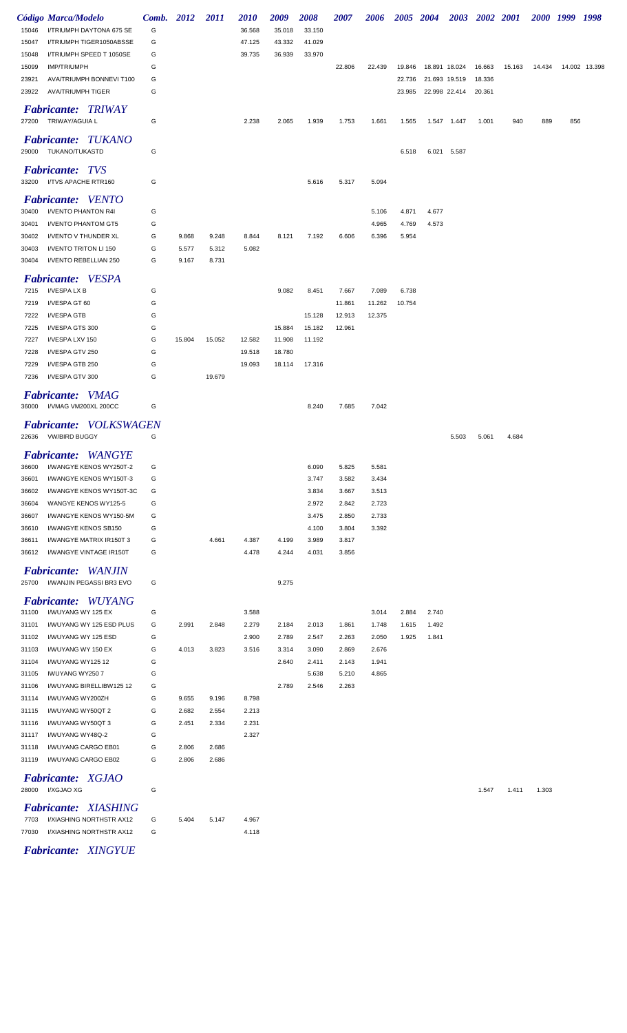| Código | Marca/Modelo | Comb. | 2012 | 2011 | 2010 | 2009 | 2008 | 2007 | 2006 | 2005 | 2004 | 2003 | 2002 | 2001 | 2000 | 1999 | 1998 |
|---|---|---|---|---|---|---|---|---|---|---|---|---|---|---|---|---|---|
| 15046 | I/TRIUMPH DAYTONA 675 SE | G | | | 36.568 | 35.018 | 33.150 | | | | | | | | | | |
| 15047 | I/TRIUMPH TIGER1050ABSSE | G | | | 47.125 | 43.332 | 41.029 | | | | | | | | | | |
| 15048 | I/TRIUMPH SPEED T 1050SE | G | | | 39.735 | 36.939 | 33.970 | | | | | | | | | | |
| 15099 | IMP/TRIUMPH | G | | | | | | 22.806 | 22.439 | 19.846 | 18.891 | 18.024 | 16.663 | 15.163 | 14.434 | 14.002 | 13.398 |
| 23921 | AVA/TRIUMPH BONNEVI T100 | G | | | | | | | | 22.736 | 21.693 | 19.519 | 18.336 | | | | |
| 23922 | AVA/TRIUMPH TIGER | G | | | | | | | | 23.985 | 22.998 | 22.414 | 20.361 | | | | |

## *Fabricante: TRIWAY*

| Código | Marca/Modelo | Comb. | 2012 | 2011 | 2010 | 2009 | 2008 | 2007 | 2006 | 2005 | 2004 | 2003 | 2002 | 2001 | 2000 | 1999 | 1998 |
|---|---|---|---|---|---|---|---|---|---|---|---|---|---|---|---|---|---|
| 27200 | TRIWAY/AGUIA L | G | | | 2.238 | 2.065 | 1.939 | 1.753 | 1.661 | 1.565 | 1.547 | 1.447 | 1.001 | 940 | 889 | 856 | |

## *Fabricante: TUKANO*

| Código | Marca/Modelo | Comb. | 2012 | 2011 | 2010 | 2009 | 2008 | 2007 | 2006 | 2005 | 2004 | 2003 |
|---|---|---|---|---|---|---|---|---|---|---|---|---|
| 29000 | TUKANO/TUKASTD | G | | | | | | | | 6.518 | 6.021 | 5.587 |

## *Fabricante: TVS*

| Código | Marca/Modelo | Comb. | 2012 | 2011 | 2010 | 2009 | 2008 | 2007 | 2006 |
|---|---|---|---|---|---|---|---|---|---|
| 33200 | I/TVS APACHE RTR160 | G | | | | | 5.616 | 5.317 | 5.094 |

## *Fabricante: VENTO*

| Código | Marca/Modelo | Comb. | 2012 | 2011 | 2010 | 2009 | 2008 | 2007 | 2006 | 2005 | 2004 |
|---|---|---|---|---|---|---|---|---|---|---|---|
| 30400 | I/VENTO PHANTON R4I | G | | | | | | | 5.106 | 4.871 | 4.677 |
| 30401 | I/VENTO PHANTOM GT5 | G | | | | | | | 4.965 | 4.769 | 4.573 |
| 30402 | I/VENTO V THUNDER XL | G | 9.868 | 9.248 | 8.844 | 8.121 | 7.192 | 6.606 | 6.396 | 5.954 | |
| 30403 | I/VENTO TRITON LI 150 | G | 5.577 | 5.312 | 5.082 | | | | | | |
| 30404 | I/VENTO REBELLIAN 250 | G | 9.167 | 8.731 | | | | | | | |

## *Fabricante: VESPA*

| Código | Marca/Modelo | Comb. | 2012 | 2011 | 2010 | 2009 | 2008 | 2007 | 2006 | 2005 |
|---|---|---|---|---|---|---|---|---|---|---|
| 7215 | I/VESPA LX B | G | | | | 9.082 | 8.451 | 7.667 | 7.089 | 6.738 |
| 7219 | I/VESPA GT 60 | G | | | | | | 11.861 | 11.262 | 10.754 |
| 7222 | I/VESPA GTB | G | | | | | 15.128 | 12.913 | 12.375 | |
| 7225 | I/VESPA GTS 300 | G | | | | 15.884 | 15.182 | 12.961 | | |
| 7227 | I/VESPA LXV 150 | G | 15.804 | 15.052 | 12.582 | 11.908 | 11.192 | | | |
| 7228 | I/VESPA GTV 250 | G | | | 19.518 | 18.780 | | | | |
| 7229 | I/VESPA GTB 250 | G | | | 19.093 | 18.114 | 17.316 | | | |
| 7236 | I/VESPA GTV 300 | G | | 19.679 | | | | | | |

## *Fabricante: VMAG*

| Código | Marca/Modelo | Comb. | 2012 | 2011 | 2010 | 2009 | 2008 | 2007 | 2006 |
|---|---|---|---|---|---|---|---|---|---|
| 36000 | I/VMAG VM200XL 200CC | G | | | | | 8.240 | 7.685 | 7.042 |

## *Fabricante: VOLKSWAGEN*

| Código | Marca/Modelo | Comb. | 2012 | 2011 | 2010 | 2009 | 2008 | 2007 | 2006 | 2005 | 2004 | 2003 | 2002 | 2001 |
|---|---|---|---|---|---|---|---|---|---|---|---|---|---|---|
| 22636 | VW/BIRD BUGGY | G | | | | | | | | | | 5.503 | 5.061 | 4.684 |

## *Fabricante: WANGYE*

| Código | Marca/Modelo | Comb. | 2012 | 2011 | 2010 | 2009 | 2008 | 2007 | 2006 |
|---|---|---|---|---|---|---|---|---|---|
| 36600 | I/WANGYE KENOS WY250T-2 | G | | | | | 6.090 | 5.825 | 5.581 |
| 36601 | I/WANGYE KENOS WY150T-3 | G | | | | | 3.747 | 3.582 | 3.434 |
| 36602 | I/WANGYE KENOS WY150T-3C | G | | | | | 3.834 | 3.667 | 3.513 |
| 36604 | WANGYE KENOS WY125-5 | G | | | | | 2.972 | 2.842 | 2.723 |
| 36607 | I/WANGYE KENOS WY150-5M | G | | | | | 3.475 | 2.850 | 2.733 |
| 36610 | I/WANGYE KENOS SB150 | G | | | | | 4.100 | 3.804 | 3.392 |
| 36611 | I/WANGYE MATRIX IR150T 3 | G | | 4.661 | 4.387 | 4.199 | 3.989 | 3.817 | |
| 36612 | I/WANGYE VINTAGE IR150T | G | | | 4.478 | 4.244 | 4.031 | 3.856 | |

## *Fabricante: WANJIN*

| Código | Marca/Modelo | Comb. | 2012 | 2011 | 2010 | 2009 |
|---|---|---|---|---|---|---|
| 25700 | I/WANJIN PEGASSI BR3 EVO | G | | | | 9.275 |

## *Fabricante: WUYANG*

| Código | Marca/Modelo | Comb. | 2012 | 2011 | 2010 | 2009 | 2008 | 2007 | 2006 | 2005 | 2004 |
|---|---|---|---|---|---|---|---|---|---|---|---|
| 31100 | I/WUYANG WY 125 EX | G | | | 3.588 | | | | 3.014 | 2.884 | 2.740 |
| 31101 | I/WUYANG WY 125 ESD PLUS | G | 2.991 | 2.848 | 2.279 | 2.184 | 2.013 | 1.861 | 1.748 | 1.615 | 1.492 |
| 31102 | I/WUYANG WY 125 ESD | G | | | 2.900 | 2.789 | 2.547 | 2.263 | 2.050 | 1.925 | 1.841 |
| 31103 | I/WUYANG WY 150 EX | G | 4.013 | 3.823 | 3.516 | 3.314 | 3.090 | 2.869 | 2.676 | | |
| 31104 | I/WUYANG WY125 12 | G | | | | 2.640 | 2.411 | 2.143 | 1.941 | | |
| 31105 | IWUYANG WY250 7 | G | | | | | 5.638 | 5.210 | 4.865 | | |
| 31106 | I/WUYANG BIRELLIBW125 12 | G | | | | 2.789 | 2.546 | 2.263 | | | |
| 31114 | I/WUYANG WY200ZH | G | 9.655 | 9.196 | 8.798 | | | | | | |
| 31115 | I/WUYANG WY50QT 2 | G | 2.682 | 2.554 | 2.213 | | | | | | |
| 31116 | I/WUYANG WY50QT 3 | G | 2.451 | 2.334 | 2.231 | | | | | | |
| 31117 | I/WUYANG WY48Q-2 | G | | | 2.327 | | | | | | |
| 31118 | I/WUYANG CARGO EB01 | G | 2.806 | 2.686 | | | | | | | |
| 31119 | I/WUYANG CARGO EB02 | G | 2.806 | 2.686 | | | | | | | |

## *Fabricante: XGJAO*

| Código | Marca/Modelo | Comb. | 2012 | 2011 | 2010 | 2009 | 2008 | 2007 | 2006 | 2005 | 2004 | 2003 | 2002 | 2001 | 2000 |
|---|---|---|---|---|---|---|---|---|---|---|---|---|---|---|---|
| 28000 | I/XGJAO XG | G | | | | | | | | | | | 1.547 | 1.411 | 1.303 |

## *Fabricante: XIASHING*

| Código | Marca/Modelo | Comb. | 2012 | 2011 | 2010 |
|---|---|---|---|---|---|
| 7703 | I/XIASHING NORTHSTR AX12 | G | 5.404 | 5.147 | 4.967 |
| 77030 | I/XIASHING NORTHSTR AX12 | G | | | 4.118 |

## *Fabricante: XINGYUE*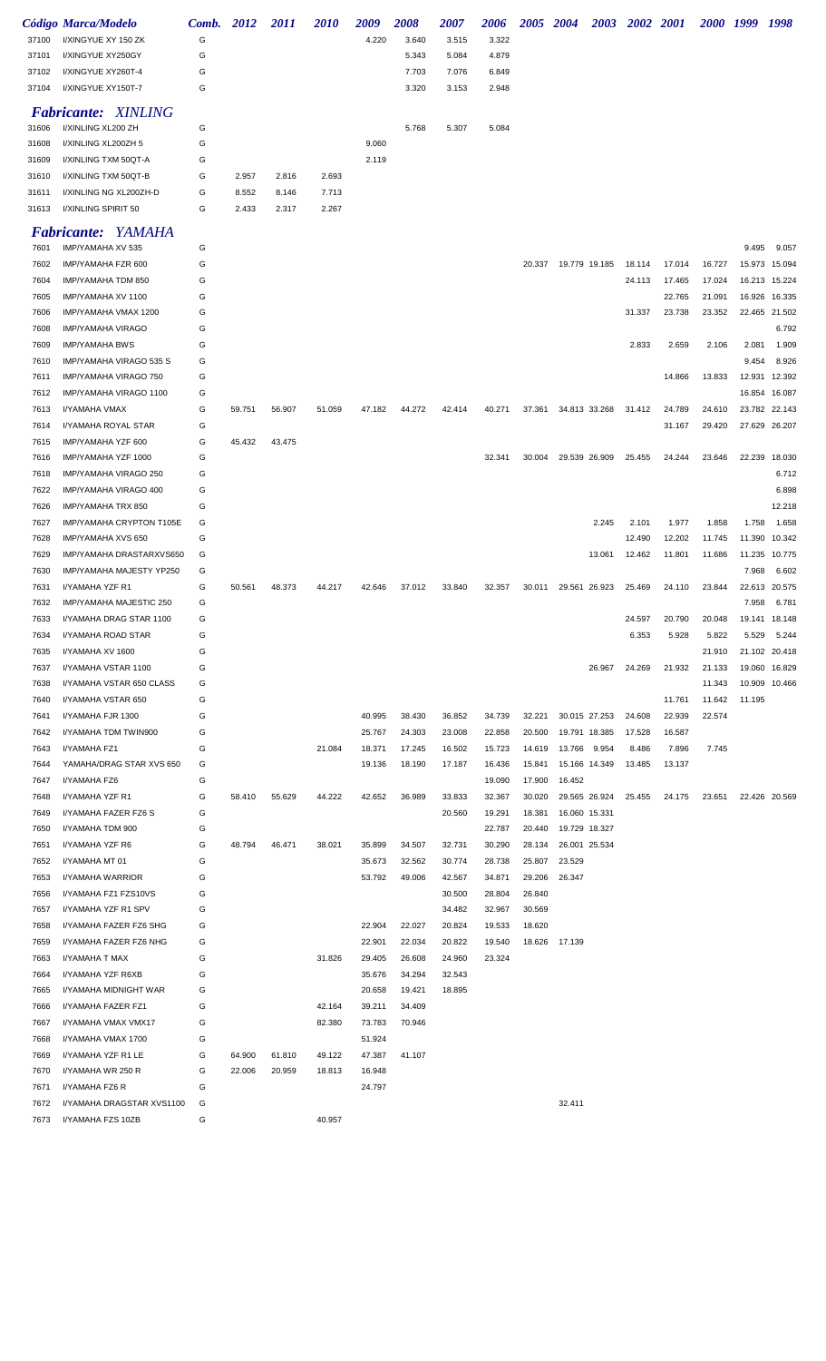| Código | Marca/Modelo | Comb. | 2012 | 2011 | 2010 | 2009 | 2008 | 2007 | 2006 | 2005 | 2004 | 2003 | 2002 | 2001 | 2000 | 1999 | 1998 |
|---|---|---|---|---|---|---|---|---|---|---|---|---|---|---|---|---|---|
| 37100 | I/XINGYUE XY 150 ZK | G | | | | 4.220 | 3.640 | 3.515 | 3.322 | | | | | | | | |
| 37101 | I/XINGYUE XY250GY | G | | | | | 5.343 | 5.084 | 4.879 | | | | | | | | |
| 37102 | I/XINGYUE XY260T-4 | G | | | | | 7.703 | 7.076 | 6.849 | | | | | | | | |
| 37104 | I/XINGYUE XY150T-7 | G | | | | | 3.320 | 3.153 | 2.948 | | | | | | | | |

## *Fabricante: XINLING*

| Código | Marca/Modelo | Comb. | 2012 | 2011 | 2010 | 2009 | 2008 | 2007 | 2006 | 2005 | 2004 | 2003 | 2002 | 2001 | 2000 | 1999 | 1998 |
|---|---|---|---|---|---|---|---|---|---|---|---|---|---|---|---|---|---|
| 31606 | I/XINLING XL200 ZH | G | | | | | 5.768 | 5.307 | 5.084 | | | | | | | | |
| 31608 | I/XINLING XL200ZH 5 | G | | | | 9.060 | | | | | | | | | | | |
| 31609 | I/XINLING TXM 50QT-A | G | | | | 2.119 | | | | | | | | | | | |
| 31610 | I/XINLING TXM 50QT-B | G | 2.957 | 2.816 | 2.693 | | | | | | | | | | | | |
| 31611 | I/XINLING NG XL200ZH-D | G | 8.552 | 8.146 | 7.713 | | | | | | | | | | | | |
| 31613 | I/XINLING SPIRIT 50 | G | 2.433 | 2.317 | 2.267 | | | | | | | | | | | | |

## *Fabricante: YAMAHA*

| Código | Marca/Modelo | Comb. | 2012 | 2011 | 2010 | 2009 | 2008 | 2007 | 2006 | 2005 | 2004 | 2003 | 2002 | 2001 | 2000 | 1999 | 1998 |
|---|---|---|---|---|---|---|---|---|---|---|---|---|---|---|---|---|---|
| 7601 | IMP/YAMAHA XV 535 | G | | | | | | | | | | | | | | 9.495 | 9.057 |
| 7602 | IMP/YAMAHA FZR 600 | G | | | | | | | | 20.337 | 19.779 | 19.185 | 18.114 | 17.014 | 16.727 | 15.973 | 15.094 |
| 7604 | IMP/YAMAHA TDM 850 | G | | | | | | | | | | | 24.113 | 17.465 | 17.024 | 16.213 | 15.224 |
| 7605 | IMP/YAMAHA XV 1100 | G | | | | | | | | | | | | 22.765 | 21.091 | 16.926 | 16.335 |
| 7606 | IMP/YAMAHA VMAX 1200 | G | | | | | | | | | | | 31.337 | 23.738 | 23.352 | 22.465 | 21.502 |
| 7608 | IMP/YAMAHA VIRAGO | G | | | | | | | | | | | | | | | 6.792 |
| 7609 | IMP/YAMAHA BWS | G | | | | | | | | | | | 2.833 | 2.659 | 2.106 | 2.081 | 1.909 |
| 7610 | IMP/YAMAHA VIRAGO 535 S | G | | | | | | | | | | | | | | 9.454 | 8.926 |
| 7611 | IMP/YAMAHA VIRAGO 750 | G | | | | | | | | | | | | 14.866 | 13.833 | 12.931 | 12.392 |
| 7612 | IMP/YAMAHA VIRAGO 1100 | G | | | | | | | | | | | | | | 16.854 | 16.087 |
| 7613 | I/YAMAHA VMAX | G | 59.751 | 56.907 | 51.059 | 47.182 | 44.272 | 42.414 | 40.271 | 37.361 | 34.813 | 33.268 | 31.412 | 24.789 | 24.610 | 23.782 | 22.143 |
| 7614 | I/YAMAHA ROYAL STAR | G | | | | | | | | | | | | 31.167 | 29.420 | 27.629 | 26.207 |
| 7615 | IMP/YAMAHA YZF 600 | G | 45.432 | 43.475 | | | | | | | | | | | | | |
| 7616 | IMP/YAMAHA YZF 1000 | G | | | | | | | 32.341 | 30.004 | 29.539 | 26.909 | 25.455 | 24.244 | 23.646 | 22.239 | 18.030 |
| 7618 | IMP/YAMAHA VIRAGO 250 | G | | | | | | | | | | | | | | | 6.712 |
| 7622 | IMP/YAMAHA VIRAGO 400 | G | | | | | | | | | | | | | | | 6.898 |
| 7626 | IMP/YAMAHA TRX 850 | G | | | | | | | | | | | | | | | 12.218 |
| 7627 | IMP/YAMAHA CRYPTON T105E | G | | | | | | | | | | 2.245 | 2.101 | 1.977 | 1.858 | 1.758 | 1.658 |
| 7628 | IMP/YAMAHA XVS 650 | G | | | | | | | | | | | 12.490 | 12.202 | 11.745 | 11.390 | 10.342 |
| 7629 | IMP/YAMAHA DRASTARXVS650 | G | | | | | | | | | | 13.061 | 12.462 | 11.801 | 11.686 | 11.235 | 10.775 |
| 7630 | IMP/YAMAHA MAJESTY YP250 | G | | | | | | | | | | | | | | 7.968 | 6.602 |
| 7631 | I/YAMAHA YZF R1 | G | 50.561 | 48.373 | 44.217 | 42.646 | 37.012 | 33.840 | 32.357 | 30.011 | 29.561 | 26.923 | 25.469 | 24.110 | 23.844 | 22.613 | 20.575 |
| 7632 | IMP/YAMAHA MAJESTIC 250 | G | | | | | | | | | | | | | | 7.958 | 6.781 |
| 7633 | I/YAMAHA DRAG STAR 1100 | G | | | | | | | | | | | 24.597 | 20.790 | 20.048 | 19.141 | 18.148 |
| 7634 | I/YAMAHA ROAD STAR | G | | | | | | | | | | | 6.353 | 5.928 | 5.822 | 5.529 | 5.244 |
| 7635 | I/YAMAHA XV 1600 | G | | | | | | | | | | | | | 21.910 | 21.102 | 20.418 |
| 7637 | I/YAMAHA VSTAR 1100 | G | | | | | | | | | | 26.967 | 24.269 | 21.932 | 21.133 | 19.060 | 16.829 |
| 7638 | I/YAMAHA VSTAR 650 CLASS | G | | | | | | | | | | | | | 11.343 | 10.909 | 10.466 |
| 7640 | I/YAMAHA VSTAR 650 | G | | | | | | | | | | | | 11.761 | 11.642 | 11.195 | |
| 7641 | I/YAMAHA FJR 1300 | G | | | | 40.995 | 38.430 | 36.852 | 34.739 | 32.221 | 30.015 | 27.253 | 24.608 | 22.939 | 22.574 | | |
| 7642 | I/YAMAHA TDM TWIN900 | G | | | | 25.767 | 24.303 | 23.008 | 22.858 | 20.500 | 19.791 | 18.385 | 17.528 | 16.587 | | | |
| 7643 | I/YAMAHA FZ1 | G | | | 21.084 | 18.371 | 17.245 | 16.502 | 15.723 | 14.619 | 13.766 | 9.954 | 8.486 | 7.896 | 7.745 | | |
| 7644 | YAMAHA/DRAG STAR XVS 650 | G | | | | 19.136 | 18.190 | 17.187 | 16.436 | 15.841 | 15.166 | 14.349 | 13.485 | 13.137 | | | |
| 7647 | I/YAMAHA FZ6 | G | | | | | | | 19.090 | 17.900 | 16.452 | | | | | | |
| 7648 | I/YAMAHA YZF R1 | G | 58.410 | 55.629 | 44.222 | 42.652 | 36.989 | 33.833 | 32.367 | 30.020 | 29.565 | 26.924 | 25.455 | 24.175 | 23.651 | 22.426 | 20.569 |
| 7649 | I/YAMAHA FAZER FZ6 S | G | | | | | | 20.560 | 19.291 | 18.381 | 16.060 | 15.331 | | | | | |
| 7650 | I/YAMAHA TDM 900 | G | | | | | | | 22.787 | 20.440 | 19.729 | 18.327 | | | | | |
| 7651 | I/YAMAHA YZF R6 | G | 48.794 | 46.471 | 38.021 | 35.899 | 34.507 | 32.731 | 30.290 | 28.134 | 26.001 | 25.534 | | | | | |
| 7652 | I/YAMAHA MT 01 | G | | | | 35.673 | 32.562 | 30.774 | 28.738 | 25.807 | 23.529 | | | | | | |
| 7653 | I/YAMAHA WARRIOR | G | | | | 53.792 | 49.006 | 42.567 | 34.871 | 29.206 | 26.347 | | | | | | |
| 7656 | I/YAMAHA FZ1 FZS10VS | G | | | | | | 30.500 | 28.804 | 26.840 | | | | | | | |
| 7657 | I/YAMAHA YZF R1 SPV | G | | | | | | 34.482 | 32.967 | 30.569 | | | | | | | |
| 7658 | I/YAMAHA FAZER FZ6 SHG | G | | | | 22.904 | 22.027 | 20.824 | 19.533 | 18.620 | | | | | | | |
| 7659 | I/YAMAHA FAZER FZ6 NHG | G | | | | 22.901 | 22.034 | 20.822 | 19.540 | 18.626 | 17.139 | | | | | | |
| 7663 | I/YAMAHA T MAX | G | | | 31.826 | 29.405 | 26.608 | 24.960 | 23.324 | | | | | | | | |
| 7664 | I/YAMAHA YZF R6XB | G | | | | 35.676 | 34.294 | 32.543 | | | | | | | | | |
| 7665 | I/YAMAHA MIDNIGHT WAR | G | | | | 20.658 | 19.421 | 18.895 | | | | | | | | | |
| 7666 | I/YAMAHA FAZER FZ1 | G | | | 42.164 | 39.211 | 34.409 | | | | | | | | | | |
| 7667 | I/YAMAHA VMAX VMX17 | G | | | 82.380 | 73.783 | 70.946 | | | | | | | | | | |
| 7668 | I/YAMAHA VMAX 1700 | G | | | | 51.924 | | | | | | | | | | | |
| 7669 | I/YAMAHA YZF R1 LE | G | 64.900 | 61.810 | 49.122 | 47.387 | 41.107 | | | | | | | | | | |
| 7670 | I/YAMAHA WR 250 R | G | 22.006 | 20.959 | 18.813 | 16.948 | | | | | | | | | | | |
| 7671 | I/YAMAHA FZ6 R | G | | | | 24.797 | | | | | | | | | | | |
| 7672 | I/YAMAHA DRAGSTAR XVS1100 | G | | | | | | | | | 32.411 | | | | | | |
| 7673 | I/YAMAHA FZS 10ZB | G | | | 40.957 | | | | | | | | | | | | |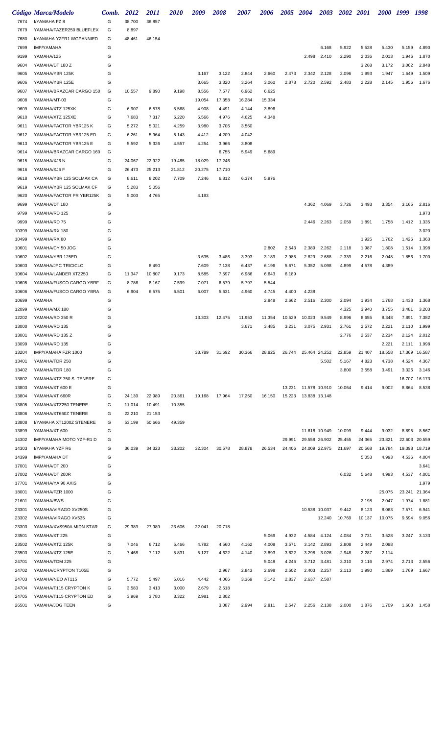| Código | Marca/Modelo | Comb. | 2012 | 2011 | 2010 | 2009 | 2008 | 2007 | 2006 | 2005 | 2004 | 2003 | 2002 | 2001 | 2000 | 1999 | 1998 |
|---|---|---|---|---|---|---|---|---|---|---|---|---|---|---|---|---|---|
| 7674 | I/YAMAHA FZ 8 | G | 38.700 | 36.857 | | | | | | | | | | | | | |
| 7679 | YAMAHA/FAZER250 BLUEFLEX | G | 8.897 | | | | | | | | | | | | | | |
| 7680 | I/YAMAHA YZFR1 WGPANNIED | G | 48.461 | 46.154 | | | | | | | | | | | | | |
| 7699 | IMP/YAMAHA | G | | | | | | | | | | 6.168 | 5.922 | 5.528 | 5.430 | 5.159 | 4.890 |
| 9199 | YAMAHA/125 | G | | | | | | | | | 2.498 | 2.410 | 2.290 | 2.036 | 2.013 | 1.946 | 1.870 |
| 9604 | YAMAHA/DT 180 Z | G | | | | | | | | | | | | 3.268 | 3.172 | 3.062 | 2.848 |
| 9605 | YAMAHA/YBR 125K | G | | | | 3.167 | 3.122 | 2.844 | 2.660 | 2.473 | 2.342 | 2.128 | 2.096 | 1.993 | 1.947 | 1.649 | 1.509 |
| 9606 | YAMAHA/YBR 125E | G | | | | 3.665 | 3.320 | 3.264 | 3.060 | 2.878 | 2.720 | 2.592 | 2.483 | 2.228 | 2.145 | 1.956 | 1.676 |
| 9607 | YAMAHA/BRAZCAR CARGO 150 | G | 10.557 | 9.890 | 9.198 | 8.556 | 7.577 | 6.962 | 6.625 | | | | | | | | |
| 9608 | YAMAHA/MT-03 | G | | | | 19.054 | 17.358 | 16.284 | 15.334 | | | | | | | | |
| 9609 | YAMAHA/XTZ 125XK | G | 6.907 | 6.578 | 5.568 | 4.908 | 4.491 | 4.144 | 3.896 | | | | | | | | |
| 9610 | YAMAHA/XTZ 125XE | G | 7.683 | 7.317 | 6.220 | 5.566 | 4.976 | 4.625 | 4.348 | | | | | | | | |
| 9611 | YAMAHA/FACTOR YBR125 K | G | 5.272 | 5.021 | 4.259 | 3.980 | 3.706 | 3.560 | | | | | | | | | |
| 9612 | YAMAHA/FACTOR YBR125 ED | G | 6.261 | 5.964 | 5.143 | 4.412 | 4.209 | 4.042 | | | | | | | | | |
| 9613 | YAMAHA/FACTOR YBR125 E | G | 5.592 | 5.326 | 4.557 | 4.254 | 3.966 | 3.808 | | | | | | | | | |
| 9614 | YAMAHA/BRAZCAR CARGO 160 | G | | | | | 6.755 | 5.949 | 5.689 | | | | | | | | |
| 9615 | YAMAHA/XJ6 N | G | 24.067 | 22.922 | 19.485 | 18.029 | 17.246 | | | | | | | | | | |
| 9616 | YAMAHA/XJ6 F | G | 26.473 | 25.213 | 21.812 | 20.275 | 17.710 | | | | | | | | | | |
| 9618 | YAMAHA/YBR 125 SOLMAK CA | G | 8.611 | 8.202 | 7.709 | 7.246 | 6.812 | 6.374 | 5.976 | | | | | | | | |
| 9619 | YAMAHA/YBR 125 SOLMAK CF | G | 5.283 | 5.056 | | | | | | | | | | | | | |
| 9620 | YAMAHA/FACTOR PR YBR125K | G | 5.003 | 4.765 | | 4.193 | | | | | | | | | | | |
| 9699 | YAMAHA/DT 180 | G | | | | | | | | | 4.362 | 4.069 | 3.726 | 3.493 | 3.354 | 3.165 | 2.816 |
| 9799 | YAMAHA/RD 125 | G | | | | | | | | | | | | | | | 1.973 |
| 9999 | YAMAHA/RD 75 | G | | | | | | | | | 2.446 | 2.263 | 2.059 | 1.891 | 1.758 | 1.412 | 1.335 |
| 10399 | YAMAHA/RX 180 | G | | | | | | | | | | | | | | | 3.020 |
| 10499 | YAMAHA/RX 80 | G | | | | | | | | | | | | 1.925 | 1.762 | 1.426 | 1.363 |
| 10601 | YAMAHA/CY 50 JOG | G | | | | | | | 2.802 | 2.543 | 2.389 | 2.262 | 2.118 | 1.987 | 1.808 | 1.514 | 1.398 |
| 10602 | YAMAHA/YBR 125ED | G | | | | 3.635 | 3.486 | 3.393 | 3.189 | 2.985 | 2.829 | 2.688 | 2.339 | 2.216 | 2.048 | 1.856 | 1.700 |
| 10603 | YAMAHA/JPC TRICICLO | G | | 8.490 | | 7.609 | 7.138 | 6.437 | 6.196 | 5.671 | 5.352 | 5.098 | 4.899 | 4.578 | 4.389 | | |
| 10604 | YAMAHA/LANDER XTZ250 | G | 11.347 | 10.807 | 9.173 | 8.585 | 7.597 | 6.986 | 6.643 | 6.189 | | | | | | | |
| 10605 | YAMAHA/FUSCO CARGO YBRF | G | 8.786 | 8.167 | 7.599 | 7.071 | 6.579 | 5.797 | 5.544 | | | | | | | | |
| 10606 | YAMAHA/FUSCO CARGO YBRA | G | 6.904 | 6.575 | 6.501 | 6.007 | 5.631 | 4.960 | 4.745 | 4.400 | 4.238 | | | | | | |
| 10699 | YAMAHA | G | | | | | | | 2.848 | 2.662 | 2.516 | 2.300 | 2.094 | 1.934 | 1.768 | 1.433 | 1.368 |
| 12099 | YAMAHA/MX 180 | G | | | | | | | | | | | 4.325 | 3.940 | 3.755 | 3.481 | 3.203 |
| 12202 | YAMAHA/RD 350 R | G | | | | 13.303 | 12.475 | 11.953 | 11.354 | 10.529 | 10.023 | 9.549 | 8.996 | 8.655 | 8.348 | 7.891 | 7.382 |
| 13000 | YAMAHA/RD 135 | G | | | | | | 3.671 | 3.485 | 3.231 | 3.075 | 2.931 | 2.761 | 2.572 | 2.221 | 2.110 | 1.999 |
| 13001 | YAMAHA/RD 135 Z | G | | | | | | | | | | | 2.776 | 2.537 | 2.234 | 2.124 | 2.012 |
| 13099 | YAMAHA/RD 135 | G | | | | | | | | | | | | | 2.221 | 2.111 | 1.998 |
| 13204 | IMP/YAMAHA FZR 1000 | G | | | | 33.789 | 31.692 | 30.366 | 28.825 | 26.744 | 25.464 | 24.252 | 22.859 | 21.407 | 18.558 | 17.369 | 16.587 |
| 13401 | YAMAHA/TDR 250 | G | | | | | | | | | | 5.502 | 5.167 | 4.823 | 4.738 | 4.524 | 4.367 |
| 13402 | YAMAHA/TDR 180 | G | | | | | | | | | | | 3.800 | 3.558 | 3.491 | 3.326 | 3.146 |
| 13802 | YAMAHA/XTZ 750 S. TENERE | G | | | | | | | | | | | | | | 16.707 | 16.173 |
| 13803 | YAMAHA/XT 600 E | G | | | | | | | | 13.231 | 11.578 | 10.910 | 10.064 | 9.414 | 9.002 | 8.864 | 8.538 |
| 13804 | YAMAHA/XT 660R | G | 24.139 | 22.989 | 20.361 | 19.168 | 17.964 | 17.250 | 16.150 | 15.223 | 13.838 | 13.148 | | | | | |
| 13805 | YAMAHA/XTZ250 TENERE | G | 11.014 | 10.491 | 10.355 | | | | | | | | | | | | |
| 13806 | YAMAHA/XT660Z TENERE | G | 22.210 | 21.153 | | | | | | | | | | | | | |
| 13808 | I/YAMAHA XT1200Z STENERE | G | 53.199 | 50.666 | 49.359 | | | | | | | | | | | | |
| 13899 | YAMAHA/XT 600 | G | | | | | | | | | 11.618 | 10.949 | 10.099 | 9.444 | 9.032 | 8.895 | 8.567 |
| 14302 | IMP/YAMAHA MOTO YZF-R1 D | G | | | | | | | | 29.991 | 29.558 | 26.902 | 25.455 | 24.365 | 23.821 | 22.603 | 20.559 |
| 14303 | I/YAMAHA YZF R6 | G | 36.039 | 34.323 | 33.202 | 32.304 | 30.578 | 28.878 | 26.534 | 24.406 | 24.009 | 22.975 | 21.697 | 20.568 | 19.784 | 19.398 | 18.719 |
| 14399 | IMP/YAMAHA DT | G | | | | | | | | | | | | 5.053 | 4.993 | 4.536 | 4.004 |
| 17001 | YAMAHA/DT 200 | G | | | | | | | | | | | | | | | 3.641 |
| 17002 | YAMAHA/DT 200R | G | | | | | | | | | | | 6.032 | 5.648 | 4.993 | 4.537 | 4.001 |
| 17701 | YAMAHA/YA 90 AXIS | G | | | | | | | | | | | | | | | 1.979 |
| 18001 | YAMAHA/FZR 1000 | G | | | | | | | | | | | | | 25.075 | 23.241 | 21.364 |
| 21601 | YAMAHA/BWS | G | | | | | | | | | | | | 2.198 | 2.047 | 1.974 | 1.881 |
| 23301 | YAMAHA/VIRAGO XV250S | G | | | | | | | | | 10.538 | 10.037 | 9.442 | 8.123 | 8.063 | 7.571 | 6.941 |
| 23302 | YAMAHA/VIRAGO XV535 | G | | | | | | | | | | 12.240 | 10.769 | 10.137 | 10.075 | 9.594 | 9.056 |
| 23303 | YAMAHA/XVS950A MIDN.STAR | G | 29.389 | 27.989 | 23.606 | 22.041 | 20.718 | | | | | | | | | | |
| 23501 | YAMAHA/XT 225 | G | | | | | | | 5.069 | 4.932 | 4.584 | 4.124 | 4.084 | 3.731 | 3.528 | 3.247 | 3.133 |
| 23502 | YAMAHA/XTZ 125K | G | 7.046 | 6.712 | 5.466 | 4.782 | 4.560 | 4.162 | 4.008 | 3.571 | 3.142 | 2.893 | 2.808 | 2.449 | 2.098 | | |
| 23503 | YAMAHA/XTZ 125E | G | 7.468 | 7.112 | 5.831 | 5.127 | 4.622 | 4.140 | 3.893 | 3.622 | 3.298 | 3.026 | 2.948 | 2.287 | 2.114 | | |
| 24701 | YAMAHA/TDM 225 | G | | | | | | | 5.048 | 4.246 | 3.712 | 3.481 | 3.310 | 3.116 | 2.974 | 2.713 | 2.556 |
| 24702 | YAMAHA/CRYPTON T105E | G | | | | | 2.967 | 2.843 | 2.698 | 2.502 | 2.403 | 2.257 | 2.113 | 1.990 | 1.869 | 1.769 | 1.667 |
| 24703 | YAMAHA/NEO AT115 | G | 5.772 | 5.497 | 5.016 | 4.442 | 4.066 | 3.369 | 3.142 | 2.837 | 2.637 | 2.587 | | | | | |
| 24704 | YAMAHA/T115 CRYPTON K | G | 3.583 | 3.413 | 3.000 | 2.679 | 2.518 | | | | | | | | | | |
| 24705 | YAMAHA/T115 CRYPTON ED | G | 3.969 | 3.780 | 3.322 | 2.981 | 2.802 | | | | | | | | | | |
| 26501 | YAMAHA/JOG TEEN | G | | | | | 3.087 | 2.994 | 2.811 | 2.547 | 2.256 | 2.138 | 2.000 | 1.876 | 1.709 | 1.603 | 1.458 |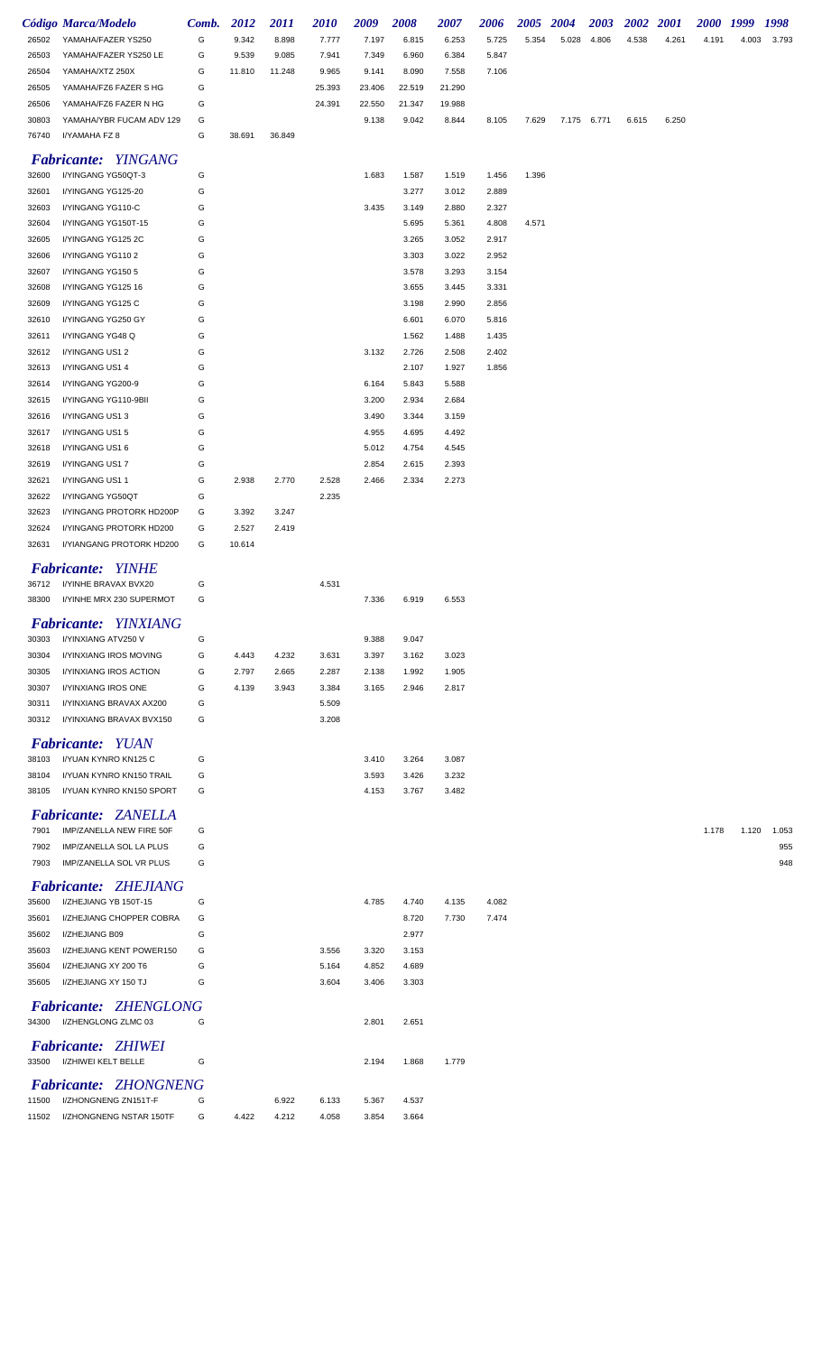| Código | Marca/Modelo | Comb. | 2012 | 2011 | 2010 | 2009 | 2008 | 2007 | 2006 | 2005 | 2004 | 2003 | 2002 | 2001 | 2000 | 1999 | 1998 |
|---|---|---|---|---|---|---|---|---|---|---|---|---|---|---|---|---|---|
| 26502 | YAMAHA/FAZER YS250 | G | 9.342 | 8.898 | 7.777 | 7.197 | 6.815 | 6.253 | 5.725 | 5.354 | 5.028 | 4.806 | 4.538 | 4.261 | 4.191 | 4.003 | 3.793 |
| 26503 | YAMAHA/FAZER YS250 LE | G | 9.539 | 9.085 | 7.941 | 7.349 | 6.960 | 6.384 | 5.847 | | | | | | | | |
| 26504 | YAMAHA/XTZ 250X | G | 11.810 | 11.248 | 9.965 | 9.141 | 8.090 | 7.558 | 7.106 | | | | | | | | |
| 26505 | YAMAHA/FZ6 FAZER S HG | G | | | 25.393 | 23.406 | 22.519 | 21.290 | | | | | | | | | |
| 26506 | YAMAHA/FZ6 FAZER N HG | G | | | 24.391 | 22.550 | 21.347 | 19.988 | | | | | | | | | |
| 30803 | YAMAHA/YBR FUCAM ADV 129 | G | | | | 9.138 | 9.042 | 8.844 | 8.105 | 7.629 | 7.175 | 6.771 | 6.615 | 6.250 | | | |
| 76740 | I/YAMAHA FZ 8 | G | 38.691 | 36.849 | | | | | | | | | | | | | |

## *Fabricante: YINGANG*

| Código | Marca/Modelo | Comb. | 2012 | 2011 | 2010 | 2009 | 2008 | 2007 | 2006 | 2005 | 2004 | 2003 | 2002 | 2001 | 2000 | 1999 | 1998 |
|---|---|---|---|---|---|---|---|---|---|---|---|---|---|---|---|---|---|
| 32600 | I/YINGANG YG50QT-3 | G | | | | 1.683 | 1.587 | 1.519 | 1.456 | 1.396 | | | | | | | |
| 32601 | I/YINGANG YG125-20 | G | | | | | 3.277 | 3.012 | 2.889 | | | | | | | | |
| 32603 | I/YINGANG YG110-C | G | | | | 3.435 | 3.149 | 2.880 | 2.327 | | | | | | | | |
| 32604 | I/YINGANG YG150T-15 | G | | | | | 5.695 | 5.361 | 4.808 | 4.571 | | | | | | | |
| 32605 | I/YINGANG YG125 2C | G | | | | | 3.265 | 3.052 | 2.917 | | | | | | | | |
| 32606 | I/YINGANG YG110 2 | G | | | | | 3.303 | 3.022 | 2.952 | | | | | | | | |
| 32607 | I/YINGANG YG150 5 | G | | | | | 3.578 | 3.293 | 3.154 | | | | | | | | |
| 32608 | I/YINGANG YG125 16 | G | | | | | 3.655 | 3.445 | 3.331 | | | | | | | | |
| 32609 | I/YINGANG YG125 C | G | | | | | 3.198 | 2.990 | 2.856 | | | | | | | | |
| 32610 | I/YINGANG YG250 GY | G | | | | | 6.601 | 6.070 | 5.816 | | | | | | | | |
| 32611 | I/YINGANG YG48 Q | G | | | | | 1.562 | 1.488 | 1.435 | | | | | | | | |
| 32612 | I/YINGANG US1 2 | G | | | | 3.132 | 2.726 | 2.508 | 2.402 | | | | | | | | |
| 32613 | I/YINGANG US1 4 | G | | | | | 2.107 | 1.927 | 1.856 | | | | | | | | |
| 32614 | I/YINGANG YG200-9 | G | | | | 6.164 | 5.843 | 5.588 | | | | | | | | | |
| 32615 | I/YINGANG YG110-9BII | G | | | | 3.200 | 2.934 | 2.684 | | | | | | | | | |
| 32616 | I/YINGANG US1 3 | G | | | | 3.490 | 3.344 | 3.159 | | | | | | | | | |
| 32617 | I/YINGANG US1 5 | G | | | | 4.955 | 4.695 | 4.492 | | | | | | | | | |
| 32618 | I/YINGANG US1 6 | G | | | | 5.012 | 4.754 | 4.545 | | | | | | | | | |
| 32619 | I/YINGANG US1 7 | G | | | | 2.854 | 2.615 | 2.393 | | | | | | | | | |
| 32621 | I/YINGANG US1 1 | G | 2.938 | 2.770 | 2.528 | 2.466 | 2.334 | 2.273 | | | | | | | | | |
| 32622 | I/YINGANG YG50QT | G | | | 2.235 | | | | | | | | | | | | |
| 32623 | I/YINGANG PROTORK HD200P | G | 3.392 | 3.247 | | | | | | | | | | | | | |
| 32624 | I/YINGANG PROTORK HD200 | G | 2.527 | 2.419 | | | | | | | | | | | | | |
| 32631 | I/YIANGANG PROTORK HD200 | G | 10.614 | | | | | | | | | | | | | | |

## *Fabricante: YINHE*

| Código | Marca/Modelo | Comb. | 2012 | 2011 | 2010 | 2009 | 2008 | 2007 | 2006 | 2005 | 2004 | 2003 | 2002 | 2001 | 2000 | 1999 | 1998 |
|---|---|---|---|---|---|---|---|---|---|---|---|---|---|---|---|---|---|
| 36712 | I/YINHE BRAVAX BVX20 | G | | | 4.531 | | | | | | | | | | | | |
| 38300 | I/YINHE MRX 230 SUPERMOT | G | | | | 7.336 | 6.919 | 6.553 | | | | | | | | | |

## *Fabricante: YINXIANG*

| Código | Marca/Modelo | Comb. | 2012 | 2011 | 2010 | 2009 | 2008 | 2007 | 2006 | 2005 | 2004 | 2003 | 2002 | 2001 | 2000 | 1999 | 1998 |
|---|---|---|---|---|---|---|---|---|---|---|---|---|---|---|---|---|---|
| 30303 | I/YINXIANG ATV250 V | G | | | | 9.388 | 9.047 | | | | | | | | | | |
| 30304 | I/YINXIANG IROS MOVING | G | 4.443 | 4.232 | 3.631 | 3.397 | 3.162 | 3.023 | | | | | | | | | |
| 30305 | I/YINXIANG IROS ACTION | G | 2.797 | 2.665 | 2.287 | 2.138 | 1.992 | 1.905 | | | | | | | | | |
| 30307 | I/YINXIANG IROS ONE | G | 4.139 | 3.943 | 3.384 | 3.165 | 2.946 | 2.817 | | | | | | | | | |
| 30311 | I/YINXIANG BRAVAX AX200 | G | | | 5.509 | | | | | | | | | | | | |
| 30312 | I/YINXIANG BRAVAX BVX150 | G | | | 3.208 | | | | | | | | | | | | |

## *Fabricante: YUAN*

| Código | Marca/Modelo | Comb. | 2012 | 2011 | 2010 | 2009 | 2008 | 2007 | 2006 | 2005 | 2004 | 2003 | 2002 | 2001 | 2000 | 1999 | 1998 |
|---|---|---|---|---|---|---|---|---|---|---|---|---|---|---|---|---|---|
| 38103 | I/YUAN KYNRO KN125 C | G | | | | 3.410 | 3.264 | 3.087 | | | | | | | | | |
| 38104 | I/YUAN KYNRO KN150 TRAIL | G | | | | 3.593 | 3.426 | 3.232 | | | | | | | | | |
| 38105 | I/YUAN KYNRO KN150 SPORT | G | | | | 4.153 | 3.767 | 3.482 | | | | | | | | | |

## *Fabricante: ZANELLA*

| Código | Marca/Modelo | Comb. | 2012 | 2011 | 2010 | 2009 | 2008 | 2007 | 2006 | 2005 | 2004 | 2003 | 2002 | 2001 | 2000 | 1999 | 1998 |
|---|---|---|---|---|---|---|---|---|---|---|---|---|---|---|---|---|---|
| 7901 | IMP/ZANELLA NEW FIRE 50F | G | | | | | | | | | | | | | 1.178 | 1.120 | 1.053 |
| 7902 | IMP/ZANELLA SOL LA PLUS | G | | | | | | | | | | | | | | | 955 |
| 7903 | IMP/ZANELLA SOL VR PLUS | G | | | | | | | | | | | | | | | 948 |

## *Fabricante: ZHEJIANG*

| Código | Marca/Modelo | Comb. | 2012 | 2011 | 2010 | 2009 | 2008 | 2007 | 2006 | 2005 | 2004 | 2003 | 2002 | 2001 | 2000 | 1999 | 1998 |
|---|---|---|---|---|---|---|---|---|---|---|---|---|---|---|---|---|---|
| 35600 | I/ZHEJIANG YB 150T-15 | G | | | | 4.785 | 4.740 | 4.135 | 4.082 | | | | | | | | |
| 35601 | I/ZHEJIANG CHOPPER COBRA | G | | | | | 8.720 | 7.730 | 7.474 | | | | | | | | |
| 35602 | I/ZHEJIANG B09 | G | | | | | 2.977 | | | | | | | | | | |
| 35603 | I/ZHEJIANG KENT POWER150 | G | | | 3.556 | 3.320 | 3.153 | | | | | | | | | | |
| 35604 | I/ZHEJIANG XY 200 T6 | G | | | 5.164 | 4.852 | 4.689 | | | | | | | | | | |
| 35605 | I/ZHEJIANG XY 150 TJ | G | | | 3.604 | 3.406 | 3.303 | | | | | | | | | | |

## *Fabricante: ZHENGLONG*

| Código | Marca/Modelo | Comb. | 2012 | 2011 | 2010 | 2009 | 2008 | 2007 | 2006 | 2005 | 2004 | 2003 | 2002 | 2001 | 2000 | 1999 | 1998 |
|---|---|---|---|---|---|---|---|---|---|---|---|---|---|---|---|---|---|
| 34300 | I/ZHENGLONG ZLMC 03 | G | | | | 2.801 | 2.651 | | | | | | | | | | |

## *Fabricante: ZHIWEI*

| Código | Marca/Modelo | Comb. | 2012 | 2011 | 2010 | 2009 | 2008 | 2007 | 2006 | 2005 | 2004 | 2003 | 2002 | 2001 | 2000 | 1999 | 1998 |
|---|---|---|---|---|---|---|---|---|---|---|---|---|---|---|---|---|---|
| 33500 | I/ZHIWEI KELT BELLE | G | | | | 2.194 | 1.868 | 1.779 | | | | | | | | | |

## *Fabricante: ZHONGNENG*

| Código | Marca/Modelo | Comb. | 2012 | 2011 | 2010 | 2009 | 2008 | 2007 | 2006 | 2005 | 2004 | 2003 | 2002 | 2001 | 2000 | 1999 | 1998 |
|---|---|---|---|---|---|---|---|---|---|---|---|---|---|---|---|---|---|
| 11500 | I/ZHONGNENG ZN151T-F | G | | 6.922 | 6.133 | 5.367 | 4.537 | | | | | | | | | | |
| 11502 | I/ZHONGNENG NSTAR 150TF | G | 4.422 | 4.212 | 4.058 | 3.854 | 3.664 | | | | | | | | | | |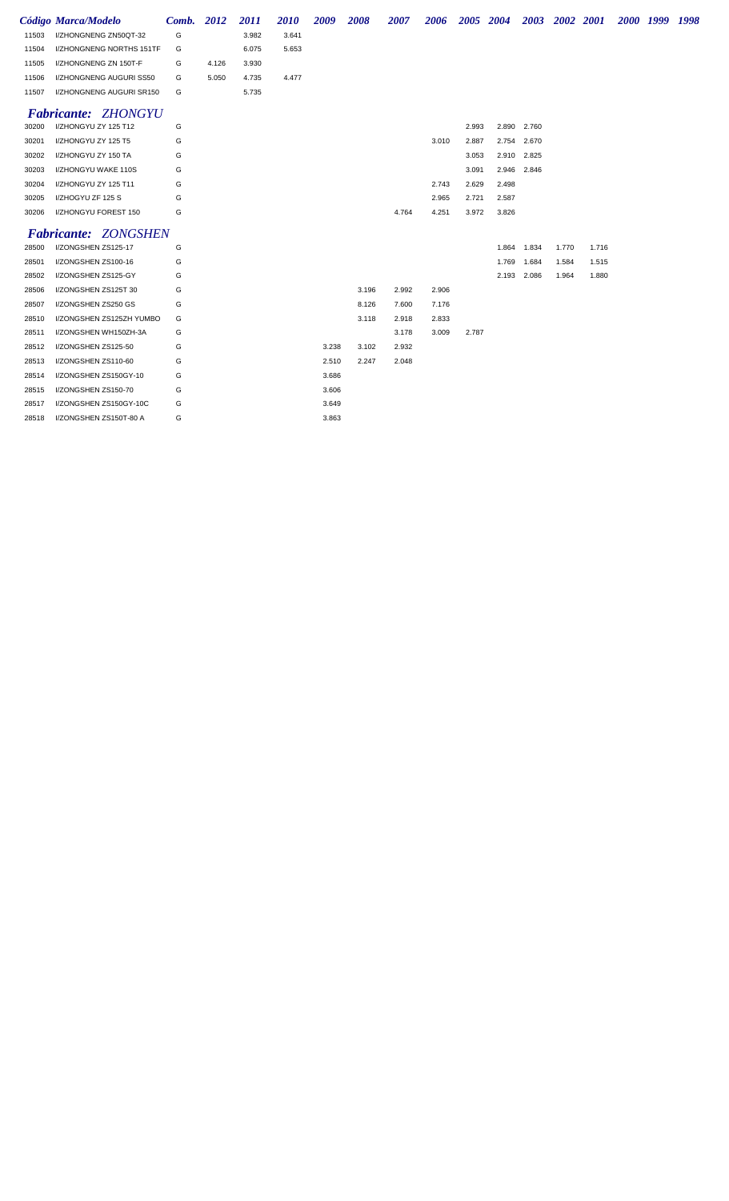| Código | Marca/Modelo | Comb. | 2012 | 2011 | 2010 | 2009 | 2008 | 2007 | 2006 | 2005 | 2004 | 2003 | 2002 | 2001 | 2000 | 1999 | 1998 |
|---|---|---|---|---|---|---|---|---|---|---|---|---|---|---|---|---|---|
| 11503 | I/ZHONGNENG ZN50QT-32 | G | | 3.982 | 3.641 | | | | | | | | | | | | |
| 11504 | I/ZHONGNENG NORTHS 151TF | G | | 6.075 | 5.653 | | | | | | | | | | | | |
| 11505 | I/ZHONGNENG ZN 150T-F | G | 4.126 | 3.930 | | | | | | | | | | | | | |
| 11506 | I/ZHONGNENG AUGURI SS50 | G | 5.050 | 4.735 | 4.477 | | | | | | | | | | | | |
| 11507 | I/ZHONGNENG AUGURI SR150 | G | | 5.735 | | | | | | | | | | | | | |

## *Fabricante: ZHONGYU*

| Código | Marca/Modelo | Comb. | 2012 | 2011 | 2010 | 2009 | 2008 | 2007 | 2006 | 2005 | 2004 | 2003 | 2002 | 2001 | 2000 | 1999 | 1998 |
|---|---|---|---|---|---|---|---|---|---|---|---|---|---|---|---|---|---|
| 30200 | I/ZHONGYU ZY 125 T12 | G | | | | | | | | 2.993 | 2.890 | 2.760 | | | | | |
| 30201 | I/ZHONGYU ZY 125 T5 | G | | | | | | | 3.010 | 2.887 | 2.754 | 2.670 | | | | | |
| 30202 | I/ZHONGYU ZY 150 TA | G | | | | | | | | 3.053 | 2.910 | 2.825 | | | | | |
| 30203 | I/ZHONGYU WAKE 110S | G | | | | | | | | 3.091 | 2.946 | 2.846 | | | | | |
| 30204 | I/ZHONGYU ZY 125 T11 | G | | | | | | | 2.743 | 2.629 | 2.498 | | | | | | |
| 30205 | I/ZHOGYU ZF 125 S | G | | | | | | | 2.965 | 2.721 | 2.587 | | | | | | |
| 30206 | I/ZHONGYU FOREST 150 | G | | | | | | 4.764 | 4.251 | 3.972 | 3.826 | | | | | | |

## *Fabricante: ZONGSHEN*

| Código | Marca/Modelo | Comb. | 2012 | 2011 | 2010 | 2009 | 2008 | 2007 | 2006 | 2005 | 2004 | 2003 | 2002 | 2001 | 2000 | 1999 | 1998 |
|---|---|---|---|---|---|---|---|---|---|---|---|---|---|---|---|---|---|
| 28500 | I/ZONGSHEN ZS125-17 | G | | | | | | | | | 1.864 | 1.834 | 1.770 | 1.716 | | | |
| 28501 | I/ZONGSHEN ZS100-16 | G | | | | | | | | | 1.769 | 1.684 | 1.584 | 1.515 | | | |
| 28502 | I/ZONGSHEN ZS125-GY | G | | | | | | | | | 2.193 | 2.086 | 1.964 | 1.880 | | | |
| 28506 | I/ZONGSHEN ZS125T 30 | G | | | | | 3.196 | 2.992 | 2.906 | | | | | | | | |
| 28507 | I/ZONGSHEN ZS250 GS | G | | | | | 8.126 | 7.600 | 7.176 | | | | | | | | |
| 28510 | I/ZONGSHEN ZS125ZH YUMBO | G | | | | | 3.118 | 2.918 | 2.833 | | | | | | | | |
| 28511 | I/ZONGSHEN WH150ZH-3A | G | | | | | | 3.178 | 3.009 | 2.787 | | | | | | | |
| 28512 | I/ZONGSHEN ZS125-50 | G | | | | 3.238 | 3.102 | 2.932 | | | | | | | | | |
| 28513 | I/ZONGSHEN ZS110-60 | G | | | | 2.510 | 2.247 | 2.048 | | | | | | | | | |
| 28514 | I/ZONGSHEN ZS150GY-10 | G | | | | 3.686 | | | | | | | | | | | |
| 28515 | I/ZONGSHEN ZS150-70 | G | | | | 3.606 | | | | | | | | | | | |
| 28517 | I/ZONGSHEN ZS150GY-10C | G | | | | 3.649 | | | | | | | | | | | |
| 28518 | I/ZONGSHEN ZS150T-80 A | G | | | | 3.863 | | | | | | | | | | | |